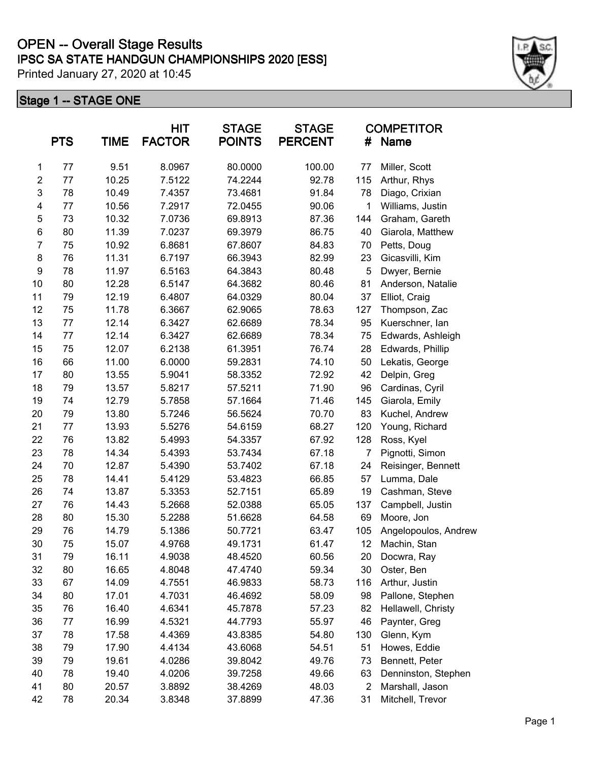# OPEN -- Overall Stage Results

## IPSC SA STATE HANDGUN CHAMPIONSHIPS 2020 [ESS]

Printed January 27, 2020 at 10:45

### Stage 1 -- STAGE ONE

| | PTS | TIME | HIT FACTOR | STAGE POINTS | STAGE PERCENT | COMPETITOR # | Name |
|---|---|---|---|---|---|---|---|
| 1 | 77 | 9.51 | 8.0967 | 80.0000 | 100.00 | 77 | Miller, Scott |
| 2 | 77 | 10.25 | 7.5122 | 74.2244 | 92.78 | 115 | Arthur, Rhys |
| 3 | 78 | 10.49 | 7.4357 | 73.4681 | 91.84 | 78 | Diago, Crixian |
| 4 | 77 | 10.56 | 7.2917 | 72.0455 | 90.06 | 1 | Williams, Justin |
| 5 | 73 | 10.32 | 7.0736 | 69.8913 | 87.36 | 144 | Graham, Gareth |
| 6 | 80 | 11.39 | 7.0237 | 69.3979 | 86.75 | 40 | Giarola, Matthew |
| 7 | 75 | 10.92 | 6.8681 | 67.8607 | 84.83 | 70 | Petts, Doug |
| 8 | 76 | 11.31 | 6.7197 | 66.3943 | 82.99 | 23 | Gicasvilli, Kim |
| 9 | 78 | 11.97 | 6.5163 | 64.3843 | 80.48 | 5 | Dwyer, Bernie |
| 10 | 80 | 12.28 | 6.5147 | 64.3682 | 80.46 | 81 | Anderson, Natalie |
| 11 | 79 | 12.19 | 6.4807 | 64.0329 | 80.04 | 37 | Elliot, Craig |
| 12 | 75 | 11.78 | 6.3667 | 62.9065 | 78.63 | 127 | Thompson, Zac |
| 13 | 77 | 12.14 | 6.3427 | 62.6689 | 78.34 | 95 | Kuerschner, Ian |
| 14 | 77 | 12.14 | 6.3427 | 62.6689 | 78.34 | 75 | Edwards, Ashleigh |
| 15 | 75 | 12.07 | 6.2138 | 61.3951 | 76.74 | 28 | Edwards, Phillip |
| 16 | 66 | 11.00 | 6.0000 | 59.2831 | 74.10 | 50 | Lekatis, George |
| 17 | 80 | 13.55 | 5.9041 | 58.3352 | 72.92 | 42 | Delpin, Greg |
| 18 | 79 | 13.57 | 5.8217 | 57.5211 | 71.90 | 96 | Cardinas, Cyril |
| 19 | 74 | 12.79 | 5.7858 | 57.1664 | 71.46 | 145 | Giarola, Emily |
| 20 | 79 | 13.80 | 5.7246 | 56.5624 | 70.70 | 83 | Kuchel, Andrew |
| 21 | 77 | 13.93 | 5.5276 | 54.6159 | 68.27 | 120 | Young, Richard |
| 22 | 76 | 13.82 | 5.4993 | 54.3357 | 67.92 | 128 | Ross, Kyel |
| 23 | 78 | 14.34 | 5.4393 | 53.7434 | 67.18 | 7 | Pignotti, Simon |
| 24 | 70 | 12.87 | 5.4390 | 53.7402 | 67.18 | 24 | Reisinger, Bennett |
| 25 | 78 | 14.41 | 5.4129 | 53.4823 | 66.85 | 57 | Lumma, Dale |
| 26 | 74 | 13.87 | 5.3353 | 52.7151 | 65.89 | 19 | Cashman, Steve |
| 27 | 76 | 14.43 | 5.2668 | 52.0388 | 65.05 | 137 | Campbell, Justin |
| 28 | 80 | 15.30 | 5.2288 | 51.6628 | 64.58 | 69 | Moore, Jon |
| 29 | 76 | 14.79 | 5.1386 | 50.7721 | 63.47 | 105 | Angelopoulos, Andrew |
| 30 | 75 | 15.07 | 4.9768 | 49.1731 | 61.47 | 12 | Machin, Stan |
| 31 | 79 | 16.11 | 4.9038 | 48.4520 | 60.56 | 20 | Docwra, Ray |
| 32 | 80 | 16.65 | 4.8048 | 47.4740 | 59.34 | 30 | Oster, Ben |
| 33 | 67 | 14.09 | 4.7551 | 46.9833 | 58.73 | 116 | Arthur, Justin |
| 34 | 80 | 17.01 | 4.7031 | 46.4692 | 58.09 | 98 | Pallone, Stephen |
| 35 | 76 | 16.40 | 4.6341 | 45.7878 | 57.23 | 82 | Hellawell, Christy |
| 36 | 77 | 16.99 | 4.5321 | 44.7793 | 55.97 | 46 | Paynter, Greg |
| 37 | 78 | 17.58 | 4.4369 | 43.8385 | 54.80 | 130 | Glenn, Kym |
| 38 | 79 | 17.90 | 4.4134 | 43.6068 | 54.51 | 51 | Howes, Eddie |
| 39 | 79 | 19.61 | 4.0286 | 39.8042 | 49.76 | 73 | Bennett, Peter |
| 40 | 78 | 19.40 | 4.0206 | 39.7258 | 49.66 | 63 | Denninston, Stephen |
| 41 | 80 | 20.57 | 3.8892 | 38.4269 | 48.03 | 2 | Marshall, Jason |
| 42 | 78 | 20.34 | 3.8348 | 37.8899 | 47.36 | 31 | Mitchell, Trevor |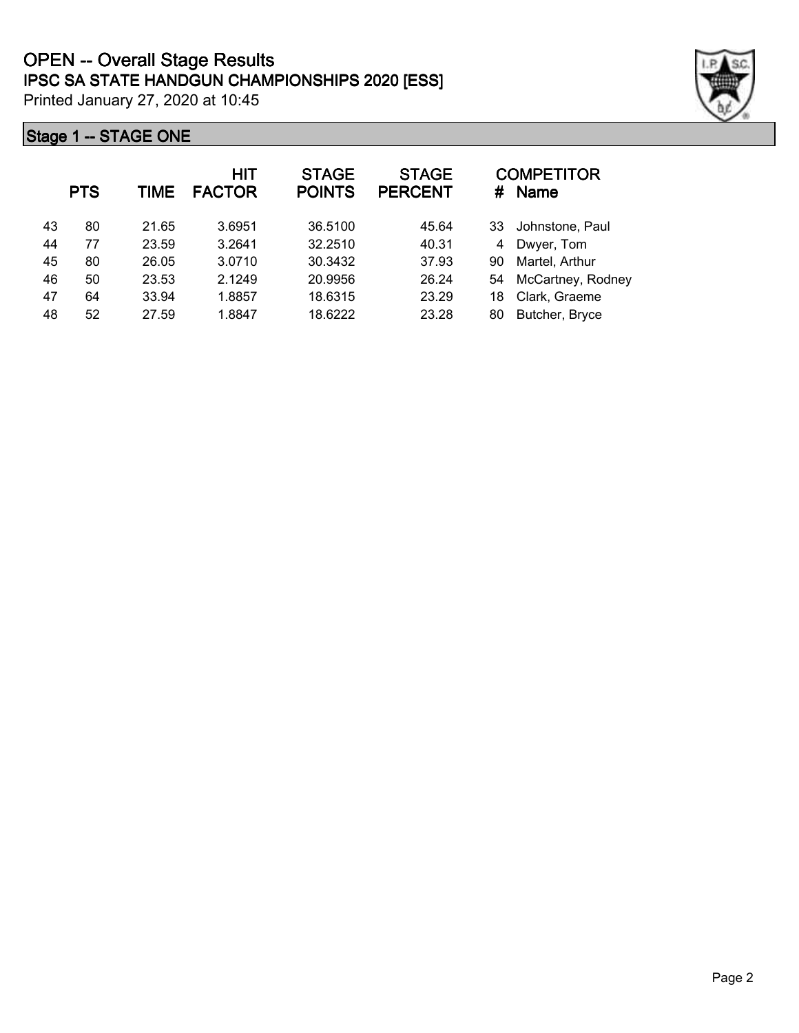# OPEN -- Overall Stage Results

## IPSC SA STATE HANDGUN CHAMPIONSHIPS 2020 [ESS]

Printed January 27, 2020 at 10:45

### Stage 1 -- STAGE ONE

| | PTS | TIME | HIT FACTOR | STAGE POINTS | STAGE PERCENT | # | COMPETITOR Name |
|---|---|---|---|---|---|---|---|
| 43 | 80 | 21.65 | 3.6951 | 36.5100 | 45.64 | 33 | Johnstone, Paul |
| 44 | 77 | 23.59 | 3.2641 | 32.2510 | 40.31 | 4 | Dwyer, Tom |
| 45 | 80 | 26.05 | 3.0710 | 30.3432 | 37.93 | 90 | Martel, Arthur |
| 46 | 50 | 23.53 | 2.1249 | 20.9956 | 26.24 | 54 | McCartney, Rodney |
| 47 | 64 | 33.94 | 1.8857 | 18.6315 | 23.29 | 18 | Clark, Graeme |
| 48 | 52 | 27.59 | 1.8847 | 18.6222 | 23.28 | 80 | Butcher, Bryce |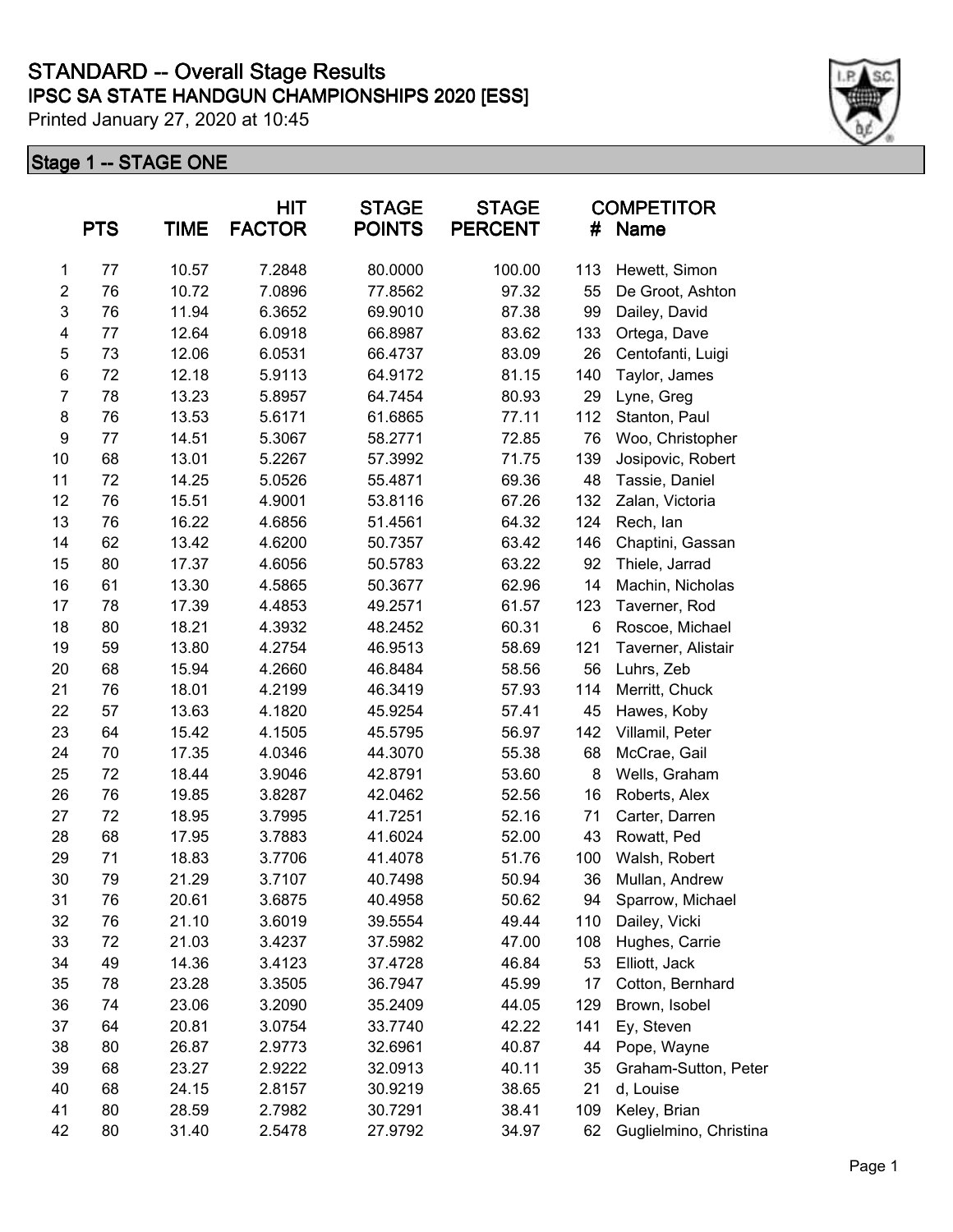# STANDARD -- Overall Stage Results

## IPSC SA STATE HANDGUN CHAMPIONSHIPS 2020 [ESS]

Printed January 27, 2020 at 10:45

### Stage 1 -- STAGE ONE

| | PTS | TIME | HIT FACTOR | STAGE POINTS | STAGE PERCENT | COMPETITOR # | Name |
|---|---|---|---|---|---|---|---|
| 1 | 77 | 10.57 | 7.2848 | 80.0000 | 100.00 | 113 | Hewett, Simon |
| 2 | 76 | 10.72 | 7.0896 | 77.8562 | 97.32 | 55 | De Groot, Ashton |
| 3 | 76 | 11.94 | 6.3652 | 69.9010 | 87.38 | 99 | Dailey, David |
| 4 | 77 | 12.64 | 6.0918 | 66.8987 | 83.62 | 133 | Ortega, Dave |
| 5 | 73 | 12.06 | 6.0531 | 66.4737 | 83.09 | 26 | Centofanti, Luigi |
| 6 | 72 | 12.18 | 5.9113 | 64.9172 | 81.15 | 140 | Taylor, James |
| 7 | 78 | 13.23 | 5.8957 | 64.7454 | 80.93 | 29 | Lyne, Greg |
| 8 | 76 | 13.53 | 5.6171 | 61.6865 | 77.11 | 112 | Stanton, Paul |
| 9 | 77 | 14.51 | 5.3067 | 58.2771 | 72.85 | 76 | Woo, Christopher |
| 10 | 68 | 13.01 | 5.2267 | 57.3992 | 71.75 | 139 | Josipovic, Robert |
| 11 | 72 | 14.25 | 5.0526 | 55.4871 | 69.36 | 48 | Tassie, Daniel |
| 12 | 76 | 15.51 | 4.9001 | 53.8116 | 67.26 | 132 | Zalan, Victoria |
| 13 | 76 | 16.22 | 4.6856 | 51.4561 | 64.32 | 124 | Rech, Ian |
| 14 | 62 | 13.42 | 4.6200 | 50.7357 | 63.42 | 146 | Chaptini, Gassan |
| 15 | 80 | 17.37 | 4.6056 | 50.5783 | 63.22 | 92 | Thiele, Jarrad |
| 16 | 61 | 13.30 | 4.5865 | 50.3677 | 62.96 | 14 | Machin, Nicholas |
| 17 | 78 | 17.39 | 4.4853 | 49.2571 | 61.57 | 123 | Taverner, Rod |
| 18 | 80 | 18.21 | 4.3932 | 48.2452 | 60.31 | 6 | Roscoe, Michael |
| 19 | 59 | 13.80 | 4.2754 | 46.9513 | 58.69 | 121 | Taverner, Alistair |
| 20 | 68 | 15.94 | 4.2660 | 46.8484 | 58.56 | 56 | Luhrs, Zeb |
| 21 | 76 | 18.01 | 4.2199 | 46.3419 | 57.93 | 114 | Merritt, Chuck |
| 22 | 57 | 13.63 | 4.1820 | 45.9254 | 57.41 | 45 | Hawes, Koby |
| 23 | 64 | 15.42 | 4.1505 | 45.5795 | 56.97 | 142 | Villamil, Peter |
| 24 | 70 | 17.35 | 4.0346 | 44.3070 | 55.38 | 68 | McCrae, Gail |
| 25 | 72 | 18.44 | 3.9046 | 42.8791 | 53.60 | 8 | Wells, Graham |
| 26 | 76 | 19.85 | 3.8287 | 42.0462 | 52.56 | 16 | Roberts, Alex |
| 27 | 72 | 18.95 | 3.7995 | 41.7251 | 52.16 | 71 | Carter, Darren |
| 28 | 68 | 17.95 | 3.7883 | 41.6024 | 52.00 | 43 | Rowatt, Ped |
| 29 | 71 | 18.83 | 3.7706 | 41.4078 | 51.76 | 100 | Walsh, Robert |
| 30 | 79 | 21.29 | 3.7107 | 40.7498 | 50.94 | 36 | Mullan, Andrew |
| 31 | 76 | 20.61 | 3.6875 | 40.4958 | 50.62 | 94 | Sparrow, Michael |
| 32 | 76 | 21.10 | 3.6019 | 39.5554 | 49.44 | 110 | Dailey, Vicki |
| 33 | 72 | 21.03 | 3.4237 | 37.5982 | 47.00 | 108 | Hughes, Carrie |
| 34 | 49 | 14.36 | 3.4123 | 37.4728 | 46.84 | 53 | Elliott, Jack |
| 35 | 78 | 23.28 | 3.3505 | 36.7947 | 45.99 | 17 | Cotton, Bernhard |
| 36 | 74 | 23.06 | 3.2090 | 35.2409 | 44.05 | 129 | Brown, Isobel |
| 37 | 64 | 20.81 | 3.0754 | 33.7740 | 42.22 | 141 | Ey, Steven |
| 38 | 80 | 26.87 | 2.9773 | 32.6961 | 40.87 | 44 | Pope, Wayne |
| 39 | 68 | 23.27 | 2.9222 | 32.0913 | 40.11 | 35 | Graham-Sutton, Peter |
| 40 | 68 | 24.15 | 2.8157 | 30.9219 | 38.65 | 21 | d, Louise |
| 41 | 80 | 28.59 | 2.7982 | 30.7291 | 38.41 | 109 | Keley, Brian |
| 42 | 80 | 31.40 | 2.5478 | 27.9792 | 34.97 | 62 | Guglielmino, Christina |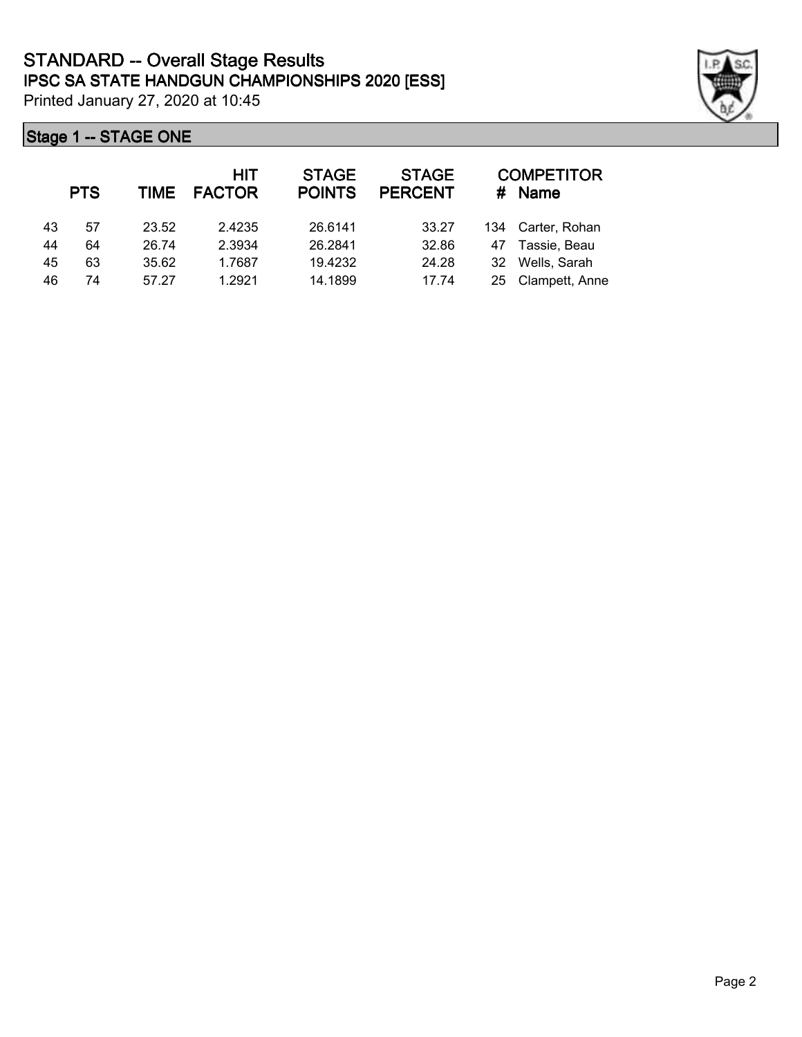# STANDARD -- Overall Stage Results

## IPSC SA STATE HANDGUN CHAMPIONSHIPS 2020 [ESS]

Printed January 27, 2020 at 10:45

### Stage 1 -- STAGE ONE

| | PTS | TIME | HIT FACTOR | STAGE POINTS | STAGE PERCENT | # | COMPETITOR Name |
|---|---|---|---|---|---|---|---|
| 43 | 57 | 23.52 | 2.4235 | 26.6141 | 33.27 | 134 | Carter, Rohan |
| 44 | 64 | 26.74 | 2.3934 | 26.2841 | 32.86 | 47 | Tassie, Beau |
| 45 | 63 | 35.62 | 1.7687 | 19.4232 | 24.28 | 32 | Wells, Sarah |
| 46 | 74 | 57.27 | 1.2921 | 14.1899 | 17.74 | 25 | Clampett, Anne |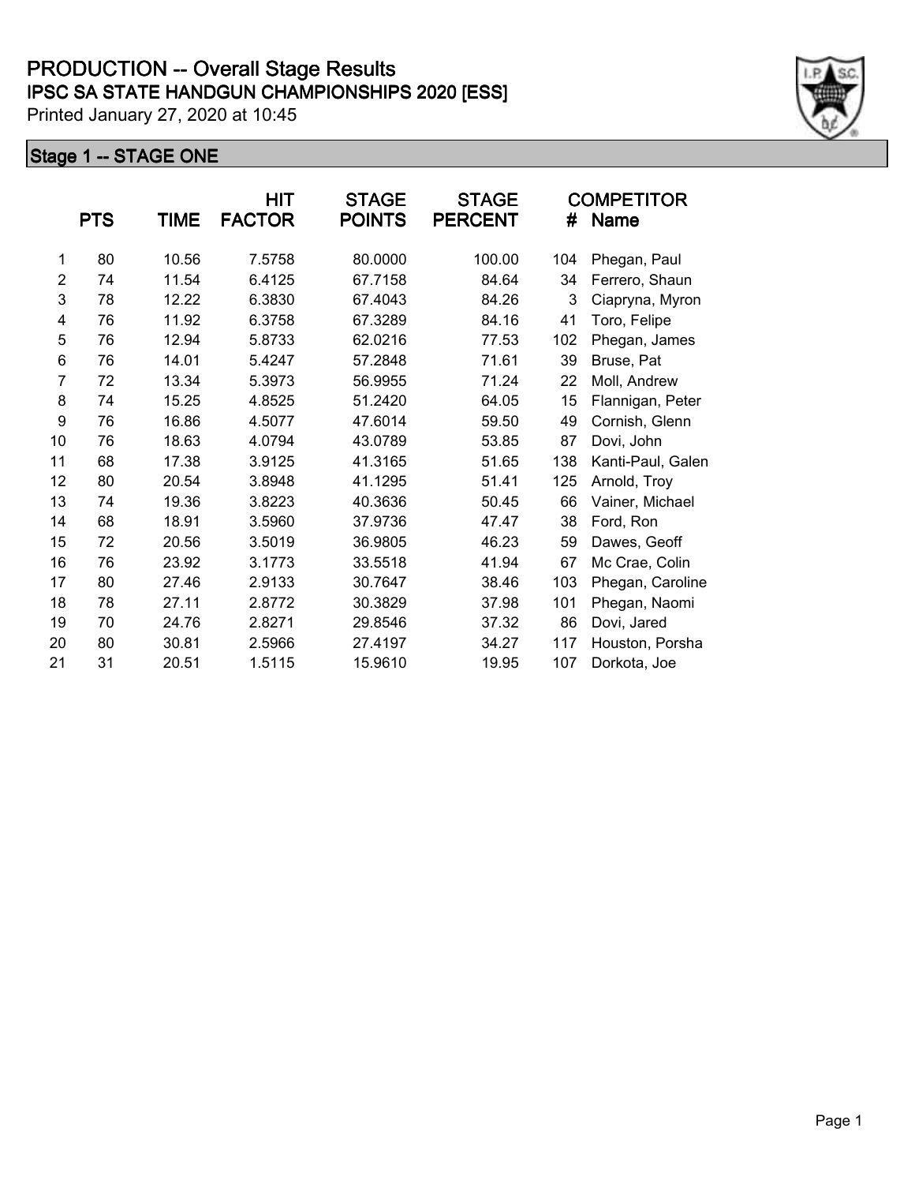# PRODUCTION -- Overall Stage Results

## IPSC SA STATE HANDGUN CHAMPIONSHIPS 2020 [ESS]

Printed January 27, 2020 at 10:45

### Stage 1 -- STAGE ONE

| | PTS | TIME | HIT FACTOR | STAGE POINTS | STAGE PERCENT | # | COMPETITOR Name |
|---|---|---|---|---|---|---|---|
| 1 | 80 | 10.56 | 7.5758 | 80.0000 | 100.00 | 104 | Phegan, Paul |
| 2 | 74 | 11.54 | 6.4125 | 67.7158 | 84.64 | 34 | Ferrero, Shaun |
| 3 | 78 | 12.22 | 6.3830 | 67.4043 | 84.26 | 3 | Ciapryna, Myron |
| 4 | 76 | 11.92 | 6.3758 | 67.3289 | 84.16 | 41 | Toro, Felipe |
| 5 | 76 | 12.94 | 5.8733 | 62.0216 | 77.53 | 102 | Phegan, James |
| 6 | 76 | 14.01 | 5.4247 | 57.2848 | 71.61 | 39 | Bruse, Pat |
| 7 | 72 | 13.34 | 5.3973 | 56.9955 | 71.24 | 22 | Moll, Andrew |
| 8 | 74 | 15.25 | 4.8525 | 51.2420 | 64.05 | 15 | Flannigan, Peter |
| 9 | 76 | 16.86 | 4.5077 | 47.6014 | 59.50 | 49 | Cornish, Glenn |
| 10 | 76 | 18.63 | 4.0794 | 43.0789 | 53.85 | 87 | Dovi, John |
| 11 | 68 | 17.38 | 3.9125 | 41.3165 | 51.65 | 138 | Kanti-Paul, Galen |
| 12 | 80 | 20.54 | 3.8948 | 41.1295 | 51.41 | 125 | Arnold, Troy |
| 13 | 74 | 19.36 | 3.8223 | 40.3636 | 50.45 | 66 | Vainer, Michael |
| 14 | 68 | 18.91 | 3.5960 | 37.9736 | 47.47 | 38 | Ford, Ron |
| 15 | 72 | 20.56 | 3.5019 | 36.9805 | 46.23 | 59 | Dawes, Geoff |
| 16 | 76 | 23.92 | 3.1773 | 33.5518 | 41.94 | 67 | Mc Crae, Colin |
| 17 | 80 | 27.46 | 2.9133 | 30.7647 | 38.46 | 103 | Phegan, Caroline |
| 18 | 78 | 27.11 | 2.8772 | 30.3829 | 37.98 | 101 | Phegan, Naomi |
| 19 | 70 | 24.76 | 2.8271 | 29.8546 | 37.32 | 86 | Dovi, Jared |
| 20 | 80 | 30.81 | 2.5966 | 27.4197 | 34.27 | 117 | Houston, Porsha |
| 21 | 31 | 20.51 | 1.5115 | 15.9610 | 19.95 | 107 | Dorkota, Joe |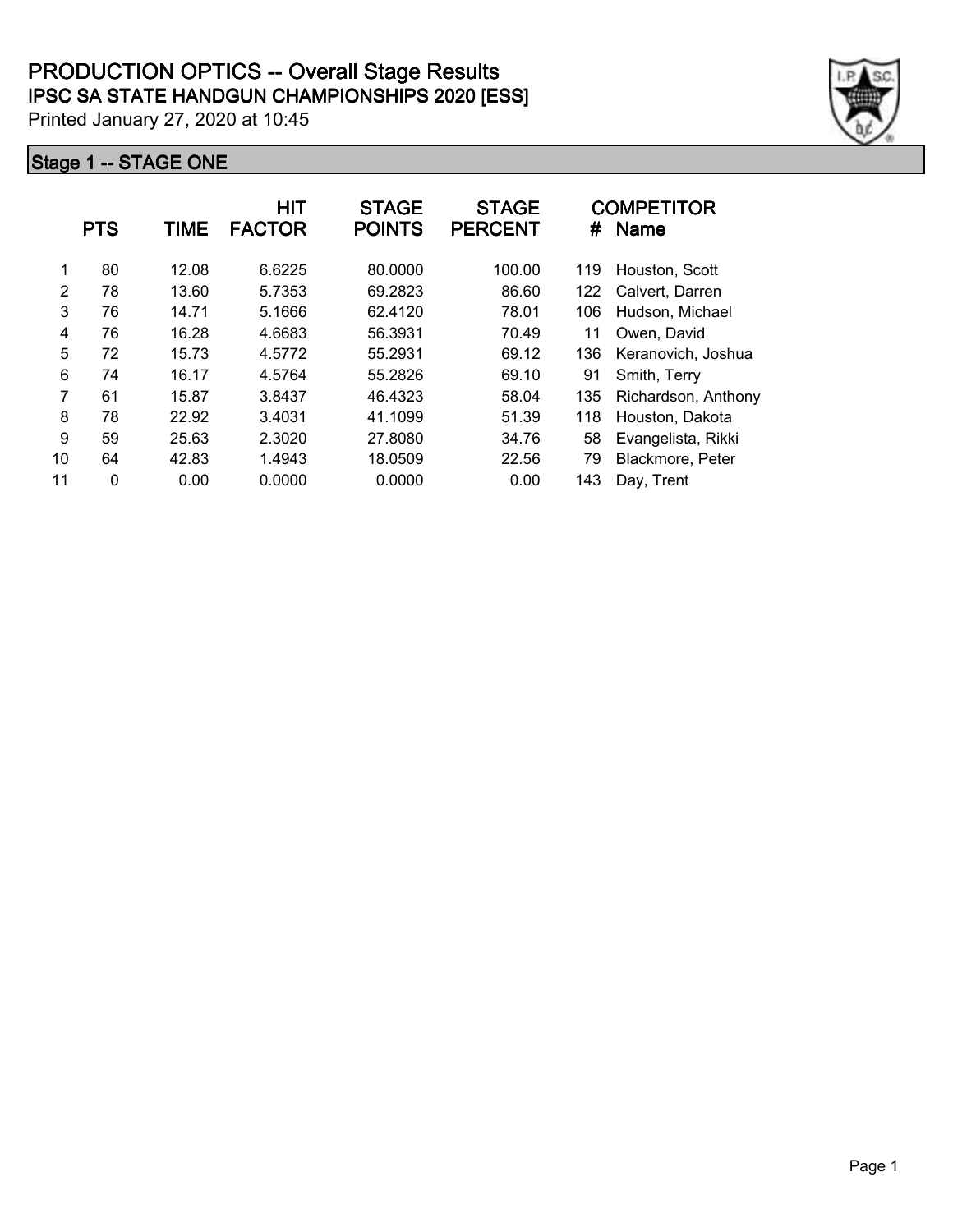# PRODUCTION OPTICS -- Overall Stage Results

## IPSC SA STATE HANDGUN CHAMPIONSHIPS 2020 [ESS]

Printed January 27, 2020 at 10:45

### Stage 1 -- STAGE ONE

| | PTS | TIME | HIT FACTOR | STAGE POINTS | STAGE PERCENT | # | COMPETITOR Name |
|---|---|---|---|---|---|---|---|
| 1 | 80 | 12.08 | 6.6225 | 80.0000 | 100.00 | 119 | Houston, Scott |
| 2 | 78 | 13.60 | 5.7353 | 69.2823 | 86.60 | 122 | Calvert, Darren |
| 3 | 76 | 14.71 | 5.1666 | 62.4120 | 78.01 | 106 | Hudson, Michael |
| 4 | 76 | 16.28 | 4.6683 | 56.3931 | 70.49 | 11 | Owen, David |
| 5 | 72 | 15.73 | 4.5772 | 55.2931 | 69.12 | 136 | Keranovich, Joshua |
| 6 | 74 | 16.17 | 4.5764 | 55.2826 | 69.10 | 91 | Smith, Terry |
| 7 | 61 | 15.87 | 3.8437 | 46.4323 | 58.04 | 135 | Richardson, Anthony |
| 8 | 78 | 22.92 | 3.4031 | 41.1099 | 51.39 | 118 | Houston, Dakota |
| 9 | 59 | 25.63 | 2.3020 | 27.8080 | 34.76 | 58 | Evangelista, Rikki |
| 10 | 64 | 42.83 | 1.4943 | 18.0509 | 22.56 | 79 | Blackmore, Peter |
| 11 | 0 | 0.00 | 0.0000 | 0.0000 | 0.00 | 143 | Day, Trent |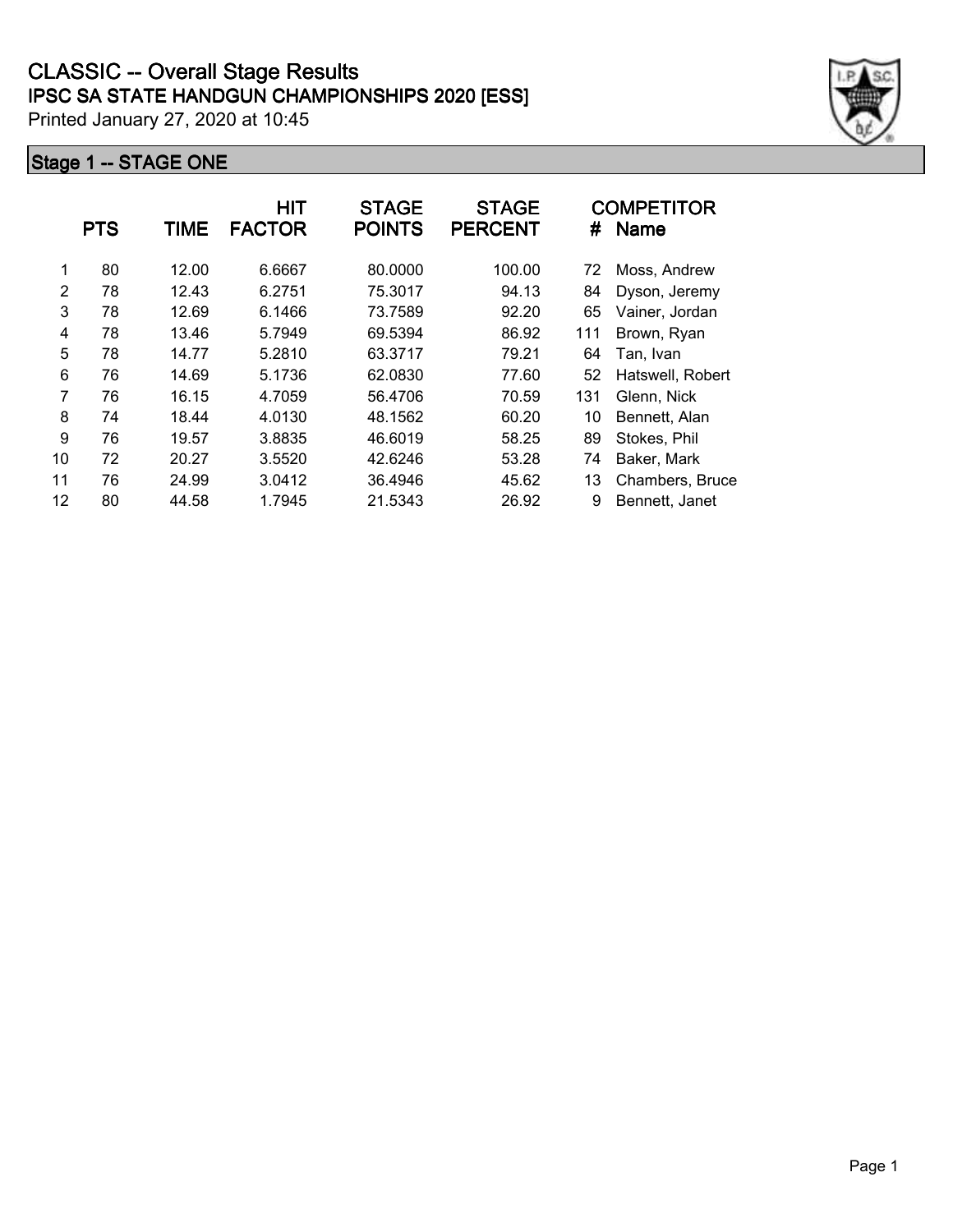# CLASSIC -- Overall Stage Results

## IPSC SA STATE HANDGUN CHAMPIONSHIPS 2020 [ESS]

Printed January 27, 2020 at 10:45

### Stage 1 -- STAGE ONE

| | PTS | TIME | HIT FACTOR | STAGE POINTS | STAGE PERCENT | # | COMPETITOR Name |
|---|---|---|---|---|---|---|---|
| 1 | 80 | 12.00 | 6.6667 | 80.0000 | 100.00 | 72 | Moss, Andrew |
| 2 | 78 | 12.43 | 6.2751 | 75.3017 | 94.13 | 84 | Dyson, Jeremy |
| 3 | 78 | 12.69 | 6.1466 | 73.7589 | 92.20 | 65 | Vainer, Jordan |
| 4 | 78 | 13.46 | 5.7949 | 69.5394 | 86.92 | 111 | Brown, Ryan |
| 5 | 78 | 14.77 | 5.2810 | 63.3717 | 79.21 | 64 | Tan, Ivan |
| 6 | 76 | 14.69 | 5.1736 | 62.0830 | 77.60 | 52 | Hatswell, Robert |
| 7 | 76 | 16.15 | 4.7059 | 56.4706 | 70.59 | 131 | Glenn, Nick |
| 8 | 74 | 18.44 | 4.0130 | 48.1562 | 60.20 | 10 | Bennett, Alan |
| 9 | 76 | 19.57 | 3.8835 | 46.6019 | 58.25 | 89 | Stokes, Phil |
| 10 | 72 | 20.27 | 3.5520 | 42.6246 | 53.28 | 74 | Baker, Mark |
| 11 | 76 | 24.99 | 3.0412 | 36.4946 | 45.62 | 13 | Chambers, Bruce |
| 12 | 80 | 44.58 | 1.7945 | 21.5343 | 26.92 | 9 | Bennett, Janet |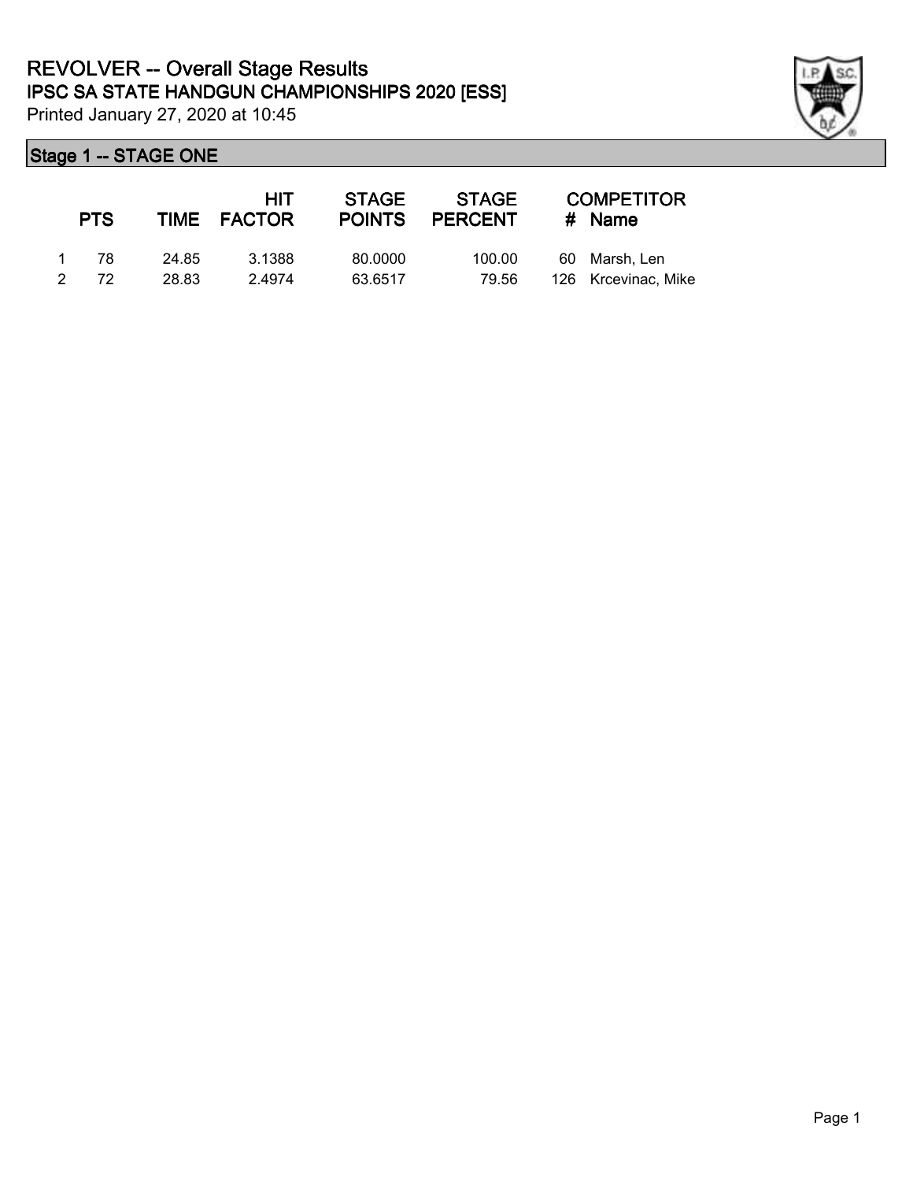# REVOLVER -- Overall Stage Results

## IPSC SA STATE HANDGUN CHAMPIONSHIPS 2020 [ESS]

Printed January 27, 2020 at 10:45

### Stage 1 -- STAGE ONE

| | PTS | TIME | HIT FACTOR | STAGE POINTS | STAGE PERCENT | # | COMPETITOR Name |
|---|---|---|---|---|---|---|---|
| 1 | 78 | 24.85 | 3.1388 | 80.0000 | 100.00 | 60 | Marsh, Len |
| 2 | 72 | 28.83 | 2.4974 | 63.6517 | 79.56 | 126 | Krcevinac, Mike |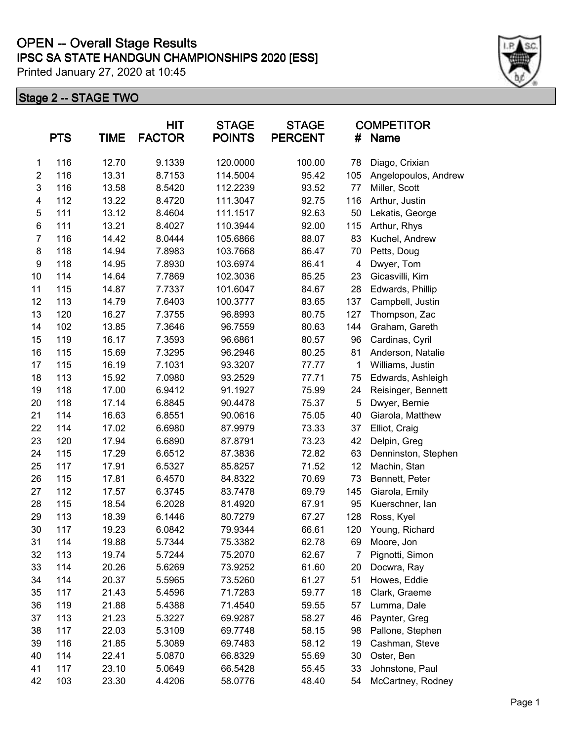# OPEN -- Overall Stage Results

## IPSC SA STATE HANDGUN CHAMPIONSHIPS 2020 [ESS]

Printed January 27, 2020 at 10:45

### Stage 2 -- STAGE TWO

| | PTS | TIME | HIT FACTOR | STAGE POINTS | STAGE PERCENT | COMPETITOR # | Name |
|---|---|---|---|---|---|---|---|
| 1 | 116 | 12.70 | 9.1339 | 120.0000 | 100.00 | 78 | Diago, Crixian |
| 2 | 116 | 13.31 | 8.7153 | 114.5004 | 95.42 | 105 | Angelopoulos, Andrew |
| 3 | 116 | 13.58 | 8.5420 | 112.2239 | 93.52 | 77 | Miller, Scott |
| 4 | 112 | 13.22 | 8.4720 | 111.3047 | 92.75 | 116 | Arthur, Justin |
| 5 | 111 | 13.12 | 8.4604 | 111.1517 | 92.63 | 50 | Lekatis, George |
| 6 | 111 | 13.21 | 8.4027 | 110.3944 | 92.00 | 115 | Arthur, Rhys |
| 7 | 116 | 14.42 | 8.0444 | 105.6866 | 88.07 | 83 | Kuchel, Andrew |
| 8 | 118 | 14.94 | 7.8983 | 103.7668 | 86.47 | 70 | Petts, Doug |
| 9 | 118 | 14.95 | 7.8930 | 103.6974 | 86.41 | 4 | Dwyer, Tom |
| 10 | 114 | 14.64 | 7.7869 | 102.3036 | 85.25 | 23 | Gicasvilli, Kim |
| 11 | 115 | 14.87 | 7.7337 | 101.6047 | 84.67 | 28 | Edwards, Phillip |
| 12 | 113 | 14.79 | 7.6403 | 100.3777 | 83.65 | 137 | Campbell, Justin |
| 13 | 120 | 16.27 | 7.3755 | 96.8993 | 80.75 | 127 | Thompson, Zac |
| 14 | 102 | 13.85 | 7.3646 | 96.7559 | 80.63 | 144 | Graham, Gareth |
| 15 | 119 | 16.17 | 7.3593 | 96.6861 | 80.57 | 96 | Cardinas, Cyril |
| 16 | 115 | 15.69 | 7.3295 | 96.2946 | 80.25 | 81 | Anderson, Natalie |
| 17 | 115 | 16.19 | 7.1031 | 93.3207 | 77.77 | 1 | Williams, Justin |
| 18 | 113 | 15.92 | 7.0980 | 93.2529 | 77.71 | 75 | Edwards, Ashleigh |
| 19 | 118 | 17.00 | 6.9412 | 91.1927 | 75.99 | 24 | Reisinger, Bennett |
| 20 | 118 | 17.14 | 6.8845 | 90.4478 | 75.37 | 5 | Dwyer, Bernie |
| 21 | 114 | 16.63 | 6.8551 | 90.0616 | 75.05 | 40 | Giarola, Matthew |
| 22 | 114 | 17.02 | 6.6980 | 87.9979 | 73.33 | 37 | Elliot, Craig |
| 23 | 120 | 17.94 | 6.6890 | 87.8791 | 73.23 | 42 | Delpin, Greg |
| 24 | 115 | 17.29 | 6.6512 | 87.3836 | 72.82 | 63 | Denninston, Stephen |
| 25 | 117 | 17.91 | 6.5327 | 85.8257 | 71.52 | 12 | Machin, Stan |
| 26 | 115 | 17.81 | 6.4570 | 84.8322 | 70.69 | 73 | Bennett, Peter |
| 27 | 112 | 17.57 | 6.3745 | 83.7478 | 69.79 | 145 | Giarola, Emily |
| 28 | 115 | 18.54 | 6.2028 | 81.4920 | 67.91 | 95 | Kuerschner, Ian |
| 29 | 113 | 18.39 | 6.1446 | 80.7279 | 67.27 | 128 | Ross, Kyel |
| 30 | 117 | 19.23 | 6.0842 | 79.9344 | 66.61 | 120 | Young, Richard |
| 31 | 114 | 19.88 | 5.7344 | 75.3382 | 62.78 | 69 | Moore, Jon |
| 32 | 113 | 19.74 | 5.7244 | 75.2070 | 62.67 | 7 | Pignotti, Simon |
| 33 | 114 | 20.26 | 5.6269 | 73.9252 | 61.60 | 20 | Docwra, Ray |
| 34 | 114 | 20.37 | 5.5965 | 73.5260 | 61.27 | 51 | Howes, Eddie |
| 35 | 117 | 21.43 | 5.4596 | 71.7283 | 59.77 | 18 | Clark, Graeme |
| 36 | 119 | 21.88 | 5.4388 | 71.4540 | 59.55 | 57 | Lumma, Dale |
| 37 | 113 | 21.23 | 5.3227 | 69.9287 | 58.27 | 46 | Paynter, Greg |
| 38 | 117 | 22.03 | 5.3109 | 69.7748 | 58.15 | 98 | Pallone, Stephen |
| 39 | 116 | 21.85 | 5.3089 | 69.7483 | 58.12 | 19 | Cashman, Steve |
| 40 | 114 | 22.41 | 5.0870 | 66.8329 | 55.69 | 30 | Oster, Ben |
| 41 | 117 | 23.10 | 5.0649 | 66.5428 | 55.45 | 33 | Johnstone, Paul |
| 42 | 103 | 23.30 | 4.4206 | 58.0776 | 48.40 | 54 | McCartney, Rodney |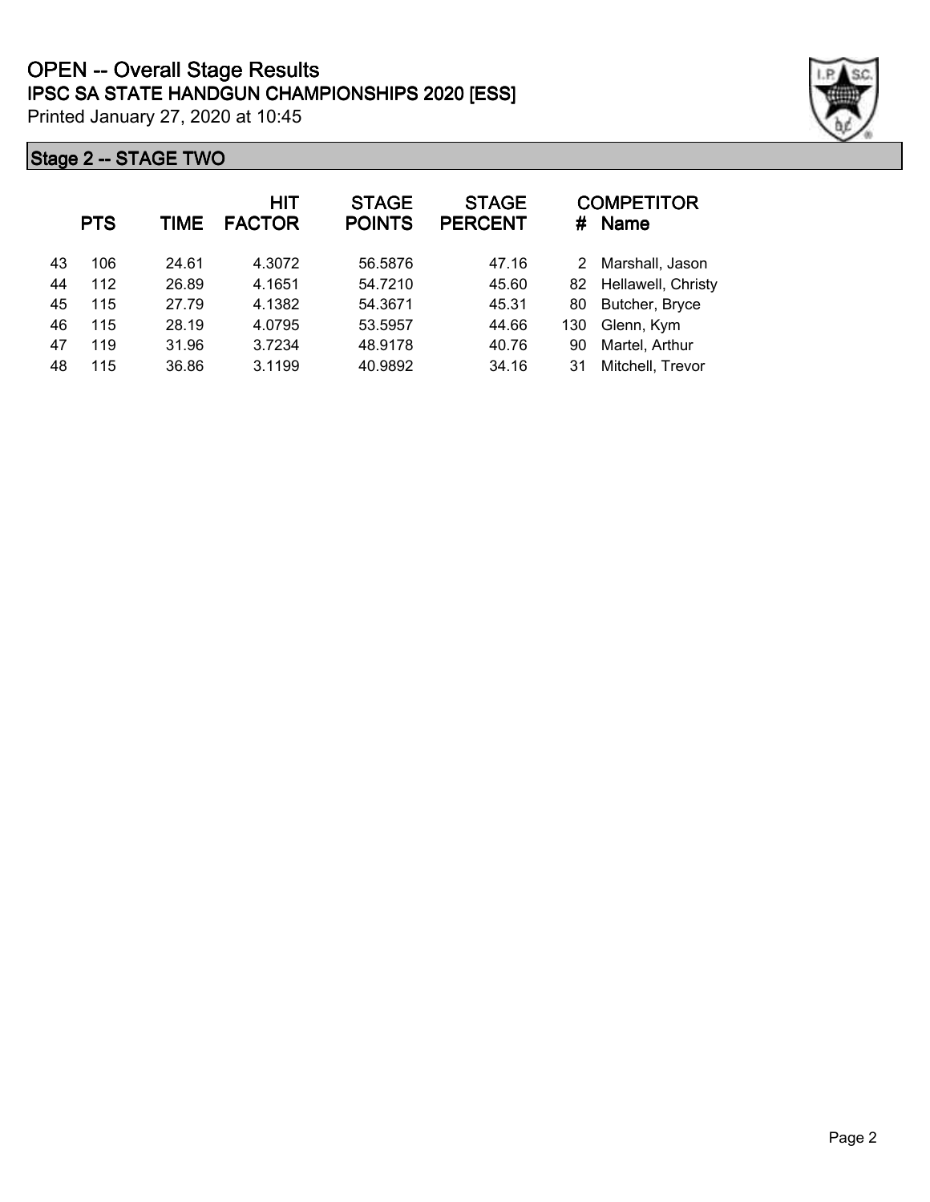# OPEN -- Overall Stage Results
## IPSC SA STATE HANDGUN CHAMPIONSHIPS 2020 [ESS]

Printed January 27, 2020 at 10:45

### Stage 2 -- STAGE TWO

| | PTS | TIME | HIT FACTOR | STAGE POINTS | STAGE PERCENT | # | COMPETITOR Name |
|---|---|---|---|---|---|---|---|
| 43 | 106 | 24.61 | 4.3072 | 56.5876 | 47.16 | 2 | Marshall, Jason |
| 44 | 112 | 26.89 | 4.1651 | 54.7210 | 45.60 | 82 | Hellawell, Christy |
| 45 | 115 | 27.79 | 4.1382 | 54.3671 | 45.31 | 80 | Butcher, Bryce |
| 46 | 115 | 28.19 | 4.0795 | 53.5957 | 44.66 | 130 | Glenn, Kym |
| 47 | 119 | 31.96 | 3.7234 | 48.9178 | 40.76 | 90 | Martel, Arthur |
| 48 | 115 | 36.86 | 3.1199 | 40.9892 | 34.16 | 31 | Mitchell, Trevor |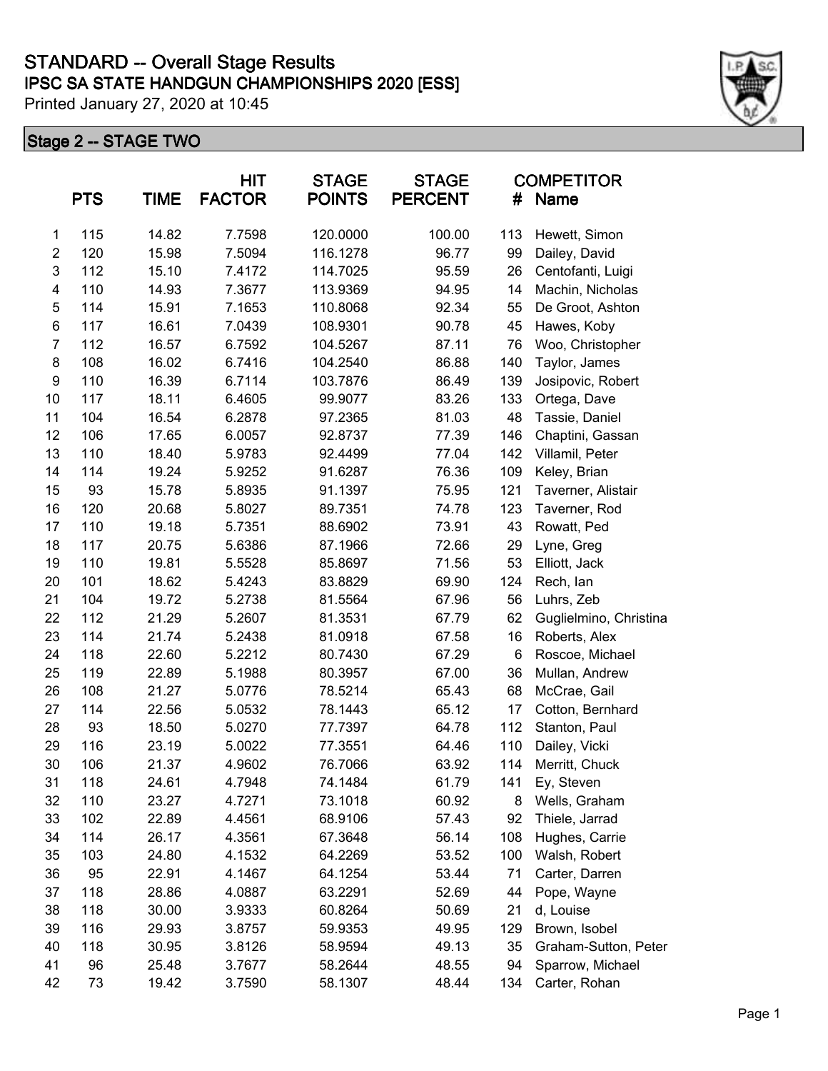# STANDARD -- Overall Stage Results

## IPSC SA STATE HANDGUN CHAMPIONSHIPS 2020 [ESS]

Printed January 27, 2020 at 10:45

### Stage 2 -- STAGE TWO

|  | PTS | TIME | HIT FACTOR | STAGE POINTS | STAGE PERCENT | COMPETITOR # | Name |
|---|---|---|---|---|---|---|---|
| 1 | 115 | 14.82 | 7.7598 | 120.0000 | 100.00 | 113 | Hewett, Simon |
| 2 | 120 | 15.98 | 7.5094 | 116.1278 | 96.77 | 99 | Dailey, David |
| 3 | 112 | 15.10 | 7.4172 | 114.7025 | 95.59 | 26 | Centofanti, Luigi |
| 4 | 110 | 14.93 | 7.3677 | 113.9369 | 94.95 | 14 | Machin, Nicholas |
| 5 | 114 | 15.91 | 7.1653 | 110.8068 | 92.34 | 55 | De Groot, Ashton |
| 6 | 117 | 16.61 | 7.0439 | 108.9301 | 90.78 | 45 | Hawes, Koby |
| 7 | 112 | 16.57 | 6.7592 | 104.5267 | 87.11 | 76 | Woo, Christopher |
| 8 | 108 | 16.02 | 6.7416 | 104.2540 | 86.88 | 140 | Taylor, James |
| 9 | 110 | 16.39 | 6.7114 | 103.7876 | 86.49 | 139 | Josipovic, Robert |
| 10 | 117 | 18.11 | 6.4605 | 99.9077 | 83.26 | 133 | Ortega, Dave |
| 11 | 104 | 16.54 | 6.2878 | 97.2365 | 81.03 | 48 | Tassie, Daniel |
| 12 | 106 | 17.65 | 6.0057 | 92.8737 | 77.39 | 146 | Chaptini, Gassan |
| 13 | 110 | 18.40 | 5.9783 | 92.4499 | 77.04 | 142 | Villamil, Peter |
| 14 | 114 | 19.24 | 5.9252 | 91.6287 | 76.36 | 109 | Keley, Brian |
| 15 | 93 | 15.78 | 5.8935 | 91.1397 | 75.95 | 121 | Taverner, Alistair |
| 16 | 120 | 20.68 | 5.8027 | 89.7351 | 74.78 | 123 | Taverner, Rod |
| 17 | 110 | 19.18 | 5.7351 | 88.6902 | 73.91 | 43 | Rowatt, Ped |
| 18 | 117 | 20.75 | 5.6386 | 87.1966 | 72.66 | 29 | Lyne, Greg |
| 19 | 110 | 19.81 | 5.5528 | 85.8697 | 71.56 | 53 | Elliott, Jack |
| 20 | 101 | 18.62 | 5.4243 | 83.8829 | 69.90 | 124 | Rech, Ian |
| 21 | 104 | 19.72 | 5.2738 | 81.5564 | 67.96 | 56 | Luhrs, Zeb |
| 22 | 112 | 21.29 | 5.2607 | 81.3531 | 67.79 | 62 | Guglielmino, Christina |
| 23 | 114 | 21.74 | 5.2438 | 81.0918 | 67.58 | 16 | Roberts, Alex |
| 24 | 118 | 22.60 | 5.2212 | 80.7430 | 67.29 | 6 | Roscoe, Michael |
| 25 | 119 | 22.89 | 5.1988 | 80.3957 | 67.00 | 36 | Mullan, Andrew |
| 26 | 108 | 21.27 | 5.0776 | 78.5214 | 65.43 | 68 | McCrae, Gail |
| 27 | 114 | 22.56 | 5.0532 | 78.1443 | 65.12 | 17 | Cotton, Bernhard |
| 28 | 93 | 18.50 | 5.0270 | 77.7397 | 64.78 | 112 | Stanton, Paul |
| 29 | 116 | 23.19 | 5.0022 | 77.3551 | 64.46 | 110 | Dailey, Vicki |
| 30 | 106 | 21.37 | 4.9602 | 76.7066 | 63.92 | 114 | Merritt, Chuck |
| 31 | 118 | 24.61 | 4.7948 | 74.1484 | 61.79 | 141 | Ey, Steven |
| 32 | 110 | 23.27 | 4.7271 | 73.1018 | 60.92 | 8 | Wells, Graham |
| 33 | 102 | 22.89 | 4.4561 | 68.9106 | 57.43 | 92 | Thiele, Jarrad |
| 34 | 114 | 26.17 | 4.3561 | 67.3648 | 56.14 | 108 | Hughes, Carrie |
| 35 | 103 | 24.80 | 4.1532 | 64.2269 | 53.52 | 100 | Walsh, Robert |
| 36 | 95 | 22.91 | 4.1467 | 64.1254 | 53.44 | 71 | Carter, Darren |
| 37 | 118 | 28.86 | 4.0887 | 63.2291 | 52.69 | 44 | Pope, Wayne |
| 38 | 118 | 30.00 | 3.9333 | 60.8264 | 50.69 | 21 | d, Louise |
| 39 | 116 | 29.93 | 3.8757 | 59.9353 | 49.95 | 129 | Brown, Isobel |
| 40 | 118 | 30.95 | 3.8126 | 58.9594 | 49.13 | 35 | Graham-Sutton, Peter |
| 41 | 96 | 25.48 | 3.7677 | 58.2644 | 48.55 | 94 | Sparrow, Michael |
| 42 | 73 | 19.42 | 3.7590 | 58.1307 | 48.44 | 134 | Carter, Rohan |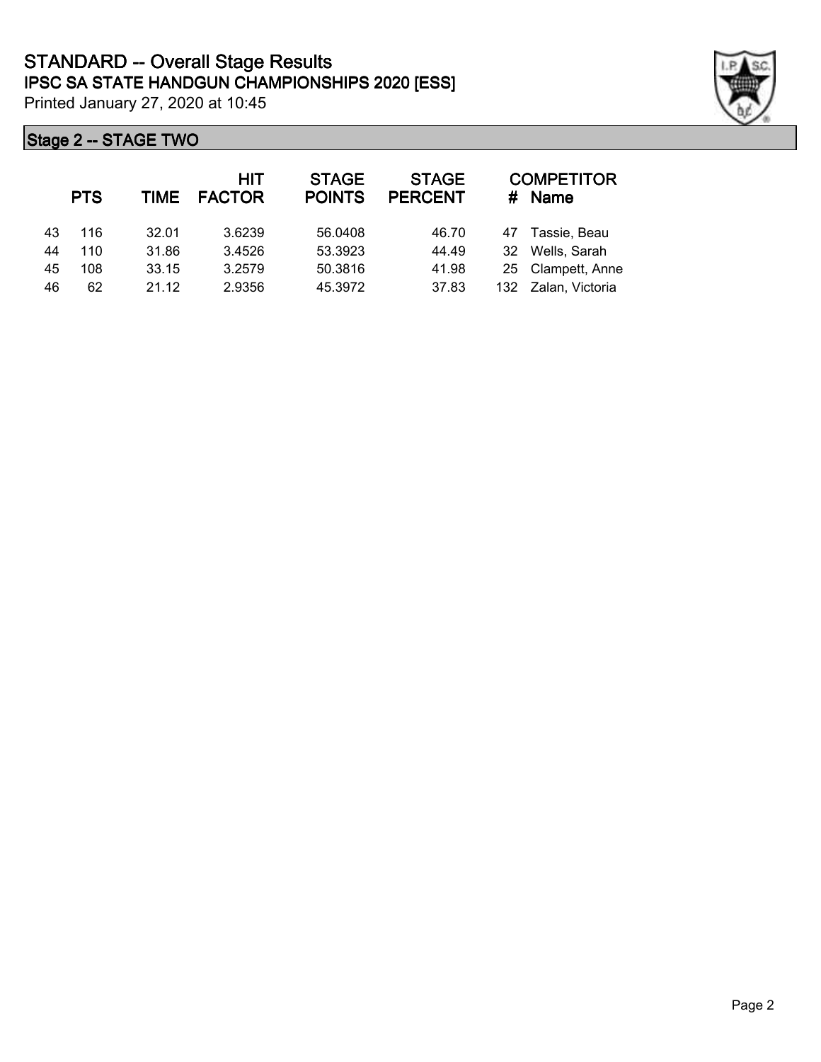# STANDARD -- Overall Stage Results

## IPSC SA STATE HANDGUN CHAMPIONSHIPS 2020 [ESS]

Printed January 27, 2020 at 10:45

### Stage 2 -- STAGE TWO

| | PTS | TIME | HIT FACTOR | STAGE POINTS | STAGE PERCENT | # | COMPETITOR Name |
|---|---|---|---|---|---|---|---|
| 43 | 116 | 32.01 | 3.6239 | 56.0408 | 46.70 | 47 | Tassie, Beau |
| 44 | 110 | 31.86 | 3.4526 | 53.3923 | 44.49 | 32 | Wells, Sarah |
| 45 | 108 | 33.15 | 3.2579 | 50.3816 | 41.98 | 25 | Clampett, Anne |
| 46 | 62 | 21.12 | 2.9356 | 45.3972 | 37.83 | 132 | Zalan, Victoria |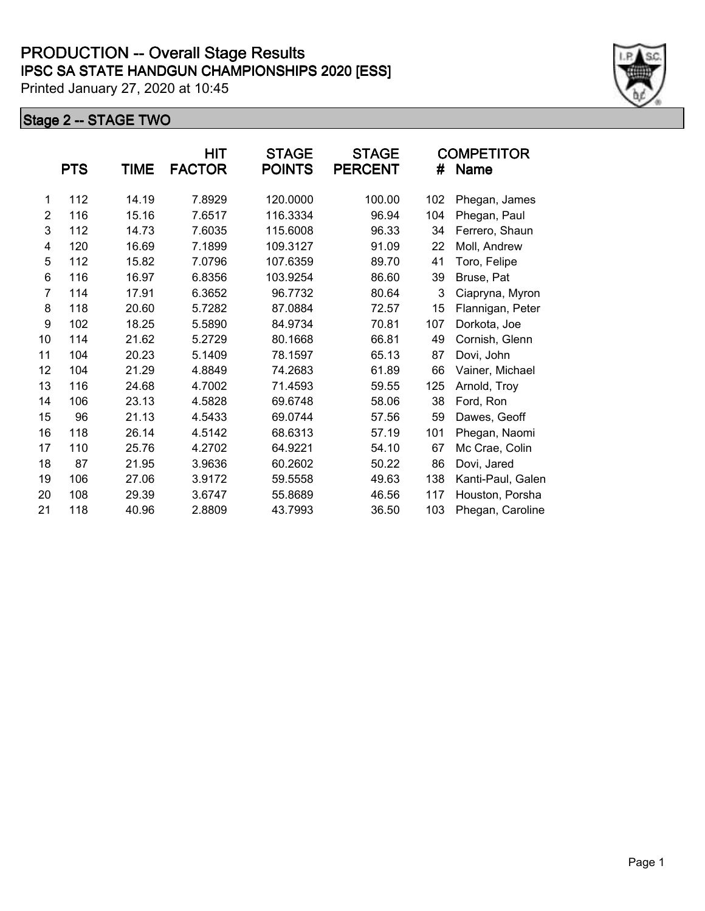# PRODUCTION -- Overall Stage Results

## IPSC SA STATE HANDGUN CHAMPIONSHIPS 2020 [ESS]

Printed January 27, 2020 at 10:45

### Stage 2 -- STAGE TWO

| | PTS | TIME | HIT FACTOR | STAGE POINTS | STAGE PERCENT | # | COMPETITOR Name |
|---|---|---|---|---|---|---|---|
| 1 | 112 | 14.19 | 7.8929 | 120.0000 | 100.00 | 102 | Phegan, James |
| 2 | 116 | 15.16 | 7.6517 | 116.3334 | 96.94 | 104 | Phegan, Paul |
| 3 | 112 | 14.73 | 7.6035 | 115.6008 | 96.33 | 34 | Ferrero, Shaun |
| 4 | 120 | 16.69 | 7.1899 | 109.3127 | 91.09 | 22 | Moll, Andrew |
| 5 | 112 | 15.82 | 7.0796 | 107.6359 | 89.70 | 41 | Toro, Felipe |
| 6 | 116 | 16.97 | 6.8356 | 103.9254 | 86.60 | 39 | Bruse, Pat |
| 7 | 114 | 17.91 | 6.3652 | 96.7732 | 80.64 | 3 | Ciapryna, Myron |
| 8 | 118 | 20.60 | 5.7282 | 87.0884 | 72.57 | 15 | Flannigan, Peter |
| 9 | 102 | 18.25 | 5.5890 | 84.9734 | 70.81 | 107 | Dorkota, Joe |
| 10 | 114 | 21.62 | 5.2729 | 80.1668 | 66.81 | 49 | Cornish, Glenn |
| 11 | 104 | 20.23 | 5.1409 | 78.1597 | 65.13 | 87 | Dovi, John |
| 12 | 104 | 21.29 | 4.8849 | 74.2683 | 61.89 | 66 | Vainer, Michael |
| 13 | 116 | 24.68 | 4.7002 | 71.4593 | 59.55 | 125 | Arnold, Troy |
| 14 | 106 | 23.13 | 4.5828 | 69.6748 | 58.06 | 38 | Ford, Ron |
| 15 | 96 | 21.13 | 4.5433 | 69.0744 | 57.56 | 59 | Dawes, Geoff |
| 16 | 118 | 26.14 | 4.5142 | 68.6313 | 57.19 | 101 | Phegan, Naomi |
| 17 | 110 | 25.76 | 4.2702 | 64.9221 | 54.10 | 67 | Mc Crae, Colin |
| 18 | 87 | 21.95 | 3.9636 | 60.2602 | 50.22 | 86 | Dovi, Jared |
| 19 | 106 | 27.06 | 3.9172 | 59.5558 | 49.63 | 138 | Kanti-Paul, Galen |
| 20 | 108 | 29.39 | 3.6747 | 55.8689 | 46.56 | 117 | Houston, Porsha |
| 21 | 118 | 40.96 | 2.8809 | 43.7993 | 36.50 | 103 | Phegan, Caroline |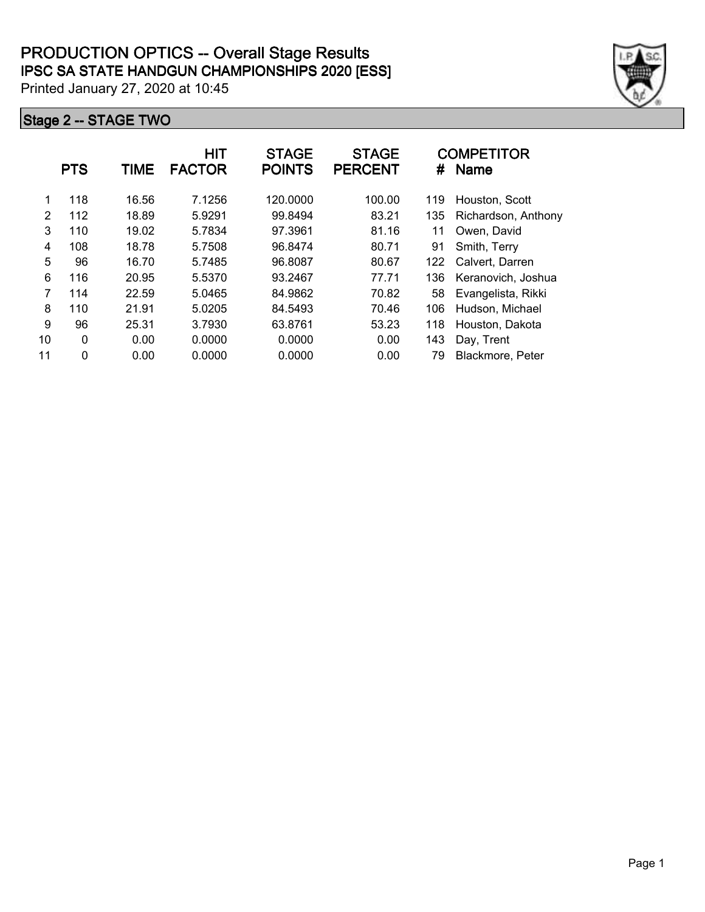# PRODUCTION OPTICS -- Overall Stage Results

## IPSC SA STATE HANDGUN CHAMPIONSHIPS 2020 [ESS]

Printed January 27, 2020 at 10:45

### Stage 2 -- STAGE TWO

| | PTS | TIME | HIT FACTOR | STAGE POINTS | STAGE PERCENT | # | COMPETITOR Name |
|---|---|---|---|---|---|---|---|
| 1 | 118 | 16.56 | 7.1256 | 120.0000 | 100.00 | 119 | Houston, Scott |
| 2 | 112 | 18.89 | 5.9291 | 99.8494 | 83.21 | 135 | Richardson, Anthony |
| 3 | 110 | 19.02 | 5.7834 | 97.3961 | 81.16 | 11 | Owen, David |
| 4 | 108 | 18.78 | 5.7508 | 96.8474 | 80.71 | 91 | Smith, Terry |
| 5 | 96 | 16.70 | 5.7485 | 96.8087 | 80.67 | 122 | Calvert, Darren |
| 6 | 116 | 20.95 | 5.5370 | 93.2467 | 77.71 | 136 | Keranovich, Joshua |
| 7 | 114 | 22.59 | 5.0465 | 84.9862 | 70.82 | 58 | Evangelista, Rikki |
| 8 | 110 | 21.91 | 5.0205 | 84.5493 | 70.46 | 106 | Hudson, Michael |
| 9 | 96 | 25.31 | 3.7930 | 63.8761 | 53.23 | 118 | Houston, Dakota |
| 10 | 0 | 0.00 | 0.0000 | 0.0000 | 0.00 | 143 | Day, Trent |
| 11 | 0 | 0.00 | 0.0000 | 0.0000 | 0.00 | 79 | Blackmore, Peter |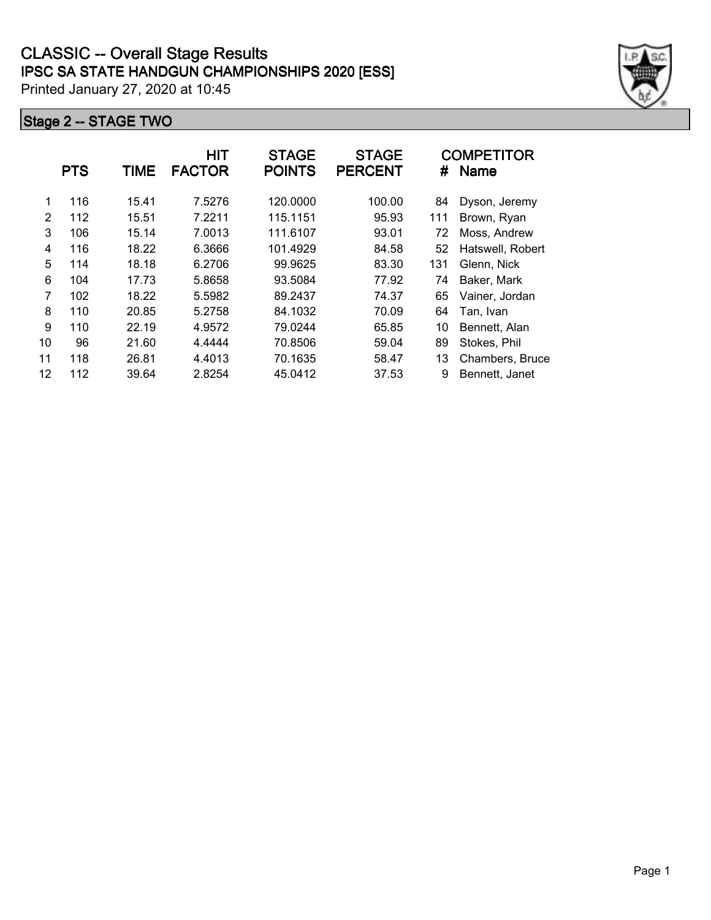# CLASSIC -- Overall Stage Results

## IPSC SA STATE HANDGUN CHAMPIONSHIPS 2020 [ESS]

Printed January 27, 2020 at 10:45

### Stage 2 -- STAGE TWO

| | PTS | TIME | HIT FACTOR | STAGE POINTS | STAGE PERCENT | # | COMPETITOR Name |
|---|---|---|---|---|---|---|---|
| 1 | 116 | 15.41 | 7.5276 | 120.0000 | 100.00 | 84 | Dyson, Jeremy |
| 2 | 112 | 15.51 | 7.2211 | 115.1151 | 95.93 | 111 | Brown, Ryan |
| 3 | 106 | 15.14 | 7.0013 | 111.6107 | 93.01 | 72 | Moss, Andrew |
| 4 | 116 | 18.22 | 6.3666 | 101.4929 | 84.58 | 52 | Hatswell, Robert |
| 5 | 114 | 18.18 | 6.2706 | 99.9625 | 83.30 | 131 | Glenn, Nick |
| 6 | 104 | 17.73 | 5.8658 | 93.5084 | 77.92 | 74 | Baker, Mark |
| 7 | 102 | 18.22 | 5.5982 | 89.2437 | 74.37 | 65 | Vainer, Jordan |
| 8 | 110 | 20.85 | 5.2758 | 84.1032 | 70.09 | 64 | Tan, Ivan |
| 9 | 110 | 22.19 | 4.9572 | 79.0244 | 65.85 | 10 | Bennett, Alan |
| 10 | 96 | 21.60 | 4.4444 | 70.8506 | 59.04 | 89 | Stokes, Phil |
| 11 | 118 | 26.81 | 4.4013 | 70.1635 | 58.47 | 13 | Chambers, Bruce |
| 12 | 112 | 39.64 | 2.8254 | 45.0412 | 37.53 | 9 | Bennett, Janet |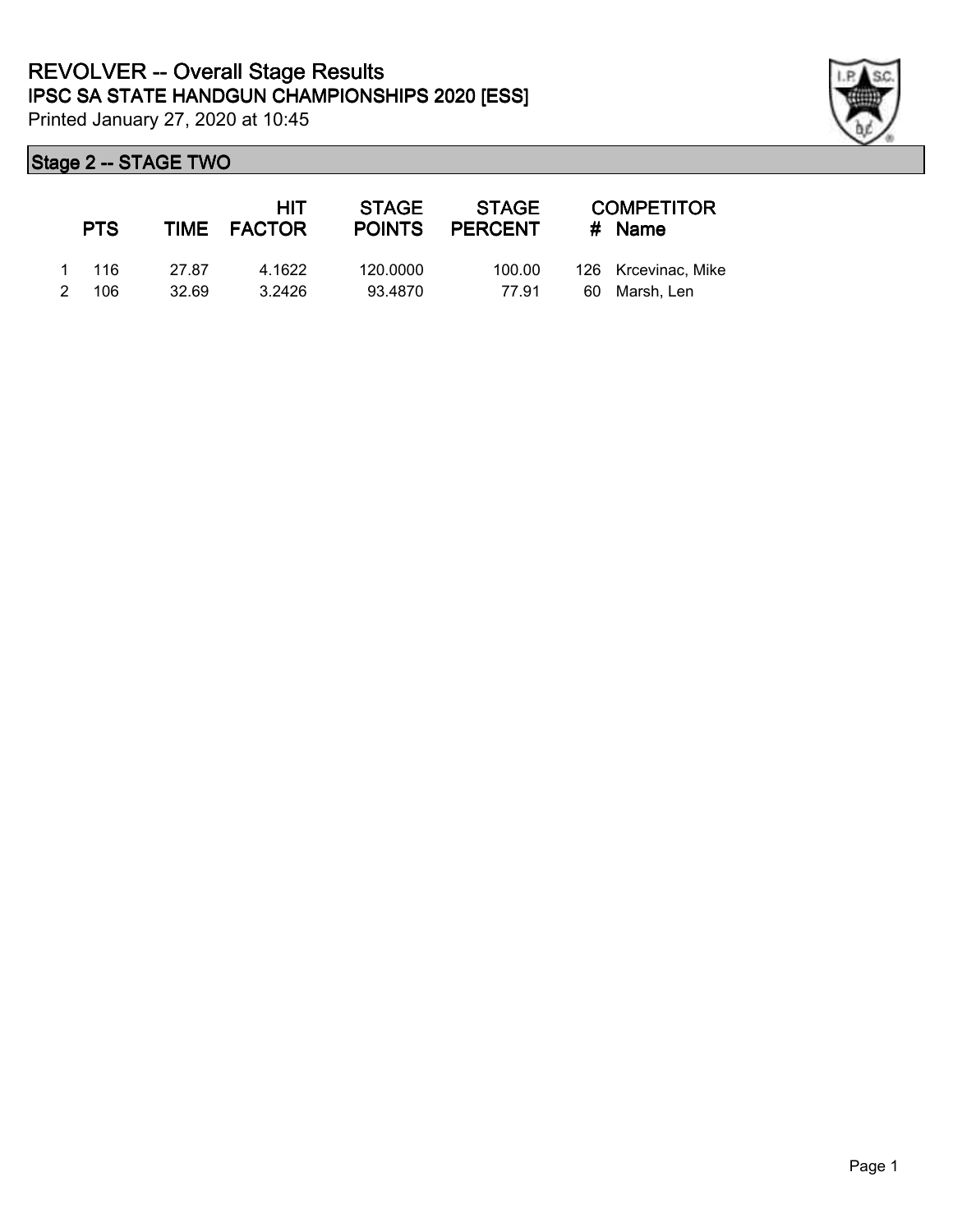# REVOLVER -- Overall Stage Results

## IPSC SA STATE HANDGUN CHAMPIONSHIPS 2020 [ESS]

Printed January 27, 2020 at 10:45

### Stage 2 -- STAGE TWO

| | PTS | TIME | HIT FACTOR | STAGE POINTS | STAGE PERCENT | # | COMPETITOR Name |
|---|---|---|---|---|---|---|---|
| 1 | 116 | 27.87 | 4.1622 | 120.0000 | 100.00 | 126 | Krcevinac, Mike |
| 2 | 106 | 32.69 | 3.2426 | 93.4870 | 77.91 | 60 | Marsh, Len |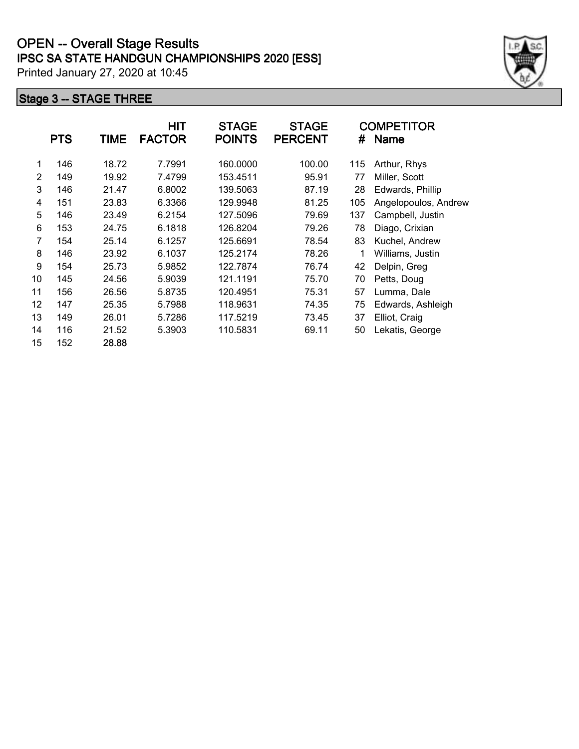# OPEN -- Overall Stage Results

## IPSC SA STATE HANDGUN CHAMPIONSHIPS 2020 [ESS]

Printed January 27, 2020 at 10:45

### Stage 3 -- STAGE THREE

| | PTS | TIME | HIT FACTOR | STAGE POINTS | STAGE PERCENT | COMPETITOR # | Name |
|---|---|---|---|---|---|---|---|
| 1 | 146 | 18.72 | 7.7991 | 160.0000 | 100.00 | 115 | Arthur, Rhys |
| 2 | 149 | 19.92 | 7.4799 | 153.4511 | 95.91 | 77 | Miller, Scott |
| 3 | 146 | 21.47 | 6.8002 | 139.5063 | 87.19 | 28 | Edwards, Phillip |
| 4 | 151 | 23.83 | 6.3366 | 129.9948 | 81.25 | 105 | Angelopoulos, Andrew |
| 5 | 146 | 23.49 | 6.2154 | 127.5096 | 79.69 | 137 | Campbell, Justin |
| 6 | 153 | 24.75 | 6.1818 | 126.8204 | 79.26 | 78 | Diago, Crixian |
| 7 | 154 | 25.14 | 6.1257 | 125.6691 | 78.54 | 83 | Kuchel, Andrew |
| 8 | 146 | 23.92 | 6.1037 | 125.2174 | 78.26 | 1 | Williams, Justin |
| 9 | 154 | 25.73 | 5.9852 | 122.7874 | 76.74 | 42 | Delpin, Greg |
| 10 | 145 | 24.56 | 5.9039 | 121.1191 | 75.70 | 70 | Petts, Doug |
| 11 | 156 | 26.56 | 5.8735 | 120.4951 | 75.31 | 57 | Lumma, Dale |
| 12 | 147 | 25.35 | 5.7988 | 118.9631 | 74.35 | 75 | Edwards, Ashleigh |
| 13 | 149 | 26.01 | 5.7286 | 117.5219 | 73.45 | 37 | Elliot, Craig |
| 14 | 116 | 21.52 | 5.3903 | 110.5831 | 69.11 | 50 | Lekatis, George |
| 15 | 152 | 28.88 | | | | | |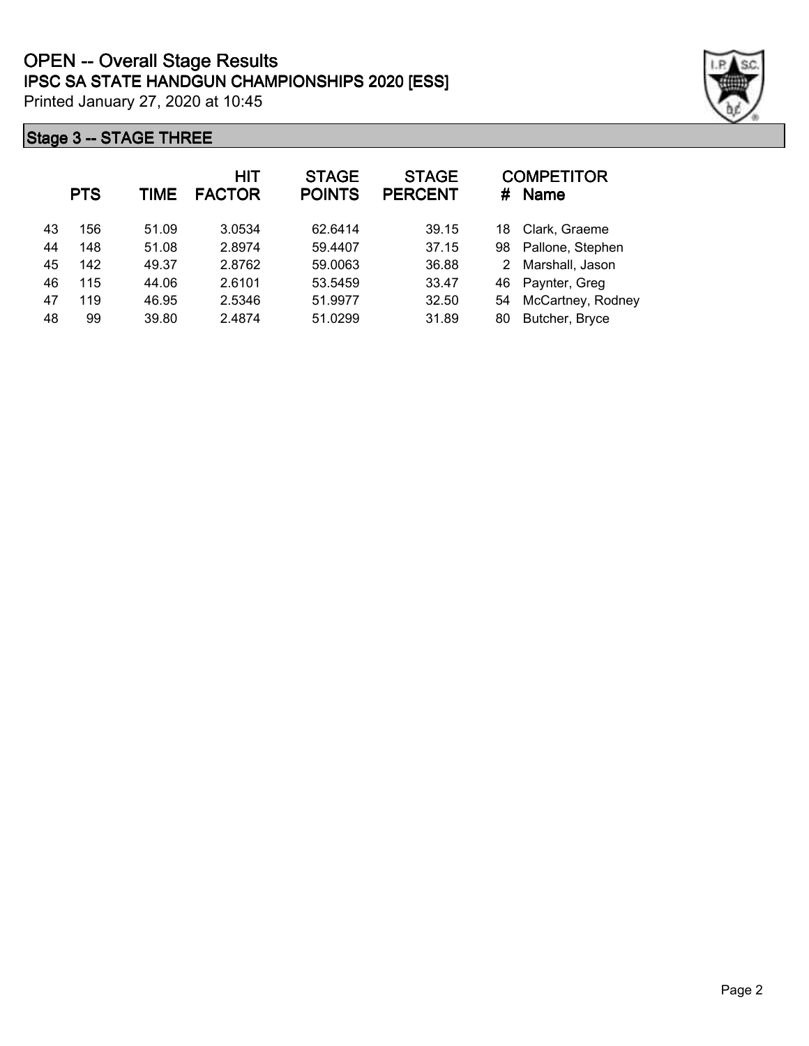# OPEN -- Overall Stage Results

## IPSC SA STATE HANDGUN CHAMPIONSHIPS 2020 [ESS]

Printed January 27, 2020 at 10:45

### Stage 3 -- STAGE THREE

| | PTS | TIME | HIT FACTOR | STAGE POINTS | STAGE PERCENT | # | COMPETITOR Name |
|---|---|---|---|---|---|---|---|
| 43 | 156 | 51.09 | 3.0534 | 62.6414 | 39.15 | 18 | Clark, Graeme |
| 44 | 148 | 51.08 | 2.8974 | 59.4407 | 37.15 | 98 | Pallone, Stephen |
| 45 | 142 | 49.37 | 2.8762 | 59.0063 | 36.88 | 2 | Marshall, Jason |
| 46 | 115 | 44.06 | 2.6101 | 53.5459 | 33.47 | 46 | Paynter, Greg |
| 47 | 119 | 46.95 | 2.5346 | 51.9977 | 32.50 | 54 | McCartney, Rodney |
| 48 | 99 | 39.80 | 2.4874 | 51.0299 | 31.89 | 80 | Butcher, Bryce |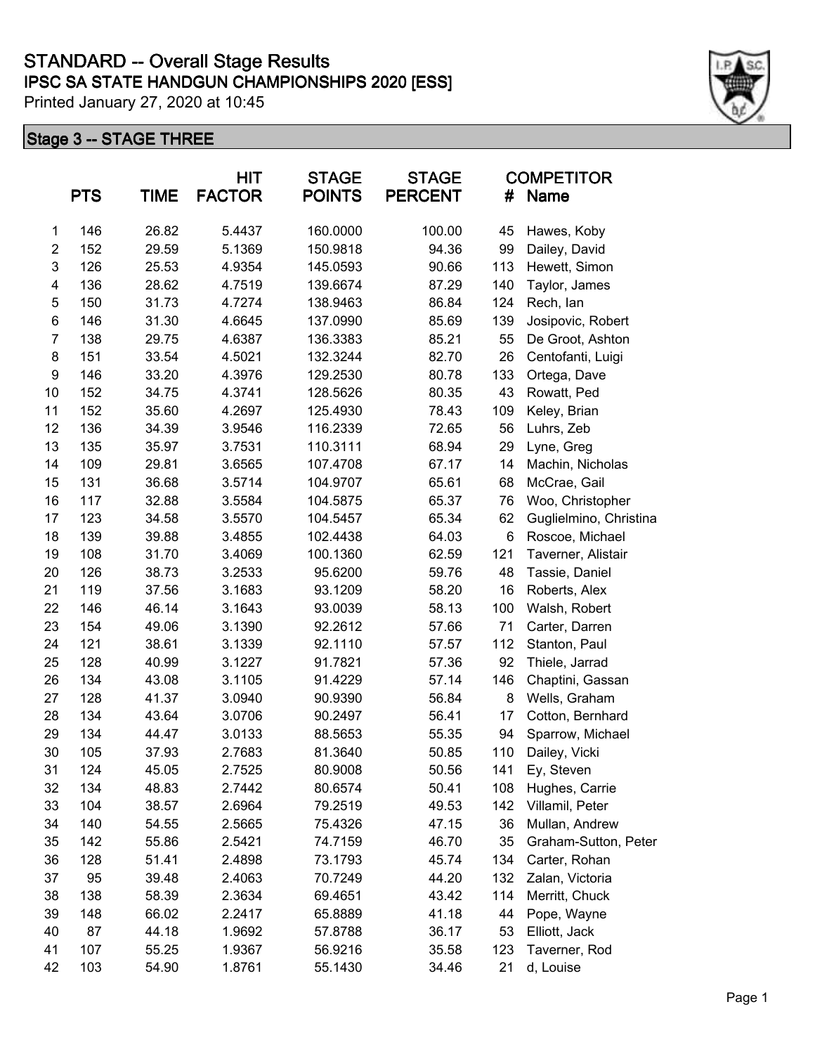# STANDARD -- Overall Stage Results

## IPSC SA STATE HANDGUN CHAMPIONSHIPS 2020 [ESS]

Printed January 27, 2020 at 10:45

### Stage 3 -- STAGE THREE

| | PTS | TIME | HIT FACTOR | STAGE POINTS | STAGE PERCENT | COMPETITOR # | Name |
|---|---|---|---|---|---|---|---|
| 1 | 146 | 26.82 | 5.4437 | 160.0000 | 100.00 | 45 | Hawes, Koby |
| 2 | 152 | 29.59 | 5.1369 | 150.9818 | 94.36 | 99 | Dailey, David |
| 3 | 126 | 25.53 | 4.9354 | 145.0593 | 90.66 | 113 | Hewett, Simon |
| 4 | 136 | 28.62 | 4.7519 | 139.6674 | 87.29 | 140 | Taylor, James |
| 5 | 150 | 31.73 | 4.7274 | 138.9463 | 86.84 | 124 | Rech, Ian |
| 6 | 146 | 31.30 | 4.6645 | 137.0990 | 85.69 | 139 | Josipovic, Robert |
| 7 | 138 | 29.75 | 4.6387 | 136.3383 | 85.21 | 55 | De Groot, Ashton |
| 8 | 151 | 33.54 | 4.5021 | 132.3244 | 82.70 | 26 | Centofanti, Luigi |
| 9 | 146 | 33.20 | 4.3976 | 129.2530 | 80.78 | 133 | Ortega, Dave |
| 10 | 152 | 34.75 | 4.3741 | 128.5626 | 80.35 | 43 | Rowatt, Ped |
| 11 | 152 | 35.60 | 4.2697 | 125.4930 | 78.43 | 109 | Keley, Brian |
| 12 | 136 | 34.39 | 3.9546 | 116.2339 | 72.65 | 56 | Luhrs, Zeb |
| 13 | 135 | 35.97 | 3.7531 | 110.3111 | 68.94 | 29 | Lyne, Greg |
| 14 | 109 | 29.81 | 3.6565 | 107.4708 | 67.17 | 14 | Machin, Nicholas |
| 15 | 131 | 36.68 | 3.5714 | 104.9707 | 65.61 | 68 | McCrae, Gail |
| 16 | 117 | 32.88 | 3.5584 | 104.5875 | 65.37 | 76 | Woo, Christopher |
| 17 | 123 | 34.58 | 3.5570 | 104.5457 | 65.34 | 62 | Guglielmino, Christina |
| 18 | 139 | 39.88 | 3.4855 | 102.4438 | 64.03 | 6 | Roscoe, Michael |
| 19 | 108 | 31.70 | 3.4069 | 100.1360 | 62.59 | 121 | Taverner, Alistair |
| 20 | 126 | 38.73 | 3.2533 | 95.6200 | 59.76 | 48 | Tassie, Daniel |
| 21 | 119 | 37.56 | 3.1683 | 93.1209 | 58.20 | 16 | Roberts, Alex |
| 22 | 146 | 46.14 | 3.1643 | 93.0039 | 58.13 | 100 | Walsh, Robert |
| 23 | 154 | 49.06 | 3.1390 | 92.2612 | 57.66 | 71 | Carter, Darren |
| 24 | 121 | 38.61 | 3.1339 | 92.1110 | 57.57 | 112 | Stanton, Paul |
| 25 | 128 | 40.99 | 3.1227 | 91.7821 | 57.36 | 92 | Thiele, Jarrad |
| 26 | 134 | 43.08 | 3.1105 | 91.4229 | 57.14 | 146 | Chaptini, Gassan |
| 27 | 128 | 41.37 | 3.0940 | 90.9390 | 56.84 | 8 | Wells, Graham |
| 28 | 134 | 43.64 | 3.0706 | 90.2497 | 56.41 | 17 | Cotton, Bernhard |
| 29 | 134 | 44.47 | 3.0133 | 88.5653 | 55.35 | 94 | Sparrow, Michael |
| 30 | 105 | 37.93 | 2.7683 | 81.3640 | 50.85 | 110 | Dailey, Vicki |
| 31 | 124 | 45.05 | 2.7525 | 80.9008 | 50.56 | 141 | Ey, Steven |
| 32 | 134 | 48.83 | 2.7442 | 80.6574 | 50.41 | 108 | Hughes, Carrie |
| 33 | 104 | 38.57 | 2.6964 | 79.2519 | 49.53 | 142 | Villamil, Peter |
| 34 | 140 | 54.55 | 2.5665 | 75.4326 | 47.15 | 36 | Mullan, Andrew |
| 35 | 142 | 55.86 | 2.5421 | 74.7159 | 46.70 | 35 | Graham-Sutton, Peter |
| 36 | 128 | 51.41 | 2.4898 | 73.1793 | 45.74 | 134 | Carter, Rohan |
| 37 | 95 | 39.48 | 2.4063 | 70.7249 | 44.20 | 132 | Zalan, Victoria |
| 38 | 138 | 58.39 | 2.3634 | 69.4651 | 43.42 | 114 | Merritt, Chuck |
| 39 | 148 | 66.02 | 2.2417 | 65.8889 | 41.18 | 44 | Pope, Wayne |
| 40 | 87 | 44.18 | 1.9692 | 57.8788 | 36.17 | 53 | Elliott, Jack |
| 41 | 107 | 55.25 | 1.9367 | 56.9216 | 35.58 | 123 | Taverner, Rod |
| 42 | 103 | 54.90 | 1.8761 | 55.1430 | 34.46 | 21 | d, Louise |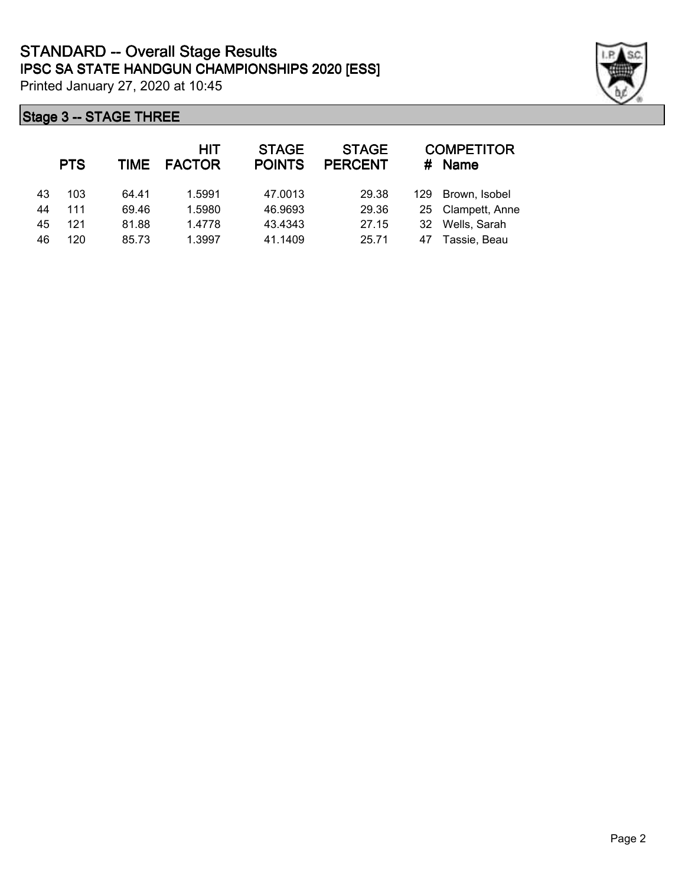# STANDARD -- Overall Stage Results

## IPSC SA STATE HANDGUN CHAMPIONSHIPS 2020 [ESS]

Printed January 27, 2020 at 10:45

### Stage 3 -- STAGE THREE

| | PTS | TIME | HIT FACTOR | STAGE POINTS | STAGE PERCENT | # | COMPETITOR Name |
|---|---|---|---|---|---|---|---|
| 43 | 103 | 64.41 | 1.5991 | 47.0013 | 29.38 | 129 | Brown, Isobel |
| 44 | 111 | 69.46 | 1.5980 | 46.9693 | 29.36 | 25 | Clampett, Anne |
| 45 | 121 | 81.88 | 1.4778 | 43.4343 | 27.15 | 32 | Wells, Sarah |
| 46 | 120 | 85.73 | 1.3997 | 41.1409 | 25.71 | 47 | Tassie, Beau |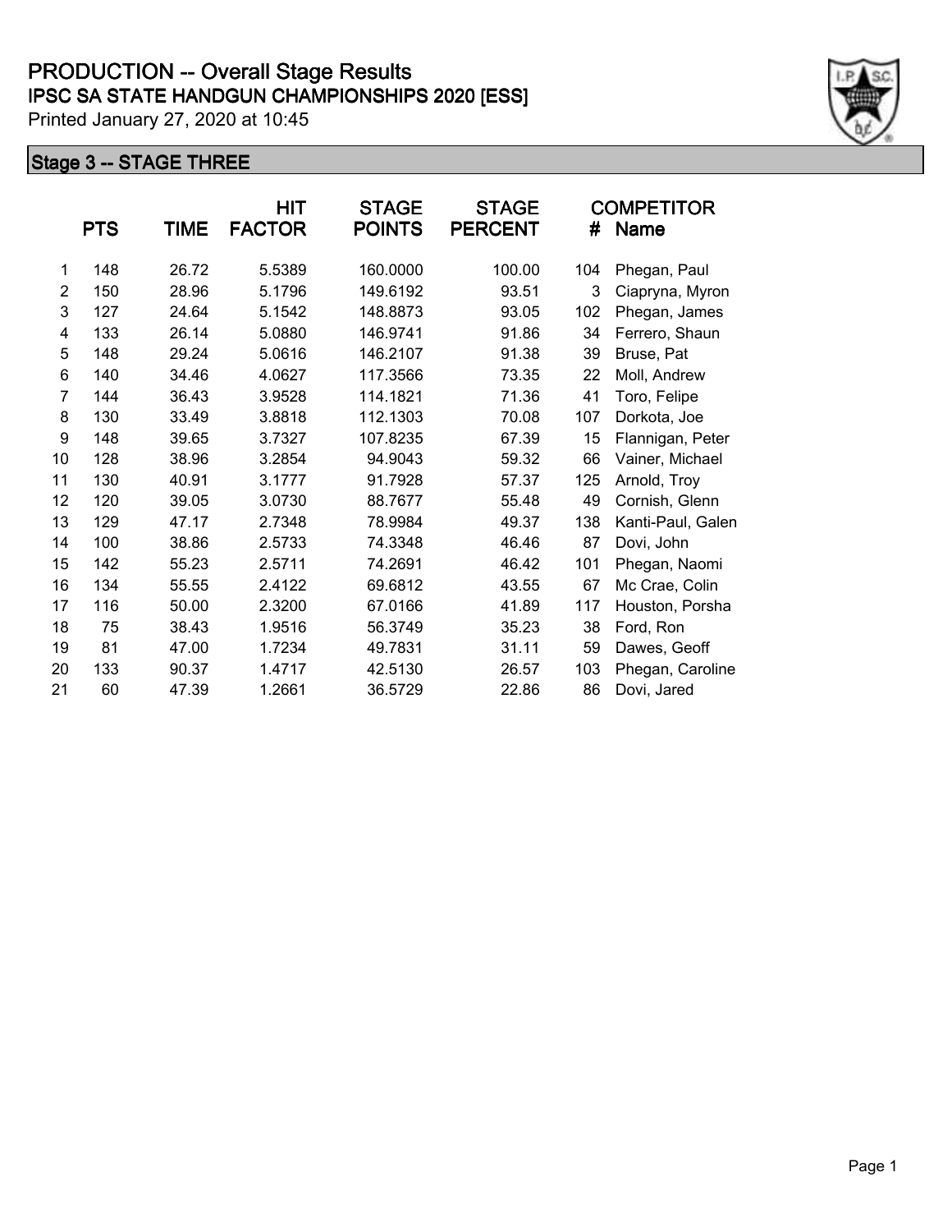# PRODUCTION -- Overall Stage Results

## IPSC SA STATE HANDGUN CHAMPIONSHIPS 2020 [ESS]

Printed January 27, 2020 at 10:45

### Stage 3 -- STAGE THREE

| | PTS | TIME | HIT FACTOR | STAGE POINTS | STAGE PERCENT | # | COMPETITOR Name |
|---|---|---|---|---|---|---|---|
| 1 | 148 | 26.72 | 5.5389 | 160.0000 | 100.00 | 104 | Phegan, Paul |
| 2 | 150 | 28.96 | 5.1796 | 149.6192 | 93.51 | 3 | Ciapryna, Myron |
| 3 | 127 | 24.64 | 5.1542 | 148.8873 | 93.05 | 102 | Phegan, James |
| 4 | 133 | 26.14 | 5.0880 | 146.9741 | 91.86 | 34 | Ferrero, Shaun |
| 5 | 148 | 29.24 | 5.0616 | 146.2107 | 91.38 | 39 | Bruse, Pat |
| 6 | 140 | 34.46 | 4.0627 | 117.3566 | 73.35 | 22 | Moll, Andrew |
| 7 | 144 | 36.43 | 3.9528 | 114.1821 | 71.36 | 41 | Toro, Felipe |
| 8 | 130 | 33.49 | 3.8818 | 112.1303 | 70.08 | 107 | Dorkota, Joe |
| 9 | 148 | 39.65 | 3.7327 | 107.8235 | 67.39 | 15 | Flannigan, Peter |
| 10 | 128 | 38.96 | 3.2854 | 94.9043 | 59.32 | 66 | Vainer, Michael |
| 11 | 130 | 40.91 | 3.1777 | 91.7928 | 57.37 | 125 | Arnold, Troy |
| 12 | 120 | 39.05 | 3.0730 | 88.7677 | 55.48 | 49 | Cornish, Glenn |
| 13 | 129 | 47.17 | 2.7348 | 78.9984 | 49.37 | 138 | Kanti-Paul, Galen |
| 14 | 100 | 38.86 | 2.5733 | 74.3348 | 46.46 | 87 | Dovi, John |
| 15 | 142 | 55.23 | 2.5711 | 74.2691 | 46.42 | 101 | Phegan, Naomi |
| 16 | 134 | 55.55 | 2.4122 | 69.6812 | 43.55 | 67 | Mc Crae, Colin |
| 17 | 116 | 50.00 | 2.3200 | 67.0166 | 41.89 | 117 | Houston, Porsha |
| 18 | 75 | 38.43 | 1.9516 | 56.3749 | 35.23 | 38 | Ford, Ron |
| 19 | 81 | 47.00 | 1.7234 | 49.7831 | 31.11 | 59 | Dawes, Geoff |
| 20 | 133 | 90.37 | 1.4717 | 42.5130 | 26.57 | 103 | Phegan, Caroline |
| 21 | 60 | 47.39 | 1.2661 | 36.5729 | 22.86 | 86 | Dovi, Jared |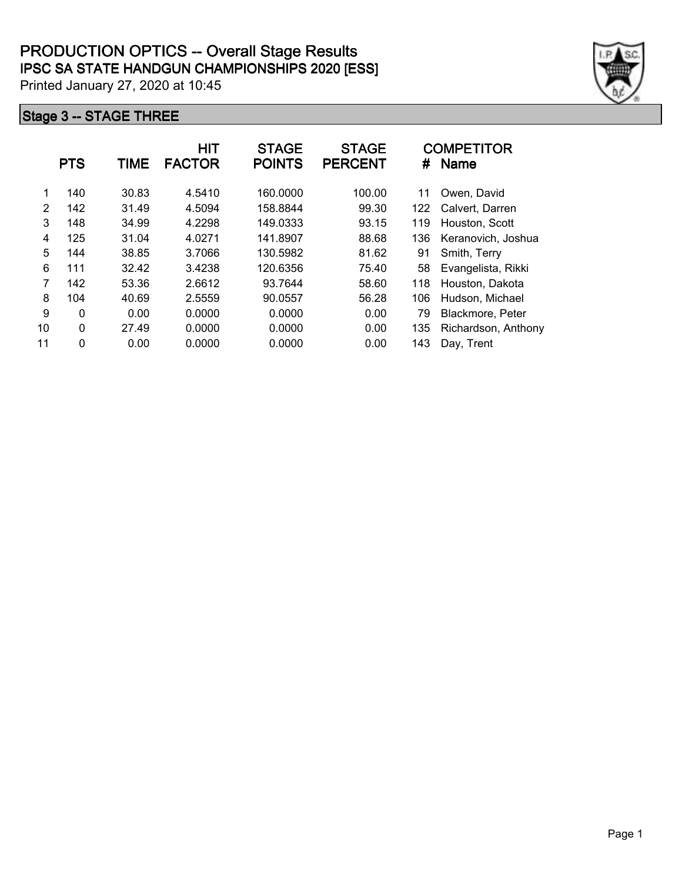# PRODUCTION OPTICS -- Overall Stage Results

## IPSC SA STATE HANDGUN CHAMPIONSHIPS 2020 [ESS]

Printed January 27, 2020 at 10:45

### Stage 3 -- STAGE THREE

| | PTS | TIME | HIT FACTOR | STAGE POINTS | STAGE PERCENT | # | COMPETITOR Name |
|---|---|---|---|---|---|---|---|
| 1 | 140 | 30.83 | 4.5410 | 160.0000 | 100.00 | 11 | Owen, David |
| 2 | 142 | 31.49 | 4.5094 | 158.8844 | 99.30 | 122 | Calvert, Darren |
| 3 | 148 | 34.99 | 4.2298 | 149.0333 | 93.15 | 119 | Houston, Scott |
| 4 | 125 | 31.04 | 4.0271 | 141.8907 | 88.68 | 136 | Keranovich, Joshua |
| 5 | 144 | 38.85 | 3.7066 | 130.5982 | 81.62 | 91 | Smith, Terry |
| 6 | 111 | 32.42 | 3.4238 | 120.6356 | 75.40 | 58 | Evangelista, Rikki |
| 7 | 142 | 53.36 | 2.6612 | 93.7644 | 58.60 | 118 | Houston, Dakota |
| 8 | 104 | 40.69 | 2.5559 | 90.0557 | 56.28 | 106 | Hudson, Michael |
| 9 | 0 | 0.00 | 0.0000 | 0.0000 | 0.00 | 79 | Blackmore, Peter |
| 10 | 0 | 27.49 | 0.0000 | 0.0000 | 0.00 | 135 | Richardson, Anthony |
| 11 | 0 | 0.00 | 0.0000 | 0.0000 | 0.00 | 143 | Day, Trent |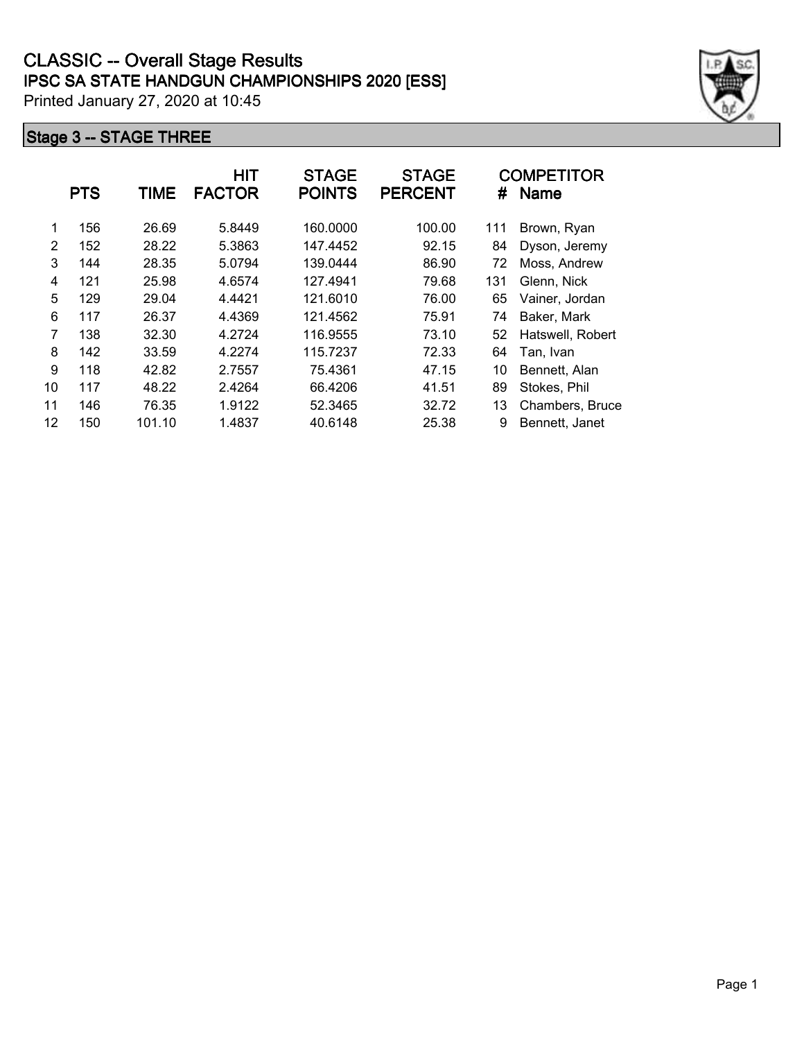# CLASSIC -- Overall Stage Results

## IPSC SA STATE HANDGUN CHAMPIONSHIPS 2020 [ESS]

Printed January 27, 2020 at 10:45

### Stage 3 -- STAGE THREE

| | PTS | TIME | HIT FACTOR | STAGE POINTS | STAGE PERCENT | # | COMPETITOR Name |
|---|---|---|---|---|---|---|---|
| 1 | 156 | 26.69 | 5.8449 | 160.0000 | 100.00 | 111 | Brown, Ryan |
| 2 | 152 | 28.22 | 5.3863 | 147.4452 | 92.15 | 84 | Dyson, Jeremy |
| 3 | 144 | 28.35 | 5.0794 | 139.0444 | 86.90 | 72 | Moss, Andrew |
| 4 | 121 | 25.98 | 4.6574 | 127.4941 | 79.68 | 131 | Glenn, Nick |
| 5 | 129 | 29.04 | 4.4421 | 121.6010 | 76.00 | 65 | Vainer, Jordan |
| 6 | 117 | 26.37 | 4.4369 | 121.4562 | 75.91 | 74 | Baker, Mark |
| 7 | 138 | 32.30 | 4.2724 | 116.9555 | 73.10 | 52 | Hatswell, Robert |
| 8 | 142 | 33.59 | 4.2274 | 115.7237 | 72.33 | 64 | Tan, Ivan |
| 9 | 118 | 42.82 | 2.7557 | 75.4361 | 47.15 | 10 | Bennett, Alan |
| 10 | 117 | 48.22 | 2.4264 | 66.4206 | 41.51 | 89 | Stokes, Phil |
| 11 | 146 | 76.35 | 1.9122 | 52.3465 | 32.72 | 13 | Chambers, Bruce |
| 12 | 150 | 101.10 | 1.4837 | 40.6148 | 25.38 | 9 | Bennett, Janet |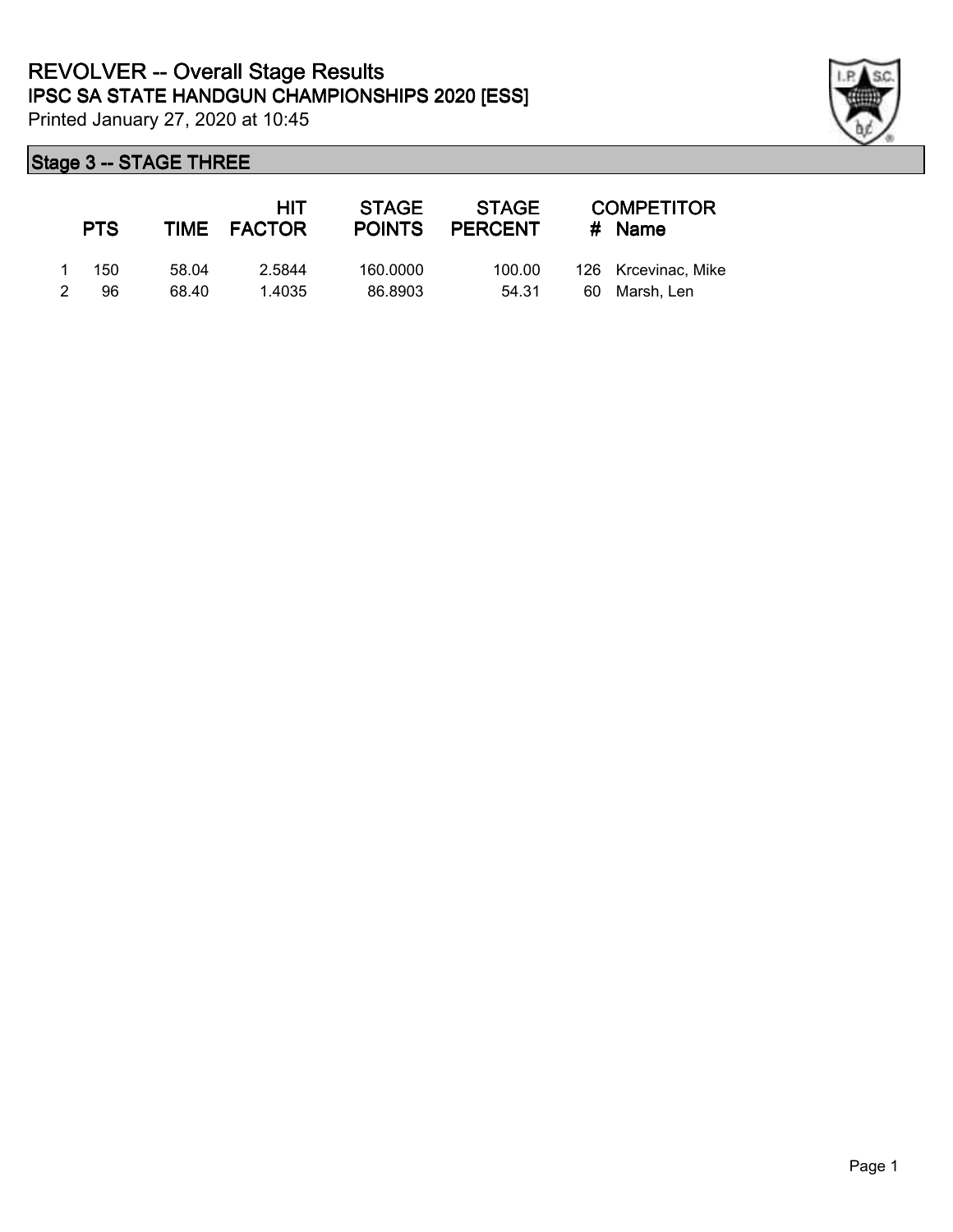# REVOLVER -- Overall Stage Results

## IPSC SA STATE HANDGUN CHAMPIONSHIPS 2020 [ESS]

Printed January 27, 2020 at 10:45

### Stage 3 -- STAGE THREE

| | PTS | TIME | HIT FACTOR | STAGE POINTS | STAGE PERCENT | # | COMPETITOR Name |
|---|---|---|---|---|---|---|---|
| 1 | 150 | 58.04 | 2.5844 | 160.0000 | 100.00 | 126 | Krcevinac, Mike |
| 2 | 96 | 68.40 | 1.4035 | 86.8903 | 54.31 | 60 | Marsh, Len |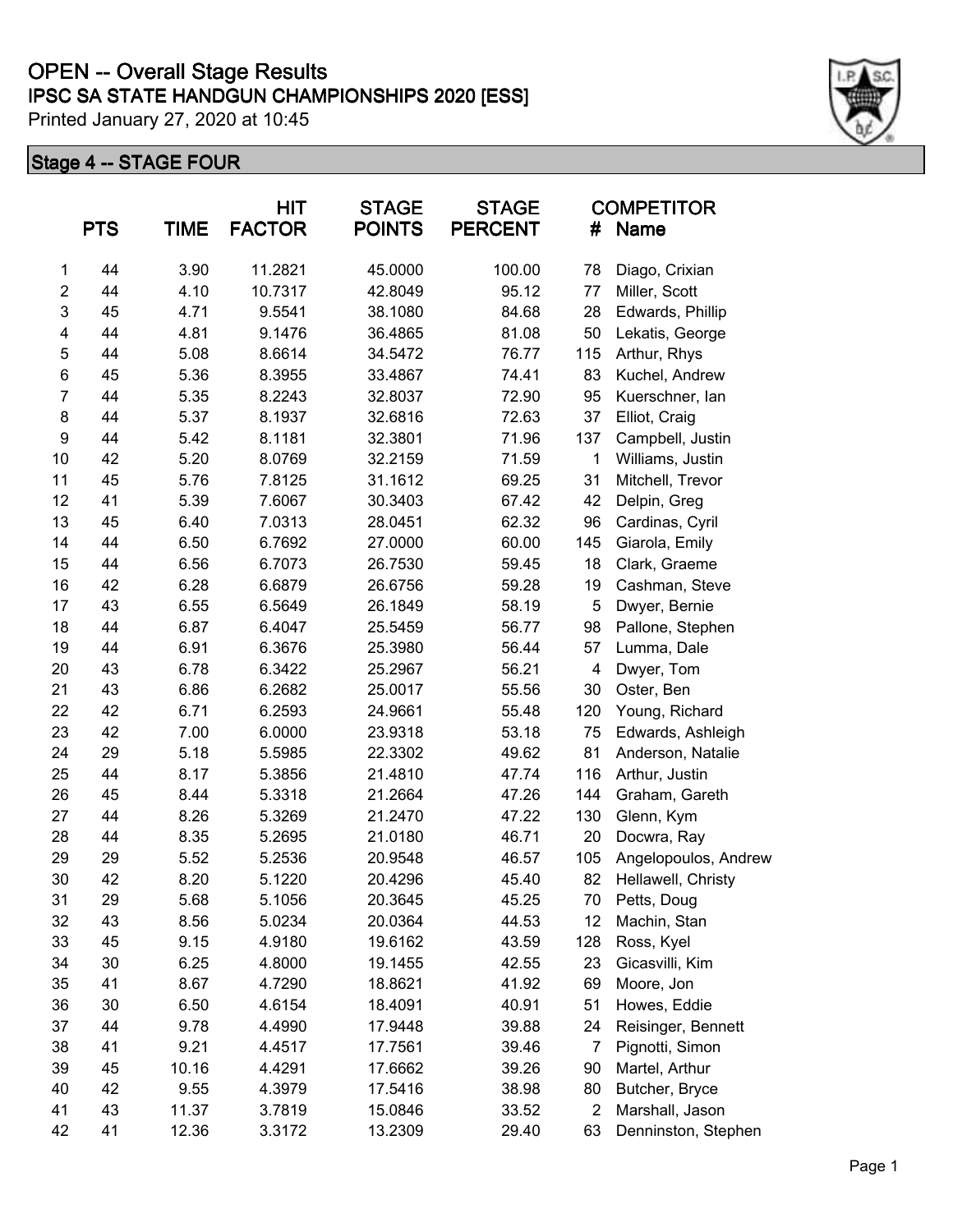# OPEN -- Overall Stage Results

## IPSC SA STATE HANDGUN CHAMPIONSHIPS 2020 [ESS]

Printed January 27, 2020 at 10:45

### Stage 4 -- STAGE FOUR

| | PTS | TIME | HIT FACTOR | STAGE POINTS | STAGE PERCENT | COMPETITOR # | Name |
|---|---|---|---|---|---|---|---|
| 1 | 44 | 3.90 | 11.2821 | 45.0000 | 100.00 | 78 | Diago, Crixian |
| 2 | 44 | 4.10 | 10.7317 | 42.8049 | 95.12 | 77 | Miller, Scott |
| 3 | 45 | 4.71 | 9.5541 | 38.1080 | 84.68 | 28 | Edwards, Phillip |
| 4 | 44 | 4.81 | 9.1476 | 36.4865 | 81.08 | 50 | Lekatis, George |
| 5 | 44 | 5.08 | 8.6614 | 34.5472 | 76.77 | 115 | Arthur, Rhys |
| 6 | 45 | 5.36 | 8.3955 | 33.4867 | 74.41 | 83 | Kuchel, Andrew |
| 7 | 44 | 5.35 | 8.2243 | 32.8037 | 72.90 | 95 | Kuerschner, Ian |
| 8 | 44 | 5.37 | 8.1937 | 32.6816 | 72.63 | 37 | Elliot, Craig |
| 9 | 44 | 5.42 | 8.1181 | 32.3801 | 71.96 | 137 | Campbell, Justin |
| 10 | 42 | 5.20 | 8.0769 | 32.2159 | 71.59 | 1 | Williams, Justin |
| 11 | 45 | 5.76 | 7.8125 | 31.1612 | 69.25 | 31 | Mitchell, Trevor |
| 12 | 41 | 5.39 | 7.6067 | 30.3403 | 67.42 | 42 | Delpin, Greg |
| 13 | 45 | 6.40 | 7.0313 | 28.0451 | 62.32 | 96 | Cardinas, Cyril |
| 14 | 44 | 6.50 | 6.7692 | 27.0000 | 60.00 | 145 | Giarola, Emily |
| 15 | 44 | 6.56 | 6.7073 | 26.7530 | 59.45 | 18 | Clark, Graeme |
| 16 | 42 | 6.28 | 6.6879 | 26.6756 | 59.28 | 19 | Cashman, Steve |
| 17 | 43 | 6.55 | 6.5649 | 26.1849 | 58.19 | 5 | Dwyer, Bernie |
| 18 | 44 | 6.87 | 6.4047 | 25.5459 | 56.77 | 98 | Pallone, Stephen |
| 19 | 44 | 6.91 | 6.3676 | 25.3980 | 56.44 | 57 | Lumma, Dale |
| 20 | 43 | 6.78 | 6.3422 | 25.2967 | 56.21 | 4 | Dwyer, Tom |
| 21 | 43 | 6.86 | 6.2682 | 25.0017 | 55.56 | 30 | Oster, Ben |
| 22 | 42 | 6.71 | 6.2593 | 24.9661 | 55.48 | 120 | Young, Richard |
| 23 | 42 | 7.00 | 6.0000 | 23.9318 | 53.18 | 75 | Edwards, Ashleigh |
| 24 | 29 | 5.18 | 5.5985 | 22.3302 | 49.62 | 81 | Anderson, Natalie |
| 25 | 44 | 8.17 | 5.3856 | 21.4810 | 47.74 | 116 | Arthur, Justin |
| 26 | 45 | 8.44 | 5.3318 | 21.2664 | 47.26 | 144 | Graham, Gareth |
| 27 | 44 | 8.26 | 5.3269 | 21.2470 | 47.22 | 130 | Glenn, Kym |
| 28 | 44 | 8.35 | 5.2695 | 21.0180 | 46.71 | 20 | Docwra, Ray |
| 29 | 29 | 5.52 | 5.2536 | 20.9548 | 46.57 | 105 | Angelopoulos, Andrew |
| 30 | 42 | 8.20 | 5.1220 | 20.4296 | 45.40 | 82 | Hellawell, Christy |
| 31 | 29 | 5.68 | 5.1056 | 20.3645 | 45.25 | 70 | Petts, Doug |
| 32 | 43 | 8.56 | 5.0234 | 20.0364 | 44.53 | 12 | Machin, Stan |
| 33 | 45 | 9.15 | 4.9180 | 19.6162 | 43.59 | 128 | Ross, Kyel |
| 34 | 30 | 6.25 | 4.8000 | 19.1455 | 42.55 | 23 | Gicasvilli, Kim |
| 35 | 41 | 8.67 | 4.7290 | 18.8621 | 41.92 | 69 | Moore, Jon |
| 36 | 30 | 6.50 | 4.6154 | 18.4091 | 40.91 | 51 | Howes, Eddie |
| 37 | 44 | 9.78 | 4.4990 | 17.9448 | 39.88 | 24 | Reisinger, Bennett |
| 38 | 41 | 9.21 | 4.4517 | 17.7561 | 39.46 | 7 | Pignotti, Simon |
| 39 | 45 | 10.16 | 4.4291 | 17.6662 | 39.26 | 90 | Martel, Arthur |
| 40 | 42 | 9.55 | 4.3979 | 17.5416 | 38.98 | 80 | Butcher, Bryce |
| 41 | 43 | 11.37 | 3.7819 | 15.0846 | 33.52 | 2 | Marshall, Jason |
| 42 | 41 | 12.36 | 3.3172 | 13.2309 | 29.40 | 63 | Denninston, Stephen |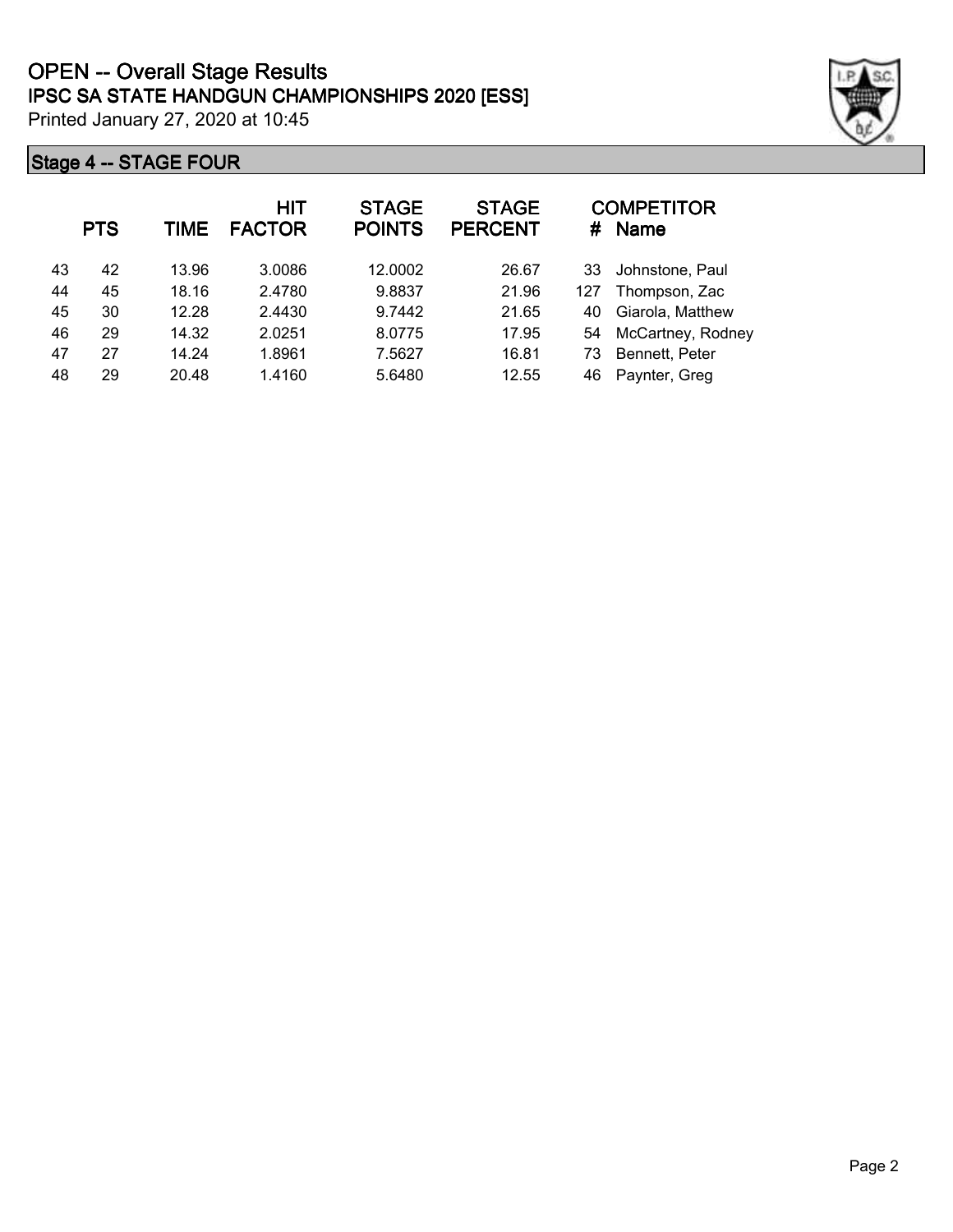# OPEN -- Overall Stage Results

## IPSC SA STATE HANDGUN CHAMPIONSHIPS 2020 [ESS]

Printed January 27, 2020 at 10:45

### Stage 4 -- STAGE FOUR

| | PTS | TIME | HIT FACTOR | STAGE POINTS | STAGE PERCENT | # | COMPETITOR Name |
|---|---|---|---|---|---|---|---|
| 43 | 42 | 13.96 | 3.0086 | 12.0002 | 26.67 | 33 | Johnstone, Paul |
| 44 | 45 | 18.16 | 2.4780 | 9.8837 | 21.96 | 127 | Thompson, Zac |
| 45 | 30 | 12.28 | 2.4430 | 9.7442 | 21.65 | 40 | Giarola, Matthew |
| 46 | 29 | 14.32 | 2.0251 | 8.0775 | 17.95 | 54 | McCartney, Rodney |
| 47 | 27 | 14.24 | 1.8961 | 7.5627 | 16.81 | 73 | Bennett, Peter |
| 48 | 29 | 20.48 | 1.4160 | 5.6480 | 12.55 | 46 | Paynter, Greg |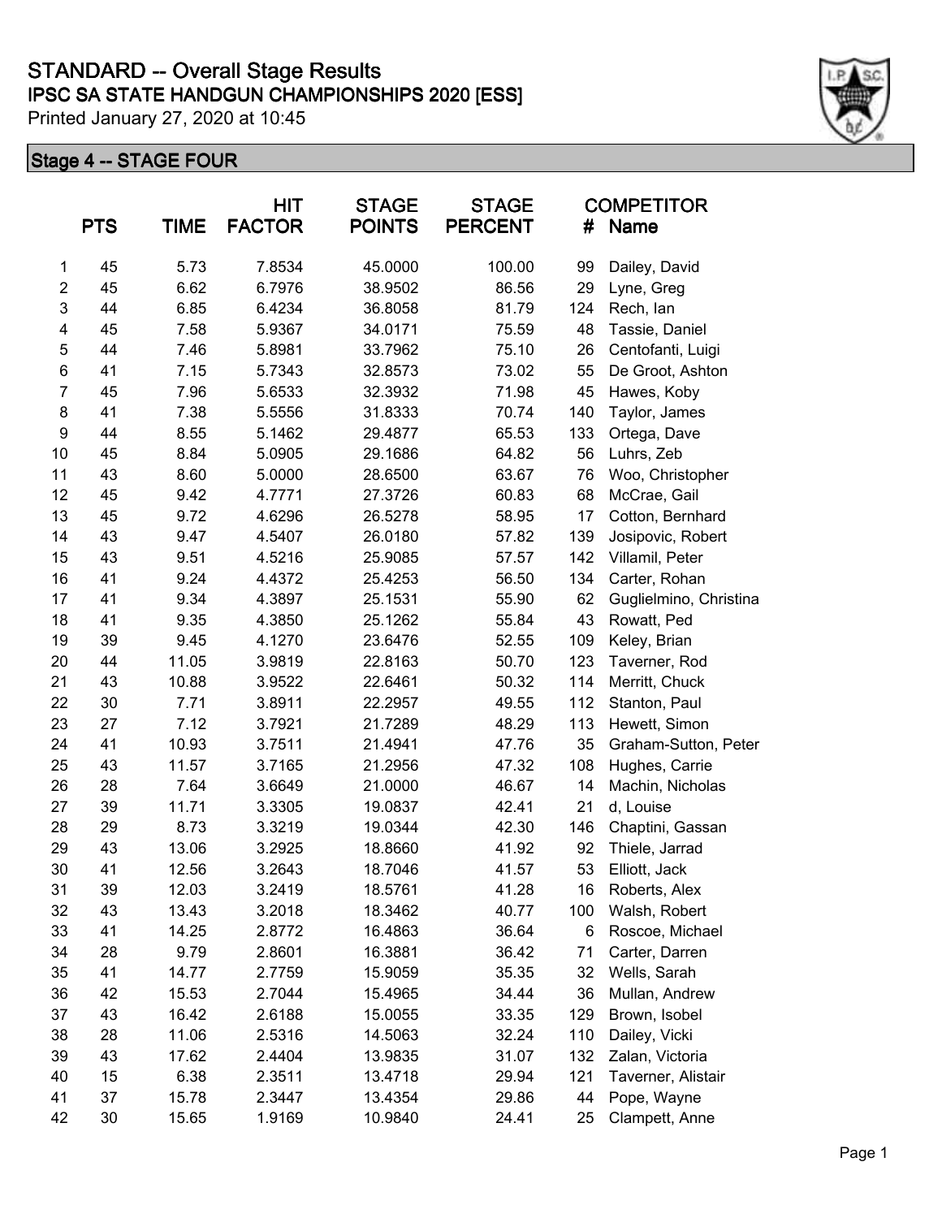# STANDARD -- Overall Stage Results

## IPSC SA STATE HANDGUN CHAMPIONSHIPS 2020 [ESS]

Printed January 27, 2020 at 10:45

### Stage 4 -- STAGE FOUR

| | PTS | TIME | HIT FACTOR | STAGE POINTS | STAGE PERCENT | COMPETITOR # | Name |
|---|---|---|---|---|---|---|---|
| 1 | 45 | 5.73 | 7.8534 | 45.0000 | 100.00 | 99 | Dailey, David |
| 2 | 45 | 6.62 | 6.7976 | 38.9502 | 86.56 | 29 | Lyne, Greg |
| 3 | 44 | 6.85 | 6.4234 | 36.8058 | 81.79 | 124 | Rech, Ian |
| 4 | 45 | 7.58 | 5.9367 | 34.0171 | 75.59 | 48 | Tassie, Daniel |
| 5 | 44 | 7.46 | 5.8981 | 33.7962 | 75.10 | 26 | Centofanti, Luigi |
| 6 | 41 | 7.15 | 5.7343 | 32.8573 | 73.02 | 55 | De Groot, Ashton |
| 7 | 45 | 7.96 | 5.6533 | 32.3932 | 71.98 | 45 | Hawes, Koby |
| 8 | 41 | 7.38 | 5.5556 | 31.8333 | 70.74 | 140 | Taylor, James |
| 9 | 44 | 8.55 | 5.1462 | 29.4877 | 65.53 | 133 | Ortega, Dave |
| 10 | 45 | 8.84 | 5.0905 | 29.1686 | 64.82 | 56 | Luhrs, Zeb |
| 11 | 43 | 8.60 | 5.0000 | 28.6500 | 63.67 | 76 | Woo, Christopher |
| 12 | 45 | 9.42 | 4.7771 | 27.3726 | 60.83 | 68 | McCrae, Gail |
| 13 | 45 | 9.72 | 4.6296 | 26.5278 | 58.95 | 17 | Cotton, Bernhard |
| 14 | 43 | 9.47 | 4.5407 | 26.0180 | 57.82 | 139 | Josipovic, Robert |
| 15 | 43 | 9.51 | 4.5216 | 25.9085 | 57.57 | 142 | Villamil, Peter |
| 16 | 41 | 9.24 | 4.4372 | 25.4253 | 56.50 | 134 | Carter, Rohan |
| 17 | 41 | 9.34 | 4.3897 | 25.1531 | 55.90 | 62 | Guglielmino, Christina |
| 18 | 41 | 9.35 | 4.3850 | 25.1262 | 55.84 | 43 | Rowatt, Ped |
| 19 | 39 | 9.45 | 4.1270 | 23.6476 | 52.55 | 109 | Keley, Brian |
| 20 | 44 | 11.05 | 3.9819 | 22.8163 | 50.70 | 123 | Taverner, Rod |
| 21 | 43 | 10.88 | 3.9522 | 22.6461 | 50.32 | 114 | Merritt, Chuck |
| 22 | 30 | 7.71 | 3.8911 | 22.2957 | 49.55 | 112 | Stanton, Paul |
| 23 | 27 | 7.12 | 3.7921 | 21.7289 | 48.29 | 113 | Hewett, Simon |
| 24 | 41 | 10.93 | 3.7511 | 21.4941 | 47.76 | 35 | Graham-Sutton, Peter |
| 25 | 43 | 11.57 | 3.7165 | 21.2956 | 47.32 | 108 | Hughes, Carrie |
| 26 | 28 | 7.64 | 3.6649 | 21.0000 | 46.67 | 14 | Machin, Nicholas |
| 27 | 39 | 11.71 | 3.3305 | 19.0837 | 42.41 | 21 | d, Louise |
| 28 | 29 | 8.73 | 3.3219 | 19.0344 | 42.30 | 146 | Chaptini, Gassan |
| 29 | 43 | 13.06 | 3.2925 | 18.8660 | 41.92 | 92 | Thiele, Jarrad |
| 30 | 41 | 12.56 | 3.2643 | 18.7046 | 41.57 | 53 | Elliott, Jack |
| 31 | 39 | 12.03 | 3.2419 | 18.5761 | 41.28 | 16 | Roberts, Alex |
| 32 | 43 | 13.43 | 3.2018 | 18.3462 | 40.77 | 100 | Walsh, Robert |
| 33 | 41 | 14.25 | 2.8772 | 16.4863 | 36.64 | 6 | Roscoe, Michael |
| 34 | 28 | 9.79 | 2.8601 | 16.3881 | 36.42 | 71 | Carter, Darren |
| 35 | 41 | 14.77 | 2.7759 | 15.9059 | 35.35 | 32 | Wells, Sarah |
| 36 | 42 | 15.53 | 2.7044 | 15.4965 | 34.44 | 36 | Mullan, Andrew |
| 37 | 43 | 16.42 | 2.6188 | 15.0055 | 33.35 | 129 | Brown, Isobel |
| 38 | 28 | 11.06 | 2.5316 | 14.5063 | 32.24 | 110 | Dailey, Vicki |
| 39 | 43 | 17.62 | 2.4404 | 13.9835 | 31.07 | 132 | Zalan, Victoria |
| 40 | 15 | 6.38 | 2.3511 | 13.4718 | 29.94 | 121 | Taverner, Alistair |
| 41 | 37 | 15.78 | 2.3447 | 13.4354 | 29.86 | 44 | Pope, Wayne |
| 42 | 30 | 15.65 | 1.9169 | 10.9840 | 24.41 | 25 | Clampett, Anne |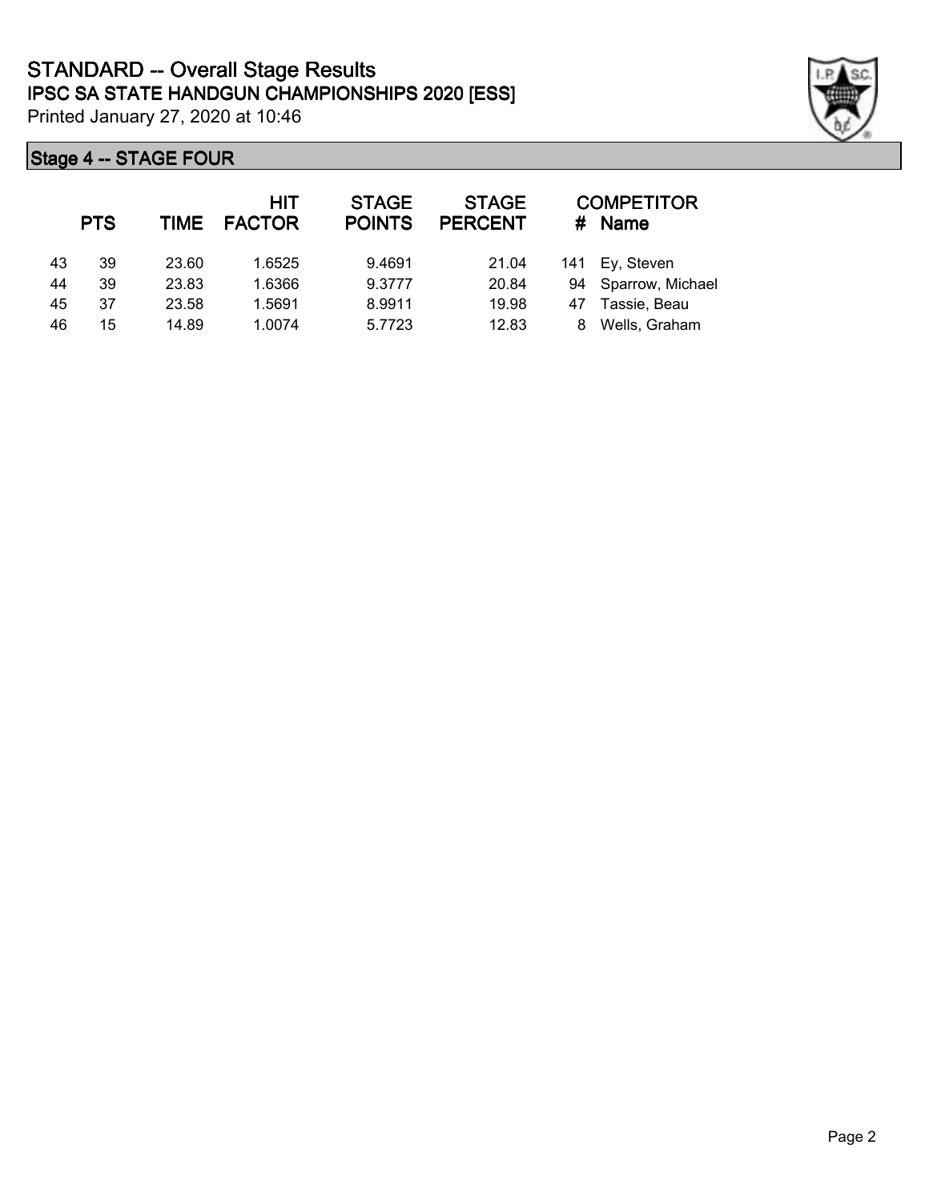# STANDARD -- Overall Stage Results

## IPSC SA STATE HANDGUN CHAMPIONSHIPS 2020 [ESS]

Printed January 27, 2020 at 10:46

### Stage 4 -- STAGE FOUR

| | PTS | TIME | HIT FACTOR | STAGE POINTS | STAGE PERCENT | # | COMPETITOR Name |
|---|---|---|---|---|---|---|---|
| 43 | 39 | 23.60 | 1.6525 | 9.4691 | 21.04 | 141 | Ey, Steven |
| 44 | 39 | 23.83 | 1.6366 | 9.3777 | 20.84 | 94 | Sparrow, Michael |
| 45 | 37 | 23.58 | 1.5691 | 8.9911 | 19.98 | 47 | Tassie, Beau |
| 46 | 15 | 14.89 | 1.0074 | 5.7723 | 12.83 | 8 | Wells, Graham |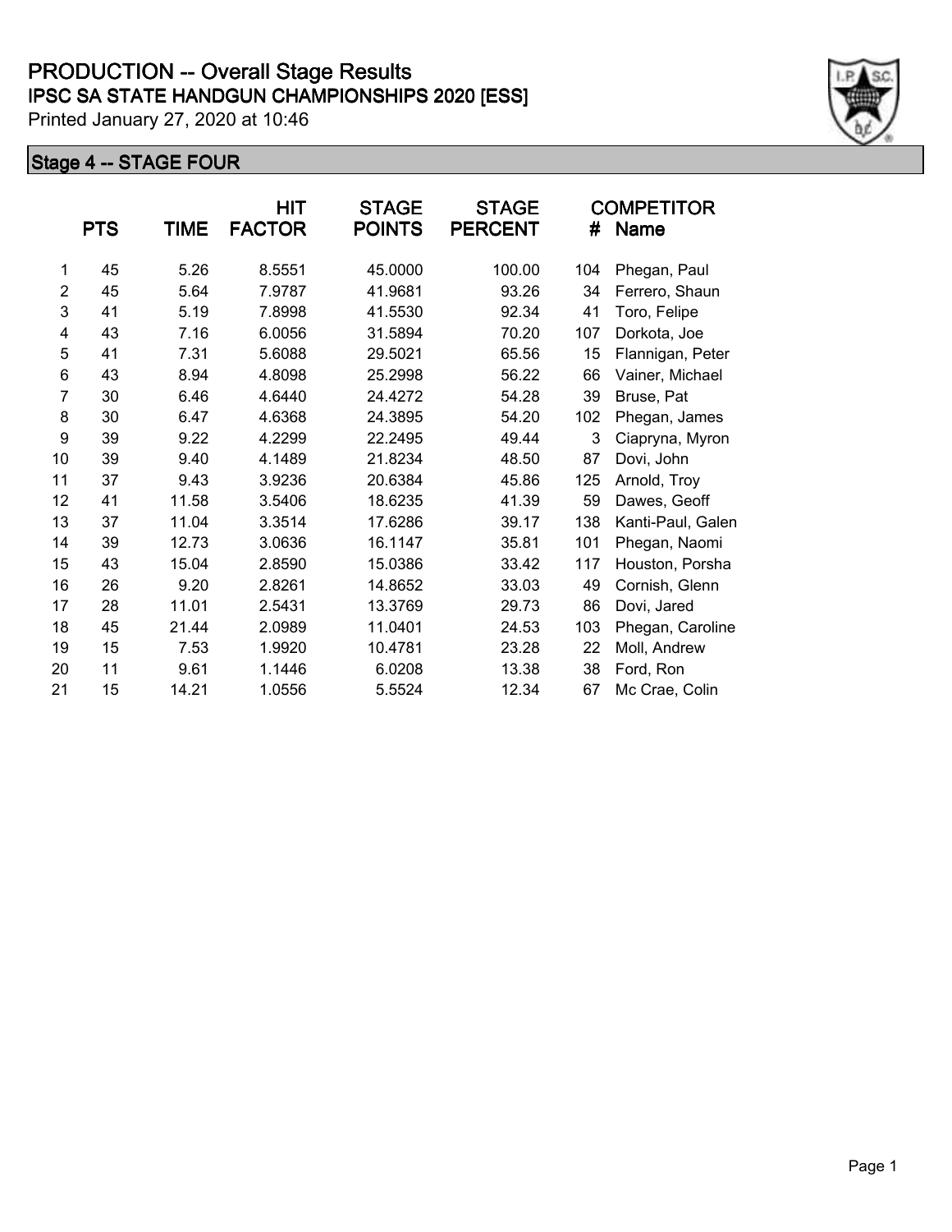# PRODUCTION -- Overall Stage Results

## IPSC SA STATE HANDGUN CHAMPIONSHIPS 2020 [ESS]

Printed January 27, 2020 at 10:46

### Stage 4 -- STAGE FOUR

| | PTS | TIME | HIT FACTOR | STAGE POINTS | STAGE PERCENT | # | COMPETITOR Name |
|---|---|---|---|---|---|---|---|
| 1 | 45 | 5.26 | 8.5551 | 45.0000 | 100.00 | 104 | Phegan, Paul |
| 2 | 45 | 5.64 | 7.9787 | 41.9681 | 93.26 | 34 | Ferrero, Shaun |
| 3 | 41 | 5.19 | 7.8998 | 41.5530 | 92.34 | 41 | Toro, Felipe |
| 4 | 43 | 7.16 | 6.0056 | 31.5894 | 70.20 | 107 | Dorkota, Joe |
| 5 | 41 | 7.31 | 5.6088 | 29.5021 | 65.56 | 15 | Flannigan, Peter |
| 6 | 43 | 8.94 | 4.8098 | 25.2998 | 56.22 | 66 | Vainer, Michael |
| 7 | 30 | 6.46 | 4.6440 | 24.4272 | 54.28 | 39 | Bruse, Pat |
| 8 | 30 | 6.47 | 4.6368 | 24.3895 | 54.20 | 102 | Phegan, James |
| 9 | 39 | 9.22 | 4.2299 | 22.2495 | 49.44 | 3 | Ciapryna, Myron |
| 10 | 39 | 9.40 | 4.1489 | 21.8234 | 48.50 | 87 | Dovi, John |
| 11 | 37 | 9.43 | 3.9236 | 20.6384 | 45.86 | 125 | Arnold, Troy |
| 12 | 41 | 11.58 | 3.5406 | 18.6235 | 41.39 | 59 | Dawes, Geoff |
| 13 | 37 | 11.04 | 3.3514 | 17.6286 | 39.17 | 138 | Kanti-Paul, Galen |
| 14 | 39 | 12.73 | 3.0636 | 16.1147 | 35.81 | 101 | Phegan, Naomi |
| 15 | 43 | 15.04 | 2.8590 | 15.0386 | 33.42 | 117 | Houston, Porsha |
| 16 | 26 | 9.20 | 2.8261 | 14.8652 | 33.03 | 49 | Cornish, Glenn |
| 17 | 28 | 11.01 | 2.5431 | 13.3769 | 29.73 | 86 | Dovi, Jared |
| 18 | 45 | 21.44 | 2.0989 | 11.0401 | 24.53 | 103 | Phegan, Caroline |
| 19 | 15 | 7.53 | 1.9920 | 10.4781 | 23.28 | 22 | Moll, Andrew |
| 20 | 11 | 9.61 | 1.1446 | 6.0208 | 13.38 | 38 | Ford, Ron |
| 21 | 15 | 14.21 | 1.0556 | 5.5524 | 12.34 | 67 | Mc Crae, Colin |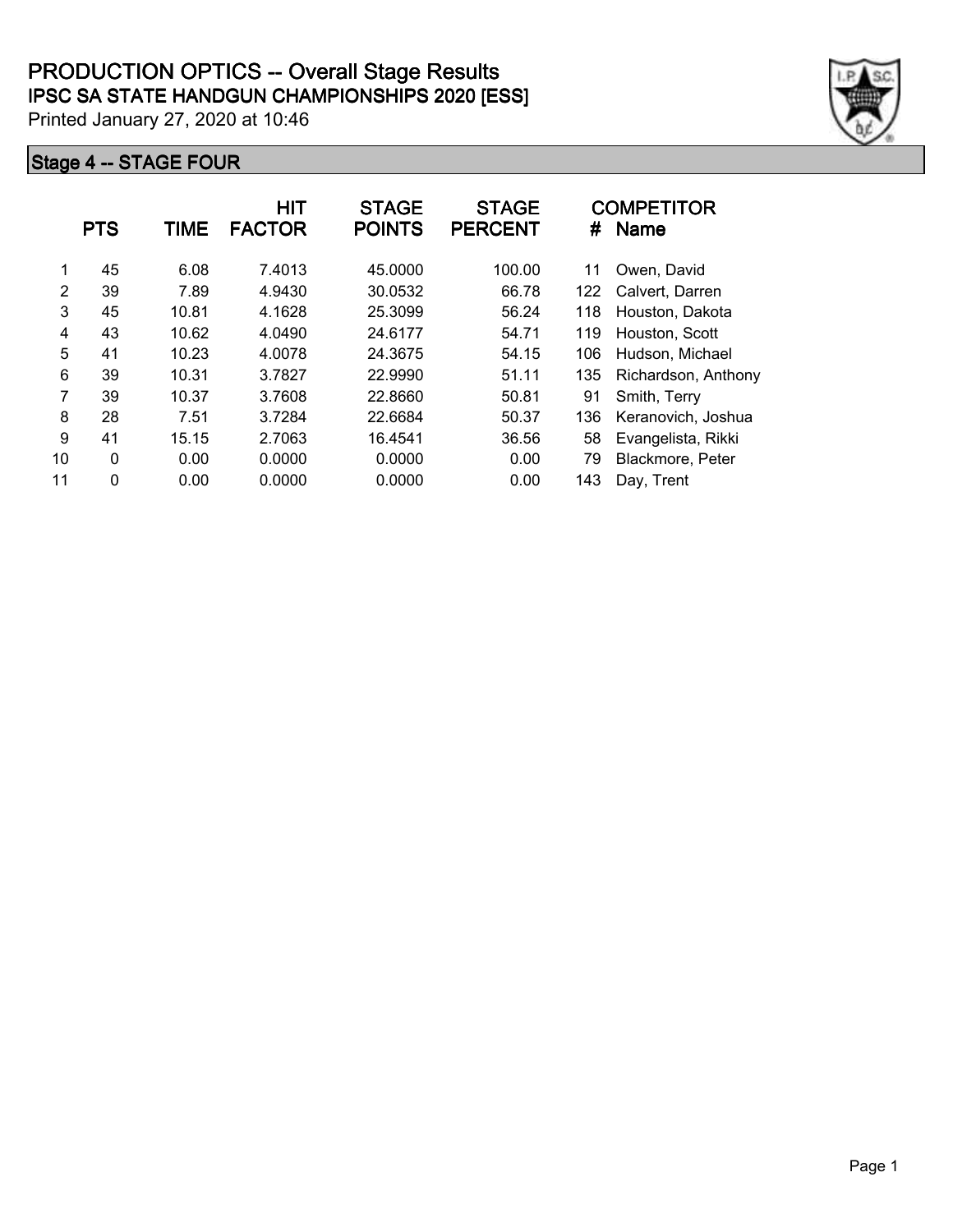# PRODUCTION OPTICS -- Overall Stage Results

## IPSC SA STATE HANDGUN CHAMPIONSHIPS 2020 [ESS]

Printed January 27, 2020 at 10:46

### Stage 4 -- STAGE FOUR

| | PTS | TIME | HIT FACTOR | STAGE POINTS | STAGE PERCENT | # | COMPETITOR Name |
|---|---|---|---|---|---|---|---|
| 1 | 45 | 6.08 | 7.4013 | 45.0000 | 100.00 | 11 | Owen, David |
| 2 | 39 | 7.89 | 4.9430 | 30.0532 | 66.78 | 122 | Calvert, Darren |
| 3 | 45 | 10.81 | 4.1628 | 25.3099 | 56.24 | 118 | Houston, Dakota |
| 4 | 43 | 10.62 | 4.0490 | 24.6177 | 54.71 | 119 | Houston, Scott |
| 5 | 41 | 10.23 | 4.0078 | 24.3675 | 54.15 | 106 | Hudson, Michael |
| 6 | 39 | 10.31 | 3.7827 | 22.9990 | 51.11 | 135 | Richardson, Anthony |
| 7 | 39 | 10.37 | 3.7608 | 22.8660 | 50.81 | 91 | Smith, Terry |
| 8 | 28 | 7.51 | 3.7284 | 22.6684 | 50.37 | 136 | Keranovich, Joshua |
| 9 | 41 | 15.15 | 2.7063 | 16.4541 | 36.56 | 58 | Evangelista, Rikki |
| 10 | 0 | 0.00 | 0.0000 | 0.0000 | 0.00 | 79 | Blackmore, Peter |
| 11 | 0 | 0.00 | 0.0000 | 0.0000 | 0.00 | 143 | Day, Trent |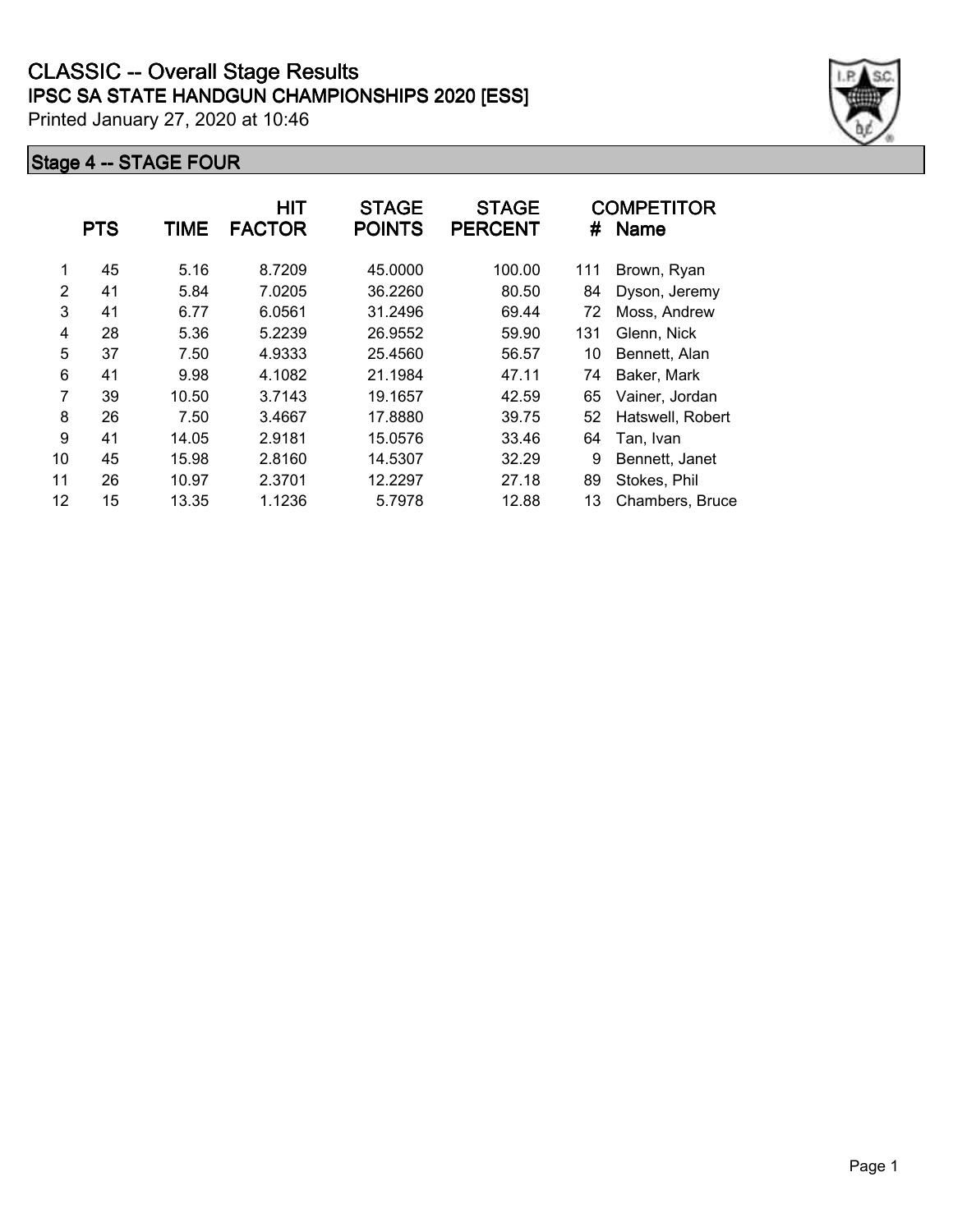# CLASSIC -- Overall Stage Results

## IPSC SA STATE HANDGUN CHAMPIONSHIPS 2020 [ESS]

Printed January 27, 2020 at 10:46

### Stage 4 -- STAGE FOUR

| | PTS | TIME | HIT FACTOR | STAGE POINTS | STAGE PERCENT | COMPETITOR # | Name |
|---|---|---|---|---|---|---|---|
| 1 | 45 | 5.16 | 8.7209 | 45.0000 | 100.00 | 111 | Brown, Ryan |
| 2 | 41 | 5.84 | 7.0205 | 36.2260 | 80.50 | 84 | Dyson, Jeremy |
| 3 | 41 | 6.77 | 6.0561 | 31.2496 | 69.44 | 72 | Moss, Andrew |
| 4 | 28 | 5.36 | 5.2239 | 26.9552 | 59.90 | 131 | Glenn, Nick |
| 5 | 37 | 7.50 | 4.9333 | 25.4560 | 56.57 | 10 | Bennett, Alan |
| 6 | 41 | 9.98 | 4.1082 | 21.1984 | 47.11 | 74 | Baker, Mark |
| 7 | 39 | 10.50 | 3.7143 | 19.1657 | 42.59 | 65 | Vainer, Jordan |
| 8 | 26 | 7.50 | 3.4667 | 17.8880 | 39.75 | 52 | Hatswell, Robert |
| 9 | 41 | 14.05 | 2.9181 | 15.0576 | 33.46 | 64 | Tan, Ivan |
| 10 | 45 | 15.98 | 2.8160 | 14.5307 | 32.29 | 9 | Bennett, Janet |
| 11 | 26 | 10.97 | 2.3701 | 12.2297 | 27.18 | 89 | Stokes, Phil |
| 12 | 15 | 13.35 | 1.1236 | 5.7978 | 12.88 | 13 | Chambers, Bruce |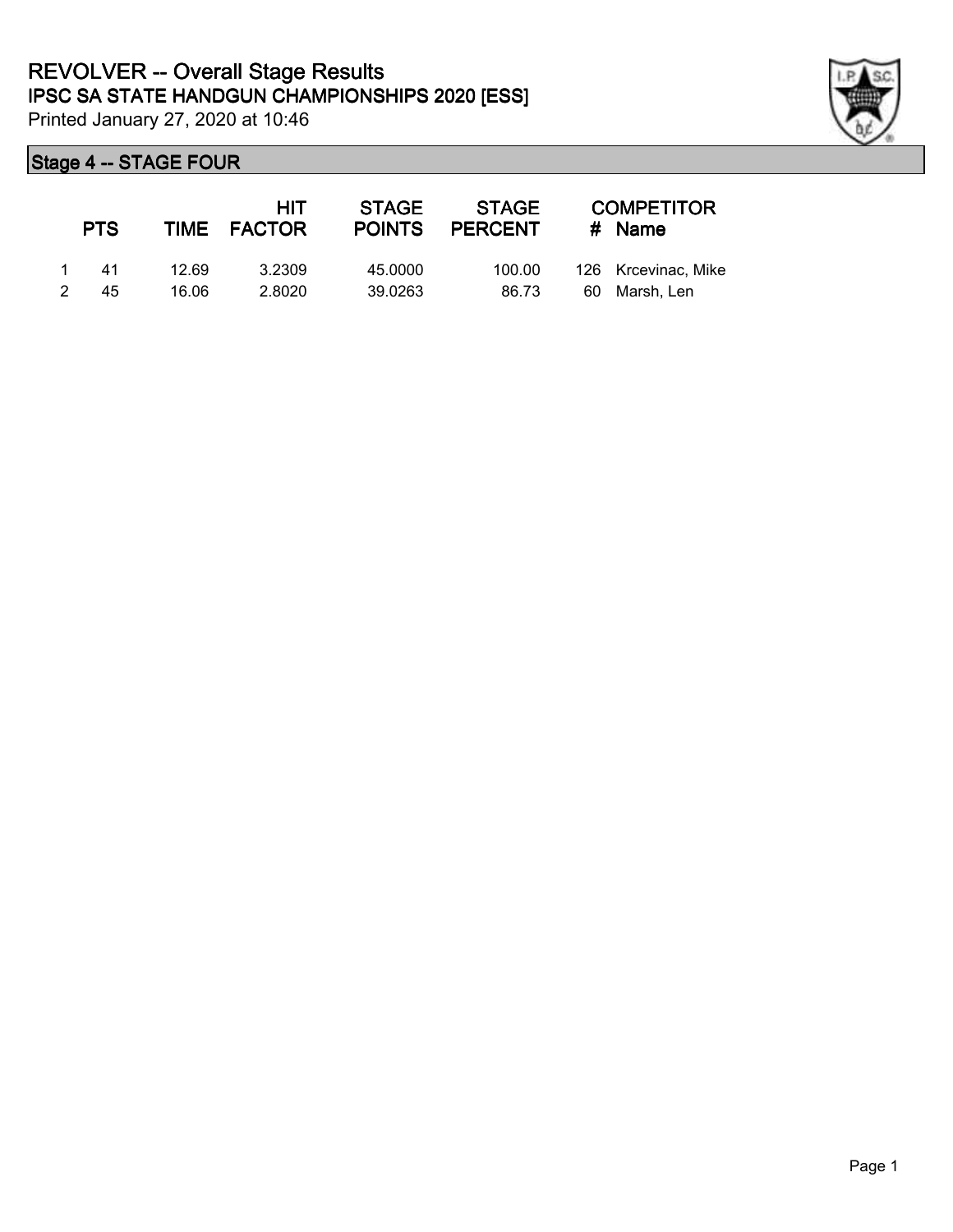# REVOLVER -- Overall Stage Results

## IPSC SA STATE HANDGUN CHAMPIONSHIPS 2020 [ESS]

Printed January 27, 2020 at 10:46

### Stage 4 -- STAGE FOUR

| | PTS | TIME | HIT FACTOR | STAGE POINTS | STAGE PERCENT | # | COMPETITOR Name |
|---|---|---|---|---|---|---|---|
| 1 | 41 | 12.69 | 3.2309 | 45.0000 | 100.00 | 126 | Krcevinac, Mike |
| 2 | 45 | 16.06 | 2.8020 | 39.0263 | 86.73 | 60 | Marsh, Len |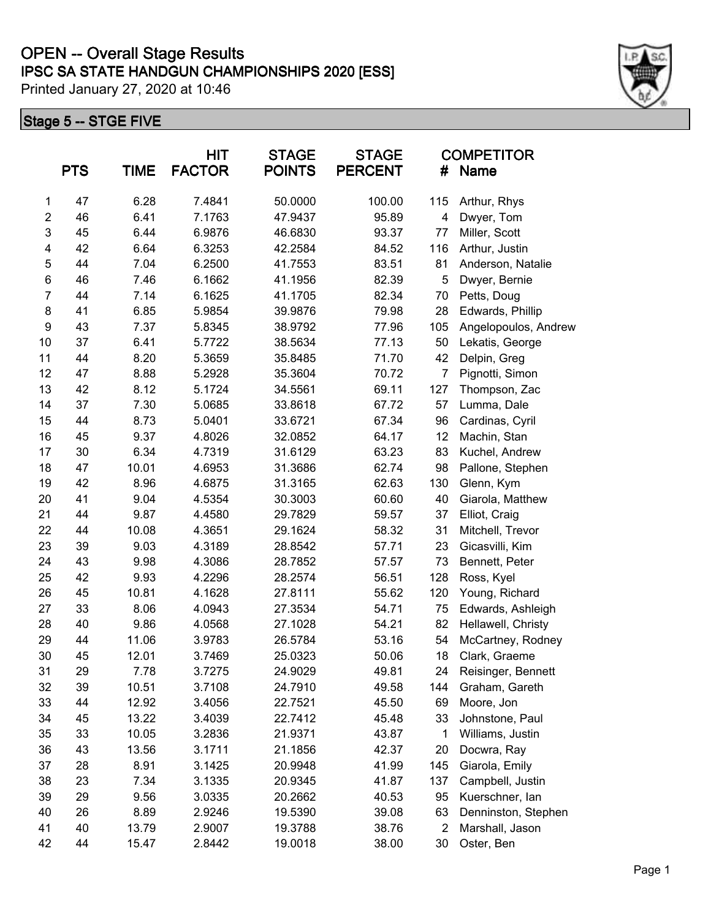# OPEN -- Overall Stage Results

## IPSC SA STATE HANDGUN CHAMPIONSHIPS 2020 [ESS]

Printed January 27, 2020 at 10:46

### Stage 5 -- STGE FIVE

| | PTS | TIME | HIT FACTOR | STAGE POINTS | STAGE PERCENT | COMPETITOR # | Name |
|---|---|---|---|---|---|---|---|
| 1 | 47 | 6.28 | 7.4841 | 50.0000 | 100.00 | 115 | Arthur, Rhys |
| 2 | 46 | 6.41 | 7.1763 | 47.9437 | 95.89 | 4 | Dwyer, Tom |
| 3 | 45 | 6.44 | 6.9876 | 46.6830 | 93.37 | 77 | Miller, Scott |
| 4 | 42 | 6.64 | 6.3253 | 42.2584 | 84.52 | 116 | Arthur, Justin |
| 5 | 44 | 7.04 | 6.2500 | 41.7553 | 83.51 | 81 | Anderson, Natalie |
| 6 | 46 | 7.46 | 6.1662 | 41.1956 | 82.39 | 5 | Dwyer, Bernie |
| 7 | 44 | 7.14 | 6.1625 | 41.1705 | 82.34 | 70 | Petts, Doug |
| 8 | 41 | 6.85 | 5.9854 | 39.9876 | 79.98 | 28 | Edwards, Phillip |
| 9 | 43 | 7.37 | 5.8345 | 38.9792 | 77.96 | 105 | Angelopoulos, Andrew |
| 10 | 37 | 6.41 | 5.7722 | 38.5634 | 77.13 | 50 | Lekatis, George |
| 11 | 44 | 8.20 | 5.3659 | 35.8485 | 71.70 | 42 | Delpin, Greg |
| 12 | 47 | 8.88 | 5.2928 | 35.3604 | 70.72 | 7 | Pignotti, Simon |
| 13 | 42 | 8.12 | 5.1724 | 34.5561 | 69.11 | 127 | Thompson, Zac |
| 14 | 37 | 7.30 | 5.0685 | 33.8618 | 67.72 | 57 | Lumma, Dale |
| 15 | 44 | 8.73 | 5.0401 | 33.6721 | 67.34 | 96 | Cardinas, Cyril |
| 16 | 45 | 9.37 | 4.8026 | 32.0852 | 64.17 | 12 | Machin, Stan |
| 17 | 30 | 6.34 | 4.7319 | 31.6129 | 63.23 | 83 | Kuchel, Andrew |
| 18 | 47 | 10.01 | 4.6953 | 31.3686 | 62.74 | 98 | Pallone, Stephen |
| 19 | 42 | 8.96 | 4.6875 | 31.3165 | 62.63 | 130 | Glenn, Kym |
| 20 | 41 | 9.04 | 4.5354 | 30.3003 | 60.60 | 40 | Giarola, Matthew |
| 21 | 44 | 9.87 | 4.4580 | 29.7829 | 59.57 | 37 | Elliot, Craig |
| 22 | 44 | 10.08 | 4.3651 | 29.1624 | 58.32 | 31 | Mitchell, Trevor |
| 23 | 39 | 9.03 | 4.3189 | 28.8542 | 57.71 | 23 | Gicasvilli, Kim |
| 24 | 43 | 9.98 | 4.3086 | 28.7852 | 57.57 | 73 | Bennett, Peter |
| 25 | 42 | 9.93 | 4.2296 | 28.2574 | 56.51 | 128 | Ross, Kyel |
| 26 | 45 | 10.81 | 4.1628 | 27.8111 | 55.62 | 120 | Young, Richard |
| 27 | 33 | 8.06 | 4.0943 | 27.3534 | 54.71 | 75 | Edwards, Ashleigh |
| 28 | 40 | 9.86 | 4.0568 | 27.1028 | 54.21 | 82 | Hellawell, Christy |
| 29 | 44 | 11.06 | 3.9783 | 26.5784 | 53.16 | 54 | McCartney, Rodney |
| 30 | 45 | 12.01 | 3.7469 | 25.0323 | 50.06 | 18 | Clark, Graeme |
| 31 | 29 | 7.78 | 3.7275 | 24.9029 | 49.81 | 24 | Reisinger, Bennett |
| 32 | 39 | 10.51 | 3.7108 | 24.7910 | 49.58 | 144 | Graham, Gareth |
| 33 | 44 | 12.92 | 3.4056 | 22.7521 | 45.50 | 69 | Moore, Jon |
| 34 | 45 | 13.22 | 3.4039 | 22.7412 | 45.48 | 33 | Johnstone, Paul |
| 35 | 33 | 10.05 | 3.2836 | 21.9371 | 43.87 | 1 | Williams, Justin |
| 36 | 43 | 13.56 | 3.1711 | 21.1856 | 42.37 | 20 | Docwra, Ray |
| 37 | 28 | 8.91 | 3.1425 | 20.9948 | 41.99 | 145 | Giarola, Emily |
| 38 | 23 | 7.34 | 3.1335 | 20.9345 | 41.87 | 137 | Campbell, Justin |
| 39 | 29 | 9.56 | 3.0335 | 20.2662 | 40.53 | 95 | Kuerschner, Ian |
| 40 | 26 | 8.89 | 2.9246 | 19.5390 | 39.08 | 63 | Denninston, Stephen |
| 41 | 40 | 13.79 | 2.9007 | 19.3788 | 38.76 | 2 | Marshall, Jason |
| 42 | 44 | 15.47 | 2.8442 | 19.0018 | 38.00 | 30 | Oster, Ben |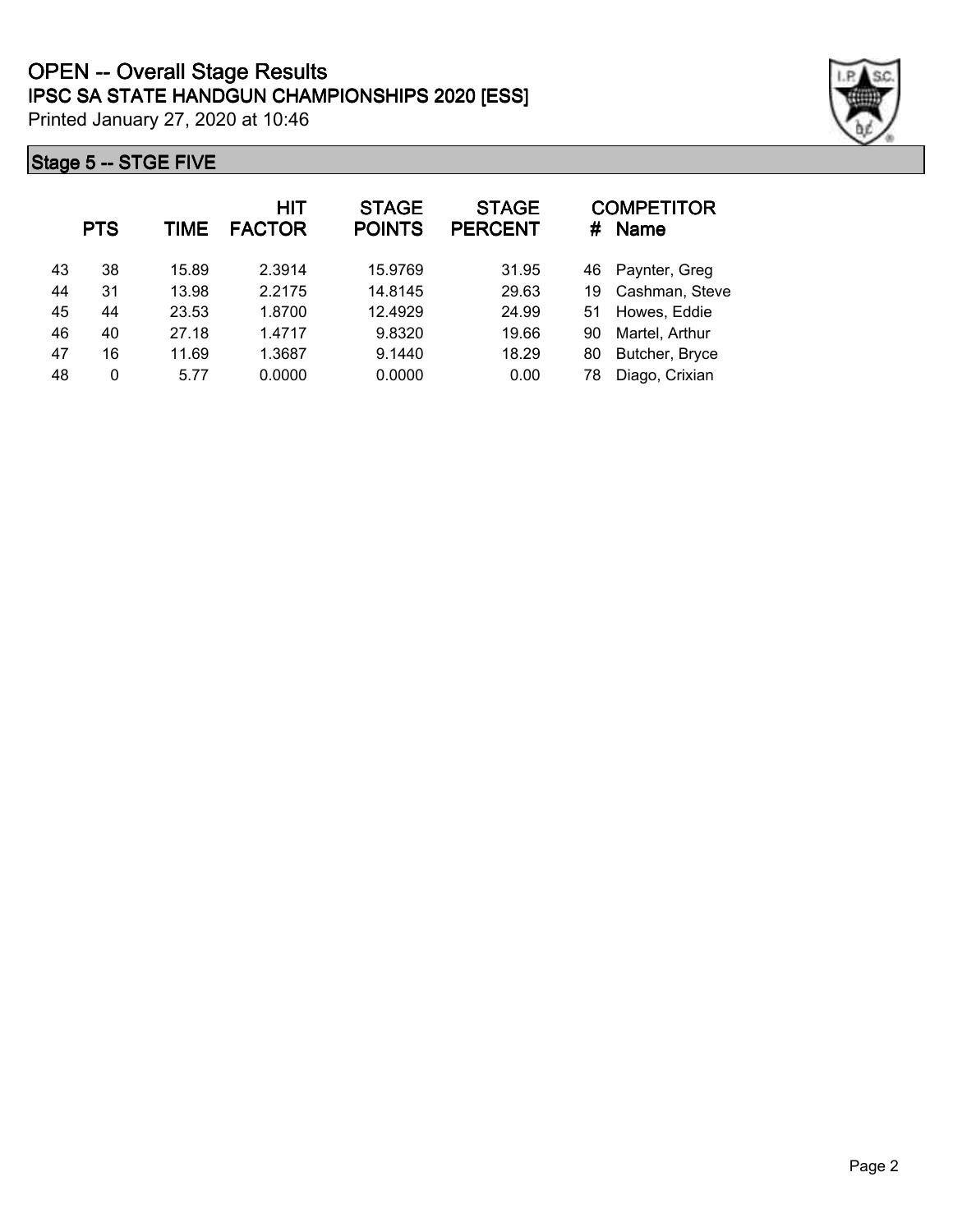# OPEN -- Overall Stage Results

## IPSC SA STATE HANDGUN CHAMPIONSHIPS 2020 [ESS]

Printed January 27, 2020 at 10:46

### Stage 5 -- STGE FIVE

| | PTS | TIME | HIT FACTOR | STAGE POINTS | STAGE PERCENT | # | COMPETITOR Name |
|---|---|---|---|---|---|---|---|
| 43 | 38 | 15.89 | 2.3914 | 15.9769 | 31.95 | 46 | Paynter, Greg |
| 44 | 31 | 13.98 | 2.2175 | 14.8145 | 29.63 | 19 | Cashman, Steve |
| 45 | 44 | 23.53 | 1.8700 | 12.4929 | 24.99 | 51 | Howes, Eddie |
| 46 | 40 | 27.18 | 1.4717 | 9.8320 | 19.66 | 90 | Martel, Arthur |
| 47 | 16 | 11.69 | 1.3687 | 9.1440 | 18.29 | 80 | Butcher, Bryce |
| 48 | 0 | 5.77 | 0.0000 | 0.0000 | 0.00 | 78 | Diago, Crixian |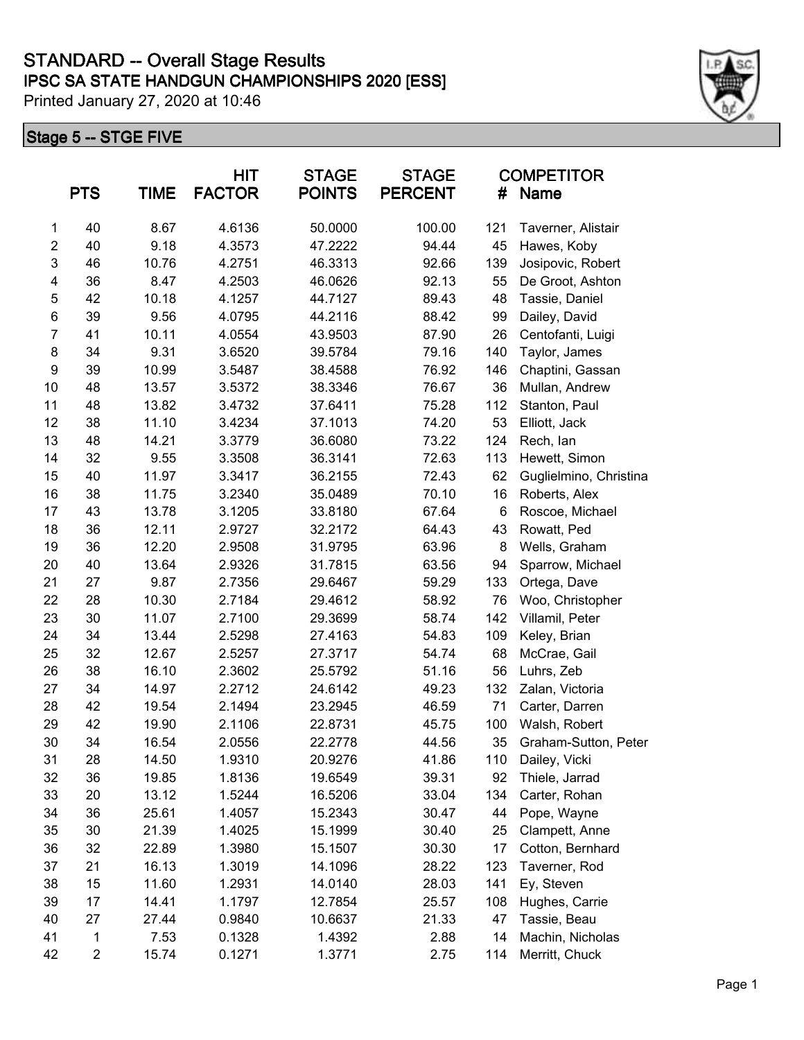# STANDARD -- Overall Stage Results

## IPSC SA STATE HANDGUN CHAMPIONSHIPS 2020 [ESS]

Printed January 27, 2020 at 10:46

### Stage 5 -- STGE FIVE

| | PTS | TIME | HIT FACTOR | STAGE POINTS | STAGE PERCENT | COMPETITOR # | Name |
|---|---|---|---|---|---|---|---|
| 1 | 40 | 8.67 | 4.6136 | 50.0000 | 100.00 | 121 | Taverner, Alistair |
| 2 | 40 | 9.18 | 4.3573 | 47.2222 | 94.44 | 45 | Hawes, Koby |
| 3 | 46 | 10.76 | 4.2751 | 46.3313 | 92.66 | 139 | Josipovic, Robert |
| 4 | 36 | 8.47 | 4.2503 | 46.0626 | 92.13 | 55 | De Groot, Ashton |
| 5 | 42 | 10.18 | 4.1257 | 44.7127 | 89.43 | 48 | Tassie, Daniel |
| 6 | 39 | 9.56 | 4.0795 | 44.2116 | 88.42 | 99 | Dailey, David |
| 7 | 41 | 10.11 | 4.0554 | 43.9503 | 87.90 | 26 | Centofanti, Luigi |
| 8 | 34 | 9.31 | 3.6520 | 39.5784 | 79.16 | 140 | Taylor, James |
| 9 | 39 | 10.99 | 3.5487 | 38.4588 | 76.92 | 146 | Chaptini, Gassan |
| 10 | 48 | 13.57 | 3.5372 | 38.3346 | 76.67 | 36 | Mullan, Andrew |
| 11 | 48 | 13.82 | 3.4732 | 37.6411 | 75.28 | 112 | Stanton, Paul |
| 12 | 38 | 11.10 | 3.4234 | 37.1013 | 74.20 | 53 | Elliott, Jack |
| 13 | 48 | 14.21 | 3.3779 | 36.6080 | 73.22 | 124 | Rech, Ian |
| 14 | 32 | 9.55 | 3.3508 | 36.3141 | 72.63 | 113 | Hewett, Simon |
| 15 | 40 | 11.97 | 3.3417 | 36.2155 | 72.43 | 62 | Guglielmino, Christina |
| 16 | 38 | 11.75 | 3.2340 | 35.0489 | 70.10 | 16 | Roberts, Alex |
| 17 | 43 | 13.78 | 3.1205 | 33.8180 | 67.64 | 6 | Roscoe, Michael |
| 18 | 36 | 12.11 | 2.9727 | 32.2172 | 64.43 | 43 | Rowatt, Ped |
| 19 | 36 | 12.20 | 2.9508 | 31.9795 | 63.96 | 8 | Wells, Graham |
| 20 | 40 | 13.64 | 2.9326 | 31.7815 | 63.56 | 94 | Sparrow, Michael |
| 21 | 27 | 9.87 | 2.7356 | 29.6467 | 59.29 | 133 | Ortega, Dave |
| 22 | 28 | 10.30 | 2.7184 | 29.4612 | 58.92 | 76 | Woo, Christopher |
| 23 | 30 | 11.07 | 2.7100 | 29.3699 | 58.74 | 142 | Villamil, Peter |
| 24 | 34 | 13.44 | 2.5298 | 27.4163 | 54.83 | 109 | Keley, Brian |
| 25 | 32 | 12.67 | 2.5257 | 27.3717 | 54.74 | 68 | McCrae, Gail |
| 26 | 38 | 16.10 | 2.3602 | 25.5792 | 51.16 | 56 | Luhrs, Zeb |
| 27 | 34 | 14.97 | 2.2712 | 24.6142 | 49.23 | 132 | Zalan, Victoria |
| 28 | 42 | 19.54 | 2.1494 | 23.2945 | 46.59 | 71 | Carter, Darren |
| 29 | 42 | 19.90 | 2.1106 | 22.8731 | 45.75 | 100 | Walsh, Robert |
| 30 | 34 | 16.54 | 2.0556 | 22.2778 | 44.56 | 35 | Graham-Sutton, Peter |
| 31 | 28 | 14.50 | 1.9310 | 20.9276 | 41.86 | 110 | Dailey, Vicki |
| 32 | 36 | 19.85 | 1.8136 | 19.6549 | 39.31 | 92 | Thiele, Jarrad |
| 33 | 20 | 13.12 | 1.5244 | 16.5206 | 33.04 | 134 | Carter, Rohan |
| 34 | 36 | 25.61 | 1.4057 | 15.2343 | 30.47 | 44 | Pope, Wayne |
| 35 | 30 | 21.39 | 1.4025 | 15.1999 | 30.40 | 25 | Clampett, Anne |
| 36 | 32 | 22.89 | 1.3980 | 15.1507 | 30.30 | 17 | Cotton, Bernhard |
| 37 | 21 | 16.13 | 1.3019 | 14.1096 | 28.22 | 123 | Taverner, Rod |
| 38 | 15 | 11.60 | 1.2931 | 14.0140 | 28.03 | 141 | Ey, Steven |
| 39 | 17 | 14.41 | 1.1797 | 12.7854 | 25.57 | 108 | Hughes, Carrie |
| 40 | 27 | 27.44 | 0.9840 | 10.6637 | 21.33 | 47 | Tassie, Beau |
| 41 | 1 | 7.53 | 0.1328 | 1.4392 | 2.88 | 14 | Machin, Nicholas |
| 42 | 2 | 15.74 | 0.1271 | 1.3771 | 2.75 | 114 | Merritt, Chuck |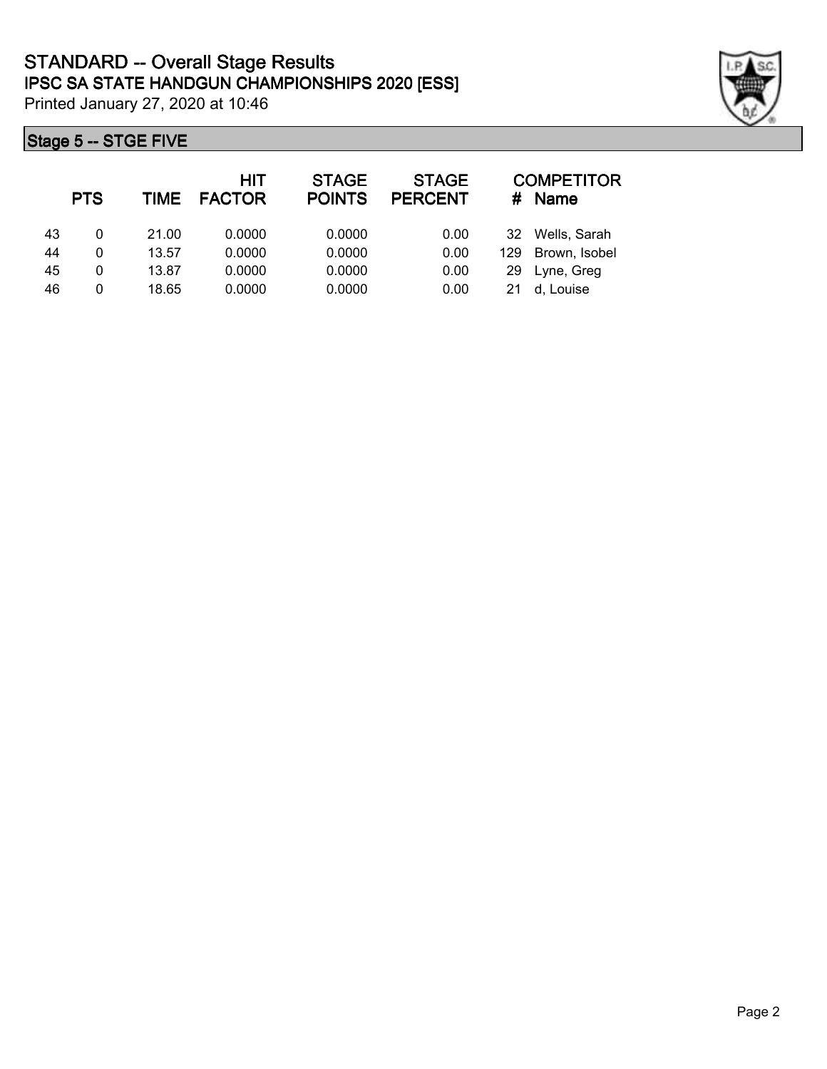# STANDARD -- Overall Stage Results
## IPSC SA STATE HANDGUN CHAMPIONSHIPS 2020 [ESS]

Printed January 27, 2020 at 10:46

### Stage 5 -- STGE FIVE

| | PTS | TIME | HIT FACTOR | STAGE POINTS | STAGE PERCENT | # | COMPETITOR Name |
|---|---|---|---|---|---|---|---|
| 43 | 0 | 21.00 | 0.0000 | 0.0000 | 0.00 | 32 | Wells, Sarah |
| 44 | 0 | 13.57 | 0.0000 | 0.0000 | 0.00 | 129 | Brown, Isobel |
| 45 | 0 | 13.87 | 0.0000 | 0.0000 | 0.00 | 29 | Lyne, Greg |
| 46 | 0 | 18.65 | 0.0000 | 0.0000 | 0.00 | 21 | d, Louise |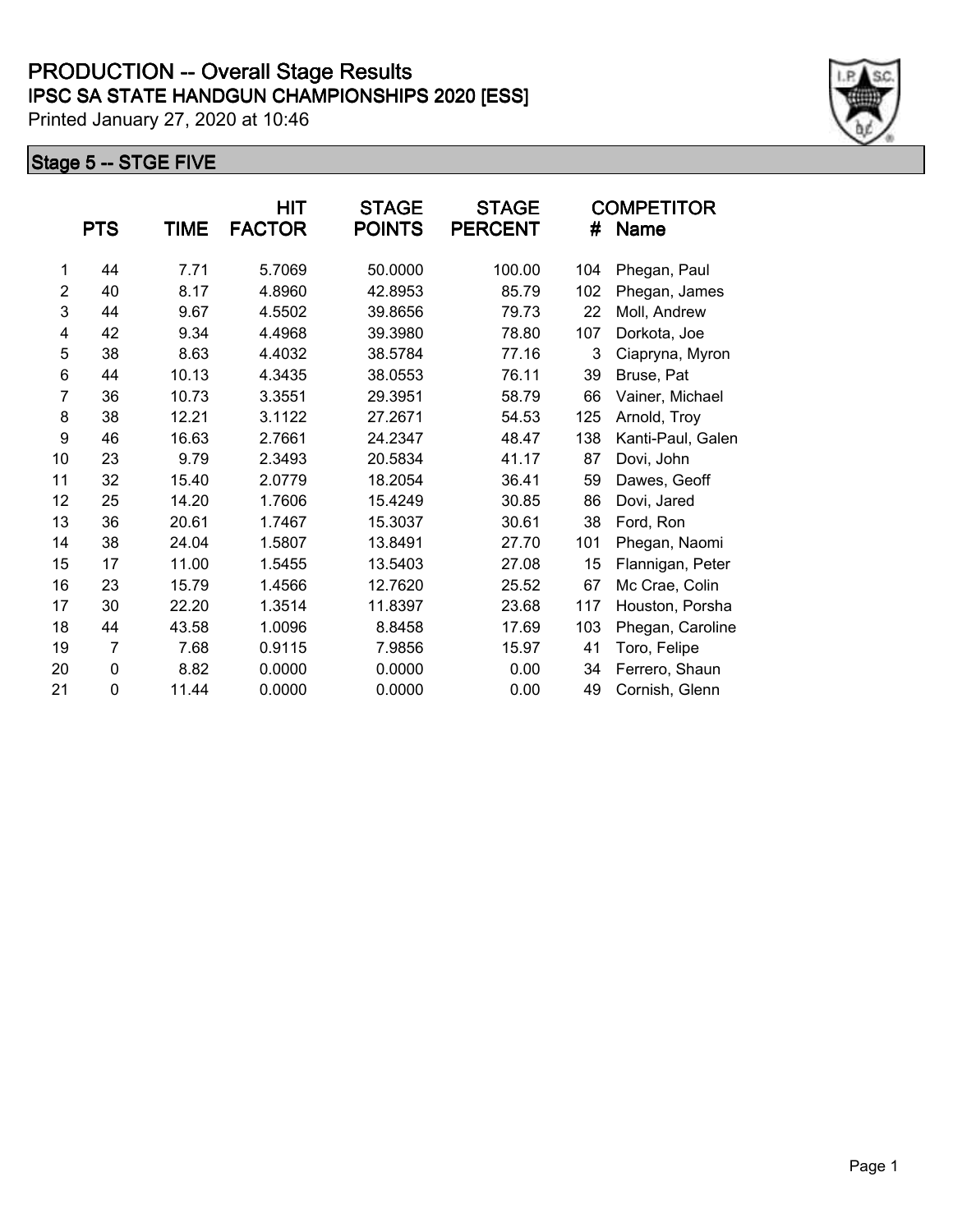# PRODUCTION -- Overall Stage Results

## IPSC SA STATE HANDGUN CHAMPIONSHIPS 2020 [ESS]

Printed January 27, 2020 at 10:46

### Stage 5 -- STGE FIVE

| | PTS | TIME | HIT FACTOR | STAGE POINTS | STAGE PERCENT | # | COMPETITOR Name |
|---|---|---|---|---|---|---|---|
| 1 | 44 | 7.71 | 5.7069 | 50.0000 | 100.00 | 104 | Phegan, Paul |
| 2 | 40 | 8.17 | 4.8960 | 42.8953 | 85.79 | 102 | Phegan, James |
| 3 | 44 | 9.67 | 4.5502 | 39.8656 | 79.73 | 22 | Moll, Andrew |
| 4 | 42 | 9.34 | 4.4968 | 39.3980 | 78.80 | 107 | Dorkota, Joe |
| 5 | 38 | 8.63 | 4.4032 | 38.5784 | 77.16 | 3 | Ciapryna, Myron |
| 6 | 44 | 10.13 | 4.3435 | 38.0553 | 76.11 | 39 | Bruse, Pat |
| 7 | 36 | 10.73 | 3.3551 | 29.3951 | 58.79 | 66 | Vainer, Michael |
| 8 | 38 | 12.21 | 3.1122 | 27.2671 | 54.53 | 125 | Arnold, Troy |
| 9 | 46 | 16.63 | 2.7661 | 24.2347 | 48.47 | 138 | Kanti-Paul, Galen |
| 10 | 23 | 9.79 | 2.3493 | 20.5834 | 41.17 | 87 | Dovi, John |
| 11 | 32 | 15.40 | 2.0779 | 18.2054 | 36.41 | 59 | Dawes, Geoff |
| 12 | 25 | 14.20 | 1.7606 | 15.4249 | 30.85 | 86 | Dovi, Jared |
| 13 | 36 | 20.61 | 1.7467 | 15.3037 | 30.61 | 38 | Ford, Ron |
| 14 | 38 | 24.04 | 1.5807 | 13.8491 | 27.70 | 101 | Phegan, Naomi |
| 15 | 17 | 11.00 | 1.5455 | 13.5403 | 27.08 | 15 | Flannigan, Peter |
| 16 | 23 | 15.79 | 1.4566 | 12.7620 | 25.52 | 67 | Mc Crae, Colin |
| 17 | 30 | 22.20 | 1.3514 | 11.8397 | 23.68 | 117 | Houston, Porsha |
| 18 | 44 | 43.58 | 1.0096 | 8.8458 | 17.69 | 103 | Phegan, Caroline |
| 19 | 7 | 7.68 | 0.9115 | 7.9856 | 15.97 | 41 | Toro, Felipe |
| 20 | 0 | 8.82 | 0.0000 | 0.0000 | 0.00 | 34 | Ferrero, Shaun |
| 21 | 0 | 11.44 | 0.0000 | 0.0000 | 0.00 | 49 | Cornish, Glenn |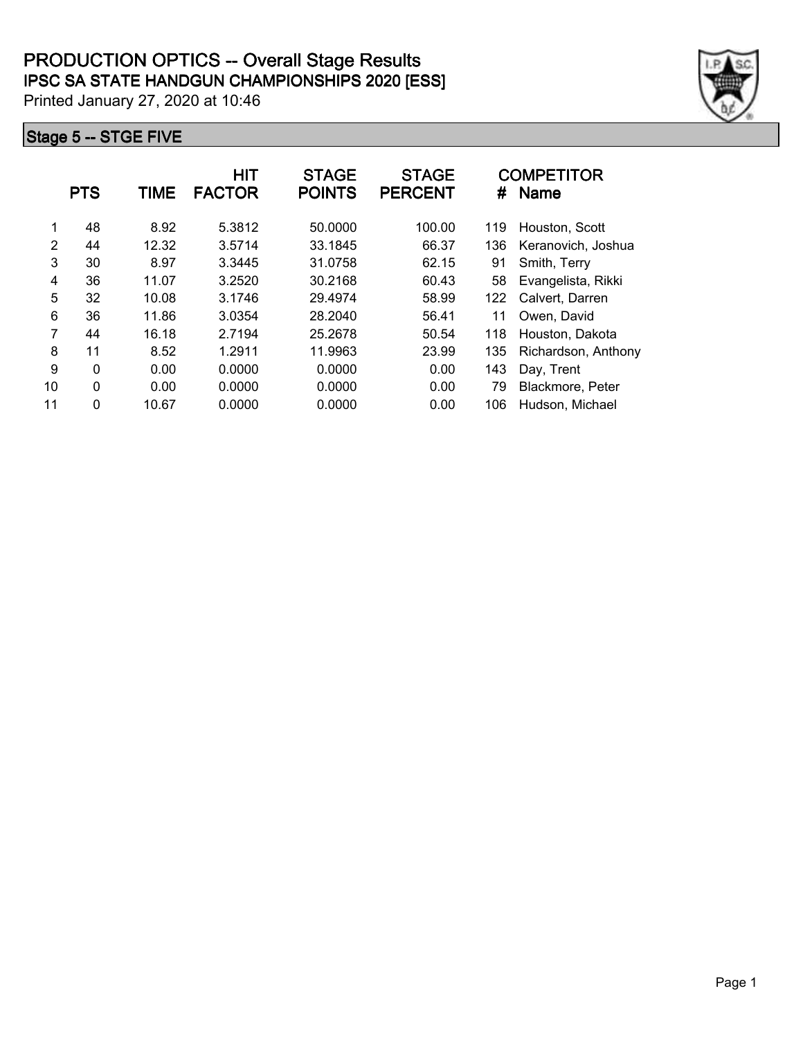# PRODUCTION OPTICS -- Overall Stage Results

## IPSC SA STATE HANDGUN CHAMPIONSHIPS 2020 [ESS]

Printed January 27, 2020 at 10:46

### Stage 5 -- STGE FIVE

| | PTS | TIME | HIT FACTOR | STAGE POINTS | STAGE PERCENT | # | COMPETITOR Name |
|---|---|---|---|---|---|---|---|
| 1 | 48 | 8.92 | 5.3812 | 50.0000 | 100.00 | 119 | Houston, Scott |
| 2 | 44 | 12.32 | 3.5714 | 33.1845 | 66.37 | 136 | Keranovich, Joshua |
| 3 | 30 | 8.97 | 3.3445 | 31.0758 | 62.15 | 91 | Smith, Terry |
| 4 | 36 | 11.07 | 3.2520 | 30.2168 | 60.43 | 58 | Evangelista, Rikki |
| 5 | 32 | 10.08 | 3.1746 | 29.4974 | 58.99 | 122 | Calvert, Darren |
| 6 | 36 | 11.86 | 3.0354 | 28.2040 | 56.41 | 11 | Owen, David |
| 7 | 44 | 16.18 | 2.7194 | 25.2678 | 50.54 | 118 | Houston, Dakota |
| 8 | 11 | 8.52 | 1.2911 | 11.9963 | 23.99 | 135 | Richardson, Anthony |
| 9 | 0 | 0.00 | 0.0000 | 0.0000 | 0.00 | 143 | Day, Trent |
| 10 | 0 | 0.00 | 0.0000 | 0.0000 | 0.00 | 79 | Blackmore, Peter |
| 11 | 0 | 10.67 | 0.0000 | 0.0000 | 0.00 | 106 | Hudson, Michael |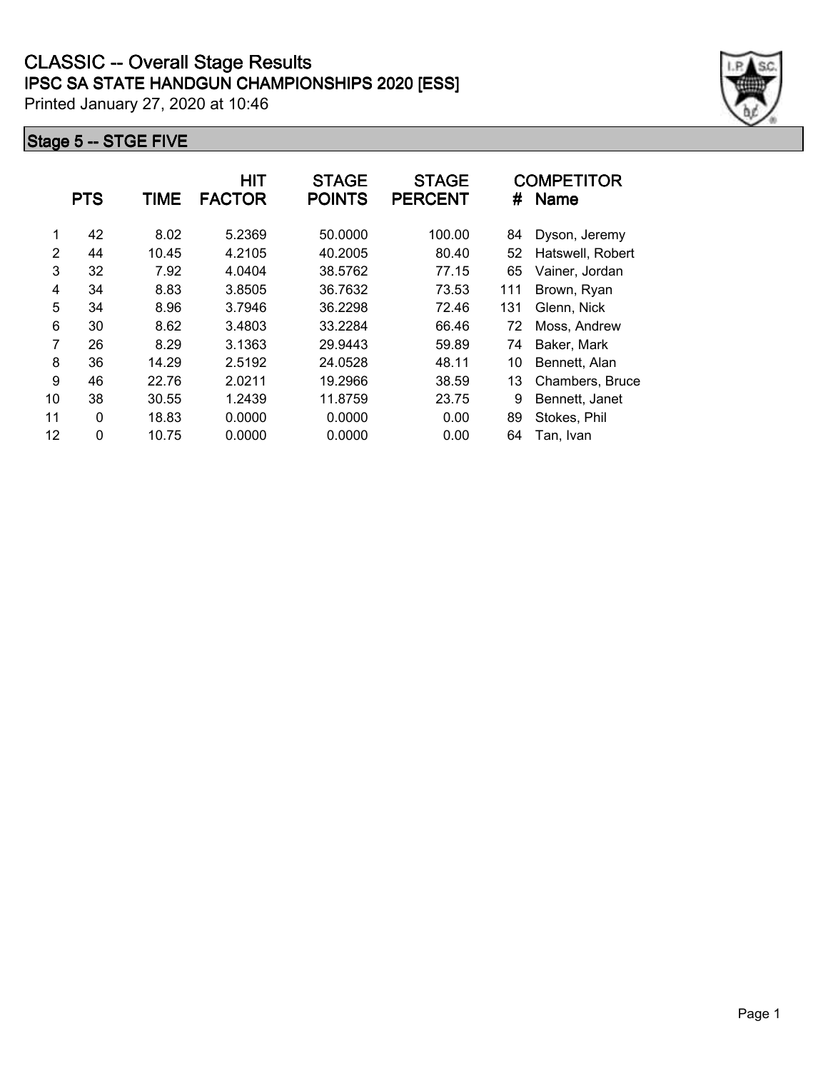# CLASSIC -- Overall Stage Results

## IPSC SA STATE HANDGUN CHAMPIONSHIPS 2020 [ESS]

Printed January 27, 2020 at 10:46

### Stage 5 -- STGE FIVE

| | PTS | TIME | HIT FACTOR | STAGE POINTS | STAGE PERCENT | # | COMPETITOR Name |
|---|---|---|---|---|---|---|---|
| 1 | 42 | 8.02 | 5.2369 | 50.0000 | 100.00 | 84 | Dyson, Jeremy |
| 2 | 44 | 10.45 | 4.2105 | 40.2005 | 80.40 | 52 | Hatswell, Robert |
| 3 | 32 | 7.92 | 4.0404 | 38.5762 | 77.15 | 65 | Vainer, Jordan |
| 4 | 34 | 8.83 | 3.8505 | 36.7632 | 73.53 | 111 | Brown, Ryan |
| 5 | 34 | 8.96 | 3.7946 | 36.2298 | 72.46 | 131 | Glenn, Nick |
| 6 | 30 | 8.62 | 3.4803 | 33.2284 | 66.46 | 72 | Moss, Andrew |
| 7 | 26 | 8.29 | 3.1363 | 29.9443 | 59.89 | 74 | Baker, Mark |
| 8 | 36 | 14.29 | 2.5192 | 24.0528 | 48.11 | 10 | Bennett, Alan |
| 9 | 46 | 22.76 | 2.0211 | 19.2966 | 38.59 | 13 | Chambers, Bruce |
| 10 | 38 | 30.55 | 1.2439 | 11.8759 | 23.75 | 9 | Bennett, Janet |
| 11 | 0 | 18.83 | 0.0000 | 0.0000 | 0.00 | 89 | Stokes, Phil |
| 12 | 0 | 10.75 | 0.0000 | 0.0000 | 0.00 | 64 | Tan, Ivan |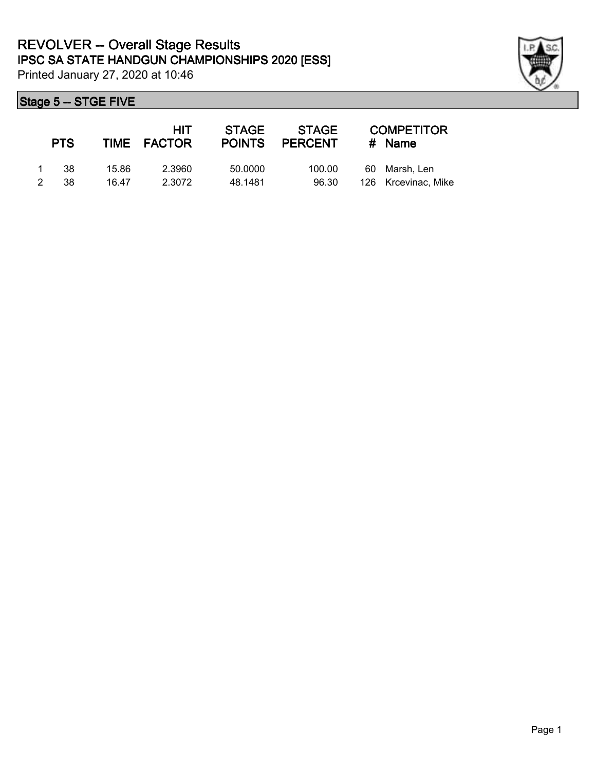# REVOLVER -- Overall Stage Results
## IPSC SA STATE HANDGUN CHAMPIONSHIPS 2020 [ESS]
Printed January 27, 2020 at 10:46

### Stage 5 -- STGE FIVE

| | PTS | TIME | HIT FACTOR | STAGE POINTS | STAGE PERCENT | # | COMPETITOR Name |
|---|---|---|---|---|---|---|---|
| 1 | 38 | 15.86 | 2.3960 | 50.0000 | 100.00 | 60 | Marsh, Len |
| 2 | 38 | 16.47 | 2.3072 | 48.1481 | 96.30 | 126 | Krcevinac, Mike |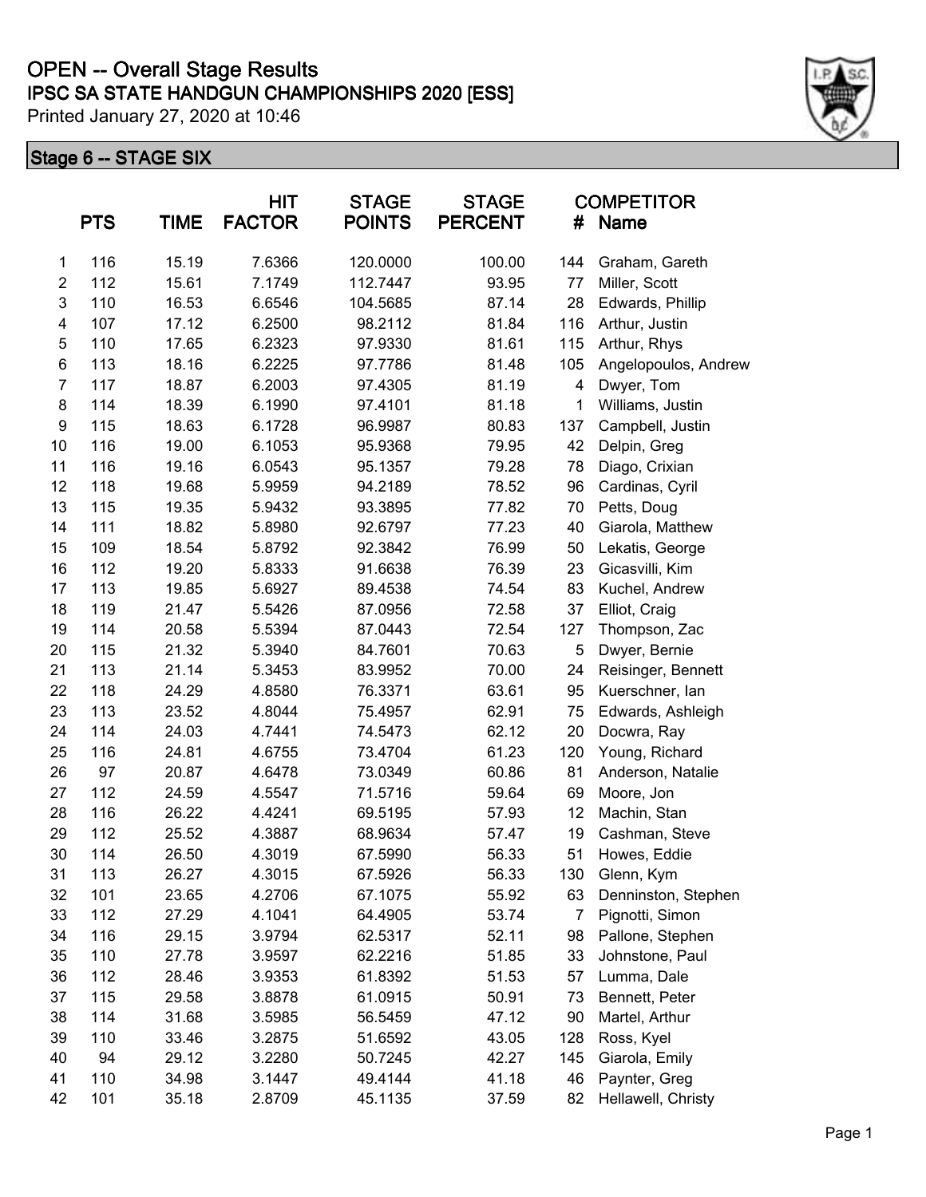# OPEN -- Overall Stage Results

## IPSC SA STATE HANDGUN CHAMPIONSHIPS 2020 [ESS]

Printed January 27, 2020 at 10:46

### Stage 6 -- STAGE SIX

| | PTS | TIME | HIT FACTOR | STAGE POINTS | STAGE PERCENT | COMPETITOR # | Name |
|---|---|---|---|---|---|---|---|
| 1 | 116 | 15.19 | 7.6366 | 120.0000 | 100.00 | 144 | Graham, Gareth |
| 2 | 112 | 15.61 | 7.1749 | 112.7447 | 93.95 | 77 | Miller, Scott |
| 3 | 110 | 16.53 | 6.6546 | 104.5685 | 87.14 | 28 | Edwards, Phillip |
| 4 | 107 | 17.12 | 6.2500 | 98.2112 | 81.84 | 116 | Arthur, Justin |
| 5 | 110 | 17.65 | 6.2323 | 97.9330 | 81.61 | 115 | Arthur, Rhys |
| 6 | 113 | 18.16 | 6.2225 | 97.7786 | 81.48 | 105 | Angelopoulos, Andrew |
| 7 | 117 | 18.87 | 6.2003 | 97.4305 | 81.19 | 4 | Dwyer, Tom |
| 8 | 114 | 18.39 | 6.1990 | 97.4101 | 81.18 | 1 | Williams, Justin |
| 9 | 115 | 18.63 | 6.1728 | 96.9987 | 80.83 | 137 | Campbell, Justin |
| 10 | 116 | 19.00 | 6.1053 | 95.9368 | 79.95 | 42 | Delpin, Greg |
| 11 | 116 | 19.16 | 6.0543 | 95.1357 | 79.28 | 78 | Diago, Crixian |
| 12 | 118 | 19.68 | 5.9959 | 94.2189 | 78.52 | 96 | Cardinas, Cyril |
| 13 | 115 | 19.35 | 5.9432 | 93.3895 | 77.82 | 70 | Petts, Doug |
| 14 | 111 | 18.82 | 5.8980 | 92.6797 | 77.23 | 40 | Giarola, Matthew |
| 15 | 109 | 18.54 | 5.8792 | 92.3842 | 76.99 | 50 | Lekatis, George |
| 16 | 112 | 19.20 | 5.8333 | 91.6638 | 76.39 | 23 | Gicasvilli, Kim |
| 17 | 113 | 19.85 | 5.6927 | 89.4538 | 74.54 | 83 | Kuchel, Andrew |
| 18 | 119 | 21.47 | 5.5426 | 87.0956 | 72.58 | 37 | Elliot, Craig |
| 19 | 114 | 20.58 | 5.5394 | 87.0443 | 72.54 | 127 | Thompson, Zac |
| 20 | 115 | 21.32 | 5.3940 | 84.7601 | 70.63 | 5 | Dwyer, Bernie |
| 21 | 113 | 21.14 | 5.3453 | 83.9952 | 70.00 | 24 | Reisinger, Bennett |
| 22 | 118 | 24.29 | 4.8580 | 76.3371 | 63.61 | 95 | Kuerschner, Ian |
| 23 | 113 | 23.52 | 4.8044 | 75.4957 | 62.91 | 75 | Edwards, Ashleigh |
| 24 | 114 | 24.03 | 4.7441 | 74.5473 | 62.12 | 20 | Docwra, Ray |
| 25 | 116 | 24.81 | 4.6755 | 73.4704 | 61.23 | 120 | Young, Richard |
| 26 | 97 | 20.87 | 4.6478 | 73.0349 | 60.86 | 81 | Anderson, Natalie |
| 27 | 112 | 24.59 | 4.5547 | 71.5716 | 59.64 | 69 | Moore, Jon |
| 28 | 116 | 26.22 | 4.4241 | 69.5195 | 57.93 | 12 | Machin, Stan |
| 29 | 112 | 25.52 | 4.3887 | 68.9634 | 57.47 | 19 | Cashman, Steve |
| 30 | 114 | 26.50 | 4.3019 | 67.5990 | 56.33 | 51 | Howes, Eddie |
| 31 | 113 | 26.27 | 4.3015 | 67.5926 | 56.33 | 130 | Glenn, Kym |
| 32 | 101 | 23.65 | 4.2706 | 67.1075 | 55.92 | 63 | Denninston, Stephen |
| 33 | 112 | 27.29 | 4.1041 | 64.4905 | 53.74 | 7 | Pignotti, Simon |
| 34 | 116 | 29.15 | 3.9794 | 62.5317 | 52.11 | 98 | Pallone, Stephen |
| 35 | 110 | 27.78 | 3.9597 | 62.2216 | 51.85 | 33 | Johnstone, Paul |
| 36 | 112 | 28.46 | 3.9353 | 61.8392 | 51.53 | 57 | Lumma, Dale |
| 37 | 115 | 29.58 | 3.8878 | 61.0915 | 50.91 | 73 | Bennett, Peter |
| 38 | 114 | 31.68 | 3.5985 | 56.5459 | 47.12 | 90 | Martel, Arthur |
| 39 | 110 | 33.46 | 3.2875 | 51.6592 | 43.05 | 128 | Ross, Kyel |
| 40 | 94 | 29.12 | 3.2280 | 50.7245 | 42.27 | 145 | Giarola, Emily |
| 41 | 110 | 34.98 | 3.1447 | 49.4144 | 41.18 | 46 | Paynter, Greg |
| 42 | 101 | 35.18 | 2.8709 | 45.1135 | 37.59 | 82 | Hellawell, Christy |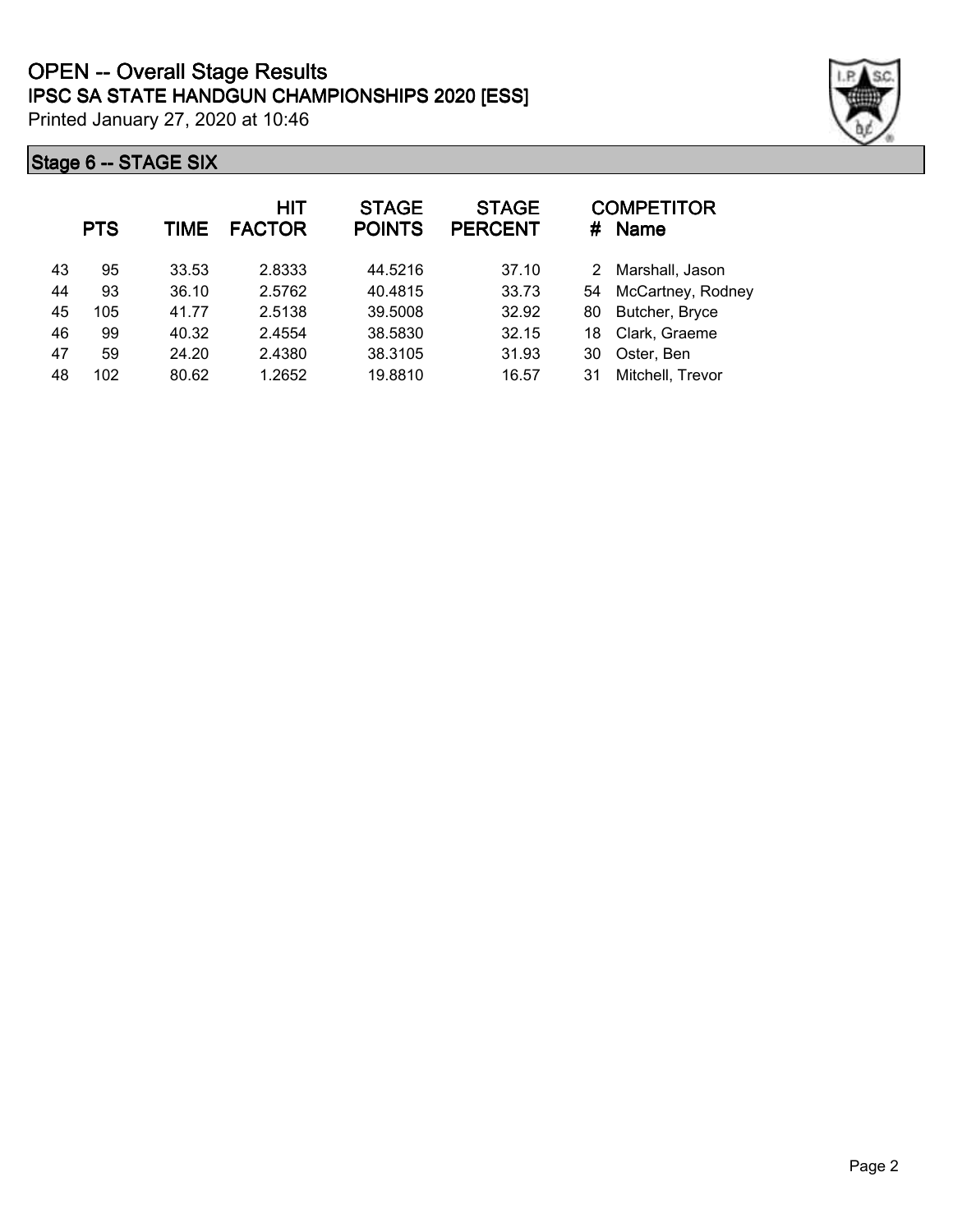# OPEN -- Overall Stage Results
## IPSC SA STATE HANDGUN CHAMPIONSHIPS 2020 [ESS]
Printed January 27, 2020 at 10:46

### Stage 6 -- STAGE SIX

| | PTS | TIME | HIT FACTOR | STAGE POINTS | STAGE PERCENT | # | COMPETITOR Name |
|---|---|---|---|---|---|---|---|
| 43 | 95 | 33.53 | 2.8333 | 44.5216 | 37.10 | 2 | Marshall, Jason |
| 44 | 93 | 36.10 | 2.5762 | 40.4815 | 33.73 | 54 | McCartney, Rodney |
| 45 | 105 | 41.77 | 2.5138 | 39.5008 | 32.92 | 80 | Butcher, Bryce |
| 46 | 99 | 40.32 | 2.4554 | 38.5830 | 32.15 | 18 | Clark, Graeme |
| 47 | 59 | 24.20 | 2.4380 | 38.3105 | 31.93 | 30 | Oster, Ben |
| 48 | 102 | 80.62 | 1.2652 | 19.8810 | 16.57 | 31 | Mitchell, Trevor |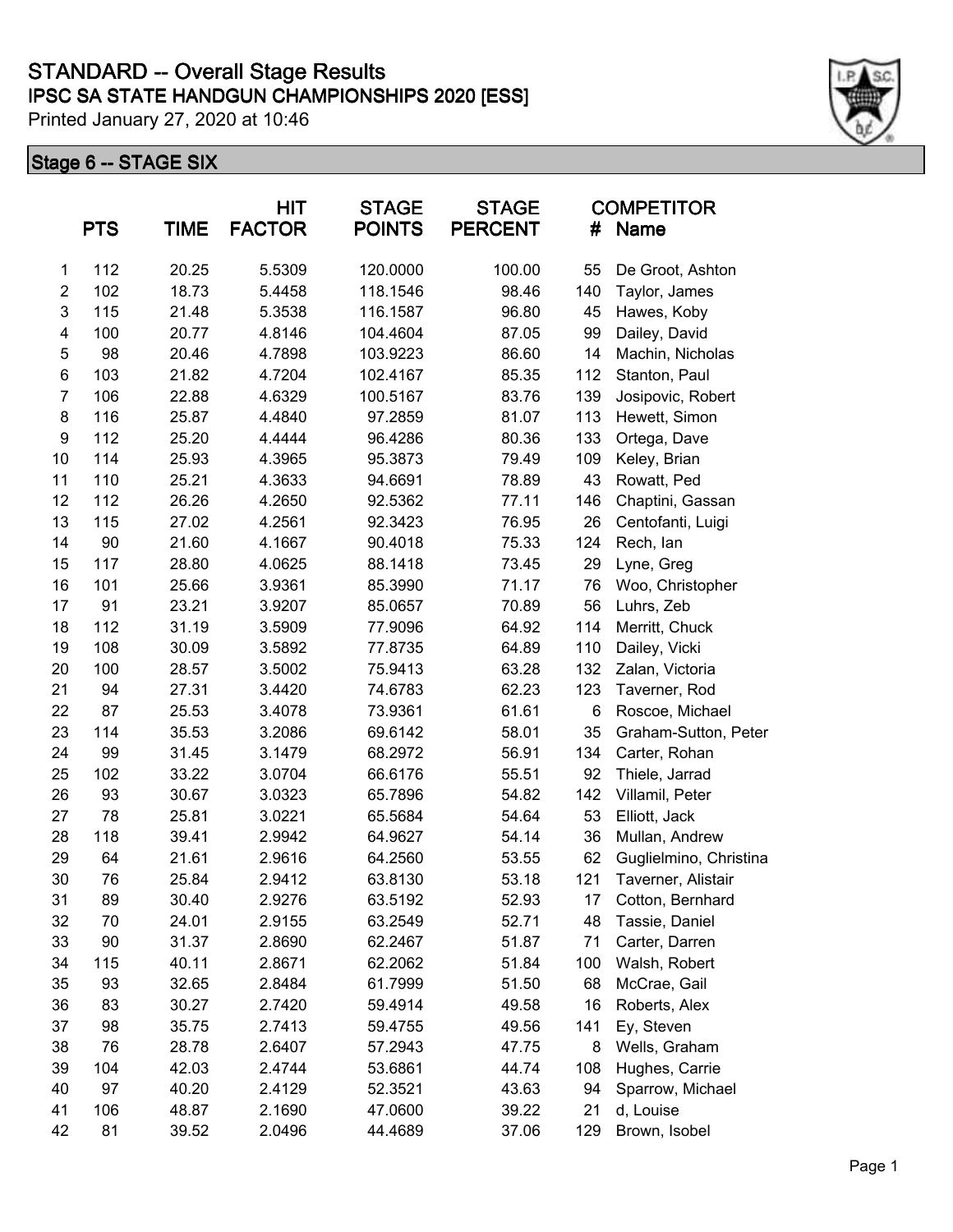# STANDARD -- Overall Stage Results

## IPSC SA STATE HANDGUN CHAMPIONSHIPS 2020 [ESS]

Printed January 27, 2020 at 10:46

### Stage 6 -- STAGE SIX

| | PTS | TIME | HIT FACTOR | STAGE POINTS | STAGE PERCENT | COMPETITOR # | Name |
|---|---|---|---|---|---|---|---|
| 1 | 112 | 20.25 | 5.5309 | 120.0000 | 100.00 | 55 | De Groot, Ashton |
| 2 | 102 | 18.73 | 5.4458 | 118.1546 | 98.46 | 140 | Taylor, James |
| 3 | 115 | 21.48 | 5.3538 | 116.1587 | 96.80 | 45 | Hawes, Koby |
| 4 | 100 | 20.77 | 4.8146 | 104.4604 | 87.05 | 99 | Dailey, David |
| 5 | 98 | 20.46 | 4.7898 | 103.9223 | 86.60 | 14 | Machin, Nicholas |
| 6 | 103 | 21.82 | 4.7204 | 102.4167 | 85.35 | 112 | Stanton, Paul |
| 7 | 106 | 22.88 | 4.6329 | 100.5167 | 83.76 | 139 | Josipovic, Robert |
| 8 | 116 | 25.87 | 4.4840 | 97.2859 | 81.07 | 113 | Hewett, Simon |
| 9 | 112 | 25.20 | 4.4444 | 96.4286 | 80.36 | 133 | Ortega, Dave |
| 10 | 114 | 25.93 | 4.3965 | 95.3873 | 79.49 | 109 | Keley, Brian |
| 11 | 110 | 25.21 | 4.3633 | 94.6691 | 78.89 | 43 | Rowatt, Ped |
| 12 | 112 | 26.26 | 4.2650 | 92.5362 | 77.11 | 146 | Chaptini, Gassan |
| 13 | 115 | 27.02 | 4.2561 | 92.3423 | 76.95 | 26 | Centofanti, Luigi |
| 14 | 90 | 21.60 | 4.1667 | 90.4018 | 75.33 | 124 | Rech, Ian |
| 15 | 117 | 28.80 | 4.0625 | 88.1418 | 73.45 | 29 | Lyne, Greg |
| 16 | 101 | 25.66 | 3.9361 | 85.3990 | 71.17 | 76 | Woo, Christopher |
| 17 | 91 | 23.21 | 3.9207 | 85.0657 | 70.89 | 56 | Luhrs, Zeb |
| 18 | 112 | 31.19 | 3.5909 | 77.9096 | 64.92 | 114 | Merritt, Chuck |
| 19 | 108 | 30.09 | 3.5892 | 77.8735 | 64.89 | 110 | Dailey, Vicki |
| 20 | 100 | 28.57 | 3.5002 | 75.9413 | 63.28 | 132 | Zalan, Victoria |
| 21 | 94 | 27.31 | 3.4420 | 74.6783 | 62.23 | 123 | Taverner, Rod |
| 22 | 87 | 25.53 | 3.4078 | 73.9361 | 61.61 | 6 | Roscoe, Michael |
| 23 | 114 | 35.53 | 3.2086 | 69.6142 | 58.01 | 35 | Graham-Sutton, Peter |
| 24 | 99 | 31.45 | 3.1479 | 68.2972 | 56.91 | 134 | Carter, Rohan |
| 25 | 102 | 33.22 | 3.0704 | 66.6176 | 55.51 | 92 | Thiele, Jarrad |
| 26 | 93 | 30.67 | 3.0323 | 65.7896 | 54.82 | 142 | Villamil, Peter |
| 27 | 78 | 25.81 | 3.0221 | 65.5684 | 54.64 | 53 | Elliott, Jack |
| 28 | 118 | 39.41 | 2.9942 | 64.9627 | 54.14 | 36 | Mullan, Andrew |
| 29 | 64 | 21.61 | 2.9616 | 64.2560 | 53.55 | 62 | Guglielmino, Christina |
| 30 | 76 | 25.84 | 2.9412 | 63.8130 | 53.18 | 121 | Taverner, Alistair |
| 31 | 89 | 30.40 | 2.9276 | 63.5192 | 52.93 | 17 | Cotton, Bernhard |
| 32 | 70 | 24.01 | 2.9155 | 63.2549 | 52.71 | 48 | Tassie, Daniel |
| 33 | 90 | 31.37 | 2.8690 | 62.2467 | 51.87 | 71 | Carter, Darren |
| 34 | 115 | 40.11 | 2.8671 | 62.2062 | 51.84 | 100 | Walsh, Robert |
| 35 | 93 | 32.65 | 2.8484 | 61.7999 | 51.50 | 68 | McCrae, Gail |
| 36 | 83 | 30.27 | 2.7420 | 59.4914 | 49.58 | 16 | Roberts, Alex |
| 37 | 98 | 35.75 | 2.7413 | 59.4755 | 49.56 | 141 | Ey, Steven |
| 38 | 76 | 28.78 | 2.6407 | 57.2943 | 47.75 | 8 | Wells, Graham |
| 39 | 104 | 42.03 | 2.4744 | 53.6861 | 44.74 | 108 | Hughes, Carrie |
| 40 | 97 | 40.20 | 2.4129 | 52.3521 | 43.63 | 94 | Sparrow, Michael |
| 41 | 106 | 48.87 | 2.1690 | 47.0600 | 39.22 | 21 | d, Louise |
| 42 | 81 | 39.52 | 2.0496 | 44.4689 | 37.06 | 129 | Brown, Isobel |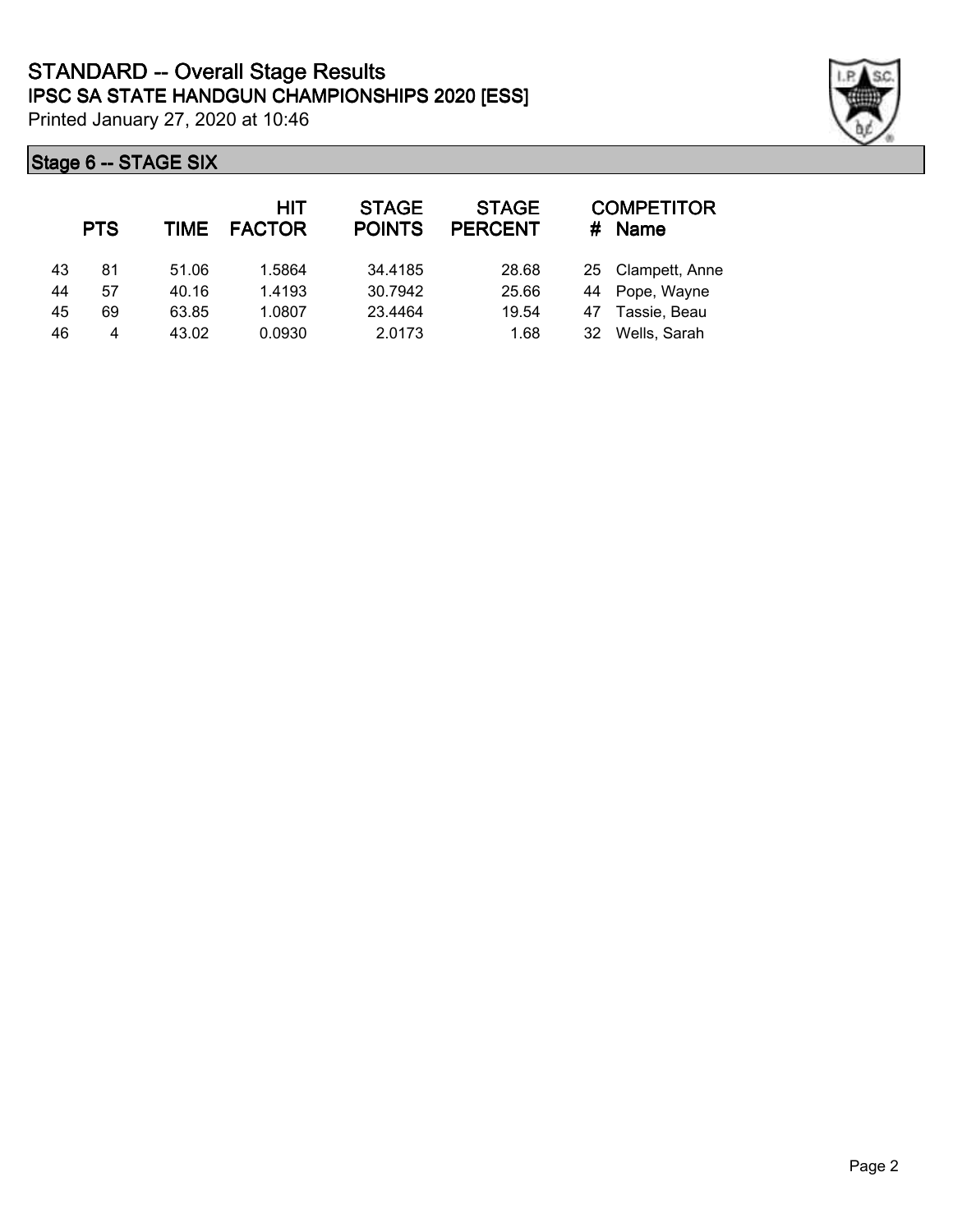# STANDARD -- Overall Stage Results

## IPSC SA STATE HANDGUN CHAMPIONSHIPS 2020 [ESS]

Printed January 27, 2020 at 10:46

### Stage 6 -- STAGE SIX

| | PTS | TIME | HIT FACTOR | STAGE POINTS | STAGE PERCENT | COMPETITOR # | Name |
|---|---|---|---|---|---|---|---|
| 43 | 81 | 51.06 | 1.5864 | 34.4185 | 28.68 | 25 | Clampett, Anne |
| 44 | 57 | 40.16 | 1.4193 | 30.7942 | 25.66 | 44 | Pope, Wayne |
| 45 | 69 | 63.85 | 1.0807 | 23.4464 | 19.54 | 47 | Tassie, Beau |
| 46 | 4 | 43.02 | 0.0930 | 2.0173 | 1.68 | 32 | Wells, Sarah |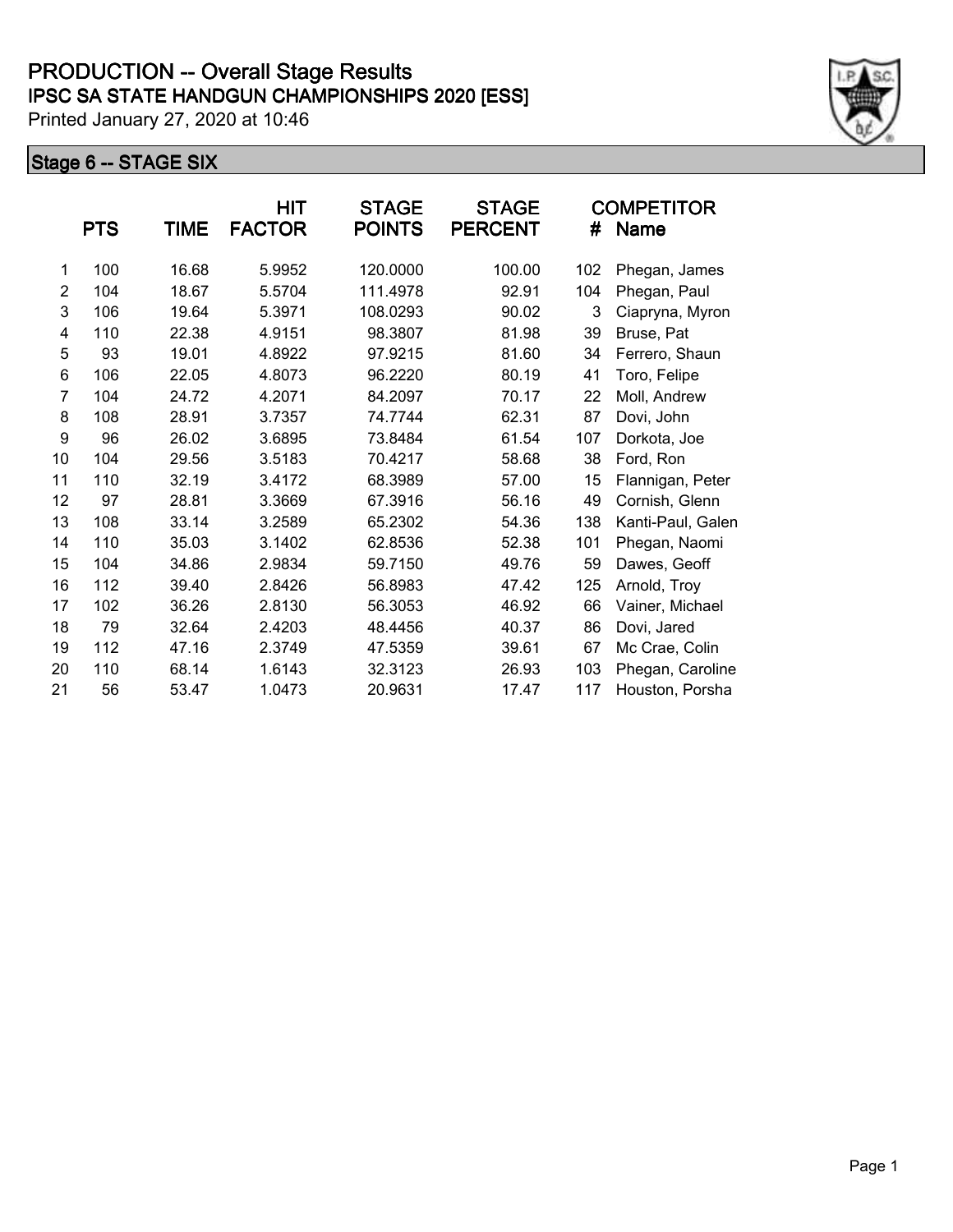# PRODUCTION -- Overall Stage Results

## IPSC SA STATE HANDGUN CHAMPIONSHIPS 2020 [ESS]

Printed January 27, 2020 at 10:46

### Stage 6 -- STAGE SIX

| | PTS | TIME | HIT FACTOR | STAGE POINTS | STAGE PERCENT | COMPETITOR # | Name |
|---|---|---|---|---|---|---|---|
| 1 | 100 | 16.68 | 5.9952 | 120.0000 | 100.00 | 102 | Phegan, James |
| 2 | 104 | 18.67 | 5.5704 | 111.4978 | 92.91 | 104 | Phegan, Paul |
| 3 | 106 | 19.64 | 5.3971 | 108.0293 | 90.02 | 3 | Ciapryna, Myron |
| 4 | 110 | 22.38 | 4.9151 | 98.3807 | 81.98 | 39 | Bruse, Pat |
| 5 | 93 | 19.01 | 4.8922 | 97.9215 | 81.60 | 34 | Ferrero, Shaun |
| 6 | 106 | 22.05 | 4.8073 | 96.2220 | 80.19 | 41 | Toro, Felipe |
| 7 | 104 | 24.72 | 4.2071 | 84.2097 | 70.17 | 22 | Moll, Andrew |
| 8 | 108 | 28.91 | 3.7357 | 74.7744 | 62.31 | 87 | Dovi, John |
| 9 | 96 | 26.02 | 3.6895 | 73.8484 | 61.54 | 107 | Dorkota, Joe |
| 10 | 104 | 29.56 | 3.5183 | 70.4217 | 58.68 | 38 | Ford, Ron |
| 11 | 110 | 32.19 | 3.4172 | 68.3989 | 57.00 | 15 | Flannigan, Peter |
| 12 | 97 | 28.81 | 3.3669 | 67.3916 | 56.16 | 49 | Cornish, Glenn |
| 13 | 108 | 33.14 | 3.2589 | 65.2302 | 54.36 | 138 | Kanti-Paul, Galen |
| 14 | 110 | 35.03 | 3.1402 | 62.8536 | 52.38 | 101 | Phegan, Naomi |
| 15 | 104 | 34.86 | 2.9834 | 59.7150 | 49.76 | 59 | Dawes, Geoff |
| 16 | 112 | 39.40 | 2.8426 | 56.8983 | 47.42 | 125 | Arnold, Troy |
| 17 | 102 | 36.26 | 2.8130 | 56.3053 | 46.92 | 66 | Vainer, Michael |
| 18 | 79 | 32.64 | 2.4203 | 48.4456 | 40.37 | 86 | Dovi, Jared |
| 19 | 112 | 47.16 | 2.3749 | 47.5359 | 39.61 | 67 | Mc Crae, Colin |
| 20 | 110 | 68.14 | 1.6143 | 32.3123 | 26.93 | 103 | Phegan, Caroline |
| 21 | 56 | 53.47 | 1.0473 | 20.9631 | 17.47 | 117 | Houston, Porsha |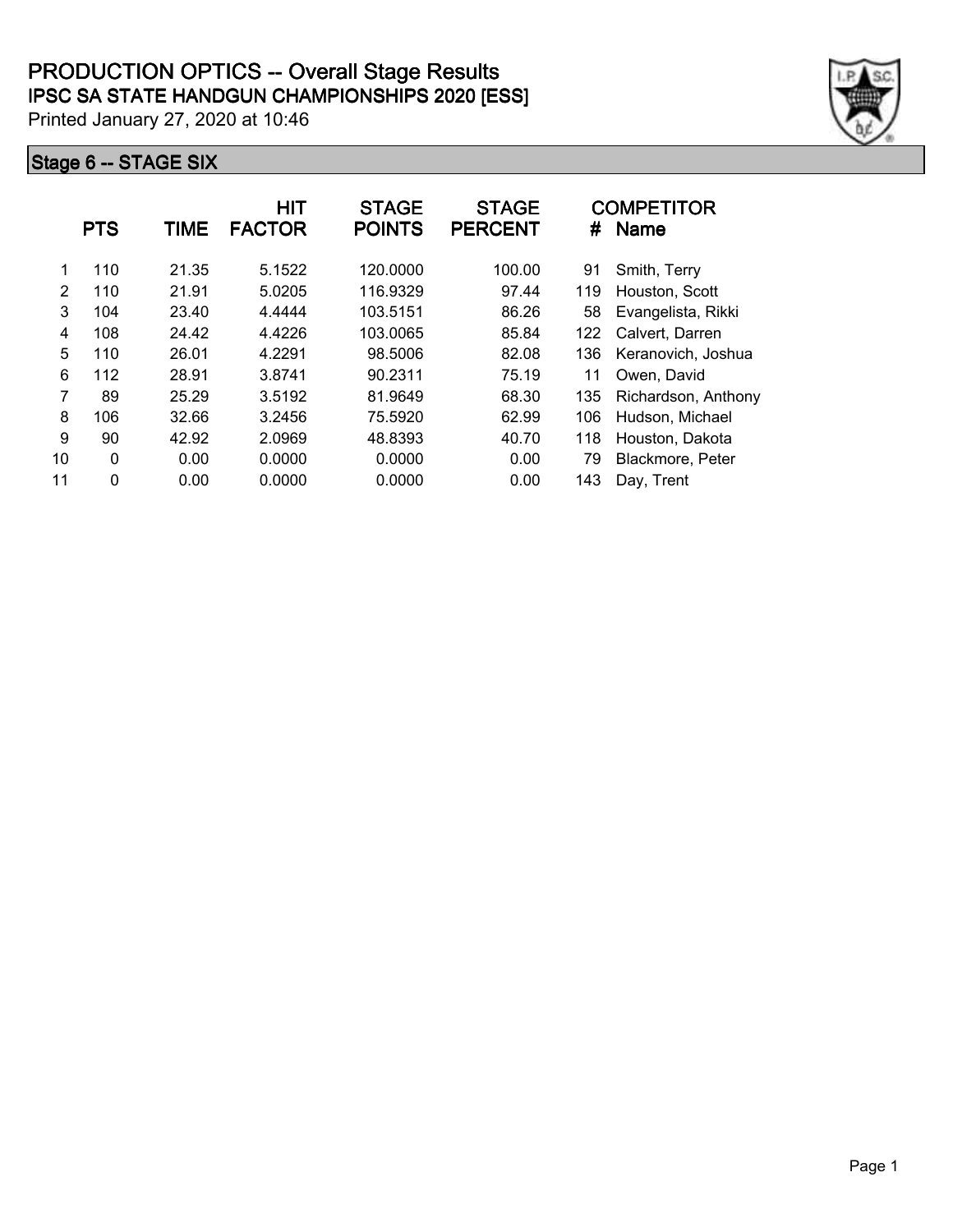# PRODUCTION OPTICS -- Overall Stage Results

## IPSC SA STATE HANDGUN CHAMPIONSHIPS 2020 [ESS]

Printed January 27, 2020 at 10:46

### Stage 6 -- STAGE SIX

| | PTS | TIME | HIT FACTOR | STAGE POINTS | STAGE PERCENT | # | COMPETITOR Name |
|---|---|---|---|---|---|---|---|
| 1 | 110 | 21.35 | 5.1522 | 120.0000 | 100.00 | 91 | Smith, Terry |
| 2 | 110 | 21.91 | 5.0205 | 116.9329 | 97.44 | 119 | Houston, Scott |
| 3 | 104 | 23.40 | 4.4444 | 103.5151 | 86.26 | 58 | Evangelista, Rikki |
| 4 | 108 | 24.42 | 4.4226 | 103.0065 | 85.84 | 122 | Calvert, Darren |
| 5 | 110 | 26.01 | 4.2291 | 98.5006 | 82.08 | 136 | Keranovich, Joshua |
| 6 | 112 | 28.91 | 3.8741 | 90.2311 | 75.19 | 11 | Owen, David |
| 7 | 89 | 25.29 | 3.5192 | 81.9649 | 68.30 | 135 | Richardson, Anthony |
| 8 | 106 | 32.66 | 3.2456 | 75.5920 | 62.99 | 106 | Hudson, Michael |
| 9 | 90 | 42.92 | 2.0969 | 48.8393 | 40.70 | 118 | Houston, Dakota |
| 10 | 0 | 0.00 | 0.0000 | 0.0000 | 0.00 | 79 | Blackmore, Peter |
| 11 | 0 | 0.00 | 0.0000 | 0.0000 | 0.00 | 143 | Day, Trent |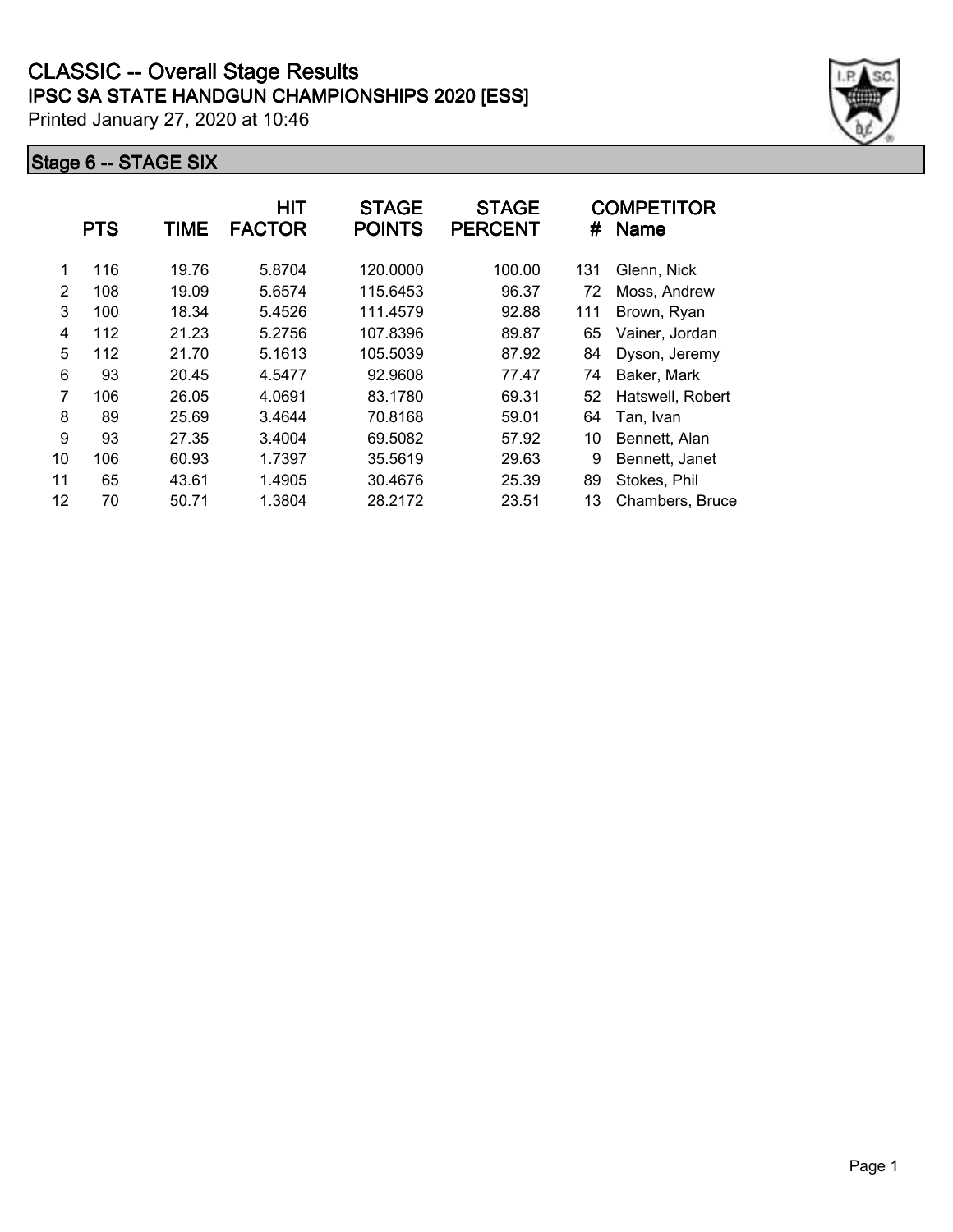# CLASSIC -- Overall Stage Results

## IPSC SA STATE HANDGUN CHAMPIONSHIPS 2020 [ESS]

Printed January 27, 2020 at 10:46

### Stage 6 -- STAGE SIX

| | PTS | TIME | HIT FACTOR | STAGE POINTS | STAGE PERCENT | # | COMPETITOR Name |
|---|---|---|---|---|---|---|---|
| 1 | 116 | 19.76 | 5.8704 | 120.0000 | 100.00 | 131 | Glenn, Nick |
| 2 | 108 | 19.09 | 5.6574 | 115.6453 | 96.37 | 72 | Moss, Andrew |
| 3 | 100 | 18.34 | 5.4526 | 111.4579 | 92.88 | 111 | Brown, Ryan |
| 4 | 112 | 21.23 | 5.2756 | 107.8396 | 89.87 | 65 | Vainer, Jordan |
| 5 | 112 | 21.70 | 5.1613 | 105.5039 | 87.92 | 84 | Dyson, Jeremy |
| 6 | 93 | 20.45 | 4.5477 | 92.9608 | 77.47 | 74 | Baker, Mark |
| 7 | 106 | 26.05 | 4.0691 | 83.1780 | 69.31 | 52 | Hatswell, Robert |
| 8 | 89 | 25.69 | 3.4644 | 70.8168 | 59.01 | 64 | Tan, Ivan |
| 9 | 93 | 27.35 | 3.4004 | 69.5082 | 57.92 | 10 | Bennett, Alan |
| 10 | 106 | 60.93 | 1.7397 | 35.5619 | 29.63 | 9 | Bennett, Janet |
| 11 | 65 | 43.61 | 1.4905 | 30.4676 | 25.39 | 89 | Stokes, Phil |
| 12 | 70 | 50.71 | 1.3804 | 28.2172 | 23.51 | 13 | Chambers, Bruce |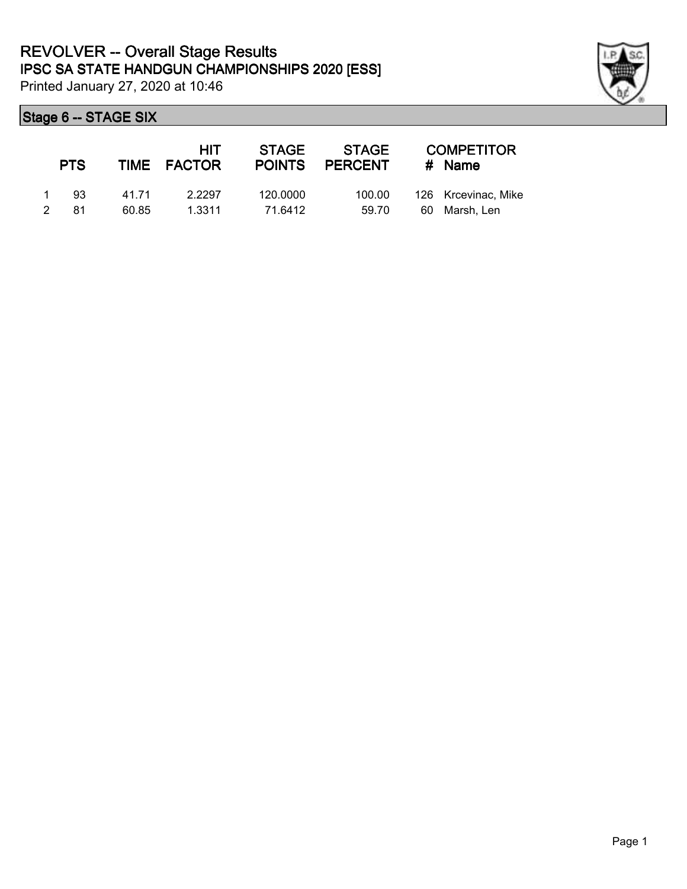# REVOLVER -- Overall Stage Results

## IPSC SA STATE HANDGUN CHAMPIONSHIPS 2020 [ESS]

Printed January 27, 2020 at 10:46

### Stage 6 -- STAGE SIX

| | PTS | TIME | HIT FACTOR | STAGE POINTS | STAGE PERCENT | # | COMPETITOR Name |
|---|---|---|---|---|---|---|---|
| 1 | 93 | 41.71 | 2.2297 | 120.0000 | 100.00 | 126 | Krcevinac, Mike |
| 2 | 81 | 60.85 | 1.3311 | 71.6412 | 59.70 | 60 | Marsh, Len |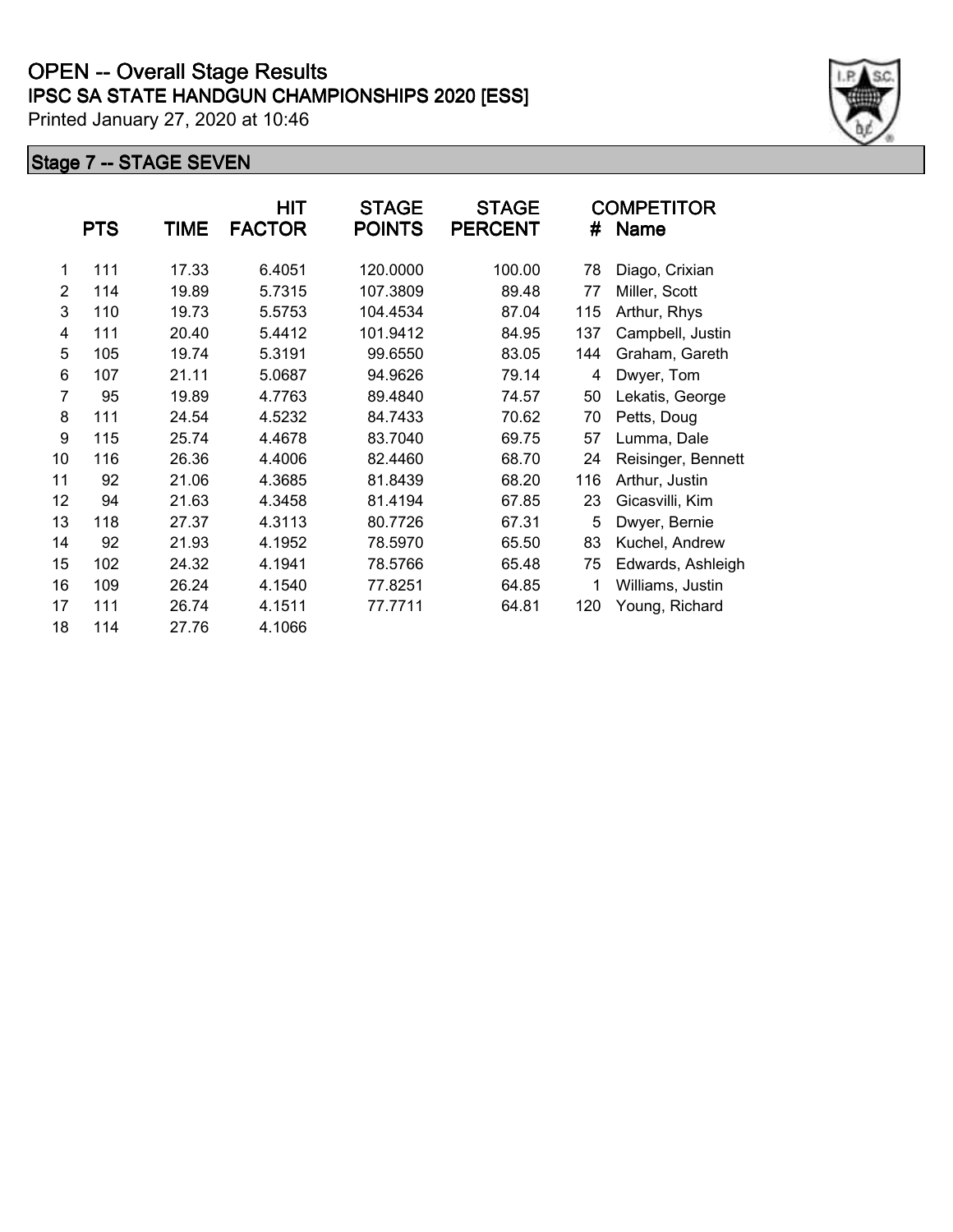# OPEN -- Overall Stage Results

## IPSC SA STATE HANDGUN CHAMPIONSHIPS 2020 [ESS]

Printed January 27, 2020 at 10:46

### Stage 7 -- STAGE SEVEN

| | PTS | TIME | HIT FACTOR | STAGE POINTS | STAGE PERCENT | # | COMPETITOR Name |
|---|---|---|---|---|---|---|---|
| 1 | 111 | 17.33 | 6.4051 | 120.0000 | 100.00 | 78 | Diago, Crixian |
| 2 | 114 | 19.89 | 5.7315 | 107.3809 | 89.48 | 77 | Miller, Scott |
| 3 | 110 | 19.73 | 5.5753 | 104.4534 | 87.04 | 115 | Arthur, Rhys |
| 4 | 111 | 20.40 | 5.4412 | 101.9412 | 84.95 | 137 | Campbell, Justin |
| 5 | 105 | 19.74 | 5.3191 | 99.6550 | 83.05 | 144 | Graham, Gareth |
| 6 | 107 | 21.11 | 5.0687 | 94.9626 | 79.14 | 4 | Dwyer, Tom |
| 7 | 95 | 19.89 | 4.7763 | 89.4840 | 74.57 | 50 | Lekatis, George |
| 8 | 111 | 24.54 | 4.5232 | 84.7433 | 70.62 | 70 | Petts, Doug |
| 9 | 115 | 25.74 | 4.4678 | 83.7040 | 69.75 | 57 | Lumma, Dale |
| 10 | 116 | 26.36 | 4.4006 | 82.4460 | 68.70 | 24 | Reisinger, Bennett |
| 11 | 92 | 21.06 | 4.3685 | 81.8439 | 68.20 | 116 | Arthur, Justin |
| 12 | 94 | 21.63 | 4.3458 | 81.4194 | 67.85 | 23 | Gicasvilli, Kim |
| 13 | 118 | 27.37 | 4.3113 | 80.7726 | 67.31 | 5 | Dwyer, Bernie |
| 14 | 92 | 21.93 | 4.1952 | 78.5970 | 65.50 | 83 | Kuchel, Andrew |
| 15 | 102 | 24.32 | 4.1941 | 78.5766 | 65.48 | 75 | Edwards, Ashleigh |
| 16 | 109 | 26.24 | 4.1540 | 77.8251 | 64.85 | 1 | Williams, Justin |
| 17 | 111 | 26.74 | 4.1511 | 77.7711 | 64.81 | 120 | Young, Richard |
| 18 | 114 | 27.76 | 4.1066 | | | | |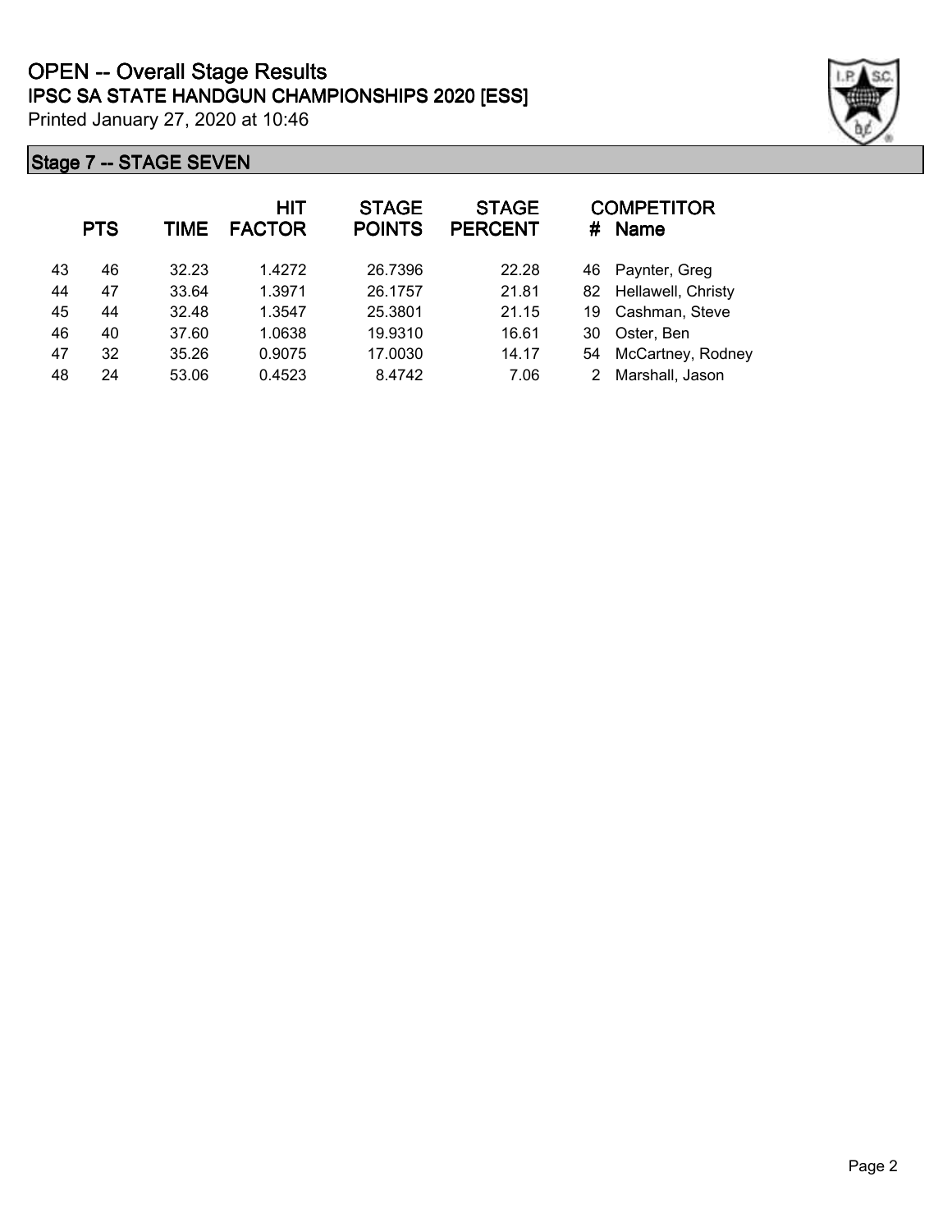# OPEN -- Overall Stage Results

## IPSC SA STATE HANDGUN CHAMPIONSHIPS 2020 [ESS]

Printed January 27, 2020 at 10:46

### Stage 7 -- STAGE SEVEN

| | PTS | TIME | HIT FACTOR | STAGE POINTS | STAGE PERCENT | # | COMPETITOR Name |
|---|---|---|---|---|---|---|---|
| 43 | 46 | 32.23 | 1.4272 | 26.7396 | 22.28 | 46 | Paynter, Greg |
| 44 | 47 | 33.64 | 1.3971 | 26.1757 | 21.81 | 82 | Hellawell, Christy |
| 45 | 44 | 32.48 | 1.3547 | 25.3801 | 21.15 | 19 | Cashman, Steve |
| 46 | 40 | 37.60 | 1.0638 | 19.9310 | 16.61 | 30 | Oster, Ben |
| 47 | 32 | 35.26 | 0.9075 | 17.0030 | 14.17 | 54 | McCartney, Rodney |
| 48 | 24 | 53.06 | 0.4523 | 8.4742 | 7.06 | 2 | Marshall, Jason |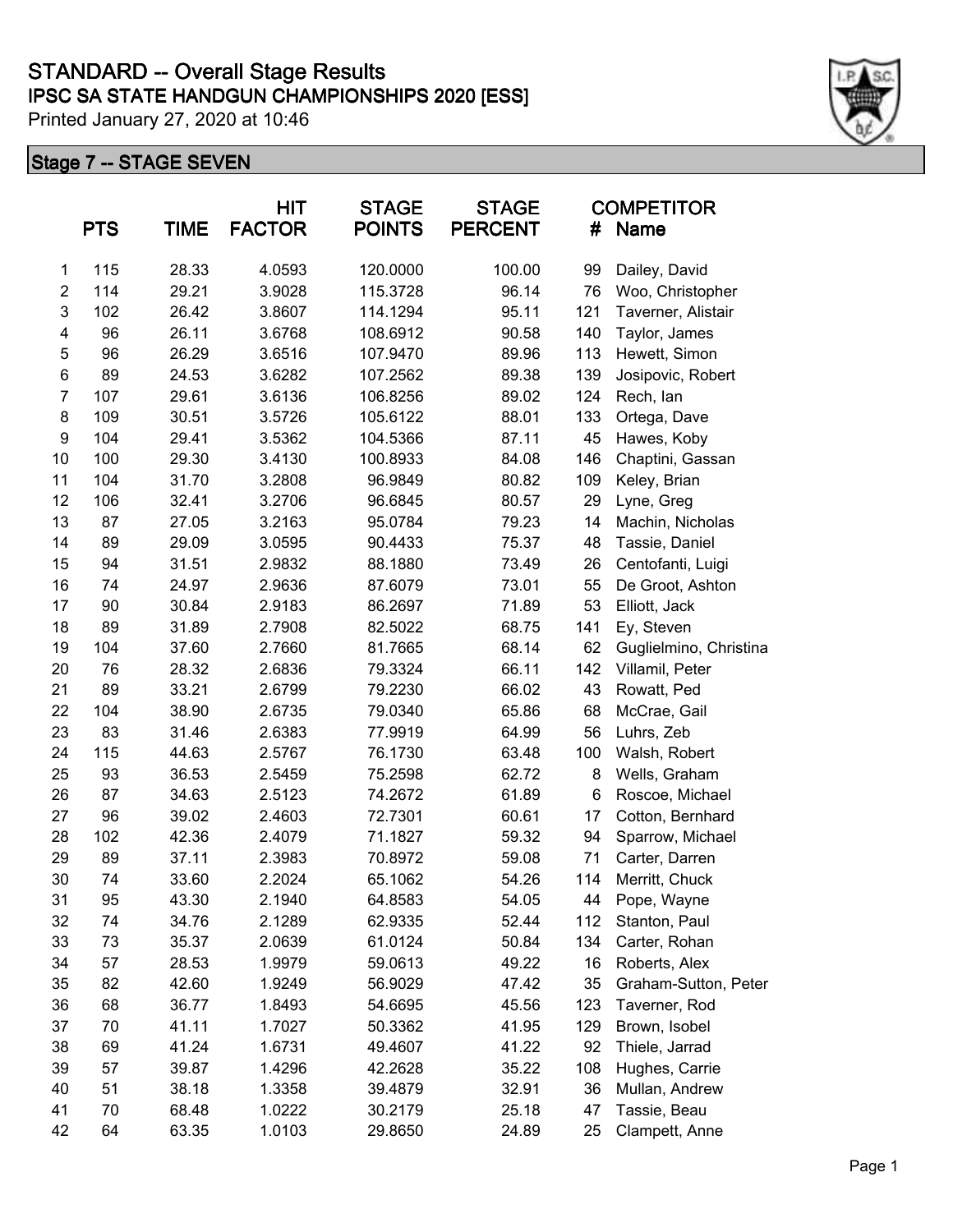# STANDARD -- Overall Stage Results

## IPSC SA STATE HANDGUN CHAMPIONSHIPS 2020 [ESS]

Printed January 27, 2020 at 10:46

### Stage 7 -- STAGE SEVEN

| | PTS | TIME | HIT FACTOR | STAGE POINTS | STAGE PERCENT | COMPETITOR # | Name |
|---|---|---|---|---|---|---|---|
| 1 | 115 | 28.33 | 4.0593 | 120.0000 | 100.00 | 99 | Dailey, David |
| 2 | 114 | 29.21 | 3.9028 | 115.3728 | 96.14 | 76 | Woo, Christopher |
| 3 | 102 | 26.42 | 3.8607 | 114.1294 | 95.11 | 121 | Taverner, Alistair |
| 4 | 96 | 26.11 | 3.6768 | 108.6912 | 90.58 | 140 | Taylor, James |
| 5 | 96 | 26.29 | 3.6516 | 107.9470 | 89.96 | 113 | Hewett, Simon |
| 6 | 89 | 24.53 | 3.6282 | 107.2562 | 89.38 | 139 | Josipovic, Robert |
| 7 | 107 | 29.61 | 3.6136 | 106.8256 | 89.02 | 124 | Rech, Ian |
| 8 | 109 | 30.51 | 3.5726 | 105.6122 | 88.01 | 133 | Ortega, Dave |
| 9 | 104 | 29.41 | 3.5362 | 104.5366 | 87.11 | 45 | Hawes, Koby |
| 10 | 100 | 29.30 | 3.4130 | 100.8933 | 84.08 | 146 | Chaptini, Gassan |
| 11 | 104 | 31.70 | 3.2808 | 96.9849 | 80.82 | 109 | Keley, Brian |
| 12 | 106 | 32.41 | 3.2706 | 96.6845 | 80.57 | 29 | Lyne, Greg |
| 13 | 87 | 27.05 | 3.2163 | 95.0784 | 79.23 | 14 | Machin, Nicholas |
| 14 | 89 | 29.09 | 3.0595 | 90.4433 | 75.37 | 48 | Tassie, Daniel |
| 15 | 94 | 31.51 | 2.9832 | 88.1880 | 73.49 | 26 | Centofanti, Luigi |
| 16 | 74 | 24.97 | 2.9636 | 87.6079 | 73.01 | 55 | De Groot, Ashton |
| 17 | 90 | 30.84 | 2.9183 | 86.2697 | 71.89 | 53 | Elliott, Jack |
| 18 | 89 | 31.89 | 2.7908 | 82.5022 | 68.75 | 141 | Ey, Steven |
| 19 | 104 | 37.60 | 2.7660 | 81.7665 | 68.14 | 62 | Guglielmino, Christina |
| 20 | 76 | 28.32 | 2.6836 | 79.3324 | 66.11 | 142 | Villamil, Peter |
| 21 | 89 | 33.21 | 2.6799 | 79.2230 | 66.02 | 43 | Rowatt, Ped |
| 22 | 104 | 38.90 | 2.6735 | 79.0340 | 65.86 | 68 | McCrae, Gail |
| 23 | 83 | 31.46 | 2.6383 | 77.9919 | 64.99 | 56 | Luhrs, Zeb |
| 24 | 115 | 44.63 | 2.5767 | 76.1730 | 63.48 | 100 | Walsh, Robert |
| 25 | 93 | 36.53 | 2.5459 | 75.2598 | 62.72 | 8 | Wells, Graham |
| 26 | 87 | 34.63 | 2.5123 | 74.2672 | 61.89 | 6 | Roscoe, Michael |
| 27 | 96 | 39.02 | 2.4603 | 72.7301 | 60.61 | 17 | Cotton, Bernhard |
| 28 | 102 | 42.36 | 2.4079 | 71.1827 | 59.32 | 94 | Sparrow, Michael |
| 29 | 89 | 37.11 | 2.3983 | 70.8972 | 59.08 | 71 | Carter, Darren |
| 30 | 74 | 33.60 | 2.2024 | 65.1062 | 54.26 | 114 | Merritt, Chuck |
| 31 | 95 | 43.30 | 2.1940 | 64.8583 | 54.05 | 44 | Pope, Wayne |
| 32 | 74 | 34.76 | 2.1289 | 62.9335 | 52.44 | 112 | Stanton, Paul |
| 33 | 73 | 35.37 | 2.0639 | 61.0124 | 50.84 | 134 | Carter, Rohan |
| 34 | 57 | 28.53 | 1.9979 | 59.0613 | 49.22 | 16 | Roberts, Alex |
| 35 | 82 | 42.60 | 1.9249 | 56.9029 | 47.42 | 35 | Graham-Sutton, Peter |
| 36 | 68 | 36.77 | 1.8493 | 54.6695 | 45.56 | 123 | Taverner, Rod |
| 37 | 70 | 41.11 | 1.7027 | 50.3362 | 41.95 | 129 | Brown, Isobel |
| 38 | 69 | 41.24 | 1.6731 | 49.4607 | 41.22 | 92 | Thiele, Jarrad |
| 39 | 57 | 39.87 | 1.4296 | 42.2628 | 35.22 | 108 | Hughes, Carrie |
| 40 | 51 | 38.18 | 1.3358 | 39.4879 | 32.91 | 36 | Mullan, Andrew |
| 41 | 70 | 68.48 | 1.0222 | 30.2179 | 25.18 | 47 | Tassie, Beau |
| 42 | 64 | 63.35 | 1.0103 | 29.8650 | 24.89 | 25 | Clampett, Anne |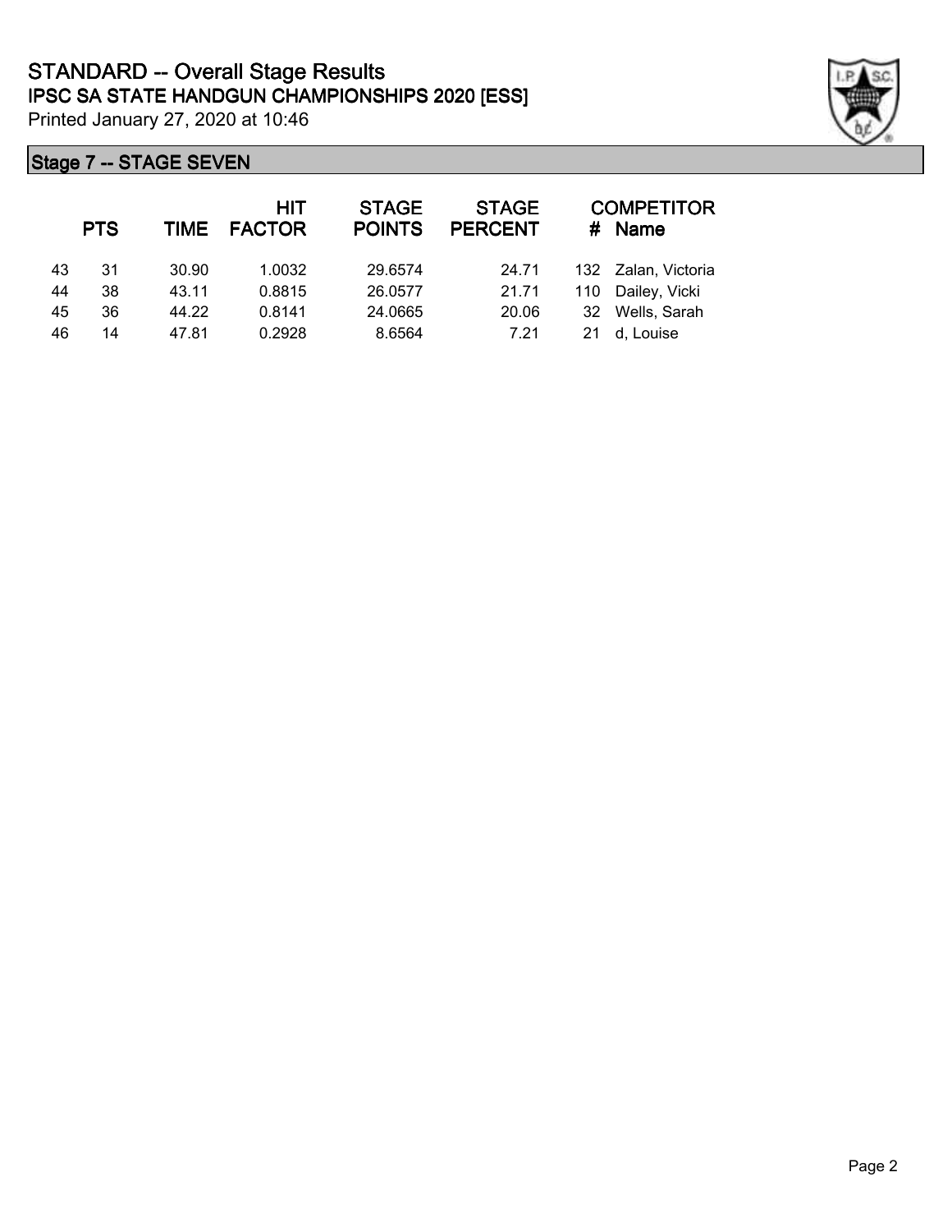# STANDARD -- Overall Stage Results
## IPSC SA STATE HANDGUN CHAMPIONSHIPS 2020 [ESS]
Printed January 27, 2020 at 10:46

### Stage 7 -- STAGE SEVEN

| | PTS | TIME | HIT FACTOR | STAGE POINTS | STAGE PERCENT | # | COMPETITOR Name |
|---|---|---|---|---|---|---|---|
| 43 | 31 | 30.90 | 1.0032 | 29.6574 | 24.71 | 132 | Zalan, Victoria |
| 44 | 38 | 43.11 | 0.8815 | 26.0577 | 21.71 | 110 | Dailey, Vicki |
| 45 | 36 | 44.22 | 0.8141 | 24.0665 | 20.06 | 32 | Wells, Sarah |
| 46 | 14 | 47.81 | 0.2928 | 8.6564 | 7.21 | 21 | d, Louise |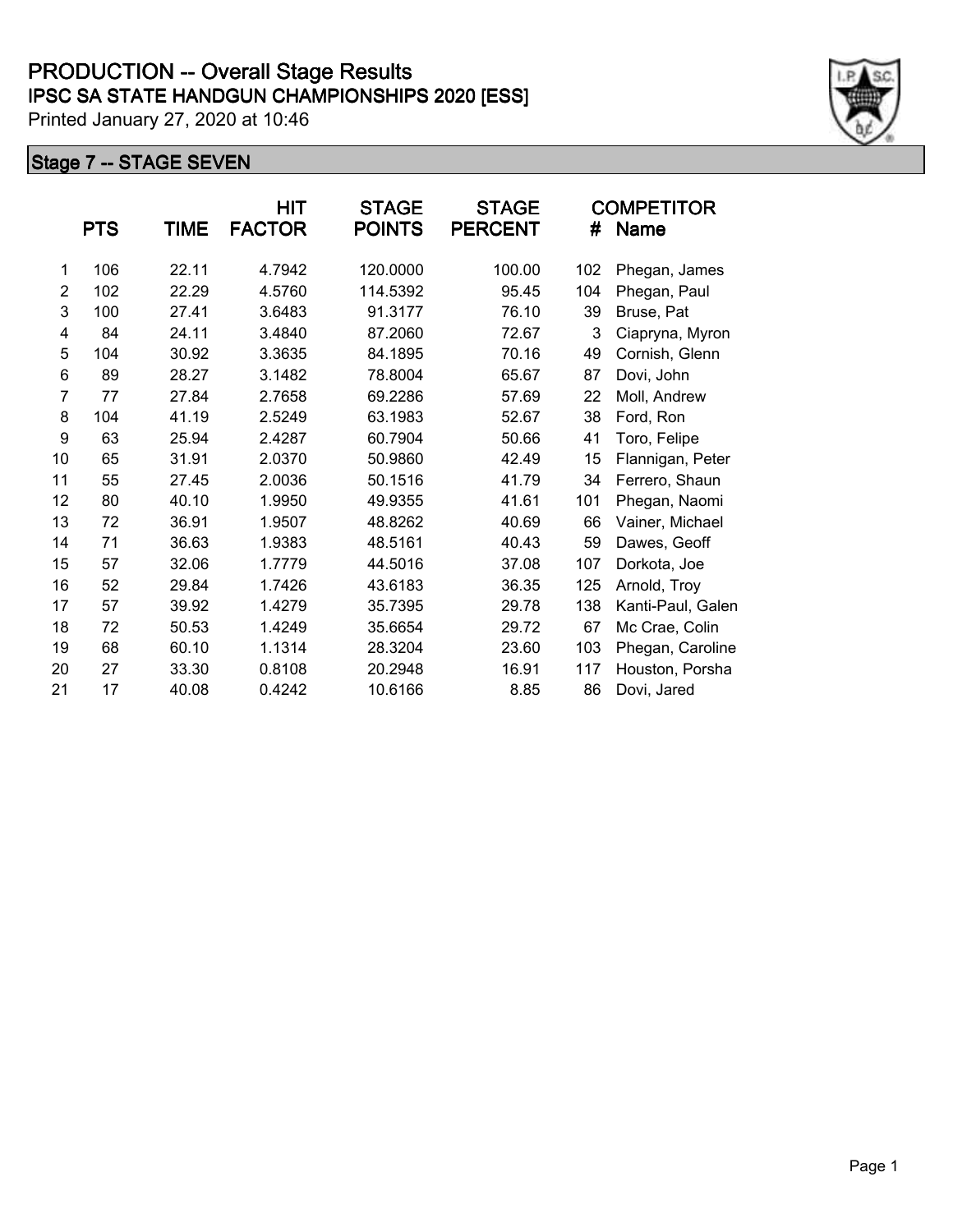# PRODUCTION -- Overall Stage Results

## IPSC SA STATE HANDGUN CHAMPIONSHIPS 2020 [ESS]

Printed January 27, 2020 at 10:46

### Stage 7 -- STAGE SEVEN

| | PTS | TIME | HIT FACTOR | STAGE POINTS | STAGE PERCENT | # | COMPETITOR Name |
|---|---|---|---|---|---|---|---|
| 1 | 106 | 22.11 | 4.7942 | 120.0000 | 100.00 | 102 | Phegan, James |
| 2 | 102 | 22.29 | 4.5760 | 114.5392 | 95.45 | 104 | Phegan, Paul |
| 3 | 100 | 27.41 | 3.6483 | 91.3177 | 76.10 | 39 | Bruse, Pat |
| 4 | 84 | 24.11 | 3.4840 | 87.2060 | 72.67 | 3 | Ciapryna, Myron |
| 5 | 104 | 30.92 | 3.3635 | 84.1895 | 70.16 | 49 | Cornish, Glenn |
| 6 | 89 | 28.27 | 3.1482 | 78.8004 | 65.67 | 87 | Dovi, John |
| 7 | 77 | 27.84 | 2.7658 | 69.2286 | 57.69 | 22 | Moll, Andrew |
| 8 | 104 | 41.19 | 2.5249 | 63.1983 | 52.67 | 38 | Ford, Ron |
| 9 | 63 | 25.94 | 2.4287 | 60.7904 | 50.66 | 41 | Toro, Felipe |
| 10 | 65 | 31.91 | 2.0370 | 50.9860 | 42.49 | 15 | Flannigan, Peter |
| 11 | 55 | 27.45 | 2.0036 | 50.1516 | 41.79 | 34 | Ferrero, Shaun |
| 12 | 80 | 40.10 | 1.9950 | 49.9355 | 41.61 | 101 | Phegan, Naomi |
| 13 | 72 | 36.91 | 1.9507 | 48.8262 | 40.69 | 66 | Vainer, Michael |
| 14 | 71 | 36.63 | 1.9383 | 48.5161 | 40.43 | 59 | Dawes, Geoff |
| 15 | 57 | 32.06 | 1.7779 | 44.5016 | 37.08 | 107 | Dorkota, Joe |
| 16 | 52 | 29.84 | 1.7426 | 43.6183 | 36.35 | 125 | Arnold, Troy |
| 17 | 57 | 39.92 | 1.4279 | 35.7395 | 29.78 | 138 | Kanti-Paul, Galen |
| 18 | 72 | 50.53 | 1.4249 | 35.6654 | 29.72 | 67 | Mc Crae, Colin |
| 19 | 68 | 60.10 | 1.1314 | 28.3204 | 23.60 | 103 | Phegan, Caroline |
| 20 | 27 | 33.30 | 0.8108 | 20.2948 | 16.91 | 117 | Houston, Porsha |
| 21 | 17 | 40.08 | 0.4242 | 10.6166 | 8.85 | 86 | Dovi, Jared |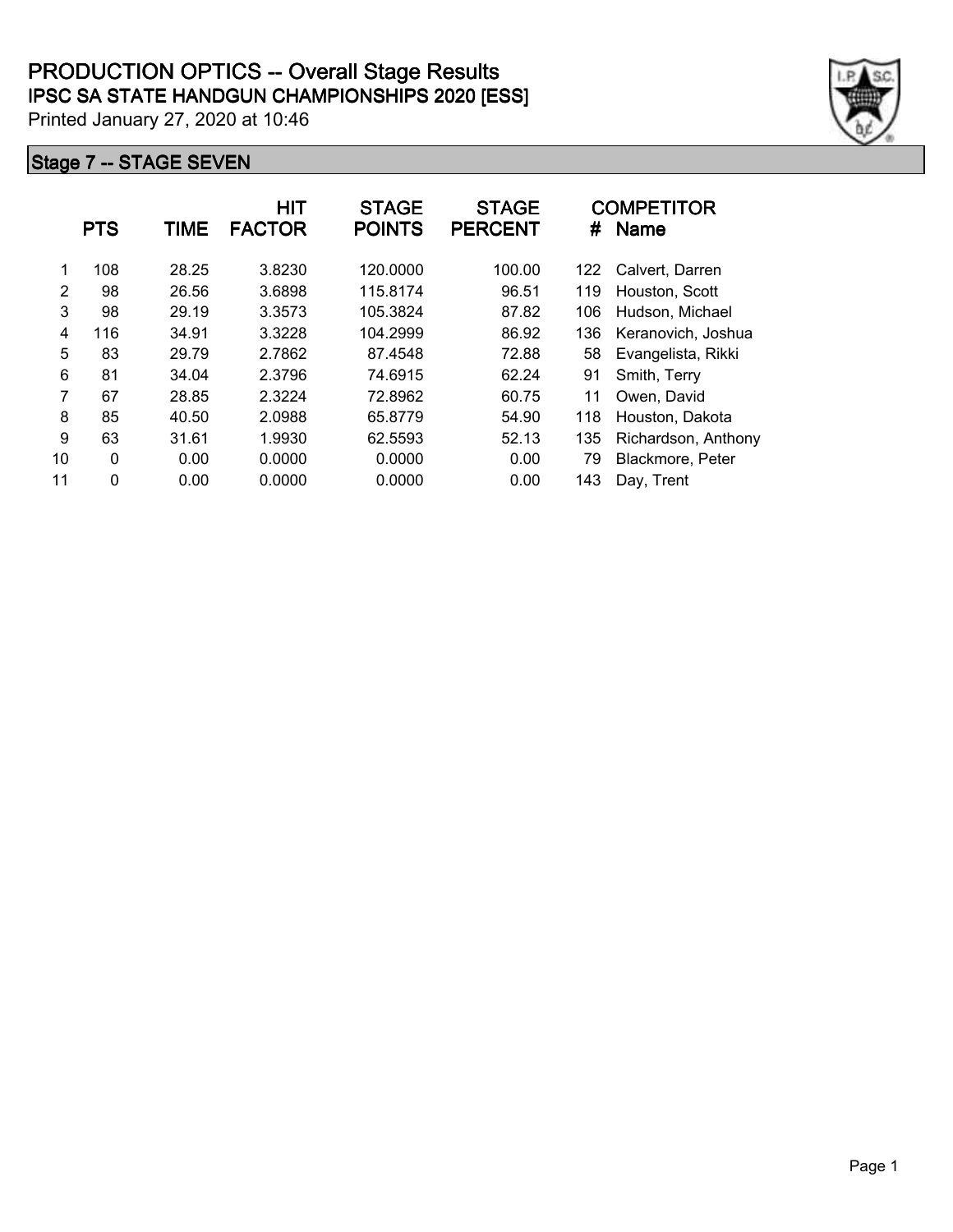# PRODUCTION OPTICS -- Overall Stage Results

## IPSC SA STATE HANDGUN CHAMPIONSHIPS 2020 [ESS]

Printed January 27, 2020 at 10:46

### Stage 7 -- STAGE SEVEN

| | PTS | TIME | HIT FACTOR | STAGE POINTS | STAGE PERCENT | # | COMPETITOR Name |
|---|---|---|---|---|---|---|---|
| 1 | 108 | 28.25 | 3.8230 | 120.0000 | 100.00 | 122 | Calvert, Darren |
| 2 | 98 | 26.56 | 3.6898 | 115.8174 | 96.51 | 119 | Houston, Scott |
| 3 | 98 | 29.19 | 3.3573 | 105.3824 | 87.82 | 106 | Hudson, Michael |
| 4 | 116 | 34.91 | 3.3228 | 104.2999 | 86.92 | 136 | Keranovich, Joshua |
| 5 | 83 | 29.79 | 2.7862 | 87.4548 | 72.88 | 58 | Evangelista, Rikki |
| 6 | 81 | 34.04 | 2.3796 | 74.6915 | 62.24 | 91 | Smith, Terry |
| 7 | 67 | 28.85 | 2.3224 | 72.8962 | 60.75 | 11 | Owen, David |
| 8 | 85 | 40.50 | 2.0988 | 65.8779 | 54.90 | 118 | Houston, Dakota |
| 9 | 63 | 31.61 | 1.9930 | 62.5593 | 52.13 | 135 | Richardson, Anthony |
| 10 | 0 | 0.00 | 0.0000 | 0.0000 | 0.00 | 79 | Blackmore, Peter |
| 11 | 0 | 0.00 | 0.0000 | 0.0000 | 0.00 | 143 | Day, Trent |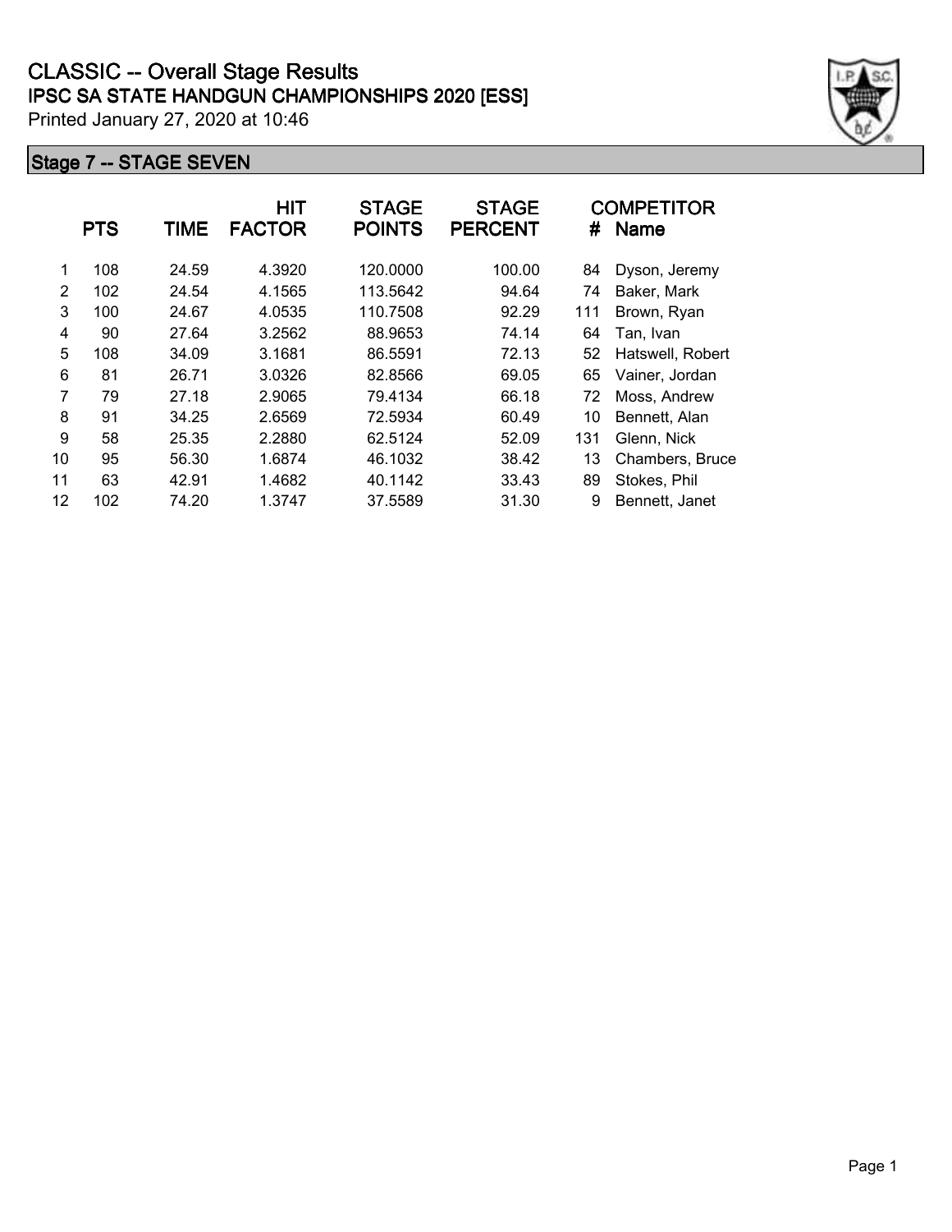# CLASSIC -- Overall Stage Results

## IPSC SA STATE HANDGUN CHAMPIONSHIPS 2020 [ESS]

Printed January 27, 2020 at 10:46

### Stage 7 -- STAGE SEVEN

| | PTS | TIME | HIT FACTOR | STAGE POINTS | STAGE PERCENT | # | COMPETITOR Name |
|---|---|---|---|---|---|---|---|
| 1 | 108 | 24.59 | 4.3920 | 120.0000 | 100.00 | 84 | Dyson, Jeremy |
| 2 | 102 | 24.54 | 4.1565 | 113.5642 | 94.64 | 74 | Baker, Mark |
| 3 | 100 | 24.67 | 4.0535 | 110.7508 | 92.29 | 111 | Brown, Ryan |
| 4 | 90 | 27.64 | 3.2562 | 88.9653 | 74.14 | 64 | Tan, Ivan |
| 5 | 108 | 34.09 | 3.1681 | 86.5591 | 72.13 | 52 | Hatswell, Robert |
| 6 | 81 | 26.71 | 3.0326 | 82.8566 | 69.05 | 65 | Vainer, Jordan |
| 7 | 79 | 27.18 | 2.9065 | 79.4134 | 66.18 | 72 | Moss, Andrew |
| 8 | 91 | 34.25 | 2.6569 | 72.5934 | 60.49 | 10 | Bennett, Alan |
| 9 | 58 | 25.35 | 2.2880 | 62.5124 | 52.09 | 131 | Glenn, Nick |
| 10 | 95 | 56.30 | 1.6874 | 46.1032 | 38.42 | 13 | Chambers, Bruce |
| 11 | 63 | 42.91 | 1.4682 | 40.1142 | 33.43 | 89 | Stokes, Phil |
| 12 | 102 | 74.20 | 1.3747 | 37.5589 | 31.30 | 9 | Bennett, Janet |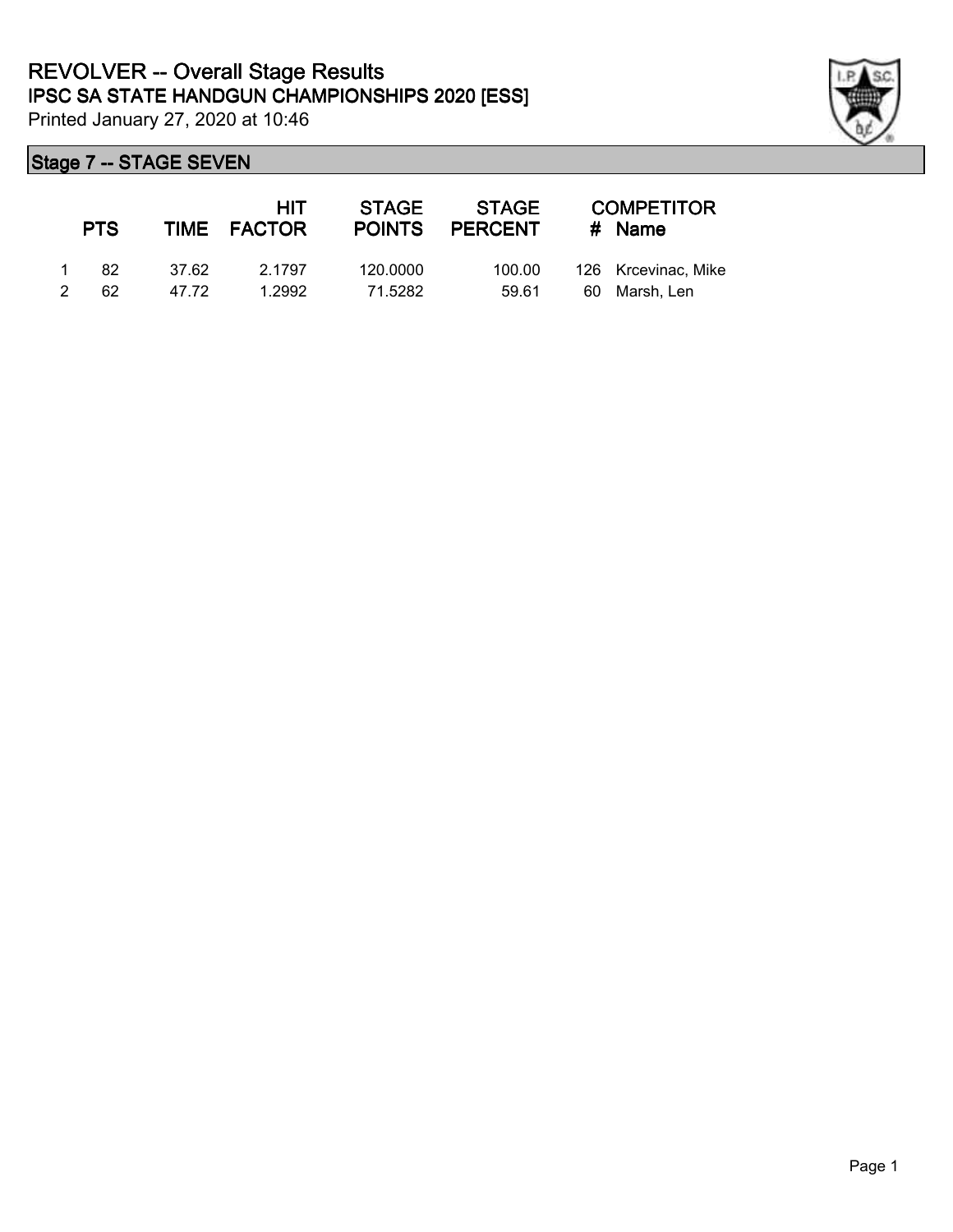# REVOLVER -- Overall Stage Results

## IPSC SA STATE HANDGUN CHAMPIONSHIPS 2020 [ESS]

Printed January 27, 2020 at 10:46

### Stage 7 -- STAGE SEVEN

| | PTS | TIME | HIT FACTOR | STAGE POINTS | STAGE PERCENT | # | COMPETITOR Name |
|---|---|---|---|---|---|---|---|
| 1 | 82 | 37.62 | 2.1797 | 120.0000 | 100.00 | 126 | Krcevinac, Mike |
| 2 | 62 | 47.72 | 1.2992 | 71.5282 | 59.61 | 60 | Marsh, Len |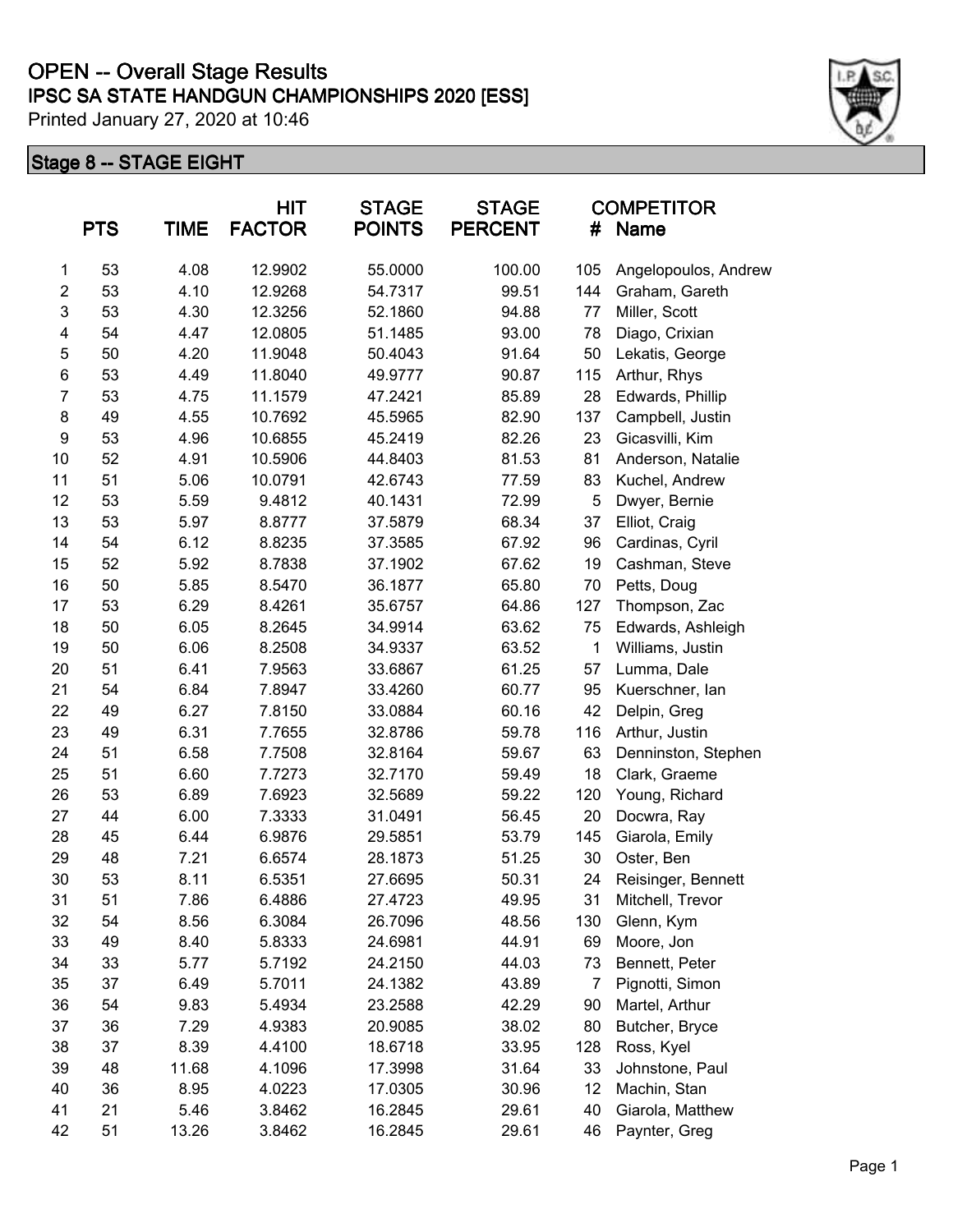# OPEN -- Overall Stage Results

## IPSC SA STATE HANDGUN CHAMPIONSHIPS 2020 [ESS]

Printed January 27, 2020 at 10:46

### Stage 8 -- STAGE EIGHT

| | PTS | TIME | HIT FACTOR | STAGE POINTS | STAGE PERCENT | COMPETITOR # | Name |
|---|---|---|---|---|---|---|---|
| 1 | 53 | 4.08 | 12.9902 | 55.0000 | 100.00 | 105 | Angelopoulos, Andrew |
| 2 | 53 | 4.10 | 12.9268 | 54.7317 | 99.51 | 144 | Graham, Gareth |
| 3 | 53 | 4.30 | 12.3256 | 52.1860 | 94.88 | 77 | Miller, Scott |
| 4 | 54 | 4.47 | 12.0805 | 51.1485 | 93.00 | 78 | Diago, Crixian |
| 5 | 50 | 4.20 | 11.9048 | 50.4043 | 91.64 | 50 | Lekatis, George |
| 6 | 53 | 4.49 | 11.8040 | 49.9777 | 90.87 | 115 | Arthur, Rhys |
| 7 | 53 | 4.75 | 11.1579 | 47.2421 | 85.89 | 28 | Edwards, Phillip |
| 8 | 49 | 4.55 | 10.7692 | 45.5965 | 82.90 | 137 | Campbell, Justin |
| 9 | 53 | 4.96 | 10.6855 | 45.2419 | 82.26 | 23 | Gicasvilli, Kim |
| 10 | 52 | 4.91 | 10.5906 | 44.8403 | 81.53 | 81 | Anderson, Natalie |
| 11 | 51 | 5.06 | 10.0791 | 42.6743 | 77.59 | 83 | Kuchel, Andrew |
| 12 | 53 | 5.59 | 9.4812 | 40.1431 | 72.99 | 5 | Dwyer, Bernie |
| 13 | 53 | 5.97 | 8.8777 | 37.5879 | 68.34 | 37 | Elliot, Craig |
| 14 | 54 | 6.12 | 8.8235 | 37.3585 | 67.92 | 96 | Cardinas, Cyril |
| 15 | 52 | 5.92 | 8.7838 | 37.1902 | 67.62 | 19 | Cashman, Steve |
| 16 | 50 | 5.85 | 8.5470 | 36.1877 | 65.80 | 70 | Petts, Doug |
| 17 | 53 | 6.29 | 8.4261 | 35.6757 | 64.86 | 127 | Thompson, Zac |
| 18 | 50 | 6.05 | 8.2645 | 34.9914 | 63.62 | 75 | Edwards, Ashleigh |
| 19 | 50 | 6.06 | 8.2508 | 34.9337 | 63.52 | 1 | Williams, Justin |
| 20 | 51 | 6.41 | 7.9563 | 33.6867 | 61.25 | 57 | Lumma, Dale |
| 21 | 54 | 6.84 | 7.8947 | 33.4260 | 60.77 | 95 | Kuerschner, Ian |
| 22 | 49 | 6.27 | 7.8150 | 33.0884 | 60.16 | 42 | Delpin, Greg |
| 23 | 49 | 6.31 | 7.7655 | 32.8786 | 59.78 | 116 | Arthur, Justin |
| 24 | 51 | 6.58 | 7.7508 | 32.8164 | 59.67 | 63 | Denninston, Stephen |
| 25 | 51 | 6.60 | 7.7273 | 32.7170 | 59.49 | 18 | Clark, Graeme |
| 26 | 53 | 6.89 | 7.6923 | 32.5689 | 59.22 | 120 | Young, Richard |
| 27 | 44 | 6.00 | 7.3333 | 31.0491 | 56.45 | 20 | Docwra, Ray |
| 28 | 45 | 6.44 | 6.9876 | 29.5851 | 53.79 | 145 | Giarola, Emily |
| 29 | 48 | 7.21 | 6.6574 | 28.1873 | 51.25 | 30 | Oster, Ben |
| 30 | 53 | 8.11 | 6.5351 | 27.6695 | 50.31 | 24 | Reisinger, Bennett |
| 31 | 51 | 7.86 | 6.4886 | 27.4723 | 49.95 | 31 | Mitchell, Trevor |
| 32 | 54 | 8.56 | 6.3084 | 26.7096 | 48.56 | 130 | Glenn, Kym |
| 33 | 49 | 8.40 | 5.8333 | 24.6981 | 44.91 | 69 | Moore, Jon |
| 34 | 33 | 5.77 | 5.7192 | 24.2150 | 44.03 | 73 | Bennett, Peter |
| 35 | 37 | 6.49 | 5.7011 | 24.1382 | 43.89 | 7 | Pignotti, Simon |
| 36 | 54 | 9.83 | 5.4934 | 23.2588 | 42.29 | 90 | Martel, Arthur |
| 37 | 36 | 7.29 | 4.9383 | 20.9085 | 38.02 | 80 | Butcher, Bryce |
| 38 | 37 | 8.39 | 4.4100 | 18.6718 | 33.95 | 128 | Ross, Kyel |
| 39 | 48 | 11.68 | 4.1096 | 17.3998 | 31.64 | 33 | Johnstone, Paul |
| 40 | 36 | 8.95 | 4.0223 | 17.0305 | 30.96 | 12 | Machin, Stan |
| 41 | 21 | 5.46 | 3.8462 | 16.2845 | 29.61 | 40 | Giarola, Matthew |
| 42 | 51 | 13.26 | 3.8462 | 16.2845 | 29.61 | 46 | Paynter, Greg |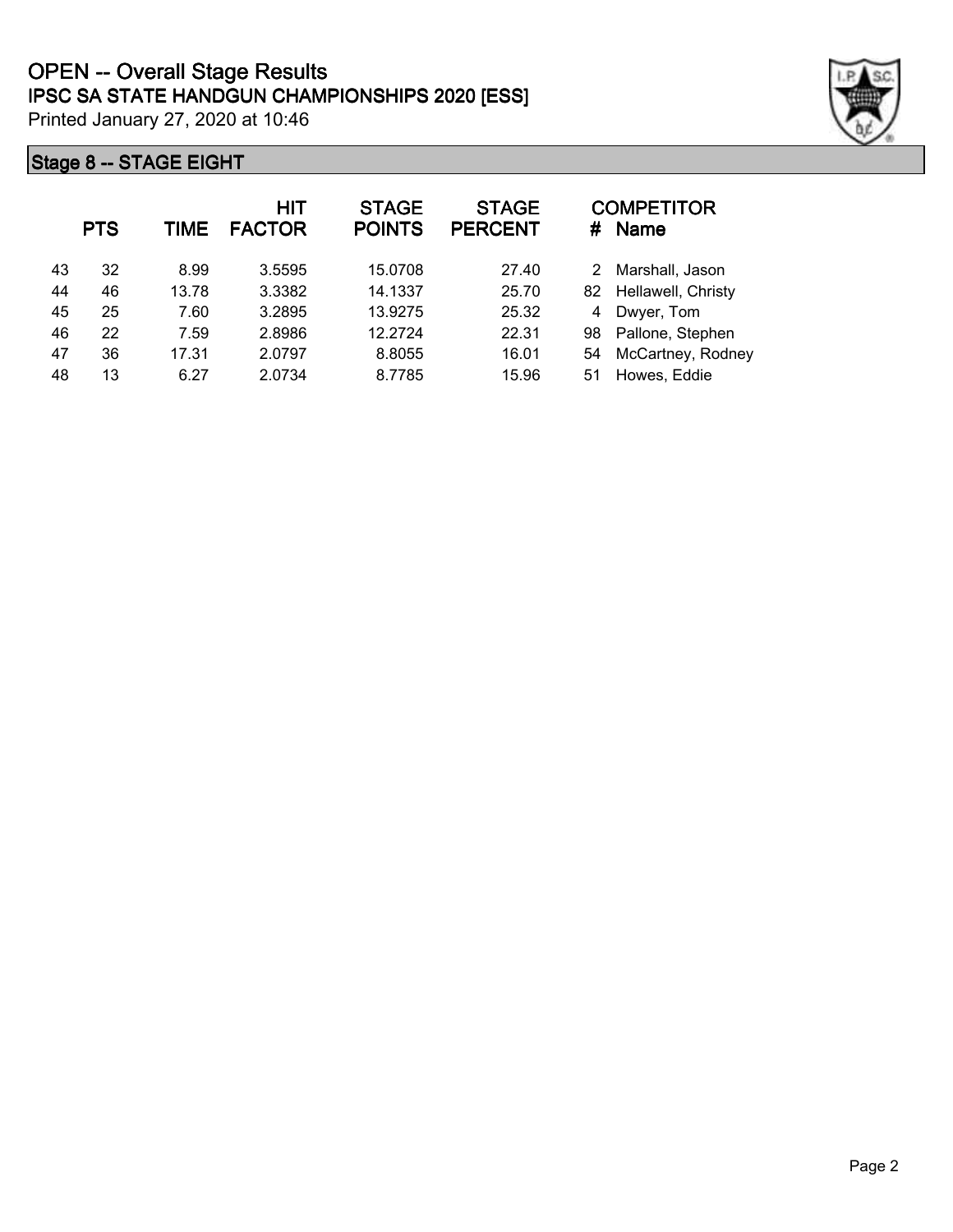# OPEN -- Overall Stage Results

## IPSC SA STATE HANDGUN CHAMPIONSHIPS 2020 [ESS]

Printed January 27, 2020 at 10:46

### Stage 8 -- STAGE EIGHT

| | PTS | TIME | HIT FACTOR | STAGE POINTS | STAGE PERCENT | # | COMPETITOR Name |
|---|---|---|---|---|---|---|---|
| 43 | 32 | 8.99 | 3.5595 | 15.0708 | 27.40 | 2 | Marshall, Jason |
| 44 | 46 | 13.78 | 3.3382 | 14.1337 | 25.70 | 82 | Hellawell, Christy |
| 45 | 25 | 7.60 | 3.2895 | 13.9275 | 25.32 | 4 | Dwyer, Tom |
| 46 | 22 | 7.59 | 2.8986 | 12.2724 | 22.31 | 98 | Pallone, Stephen |
| 47 | 36 | 17.31 | 2.0797 | 8.8055 | 16.01 | 54 | McCartney, Rodney |
| 48 | 13 | 6.27 | 2.0734 | 8.7785 | 15.96 | 51 | Howes, Eddie |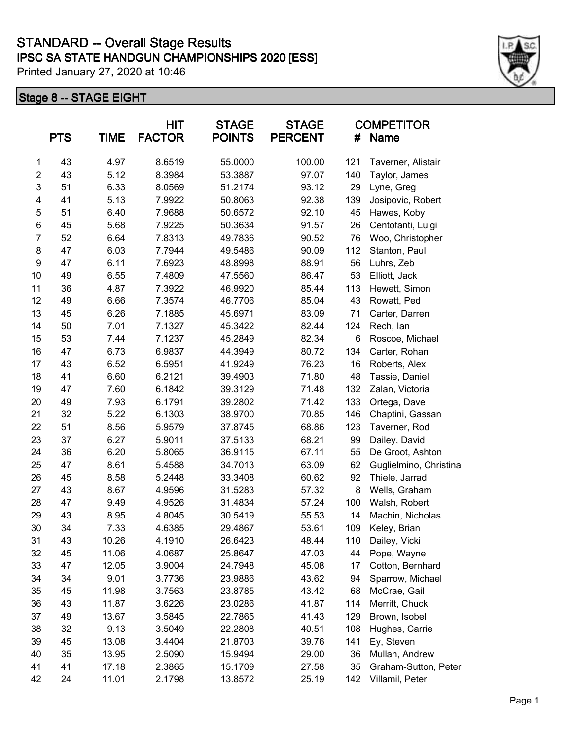# STANDARD -- Overall Stage Results

## IPSC SA STATE HANDGUN CHAMPIONSHIPS 2020 [ESS]

Printed January 27, 2020 at 10:46

### Stage 8 -- STAGE EIGHT

| | PTS | TIME | HIT FACTOR | STAGE POINTS | STAGE PERCENT | COMPETITOR # | Name |
|---|---|---|---|---|---|---|---|
| 1 | 43 | 4.97 | 8.6519 | 55.0000 | 100.00 | 121 | Taverner, Alistair |
| 2 | 43 | 5.12 | 8.3984 | 53.3887 | 97.07 | 140 | Taylor, James |
| 3 | 51 | 6.33 | 8.0569 | 51.2174 | 93.12 | 29 | Lyne, Greg |
| 4 | 41 | 5.13 | 7.9922 | 50.8063 | 92.38 | 139 | Josipovic, Robert |
| 5 | 51 | 6.40 | 7.9688 | 50.6572 | 92.10 | 45 | Hawes, Koby |
| 6 | 45 | 5.68 | 7.9225 | 50.3634 | 91.57 | 26 | Centofanti, Luigi |
| 7 | 52 | 6.64 | 7.8313 | 49.7836 | 90.52 | 76 | Woo, Christopher |
| 8 | 47 | 6.03 | 7.7944 | 49.5486 | 90.09 | 112 | Stanton, Paul |
| 9 | 47 | 6.11 | 7.6923 | 48.8998 | 88.91 | 56 | Luhrs, Zeb |
| 10 | 49 | 6.55 | 7.4809 | 47.5560 | 86.47 | 53 | Elliott, Jack |
| 11 | 36 | 4.87 | 7.3922 | 46.9920 | 85.44 | 113 | Hewett, Simon |
| 12 | 49 | 6.66 | 7.3574 | 46.7706 | 85.04 | 43 | Rowatt, Ped |
| 13 | 45 | 6.26 | 7.1885 | 45.6971 | 83.09 | 71 | Carter, Darren |
| 14 | 50 | 7.01 | 7.1327 | 45.3422 | 82.44 | 124 | Rech, Ian |
| 15 | 53 | 7.44 | 7.1237 | 45.2849 | 82.34 | 6 | Roscoe, Michael |
| 16 | 47 | 6.73 | 6.9837 | 44.3949 | 80.72 | 134 | Carter, Rohan |
| 17 | 43 | 6.52 | 6.5951 | 41.9249 | 76.23 | 16 | Roberts, Alex |
| 18 | 41 | 6.60 | 6.2121 | 39.4903 | 71.80 | 48 | Tassie, Daniel |
| 19 | 47 | 7.60 | 6.1842 | 39.3129 | 71.48 | 132 | Zalan, Victoria |
| 20 | 49 | 7.93 | 6.1791 | 39.2802 | 71.42 | 133 | Ortega, Dave |
| 21 | 32 | 5.22 | 6.1303 | 38.9700 | 70.85 | 146 | Chaptini, Gassan |
| 22 | 51 | 8.56 | 5.9579 | 37.8745 | 68.86 | 123 | Taverner, Rod |
| 23 | 37 | 6.27 | 5.9011 | 37.5133 | 68.21 | 99 | Dailey, David |
| 24 | 36 | 6.20 | 5.8065 | 36.9115 | 67.11 | 55 | De Groot, Ashton |
| 25 | 47 | 8.61 | 5.4588 | 34.7013 | 63.09 | 62 | Guglielmino, Christina |
| 26 | 45 | 8.58 | 5.2448 | 33.3408 | 60.62 | 92 | Thiele, Jarrad |
| 27 | 43 | 8.67 | 4.9596 | 31.5283 | 57.32 | 8 | Wells, Graham |
| 28 | 47 | 9.49 | 4.9526 | 31.4834 | 57.24 | 100 | Walsh, Robert |
| 29 | 43 | 8.95 | 4.8045 | 30.5419 | 55.53 | 14 | Machin, Nicholas |
| 30 | 34 | 7.33 | 4.6385 | 29.4867 | 53.61 | 109 | Keley, Brian |
| 31 | 43 | 10.26 | 4.1910 | 26.6423 | 48.44 | 110 | Dailey, Vicki |
| 32 | 45 | 11.06 | 4.0687 | 25.8647 | 47.03 | 44 | Pope, Wayne |
| 33 | 47 | 12.05 | 3.9004 | 24.7948 | 45.08 | 17 | Cotton, Bernhard |
| 34 | 34 | 9.01 | 3.7736 | 23.9886 | 43.62 | 94 | Sparrow, Michael |
| 35 | 45 | 11.98 | 3.7563 | 23.8785 | 43.42 | 68 | McCrae, Gail |
| 36 | 43 | 11.87 | 3.6226 | 23.0286 | 41.87 | 114 | Merritt, Chuck |
| 37 | 49 | 13.67 | 3.5845 | 22.7865 | 41.43 | 129 | Brown, Isobel |
| 38 | 32 | 9.13 | 3.5049 | 22.2808 | 40.51 | 108 | Hughes, Carrie |
| 39 | 45 | 13.08 | 3.4404 | 21.8703 | 39.76 | 141 | Ey, Steven |
| 40 | 35 | 13.95 | 2.5090 | 15.9494 | 29.00 | 36 | Mullan, Andrew |
| 41 | 41 | 17.18 | 2.3865 | 15.1709 | 27.58 | 35 | Graham-Sutton, Peter |
| 42 | 24 | 11.01 | 2.1798 | 13.8572 | 25.19 | 142 | Villamil, Peter |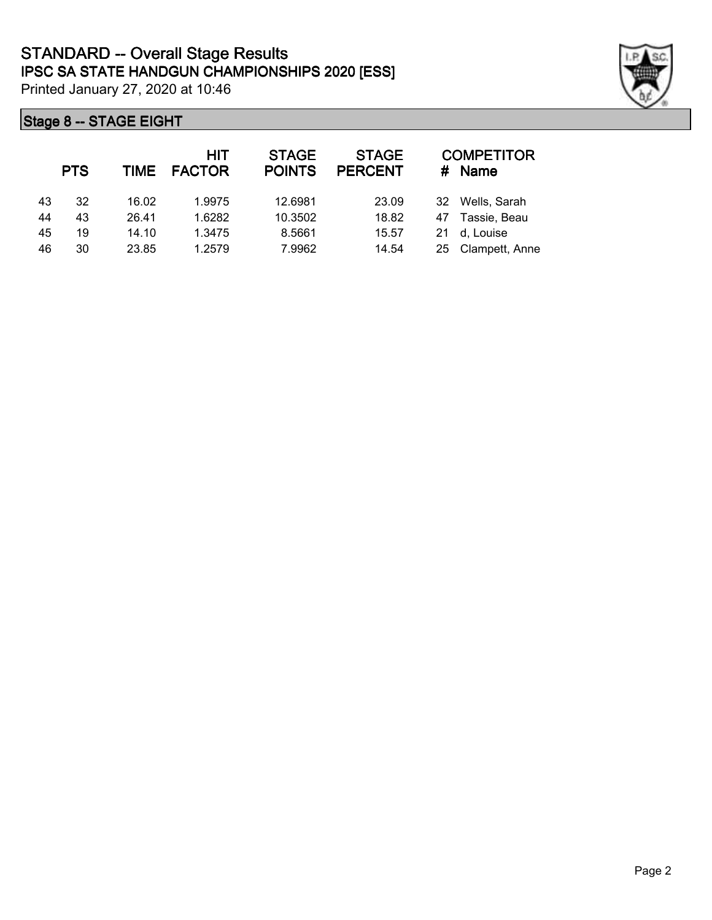# STANDARD -- Overall Stage Results

## IPSC SA STATE HANDGUN CHAMPIONSHIPS 2020 [ESS]

Printed January 27, 2020 at 10:46

### Stage 8 -- STAGE EIGHT

| | PTS | TIME | HIT FACTOR | STAGE POINTS | STAGE PERCENT | # | COMPETITOR Name |
|---|---|---|---|---|---|---|---|
| 43 | 32 | 16.02 | 1.9975 | 12.6981 | 23.09 | 32 | Wells, Sarah |
| 44 | 43 | 26.41 | 1.6282 | 10.3502 | 18.82 | 47 | Tassie, Beau |
| 45 | 19 | 14.10 | 1.3475 | 8.5661 | 15.57 | 21 | d, Louise |
| 46 | 30 | 23.85 | 1.2579 | 7.9962 | 14.54 | 25 | Clampett, Anne |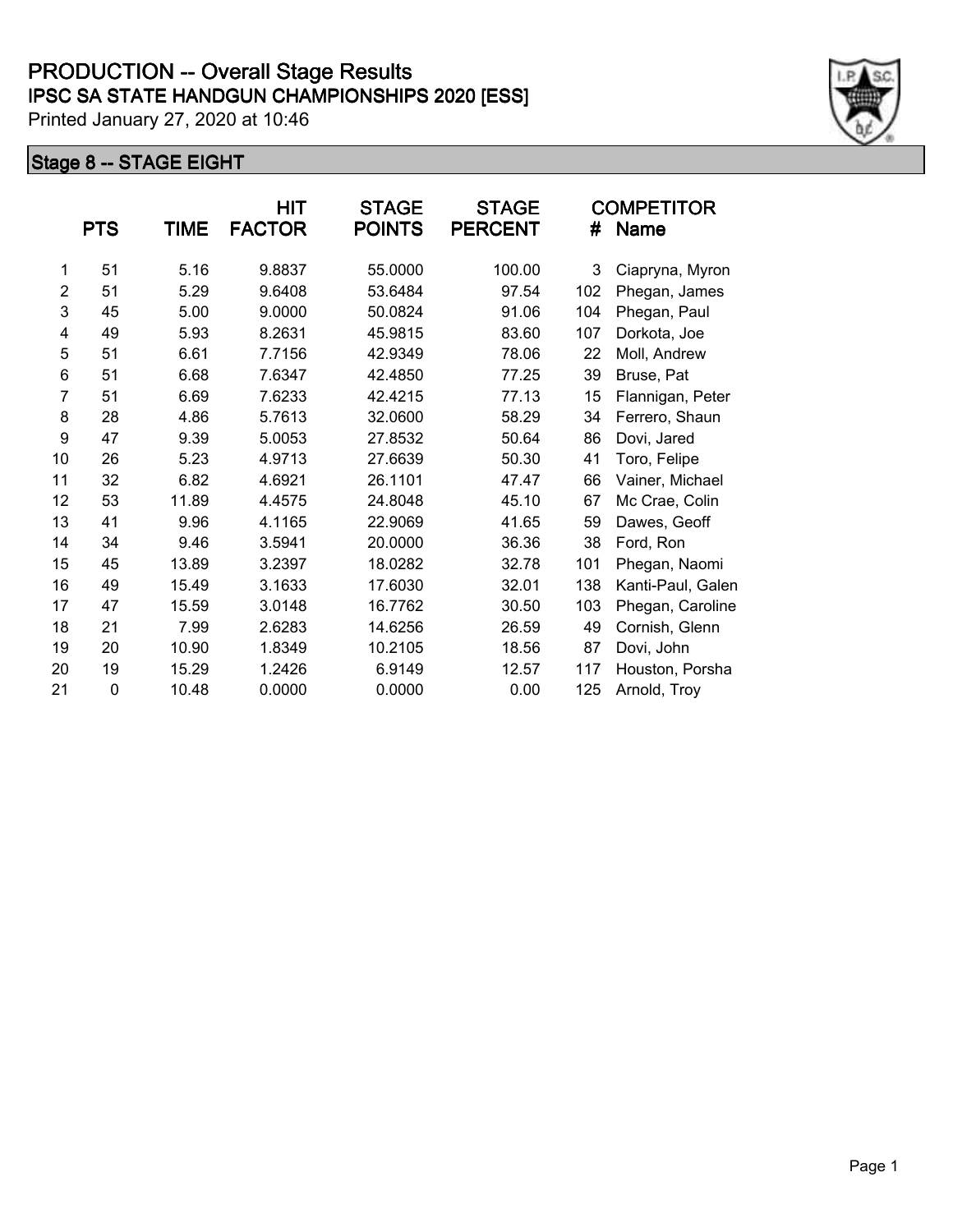# PRODUCTION -- Overall Stage Results

## IPSC SA STATE HANDGUN CHAMPIONSHIPS 2020 [ESS]

Printed January 27, 2020 at 10:46

### Stage 8 -- STAGE EIGHT

| | PTS | TIME | HIT FACTOR | STAGE POINTS | STAGE PERCENT | # | COMPETITOR Name |
|---|---|---|---|---|---|---|---|
| 1 | 51 | 5.16 | 9.8837 | 55.0000 | 100.00 | 3 | Ciapryna, Myron |
| 2 | 51 | 5.29 | 9.6408 | 53.6484 | 97.54 | 102 | Phegan, James |
| 3 | 45 | 5.00 | 9.0000 | 50.0824 | 91.06 | 104 | Phegan, Paul |
| 4 | 49 | 5.93 | 8.2631 | 45.9815 | 83.60 | 107 | Dorkota, Joe |
| 5 | 51 | 6.61 | 7.7156 | 42.9349 | 78.06 | 22 | Moll, Andrew |
| 6 | 51 | 6.68 | 7.6347 | 42.4850 | 77.25 | 39 | Bruse, Pat |
| 7 | 51 | 6.69 | 7.6233 | 42.4215 | 77.13 | 15 | Flannigan, Peter |
| 8 | 28 | 4.86 | 5.7613 | 32.0600 | 58.29 | 34 | Ferrero, Shaun |
| 9 | 47 | 9.39 | 5.0053 | 27.8532 | 50.64 | 86 | Dovi, Jared |
| 10 | 26 | 5.23 | 4.9713 | 27.6639 | 50.30 | 41 | Toro, Felipe |
| 11 | 32 | 6.82 | 4.6921 | 26.1101 | 47.47 | 66 | Vainer, Michael |
| 12 | 53 | 11.89 | 4.4575 | 24.8048 | 45.10 | 67 | Mc Crae, Colin |
| 13 | 41 | 9.96 | 4.1165 | 22.9069 | 41.65 | 59 | Dawes, Geoff |
| 14 | 34 | 9.46 | 3.5941 | 20.0000 | 36.36 | 38 | Ford, Ron |
| 15 | 45 | 13.89 | 3.2397 | 18.0282 | 32.78 | 101 | Phegan, Naomi |
| 16 | 49 | 15.49 | 3.1633 | 17.6030 | 32.01 | 138 | Kanti-Paul, Galen |
| 17 | 47 | 15.59 | 3.0148 | 16.7762 | 30.50 | 103 | Phegan, Caroline |
| 18 | 21 | 7.99 | 2.6283 | 14.6256 | 26.59 | 49 | Cornish, Glenn |
| 19 | 20 | 10.90 | 1.8349 | 10.2105 | 18.56 | 87 | Dovi, John |
| 20 | 19 | 15.29 | 1.2426 | 6.9149 | 12.57 | 117 | Houston, Porsha |
| 21 | 0 | 10.48 | 0.0000 | 0.0000 | 0.00 | 125 | Arnold, Troy |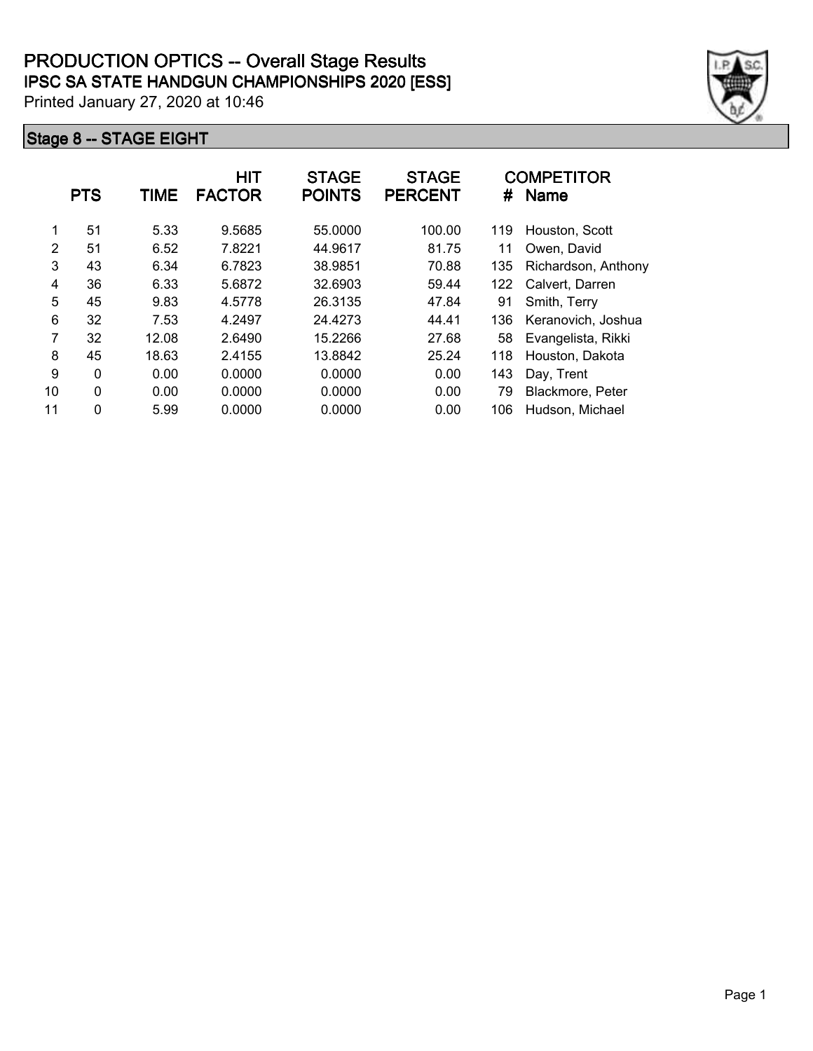# PRODUCTION OPTICS -- Overall Stage Results

## IPSC SA STATE HANDGUN CHAMPIONSHIPS 2020 [ESS]

Printed January 27, 2020 at 10:46

### Stage 8 -- STAGE EIGHT

| | PTS | TIME | HIT FACTOR | STAGE POINTS | STAGE PERCENT | # | COMPETITOR Name |
|---|---|---|---|---|---|---|---|
| 1 | 51 | 5.33 | 9.5685 | 55.0000 | 100.00 | 119 | Houston, Scott |
| 2 | 51 | 6.52 | 7.8221 | 44.9617 | 81.75 | 11 | Owen, David |
| 3 | 43 | 6.34 | 6.7823 | 38.9851 | 70.88 | 135 | Richardson, Anthony |
| 4 | 36 | 6.33 | 5.6872 | 32.6903 | 59.44 | 122 | Calvert, Darren |
| 5 | 45 | 9.83 | 4.5778 | 26.3135 | 47.84 | 91 | Smith, Terry |
| 6 | 32 | 7.53 | 4.2497 | 24.4273 | 44.41 | 136 | Keranovich, Joshua |
| 7 | 32 | 12.08 | 2.6490 | 15.2266 | 27.68 | 58 | Evangelista, Rikki |
| 8 | 45 | 18.63 | 2.4155 | 13.8842 | 25.24 | 118 | Houston, Dakota |
| 9 | 0 | 0.00 | 0.0000 | 0.0000 | 0.00 | 143 | Day, Trent |
| 10 | 0 | 0.00 | 0.0000 | 0.0000 | 0.00 | 79 | Blackmore, Peter |
| 11 | 0 | 5.99 | 0.0000 | 0.0000 | 0.00 | 106 | Hudson, Michael |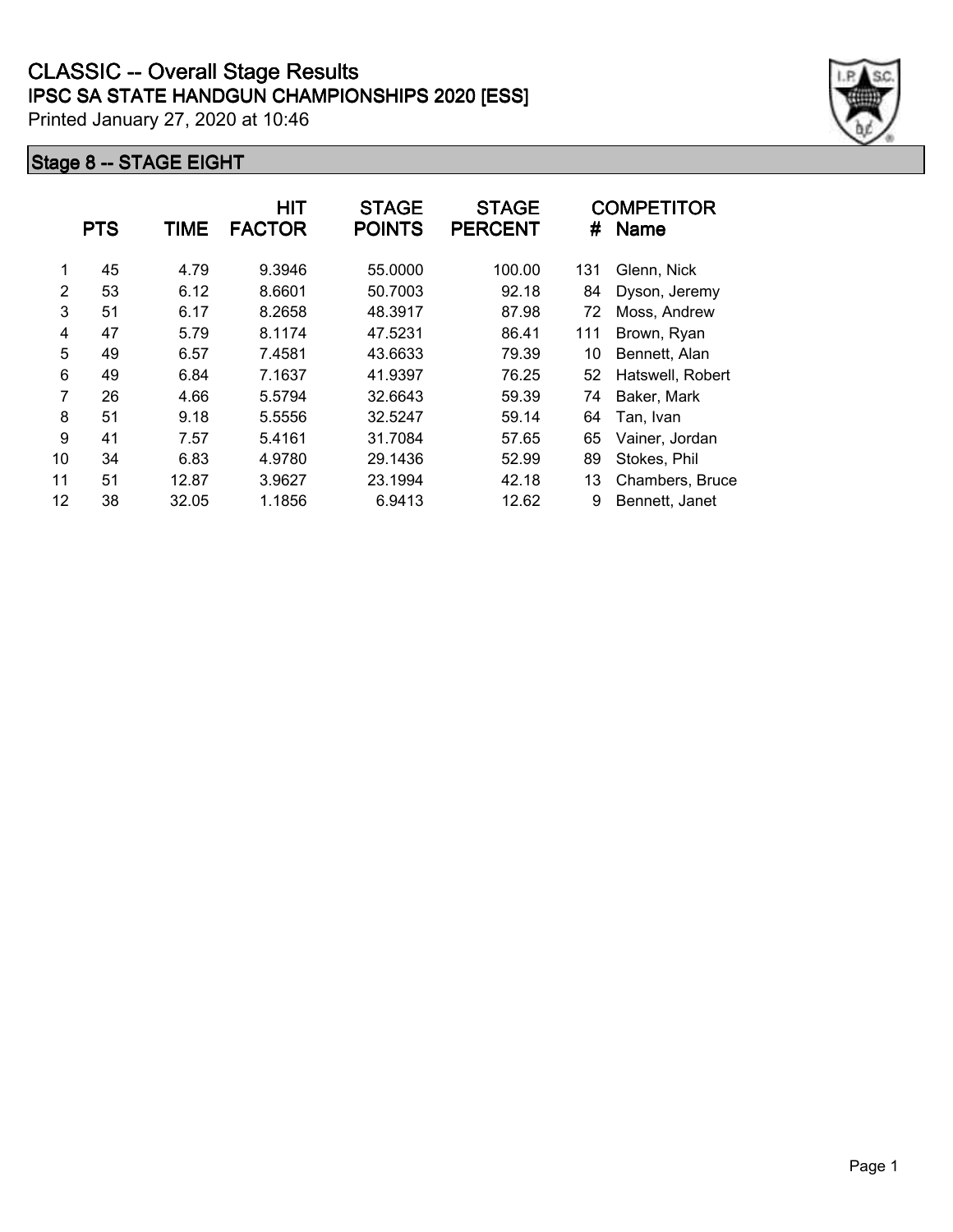# CLASSIC -- Overall Stage Results

## IPSC SA STATE HANDGUN CHAMPIONSHIPS 2020 [ESS]

Printed January 27, 2020 at 10:46

### Stage 8 -- STAGE EIGHT

|  | PTS | TIME | HIT FACTOR | STAGE POINTS | STAGE PERCENT | # | COMPETITOR Name |
|---|---|---|---|---|---|---|---|
| 1 | 45 | 4.79 | 9.3946 | 55.0000 | 100.00 | 131 | Glenn, Nick |
| 2 | 53 | 6.12 | 8.6601 | 50.7003 | 92.18 | 84 | Dyson, Jeremy |
| 3 | 51 | 6.17 | 8.2658 | 48.3917 | 87.98 | 72 | Moss, Andrew |
| 4 | 47 | 5.79 | 8.1174 | 47.5231 | 86.41 | 111 | Brown, Ryan |
| 5 | 49 | 6.57 | 7.4581 | 43.6633 | 79.39 | 10 | Bennett, Alan |
| 6 | 49 | 6.84 | 7.1637 | 41.9397 | 76.25 | 52 | Hatswell, Robert |
| 7 | 26 | 4.66 | 5.5794 | 32.6643 | 59.39 | 74 | Baker, Mark |
| 8 | 51 | 9.18 | 5.5556 | 32.5247 | 59.14 | 64 | Tan, Ivan |
| 9 | 41 | 7.57 | 5.4161 | 31.7084 | 57.65 | 65 | Vainer, Jordan |
| 10 | 34 | 6.83 | 4.9780 | 29.1436 | 52.99 | 89 | Stokes, Phil |
| 11 | 51 | 12.87 | 3.9627 | 23.1994 | 42.18 | 13 | Chambers, Bruce |
| 12 | 38 | 32.05 | 1.1856 | 6.9413 | 12.62 | 9 | Bennett, Janet |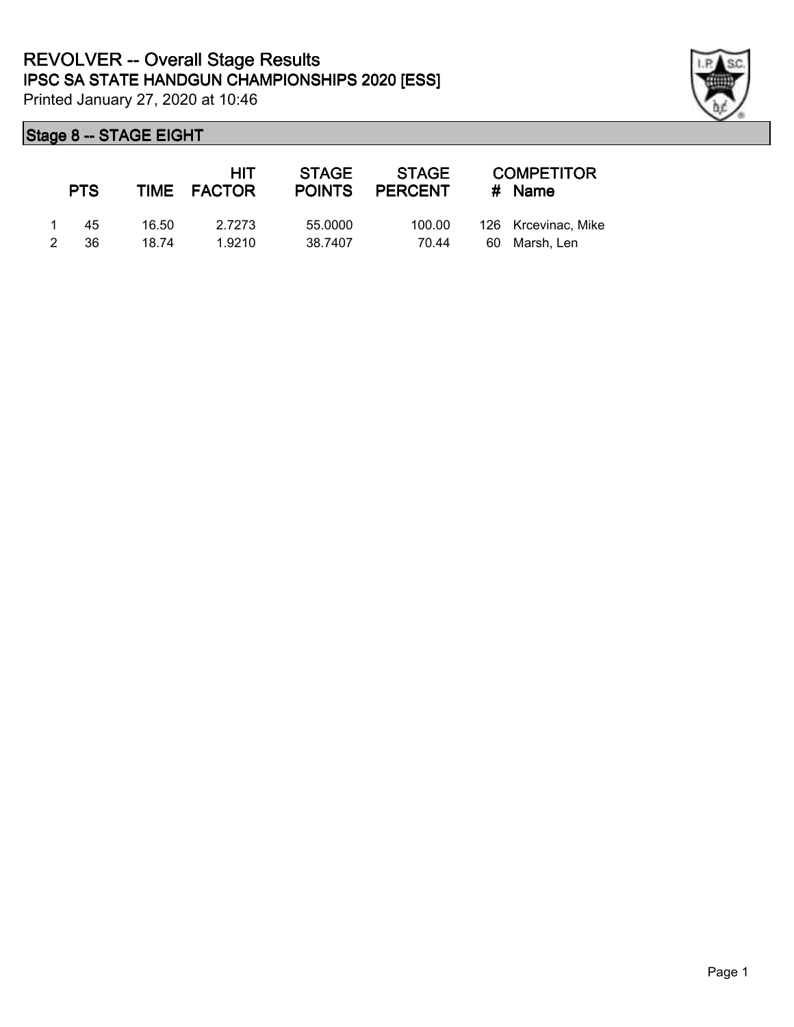# REVOLVER -- Overall Stage Results

## IPSC SA STATE HANDGUN CHAMPIONSHIPS 2020 [ESS]

Printed January 27, 2020 at 10:46

### Stage 8 -- STAGE EIGHT

| | PTS | TIME | HIT FACTOR | STAGE POINTS | STAGE PERCENT | # | COMPETITOR Name |
|---|---|---|---|---|---|---|---|
| 1 | 45 | 16.50 | 2.7273 | 55.0000 | 100.00 | 126 | Krcevinac, Mike |
| 2 | 36 | 18.74 | 1.9210 | 38.7407 | 70.44 | 60 | Marsh, Len |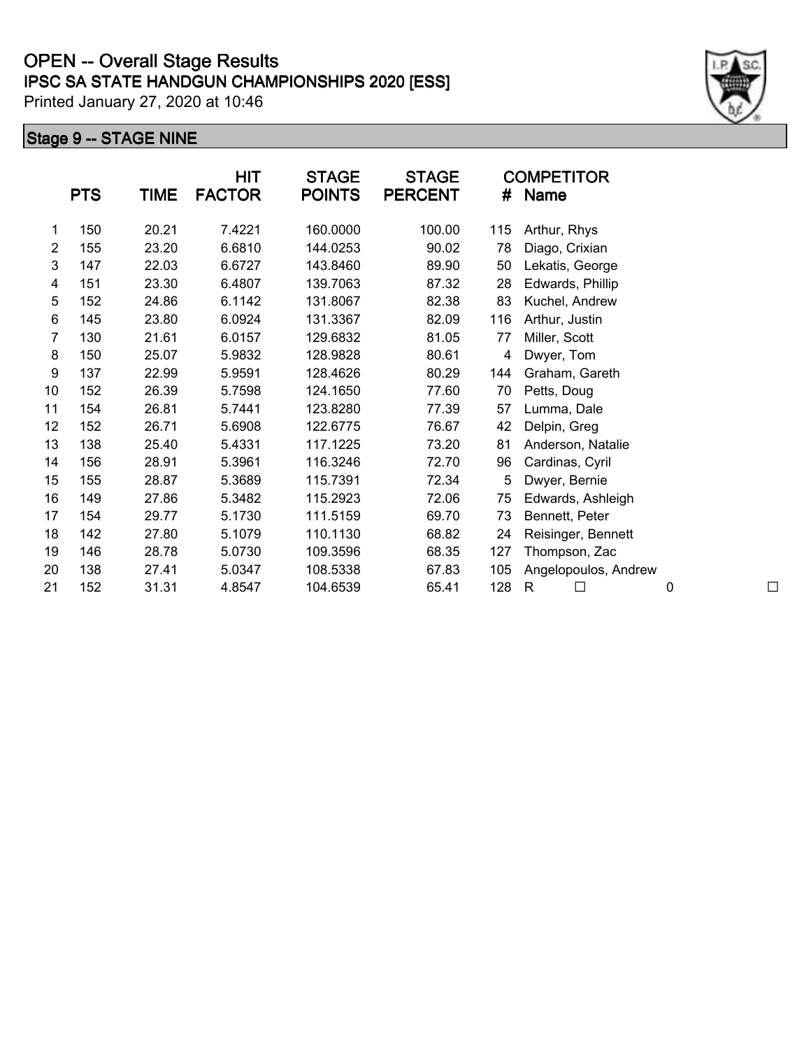# OPEN -- Overall Stage Results

## IPSC SA STATE HANDGUN CHAMPIONSHIPS 2020 [ESS]

Printed January 27, 2020 at 10:46

### Stage 9 -- STAGE NINE

| | PTS | TIME | HIT FACTOR | STAGE POINTS | STAGE PERCENT | # | COMPETITOR Name | | |
|---|---|---|---|---|---|---|---|---|---|
| 1 | 150 | 20.21 | 7.4221 | 160.0000 | 100.00 | 115 | Arthur, Rhys | | |
| 2 | 155 | 23.20 | 6.6810 | 144.0253 | 90.02 | 78 | Diago, Crixian | | |
| 3 | 147 | 22.03 | 6.6727 | 143.8460 | 89.90 | 50 | Lekatis, George | | |
| 4 | 151 | 23.30 | 6.4807 | 139.7063 | 87.32 | 28 | Edwards, Phillip | | |
| 5 | 152 | 24.86 | 6.1142 | 131.8067 | 82.38 | 83 | Kuchel, Andrew | | |
| 6 | 145 | 23.80 | 6.0924 | 131.3367 | 82.09 | 116 | Arthur, Justin | | |
| 7 | 130 | 21.61 | 6.0157 | 129.6832 | 81.05 | 77 | Miller, Scott | | |
| 8 | 150 | 25.07 | 5.9832 | 128.9828 | 80.61 | 4 | Dwyer, Tom | | |
| 9 | 137 | 22.99 | 5.9591 | 128.4626 | 80.29 | 144 | Graham, Gareth | | |
| 10 | 152 | 26.39 | 5.7598 | 124.1650 | 77.60 | 70 | Petts, Doug | | |
| 11 | 154 | 26.81 | 5.7441 | 123.8280 | 77.39 | 57 | Lumma, Dale | | |
| 12 | 152 | 26.71 | 5.6908 | 122.6775 | 76.67 | 42 | Delpin, Greg | | |
| 13 | 138 | 25.40 | 5.4331 | 117.1225 | 73.20 | 81 | Anderson, Natalie | | |
| 14 | 156 | 28.91 | 5.3961 | 116.3246 | 72.70 | 96 | Cardinas, Cyril | | |
| 15 | 155 | 28.87 | 5.3689 | 115.7391 | 72.34 | 5 | Dwyer, Bernie | | |
| 16 | 149 | 27.86 | 5.3482 | 115.2923 | 72.06 | 75 | Edwards, Ashleigh | | |
| 17 | 154 | 29.77 | 5.1730 | 111.5159 | 69.70 | 73 | Bennett, Peter | | |
| 18 | 142 | 27.80 | 5.1079 | 110.1130 | 68.82 | 24 | Reisinger, Bennett | | |
| 19 | 146 | 28.78 | 5.0730 | 109.3596 | 68.35 | 127 | Thompson, Zac | | |
| 20 | 138 | 27.41 | 5.0347 | 108.5338 | 67.83 | 105 | Angelopoulos, Andrew | | |
| 21 | 152 | 31.31 | 4.8547 | 104.6539 | 65.41 | 128 | R ☐ | 0 | ☐ |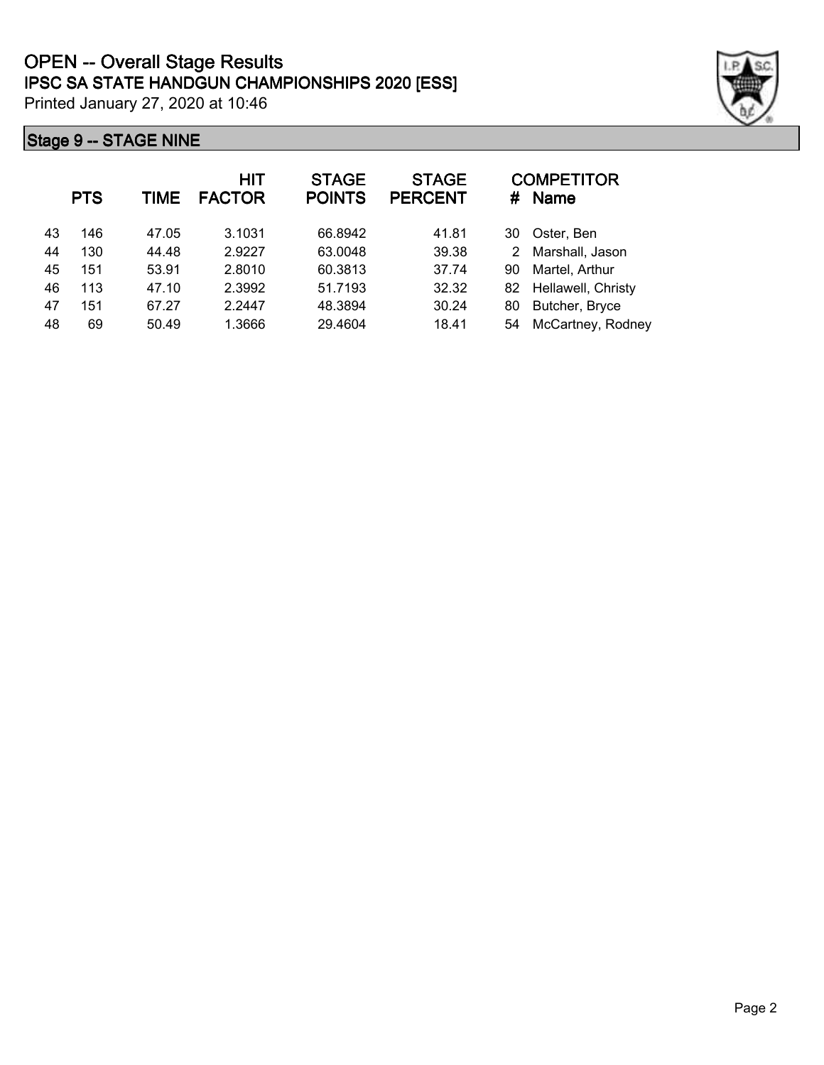# OPEN -- Overall Stage Results

## IPSC SA STATE HANDGUN CHAMPIONSHIPS 2020 [ESS]

Printed January 27, 2020 at 10:46

### Stage 9 -- STAGE NINE

| | PTS | TIME | HIT FACTOR | STAGE POINTS | STAGE PERCENT | # | COMPETITOR Name |
|---|---|---|---|---|---|---|---|
| 43 | 146 | 47.05 | 3.1031 | 66.8942 | 41.81 | 30 | Oster, Ben |
| 44 | 130 | 44.48 | 2.9227 | 63.0048 | 39.38 | 2 | Marshall, Jason |
| 45 | 151 | 53.91 | 2.8010 | 60.3813 | 37.74 | 90 | Martel, Arthur |
| 46 | 113 | 47.10 | 2.3992 | 51.7193 | 32.32 | 82 | Hellawell, Christy |
| 47 | 151 | 67.27 | 2.2447 | 48.3894 | 30.24 | 80 | Butcher, Bryce |
| 48 | 69 | 50.49 | 1.3666 | 29.4604 | 18.41 | 54 | McCartney, Rodney |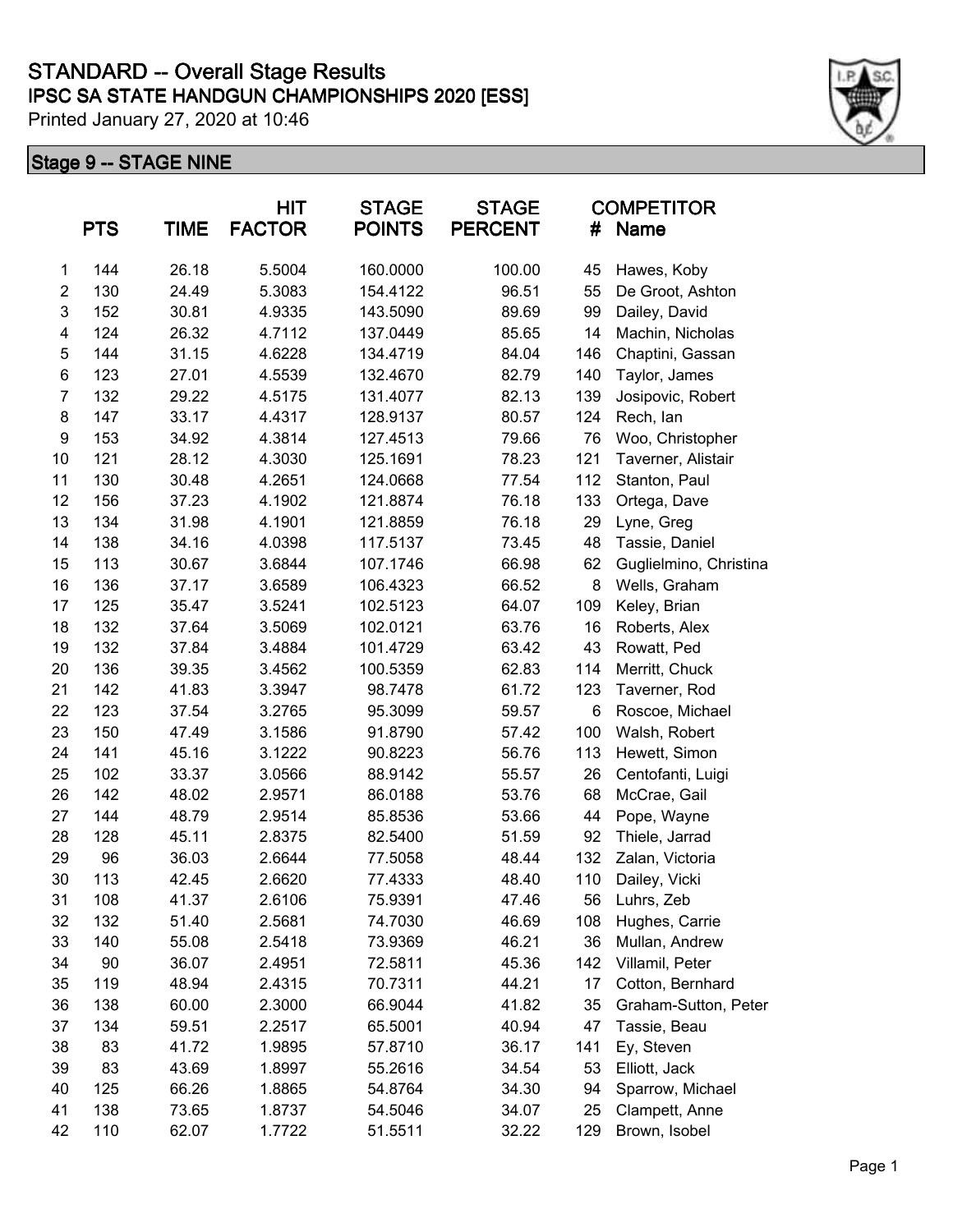# STANDARD -- Overall Stage Results

## IPSC SA STATE HANDGUN CHAMPIONSHIPS 2020 [ESS]

Printed January 27, 2020 at 10:46

### Stage 9 -- STAGE NINE

| | PTS | TIME | HIT FACTOR | STAGE POINTS | STAGE PERCENT | COMPETITOR # | Name |
|---|---|---|---|---|---|---|---|
| 1 | 144 | 26.18 | 5.5004 | 160.0000 | 100.00 | 45 | Hawes, Koby |
| 2 | 130 | 24.49 | 5.3083 | 154.4122 | 96.51 | 55 | De Groot, Ashton |
| 3 | 152 | 30.81 | 4.9335 | 143.5090 | 89.69 | 99 | Dailey, David |
| 4 | 124 | 26.32 | 4.7112 | 137.0449 | 85.65 | 14 | Machin, Nicholas |
| 5 | 144 | 31.15 | 4.6228 | 134.4719 | 84.04 | 146 | Chaptini, Gassan |
| 6 | 123 | 27.01 | 4.5539 | 132.4670 | 82.79 | 140 | Taylor, James |
| 7 | 132 | 29.22 | 4.5175 | 131.4077 | 82.13 | 139 | Josipovic, Robert |
| 8 | 147 | 33.17 | 4.4317 | 128.9137 | 80.57 | 124 | Rech, Ian |
| 9 | 153 | 34.92 | 4.3814 | 127.4513 | 79.66 | 76 | Woo, Christopher |
| 10 | 121 | 28.12 | 4.3030 | 125.1691 | 78.23 | 121 | Taverner, Alistair |
| 11 | 130 | 30.48 | 4.2651 | 124.0668 | 77.54 | 112 | Stanton, Paul |
| 12 | 156 | 37.23 | 4.1902 | 121.8874 | 76.18 | 133 | Ortega, Dave |
| 13 | 134 | 31.98 | 4.1901 | 121.8859 | 76.18 | 29 | Lyne, Greg |
| 14 | 138 | 34.16 | 4.0398 | 117.5137 | 73.45 | 48 | Tassie, Daniel |
| 15 | 113 | 30.67 | 3.6844 | 107.1746 | 66.98 | 62 | Guglielmino, Christina |
| 16 | 136 | 37.17 | 3.6589 | 106.4323 | 66.52 | 8 | Wells, Graham |
| 17 | 125 | 35.47 | 3.5241 | 102.5123 | 64.07 | 109 | Keley, Brian |
| 18 | 132 | 37.64 | 3.5069 | 102.0121 | 63.76 | 16 | Roberts, Alex |
| 19 | 132 | 37.84 | 3.4884 | 101.4729 | 63.42 | 43 | Rowatt, Ped |
| 20 | 136 | 39.35 | 3.4562 | 100.5359 | 62.83 | 114 | Merritt, Chuck |
| 21 | 142 | 41.83 | 3.3947 | 98.7478 | 61.72 | 123 | Taverner, Rod |
| 22 | 123 | 37.54 | 3.2765 | 95.3099 | 59.57 | 6 | Roscoe, Michael |
| 23 | 150 | 47.49 | 3.1586 | 91.8790 | 57.42 | 100 | Walsh, Robert |
| 24 | 141 | 45.16 | 3.1222 | 90.8223 | 56.76 | 113 | Hewett, Simon |
| 25 | 102 | 33.37 | 3.0566 | 88.9142 | 55.57 | 26 | Centofanti, Luigi |
| 26 | 142 | 48.02 | 2.9571 | 86.0188 | 53.76 | 68 | McCrae, Gail |
| 27 | 144 | 48.79 | 2.9514 | 85.8536 | 53.66 | 44 | Pope, Wayne |
| 28 | 128 | 45.11 | 2.8375 | 82.5400 | 51.59 | 92 | Thiele, Jarrad |
| 29 | 96 | 36.03 | 2.6644 | 77.5058 | 48.44 | 132 | Zalan, Victoria |
| 30 | 113 | 42.45 | 2.6620 | 77.4333 | 48.40 | 110 | Dailey, Vicki |
| 31 | 108 | 41.37 | 2.6106 | 75.9391 | 47.46 | 56 | Luhrs, Zeb |
| 32 | 132 | 51.40 | 2.5681 | 74.7030 | 46.69 | 108 | Hughes, Carrie |
| 33 | 140 | 55.08 | 2.5418 | 73.9369 | 46.21 | 36 | Mullan, Andrew |
| 34 | 90 | 36.07 | 2.4951 | 72.5811 | 45.36 | 142 | Villamil, Peter |
| 35 | 119 | 48.94 | 2.4315 | 70.7311 | 44.21 | 17 | Cotton, Bernhard |
| 36 | 138 | 60.00 | 2.3000 | 66.9044 | 41.82 | 35 | Graham-Sutton, Peter |
| 37 | 134 | 59.51 | 2.2517 | 65.5001 | 40.94 | 47 | Tassie, Beau |
| 38 | 83 | 41.72 | 1.9895 | 57.8710 | 36.17 | 141 | Ey, Steven |
| 39 | 83 | 43.69 | 1.8997 | 55.2616 | 34.54 | 53 | Elliott, Jack |
| 40 | 125 | 66.26 | 1.8865 | 54.8764 | 34.30 | 94 | Sparrow, Michael |
| 41 | 138 | 73.65 | 1.8737 | 54.5046 | 34.07 | 25 | Clampett, Anne |
| 42 | 110 | 62.07 | 1.7722 | 51.5511 | 32.22 | 129 | Brown, Isobel |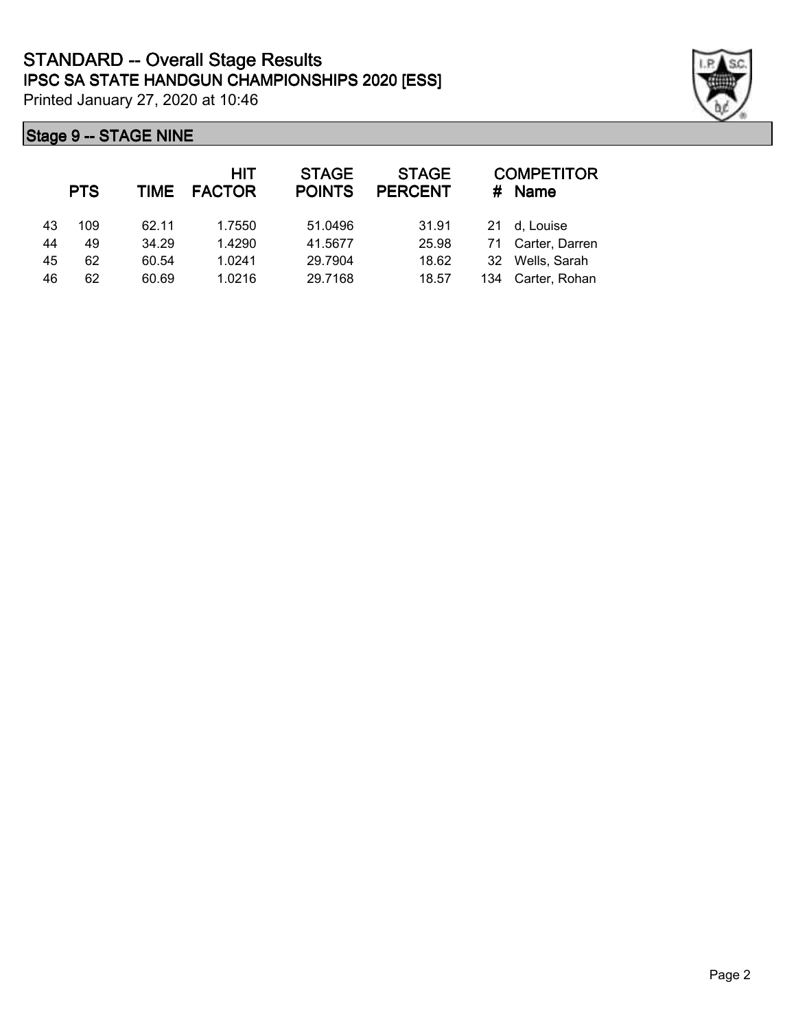# STANDARD -- Overall Stage Results

## IPSC SA STATE HANDGUN CHAMPIONSHIPS 2020 [ESS]

Printed January 27, 2020 at 10:46

### Stage 9 -- STAGE NINE

| | PTS | TIME | HIT FACTOR | STAGE POINTS | STAGE PERCENT | # | COMPETITOR Name |
|---|---|---|---|---|---|---|---|
| 43 | 109 | 62.11 | 1.7550 | 51.0496 | 31.91 | 21 | d, Louise |
| 44 | 49 | 34.29 | 1.4290 | 41.5677 | 25.98 | 71 | Carter, Darren |
| 45 | 62 | 60.54 | 1.0241 | 29.7904 | 18.62 | 32 | Wells, Sarah |
| 46 | 62 | 60.69 | 1.0216 | 29.7168 | 18.57 | 134 | Carter, Rohan |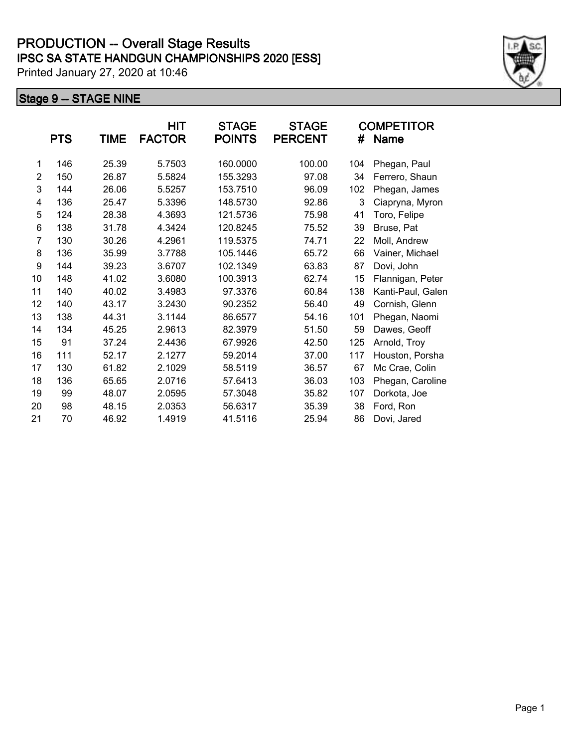# PRODUCTION -- Overall Stage Results

## IPSC SA STATE HANDGUN CHAMPIONSHIPS 2020 [ESS]

Printed January 27, 2020 at 10:46

### Stage 9 -- STAGE NINE

| | PTS | TIME | HIT FACTOR | STAGE POINTS | STAGE PERCENT | # | COMPETITOR Name |
|---|---|---|---|---|---|---|---|
| 1 | 146 | 25.39 | 5.7503 | 160.0000 | 100.00 | 104 | Phegan, Paul |
| 2 | 150 | 26.87 | 5.5824 | 155.3293 | 97.08 | 34 | Ferrero, Shaun |
| 3 | 144 | 26.06 | 5.5257 | 153.7510 | 96.09 | 102 | Phegan, James |
| 4 | 136 | 25.47 | 5.3396 | 148.5730 | 92.86 | 3 | Ciapryna, Myron |
| 5 | 124 | 28.38 | 4.3693 | 121.5736 | 75.98 | 41 | Toro, Felipe |
| 6 | 138 | 31.78 | 4.3424 | 120.8245 | 75.52 | 39 | Bruse, Pat |
| 7 | 130 | 30.26 | 4.2961 | 119.5375 | 74.71 | 22 | Moll, Andrew |
| 8 | 136 | 35.99 | 3.7788 | 105.1446 | 65.72 | 66 | Vainer, Michael |
| 9 | 144 | 39.23 | 3.6707 | 102.1349 | 63.83 | 87 | Dovi, John |
| 10 | 148 | 41.02 | 3.6080 | 100.3913 | 62.74 | 15 | Flannigan, Peter |
| 11 | 140 | 40.02 | 3.4983 | 97.3376 | 60.84 | 138 | Kanti-Paul, Galen |
| 12 | 140 | 43.17 | 3.2430 | 90.2352 | 56.40 | 49 | Cornish, Glenn |
| 13 | 138 | 44.31 | 3.1144 | 86.6577 | 54.16 | 101 | Phegan, Naomi |
| 14 | 134 | 45.25 | 2.9613 | 82.3979 | 51.50 | 59 | Dawes, Geoff |
| 15 | 91 | 37.24 | 2.4436 | 67.9926 | 42.50 | 125 | Arnold, Troy |
| 16 | 111 | 52.17 | 2.1277 | 59.2014 | 37.00 | 117 | Houston, Porsha |
| 17 | 130 | 61.82 | 2.1029 | 58.5119 | 36.57 | 67 | Mc Crae, Colin |
| 18 | 136 | 65.65 | 2.0716 | 57.6413 | 36.03 | 103 | Phegan, Caroline |
| 19 | 99 | 48.07 | 2.0595 | 57.3048 | 35.82 | 107 | Dorkota, Joe |
| 20 | 98 | 48.15 | 2.0353 | 56.6317 | 35.39 | 38 | Ford, Ron |
| 21 | 70 | 46.92 | 1.4919 | 41.5116 | 25.94 | 86 | Dovi, Jared |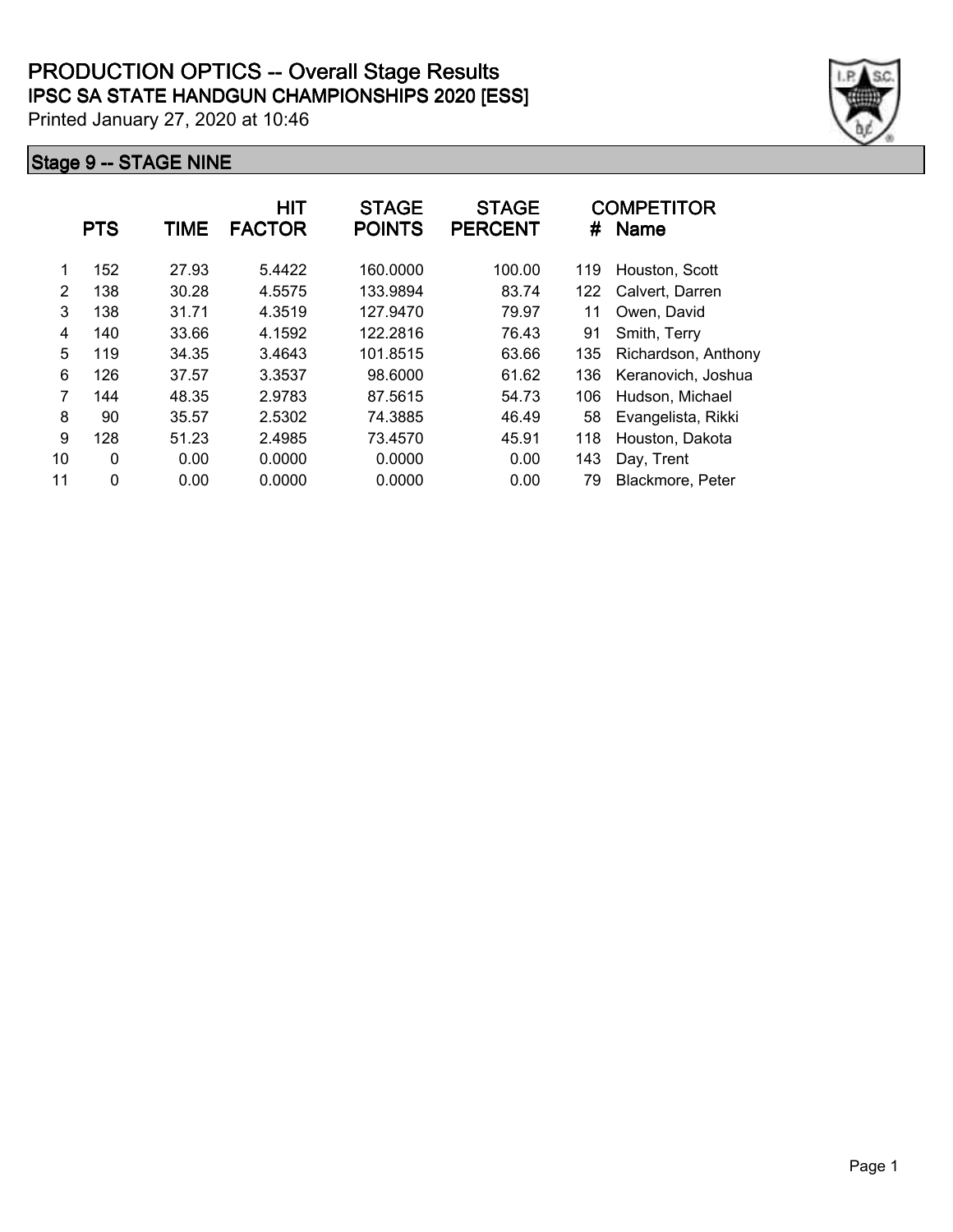# PRODUCTION OPTICS -- Overall Stage Results

## IPSC SA STATE HANDGUN CHAMPIONSHIPS 2020 [ESS]

Printed January 27, 2020 at 10:46

### Stage 9 -- STAGE NINE

| | PTS | TIME | HIT FACTOR | STAGE POINTS | STAGE PERCENT | # | COMPETITOR Name |
|---|---|---|---|---|---|---|---|
| 1 | 152 | 27.93 | 5.4422 | 160.0000 | 100.00 | 119 | Houston, Scott |
| 2 | 138 | 30.28 | 4.5575 | 133.9894 | 83.74 | 122 | Calvert, Darren |
| 3 | 138 | 31.71 | 4.3519 | 127.9470 | 79.97 | 11 | Owen, David |
| 4 | 140 | 33.66 | 4.1592 | 122.2816 | 76.43 | 91 | Smith, Terry |
| 5 | 119 | 34.35 | 3.4643 | 101.8515 | 63.66 | 135 | Richardson, Anthony |
| 6 | 126 | 37.57 | 3.3537 | 98.6000 | 61.62 | 136 | Keranovich, Joshua |
| 7 | 144 | 48.35 | 2.9783 | 87.5615 | 54.73 | 106 | Hudson, Michael |
| 8 | 90 | 35.57 | 2.5302 | 74.3885 | 46.49 | 58 | Evangelista, Rikki |
| 9 | 128 | 51.23 | 2.4985 | 73.4570 | 45.91 | 118 | Houston, Dakota |
| 10 | 0 | 0.00 | 0.0000 | 0.0000 | 0.00 | 143 | Day, Trent |
| 11 | 0 | 0.00 | 0.0000 | 0.0000 | 0.00 | 79 | Blackmore, Peter |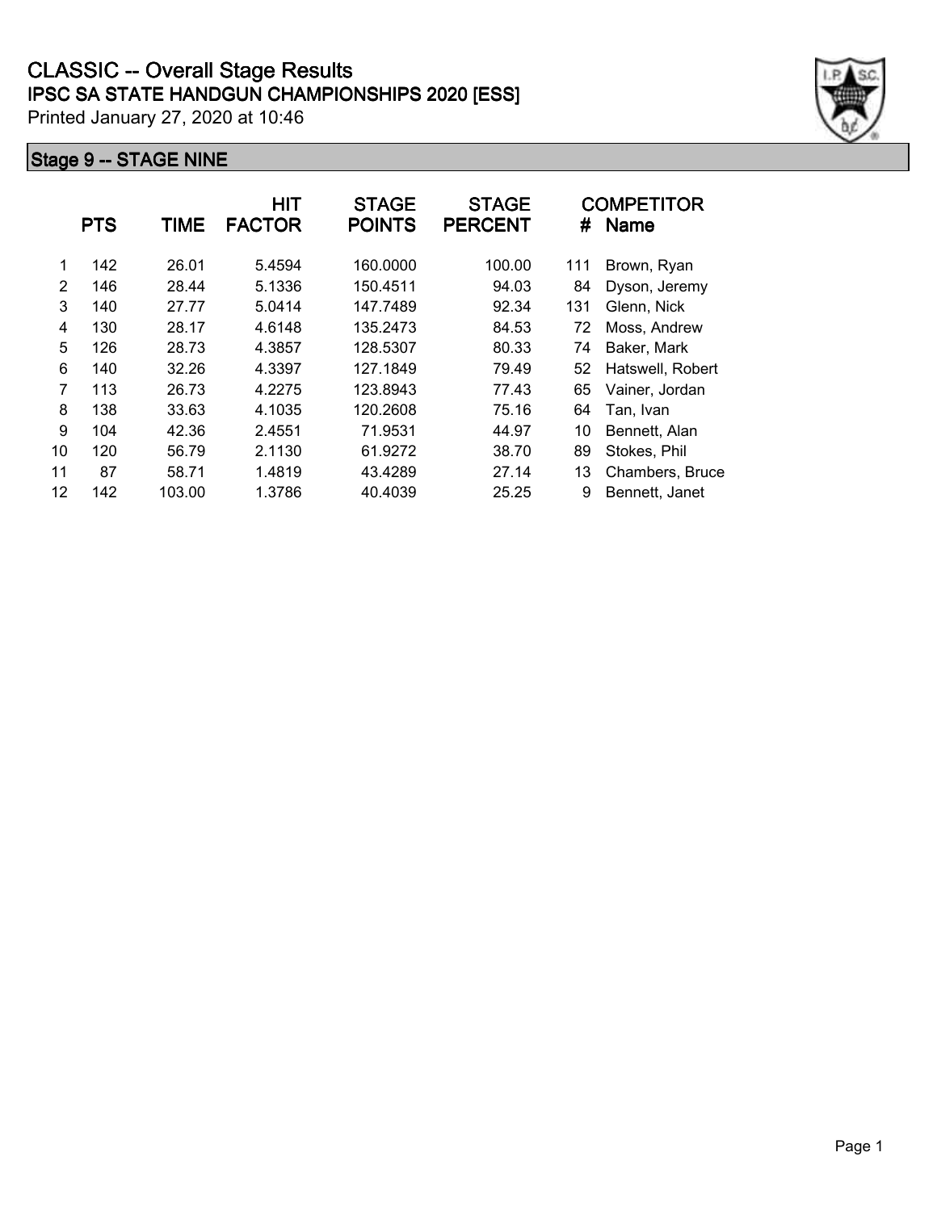# CLASSIC -- Overall Stage Results

## IPSC SA STATE HANDGUN CHAMPIONSHIPS 2020 [ESS]

Printed January 27, 2020 at 10:46

### Stage 9 -- STAGE NINE

| | PTS | TIME | HIT FACTOR | STAGE POINTS | STAGE PERCENT | # | COMPETITOR Name |
|---|---|---|---|---|---|---|---|
| 1 | 142 | 26.01 | 5.4594 | 160.0000 | 100.00 | 111 | Brown, Ryan |
| 2 | 146 | 28.44 | 5.1336 | 150.4511 | 94.03 | 84 | Dyson, Jeremy |
| 3 | 140 | 27.77 | 5.0414 | 147.7489 | 92.34 | 131 | Glenn, Nick |
| 4 | 130 | 28.17 | 4.6148 | 135.2473 | 84.53 | 72 | Moss, Andrew |
| 5 | 126 | 28.73 | 4.3857 | 128.5307 | 80.33 | 74 | Baker, Mark |
| 6 | 140 | 32.26 | 4.3397 | 127.1849 | 79.49 | 52 | Hatswell, Robert |
| 7 | 113 | 26.73 | 4.2275 | 123.8943 | 77.43 | 65 | Vainer, Jordan |
| 8 | 138 | 33.63 | 4.1035 | 120.2608 | 75.16 | 64 | Tan, Ivan |
| 9 | 104 | 42.36 | 2.4551 | 71.9531 | 44.97 | 10 | Bennett, Alan |
| 10 | 120 | 56.79 | 2.1130 | 61.9272 | 38.70 | 89 | Stokes, Phil |
| 11 | 87 | 58.71 | 1.4819 | 43.4289 | 27.14 | 13 | Chambers, Bruce |
| 12 | 142 | 103.00 | 1.3786 | 40.4039 | 25.25 | 9 | Bennett, Janet |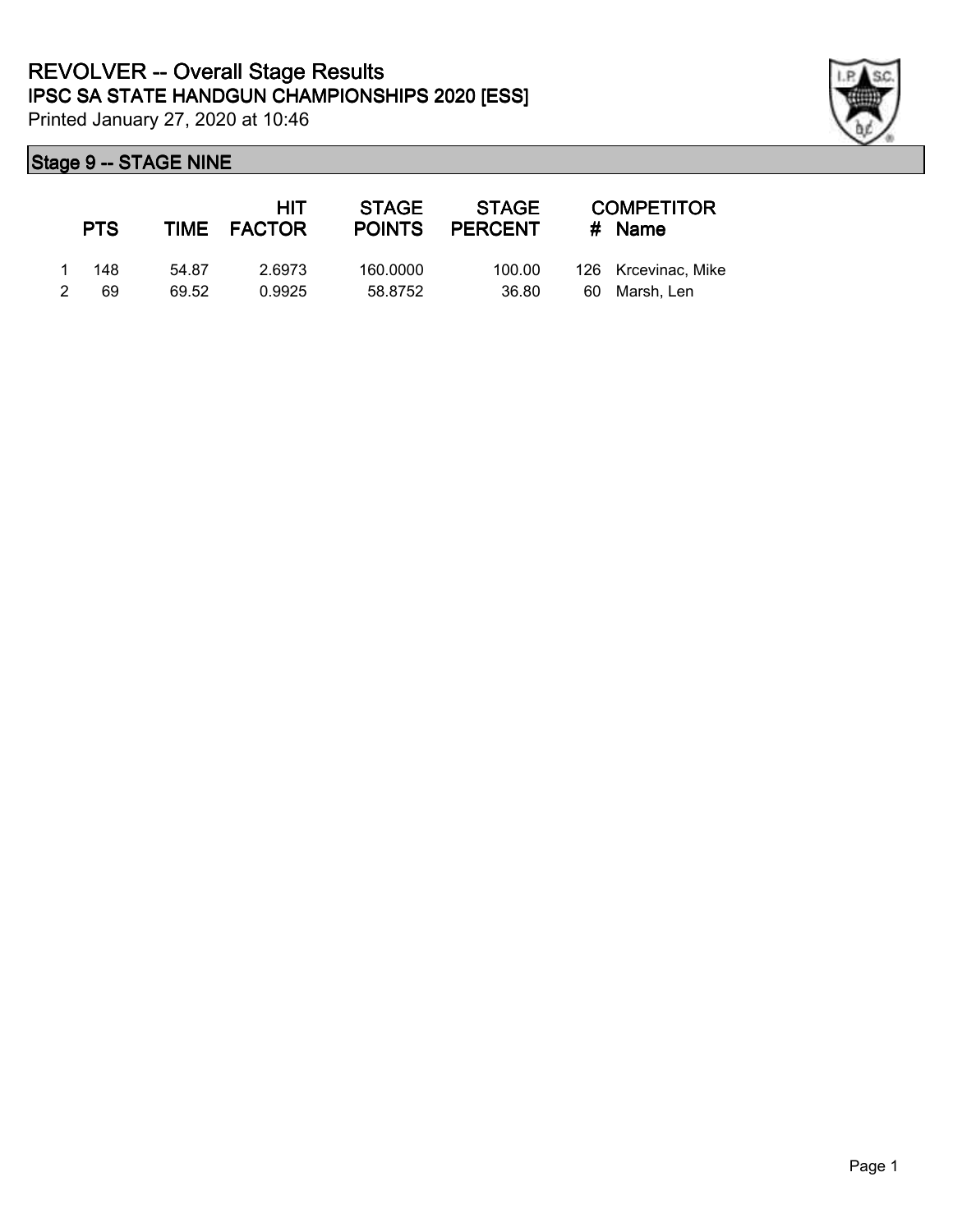# REVOLVER -- Overall Stage Results

## IPSC SA STATE HANDGUN CHAMPIONSHIPS 2020 [ESS]

Printed January 27, 2020 at 10:46

### Stage 9 -- STAGE NINE

| | PTS | TIME | HIT FACTOR | STAGE POINTS | STAGE PERCENT | # | COMPETITOR Name |
|---|---|---|---|---|---|---|---|
| 1 | 148 | 54.87 | 2.6973 | 160.0000 | 100.00 | 126 | Krcevinac, Mike |
| 2 | 69 | 69.52 | 0.9925 | 58.8752 | 36.80 | 60 | Marsh, Len |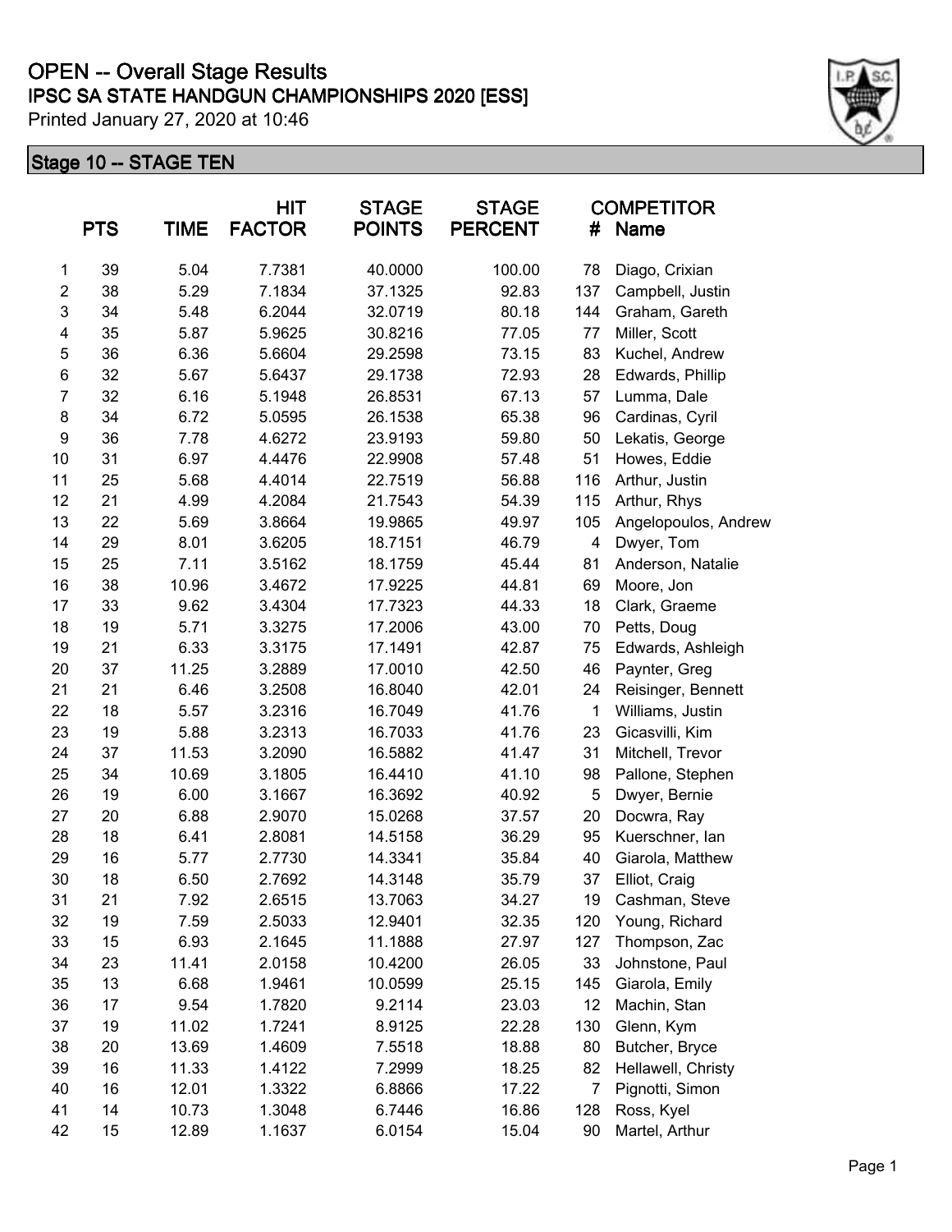# OPEN -- Overall Stage Results

## IPSC SA STATE HANDGUN CHAMPIONSHIPS 2020 [ESS]

Printed January 27, 2020 at 10:46

### Stage 10 -- STAGE TEN

| | PTS | TIME | HIT FACTOR | STAGE POINTS | STAGE PERCENT | COMPETITOR # | Name |
|---|---|---|---|---|---|---|---|
| 1 | 39 | 5.04 | 7.7381 | 40.0000 | 100.00 | 78 | Diago, Crixian |
| 2 | 38 | 5.29 | 7.1834 | 37.1325 | 92.83 | 137 | Campbell, Justin |
| 3 | 34 | 5.48 | 6.2044 | 32.0719 | 80.18 | 144 | Graham, Gareth |
| 4 | 35 | 5.87 | 5.9625 | 30.8216 | 77.05 | 77 | Miller, Scott |
| 5 | 36 | 6.36 | 5.6604 | 29.2598 | 73.15 | 83 | Kuchel, Andrew |
| 6 | 32 | 5.67 | 5.6437 | 29.1738 | 72.93 | 28 | Edwards, Phillip |
| 7 | 32 | 6.16 | 5.1948 | 26.8531 | 67.13 | 57 | Lumma, Dale |
| 8 | 34 | 6.72 | 5.0595 | 26.1538 | 65.38 | 96 | Cardinas, Cyril |
| 9 | 36 | 7.78 | 4.6272 | 23.9193 | 59.80 | 50 | Lekatis, George |
| 10 | 31 | 6.97 | 4.4476 | 22.9908 | 57.48 | 51 | Howes, Eddie |
| 11 | 25 | 5.68 | 4.4014 | 22.7519 | 56.88 | 116 | Arthur, Justin |
| 12 | 21 | 4.99 | 4.2084 | 21.7543 | 54.39 | 115 | Arthur, Rhys |
| 13 | 22 | 5.69 | 3.8664 | 19.9865 | 49.97 | 105 | Angelopoulos, Andrew |
| 14 | 29 | 8.01 | 3.6205 | 18.7151 | 46.79 | 4 | Dwyer, Tom |
| 15 | 25 | 7.11 | 3.5162 | 18.1759 | 45.44 | 81 | Anderson, Natalie |
| 16 | 38 | 10.96 | 3.4672 | 17.9225 | 44.81 | 69 | Moore, Jon |
| 17 | 33 | 9.62 | 3.4304 | 17.7323 | 44.33 | 18 | Clark, Graeme |
| 18 | 19 | 5.71 | 3.3275 | 17.2006 | 43.00 | 70 | Petts, Doug |
| 19 | 21 | 6.33 | 3.3175 | 17.1491 | 42.87 | 75 | Edwards, Ashleigh |
| 20 | 37 | 11.25 | 3.2889 | 17.0010 | 42.50 | 46 | Paynter, Greg |
| 21 | 21 | 6.46 | 3.2508 | 16.8040 | 42.01 | 24 | Reisinger, Bennett |
| 22 | 18 | 5.57 | 3.2316 | 16.7049 | 41.76 | 1 | Williams, Justin |
| 23 | 19 | 5.88 | 3.2313 | 16.7033 | 41.76 | 23 | Gicasvilli, Kim |
| 24 | 37 | 11.53 | 3.2090 | 16.5882 | 41.47 | 31 | Mitchell, Trevor |
| 25 | 34 | 10.69 | 3.1805 | 16.4410 | 41.10 | 98 | Pallone, Stephen |
| 26 | 19 | 6.00 | 3.1667 | 16.3692 | 40.92 | 5 | Dwyer, Bernie |
| 27 | 20 | 6.88 | 2.9070 | 15.0268 | 37.57 | 20 | Docwra, Ray |
| 28 | 18 | 6.41 | 2.8081 | 14.5158 | 36.29 | 95 | Kuerschner, Ian |
| 29 | 16 | 5.77 | 2.7730 | 14.3341 | 35.84 | 40 | Giarola, Matthew |
| 30 | 18 | 6.50 | 2.7692 | 14.3148 | 35.79 | 37 | Elliot, Craig |
| 31 | 21 | 7.92 | 2.6515 | 13.7063 | 34.27 | 19 | Cashman, Steve |
| 32 | 19 | 7.59 | 2.5033 | 12.9401 | 32.35 | 120 | Young, Richard |
| 33 | 15 | 6.93 | 2.1645 | 11.1888 | 27.97 | 127 | Thompson, Zac |
| 34 | 23 | 11.41 | 2.0158 | 10.4200 | 26.05 | 33 | Johnstone, Paul |
| 35 | 13 | 6.68 | 1.9461 | 10.0599 | 25.15 | 145 | Giarola, Emily |
| 36 | 17 | 9.54 | 1.7820 | 9.2114 | 23.03 | 12 | Machin, Stan |
| 37 | 19 | 11.02 | 1.7241 | 8.9125 | 22.28 | 130 | Glenn, Kym |
| 38 | 20 | 13.69 | 1.4609 | 7.5518 | 18.88 | 80 | Butcher, Bryce |
| 39 | 16 | 11.33 | 1.4122 | 7.2999 | 18.25 | 82 | Hellawell, Christy |
| 40 | 16 | 12.01 | 1.3322 | 6.8866 | 17.22 | 7 | Pignotti, Simon |
| 41 | 14 | 10.73 | 1.3048 | 6.7446 | 16.86 | 128 | Ross, Kyel |
| 42 | 15 | 12.89 | 1.1637 | 6.0154 | 15.04 | 90 | Martel, Arthur |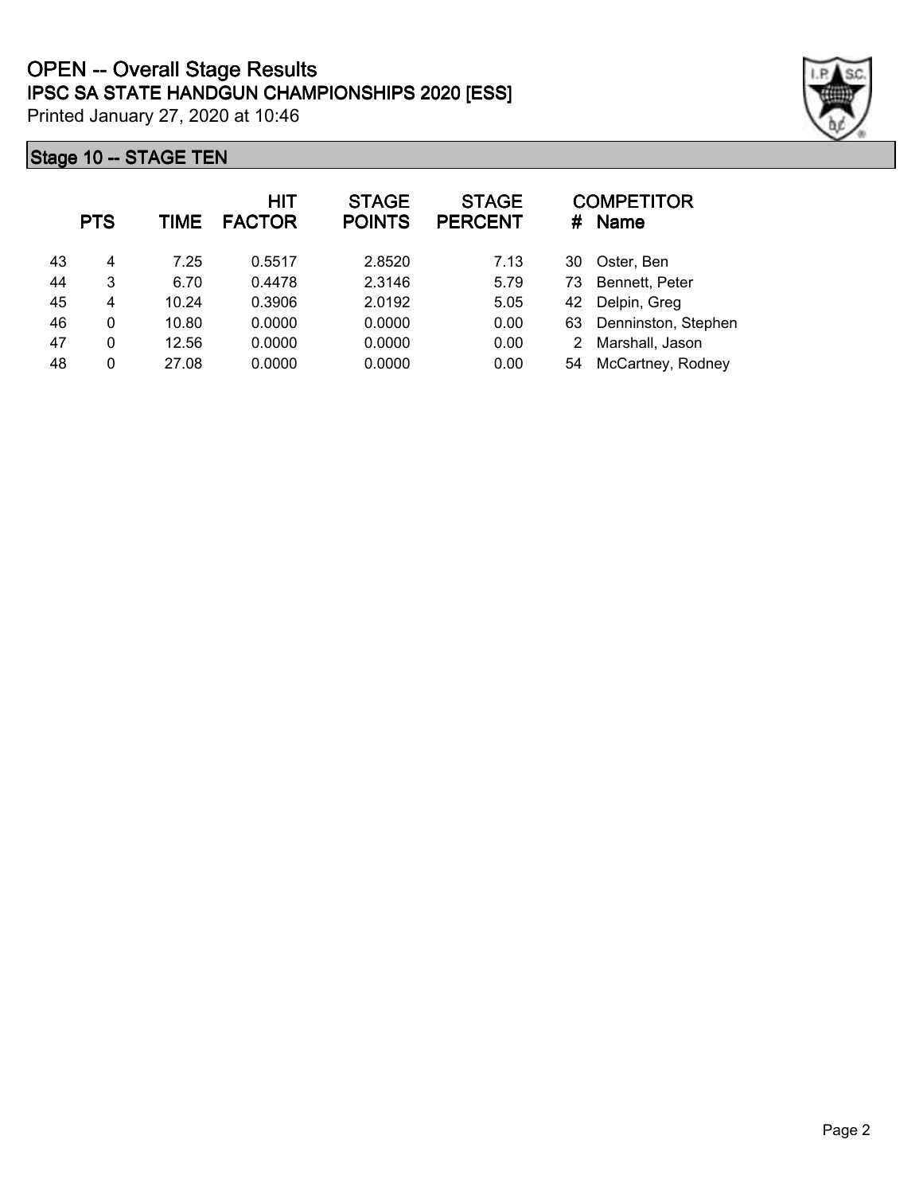# OPEN -- Overall Stage Results

## IPSC SA STATE HANDGUN CHAMPIONSHIPS 2020 [ESS]

Printed January 27, 2020 at 10:46

### Stage 10 -- STAGE TEN

| | PTS | TIME | HIT FACTOR | STAGE POINTS | STAGE PERCENT | # | COMPETITOR Name |
|---|---|---|---|---|---|---|---|
| 43 | 4 | 7.25 | 0.5517 | 2.8520 | 7.13 | 30 | Oster, Ben |
| 44 | 3 | 6.70 | 0.4478 | 2.3146 | 5.79 | 73 | Bennett, Peter |
| 45 | 4 | 10.24 | 0.3906 | 2.0192 | 5.05 | 42 | Delpin, Greg |
| 46 | 0 | 10.80 | 0.0000 | 0.0000 | 0.00 | 63 | Denninston, Stephen |
| 47 | 0 | 12.56 | 0.0000 | 0.0000 | 0.00 | 2 | Marshall, Jason |
| 48 | 0 | 27.08 | 0.0000 | 0.0000 | 0.00 | 54 | McCartney, Rodney |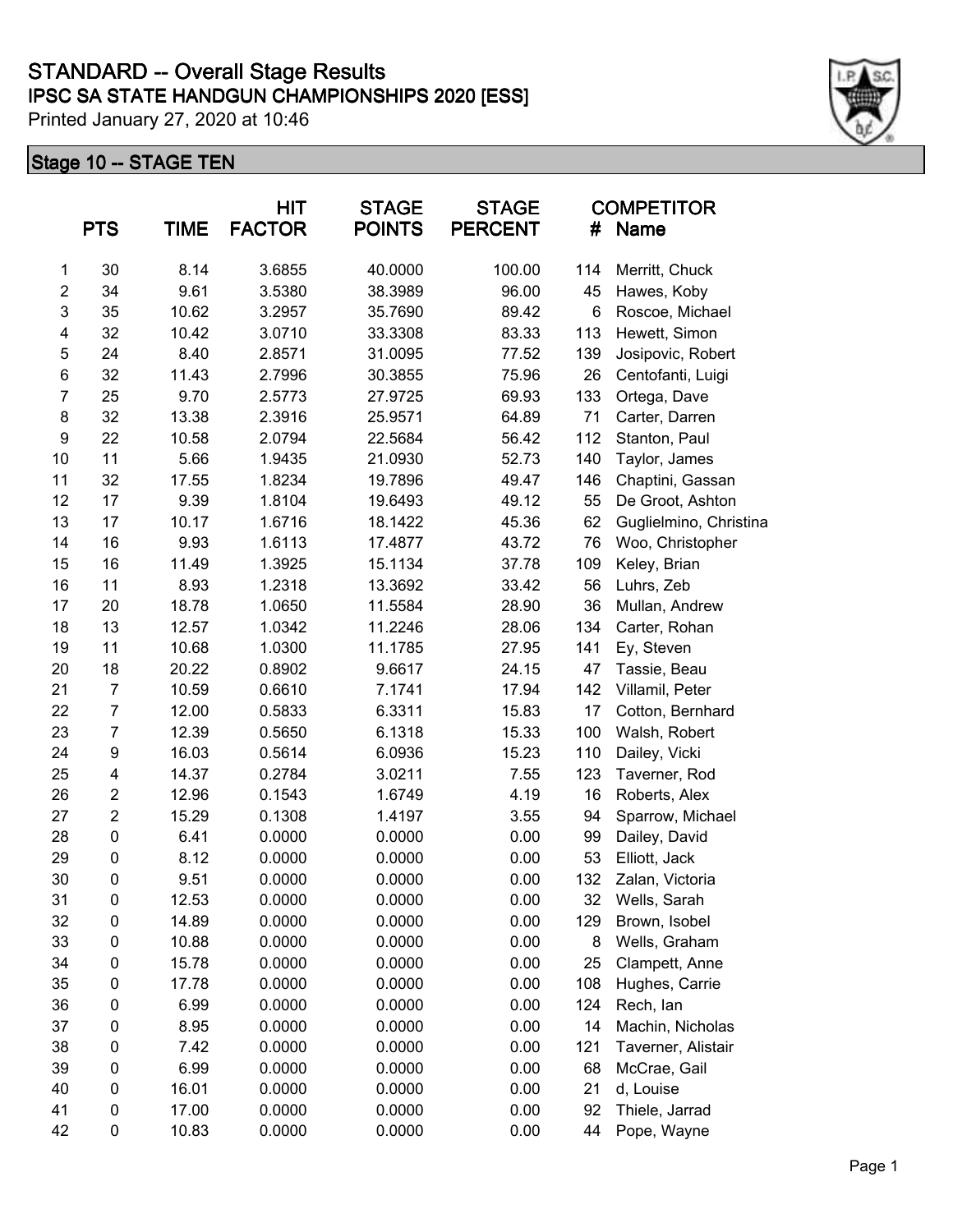# STANDARD -- Overall Stage Results

## IPSC SA STATE HANDGUN CHAMPIONSHIPS 2020 [ESS]

Printed January 27, 2020 at 10:46

### Stage 10 -- STAGE TEN

| | PTS | TIME | HIT FACTOR | STAGE POINTS | STAGE PERCENT | COMPETITOR # | Name |
|---|---|---|---|---|---|---|---|
| 1 | 30 | 8.14 | 3.6855 | 40.0000 | 100.00 | 114 | Merritt, Chuck |
| 2 | 34 | 9.61 | 3.5380 | 38.3989 | 96.00 | 45 | Hawes, Koby |
| 3 | 35 | 10.62 | 3.2957 | 35.7690 | 89.42 | 6 | Roscoe, Michael |
| 4 | 32 | 10.42 | 3.0710 | 33.3308 | 83.33 | 113 | Hewett, Simon |
| 5 | 24 | 8.40 | 2.8571 | 31.0095 | 77.52 | 139 | Josipovic, Robert |
| 6 | 32 | 11.43 | 2.7996 | 30.3855 | 75.96 | 26 | Centofanti, Luigi |
| 7 | 25 | 9.70 | 2.5773 | 27.9725 | 69.93 | 133 | Ortega, Dave |
| 8 | 32 | 13.38 | 2.3916 | 25.9571 | 64.89 | 71 | Carter, Darren |
| 9 | 22 | 10.58 | 2.0794 | 22.5684 | 56.42 | 112 | Stanton, Paul |
| 10 | 11 | 5.66 | 1.9435 | 21.0930 | 52.73 | 140 | Taylor, James |
| 11 | 32 | 17.55 | 1.8234 | 19.7896 | 49.47 | 146 | Chaptini, Gassan |
| 12 | 17 | 9.39 | 1.8104 | 19.6493 | 49.12 | 55 | De Groot, Ashton |
| 13 | 17 | 10.17 | 1.6716 | 18.1422 | 45.36 | 62 | Guglielmino, Christina |
| 14 | 16 | 9.93 | 1.6113 | 17.4877 | 43.72 | 76 | Woo, Christopher |
| 15 | 16 | 11.49 | 1.3925 | 15.1134 | 37.78 | 109 | Keley, Brian |
| 16 | 11 | 8.93 | 1.2318 | 13.3692 | 33.42 | 56 | Luhrs, Zeb |
| 17 | 20 | 18.78 | 1.0650 | 11.5584 | 28.90 | 36 | Mullan, Andrew |
| 18 | 13 | 12.57 | 1.0342 | 11.2246 | 28.06 | 134 | Carter, Rohan |
| 19 | 11 | 10.68 | 1.0300 | 11.1785 | 27.95 | 141 | Ey, Steven |
| 20 | 18 | 20.22 | 0.8902 | 9.6617 | 24.15 | 47 | Tassie, Beau |
| 21 | 7 | 10.59 | 0.6610 | 7.1741 | 17.94 | 142 | Villamil, Peter |
| 22 | 7 | 12.00 | 0.5833 | 6.3311 | 15.83 | 17 | Cotton, Bernhard |
| 23 | 7 | 12.39 | 0.5650 | 6.1318 | 15.33 | 100 | Walsh, Robert |
| 24 | 9 | 16.03 | 0.5614 | 6.0936 | 15.23 | 110 | Dailey, Vicki |
| 25 | 4 | 14.37 | 0.2784 | 3.0211 | 7.55 | 123 | Taverner, Rod |
| 26 | 2 | 12.96 | 0.1543 | 1.6749 | 4.19 | 16 | Roberts, Alex |
| 27 | 2 | 15.29 | 0.1308 | 1.4197 | 3.55 | 94 | Sparrow, Michael |
| 28 | 0 | 6.41 | 0.0000 | 0.0000 | 0.00 | 99 | Dailey, David |
| 29 | 0 | 8.12 | 0.0000 | 0.0000 | 0.00 | 53 | Elliott, Jack |
| 30 | 0 | 9.51 | 0.0000 | 0.0000 | 0.00 | 132 | Zalan, Victoria |
| 31 | 0 | 12.53 | 0.0000 | 0.0000 | 0.00 | 32 | Wells, Sarah |
| 32 | 0 | 14.89 | 0.0000 | 0.0000 | 0.00 | 129 | Brown, Isobel |
| 33 | 0 | 10.88 | 0.0000 | 0.0000 | 0.00 | 8 | Wells, Graham |
| 34 | 0 | 15.78 | 0.0000 | 0.0000 | 0.00 | 25 | Clampett, Anne |
| 35 | 0 | 17.78 | 0.0000 | 0.0000 | 0.00 | 108 | Hughes, Carrie |
| 36 | 0 | 6.99 | 0.0000 | 0.0000 | 0.00 | 124 | Rech, Ian |
| 37 | 0 | 8.95 | 0.0000 | 0.0000 | 0.00 | 14 | Machin, Nicholas |
| 38 | 0 | 7.42 | 0.0000 | 0.0000 | 0.00 | 121 | Taverner, Alistair |
| 39 | 0 | 6.99 | 0.0000 | 0.0000 | 0.00 | 68 | McCrae, Gail |
| 40 | 0 | 16.01 | 0.0000 | 0.0000 | 0.00 | 21 | d, Louise |
| 41 | 0 | 17.00 | 0.0000 | 0.0000 | 0.00 | 92 | Thiele, Jarrad |
| 42 | 0 | 10.83 | 0.0000 | 0.0000 | 0.00 | 44 | Pope, Wayne |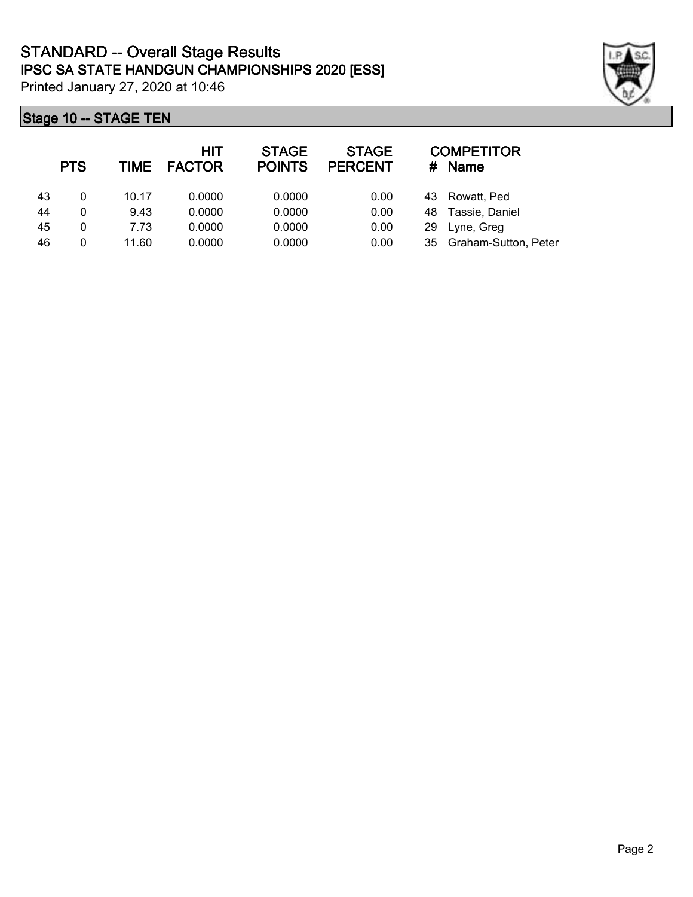# STANDARD -- Overall Stage Results
## IPSC SA STATE HANDGUN CHAMPIONSHIPS 2020 [ESS]

Printed January 27, 2020 at 10:46

### Stage 10 -- STAGE TEN

| | PTS | TIME | HIT FACTOR | STAGE POINTS | STAGE PERCENT | # | COMPETITOR Name |
|---|---|---|---|---|---|---|---|
| 43 | 0 | 10.17 | 0.0000 | 0.0000 | 0.00 | 43 | Rowatt, Ped |
| 44 | 0 | 9.43 | 0.0000 | 0.0000 | 0.00 | 48 | Tassie, Daniel |
| 45 | 0 | 7.73 | 0.0000 | 0.0000 | 0.00 | 29 | Lyne, Greg |
| 46 | 0 | 11.60 | 0.0000 | 0.0000 | 0.00 | 35 | Graham-Sutton, Peter |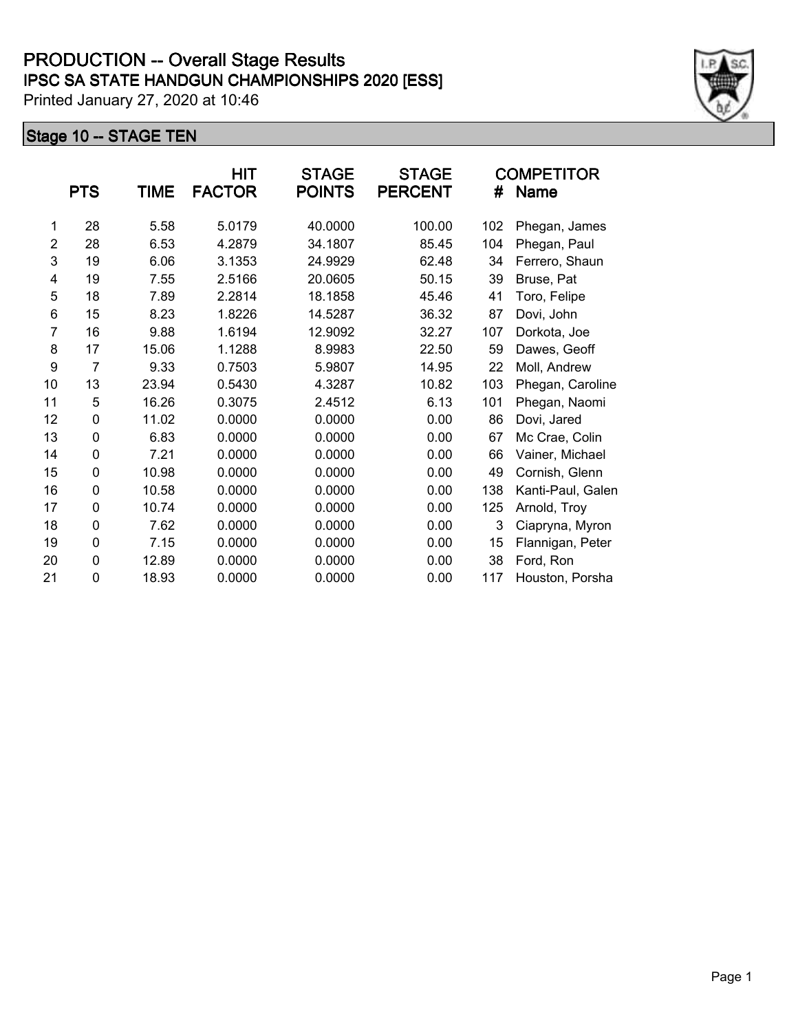# PRODUCTION -- Overall Stage Results

## IPSC SA STATE HANDGUN CHAMPIONSHIPS 2020 [ESS]

Printed January 27, 2020 at 10:46

### Stage 10 -- STAGE TEN

| | PTS | TIME | HIT FACTOR | STAGE POINTS | STAGE PERCENT | # | COMPETITOR Name |
|---|---|---|---|---|---|---|---|
| 1 | 28 | 5.58 | 5.0179 | 40.0000 | 100.00 | 102 | Phegan, James |
| 2 | 28 | 6.53 | 4.2879 | 34.1807 | 85.45 | 104 | Phegan, Paul |
| 3 | 19 | 6.06 | 3.1353 | 24.9929 | 62.48 | 34 | Ferrero, Shaun |
| 4 | 19 | 7.55 | 2.5166 | 20.0605 | 50.15 | 39 | Bruse, Pat |
| 5 | 18 | 7.89 | 2.2814 | 18.1858 | 45.46 | 41 | Toro, Felipe |
| 6 | 15 | 8.23 | 1.8226 | 14.5287 | 36.32 | 87 | Dovi, John |
| 7 | 16 | 9.88 | 1.6194 | 12.9092 | 32.27 | 107 | Dorkota, Joe |
| 8 | 17 | 15.06 | 1.1288 | 8.9983 | 22.50 | 59 | Dawes, Geoff |
| 9 | 7 | 9.33 | 0.7503 | 5.9807 | 14.95 | 22 | Moll, Andrew |
| 10 | 13 | 23.94 | 0.5430 | 4.3287 | 10.82 | 103 | Phegan, Caroline |
| 11 | 5 | 16.26 | 0.3075 | 2.4512 | 6.13 | 101 | Phegan, Naomi |
| 12 | 0 | 11.02 | 0.0000 | 0.0000 | 0.00 | 86 | Dovi, Jared |
| 13 | 0 | 6.83 | 0.0000 | 0.0000 | 0.00 | 67 | Mc Crae, Colin |
| 14 | 0 | 7.21 | 0.0000 | 0.0000 | 0.00 | 66 | Vainer, Michael |
| 15 | 0 | 10.98 | 0.0000 | 0.0000 | 0.00 | 49 | Cornish, Glenn |
| 16 | 0 | 10.58 | 0.0000 | 0.0000 | 0.00 | 138 | Kanti-Paul, Galen |
| 17 | 0 | 10.74 | 0.0000 | 0.0000 | 0.00 | 125 | Arnold, Troy |
| 18 | 0 | 7.62 | 0.0000 | 0.0000 | 0.00 | 3 | Ciapryna, Myron |
| 19 | 0 | 7.15 | 0.0000 | 0.0000 | 0.00 | 15 | Flannigan, Peter |
| 20 | 0 | 12.89 | 0.0000 | 0.0000 | 0.00 | 38 | Ford, Ron |
| 21 | 0 | 18.93 | 0.0000 | 0.0000 | 0.00 | 117 | Houston, Porsha |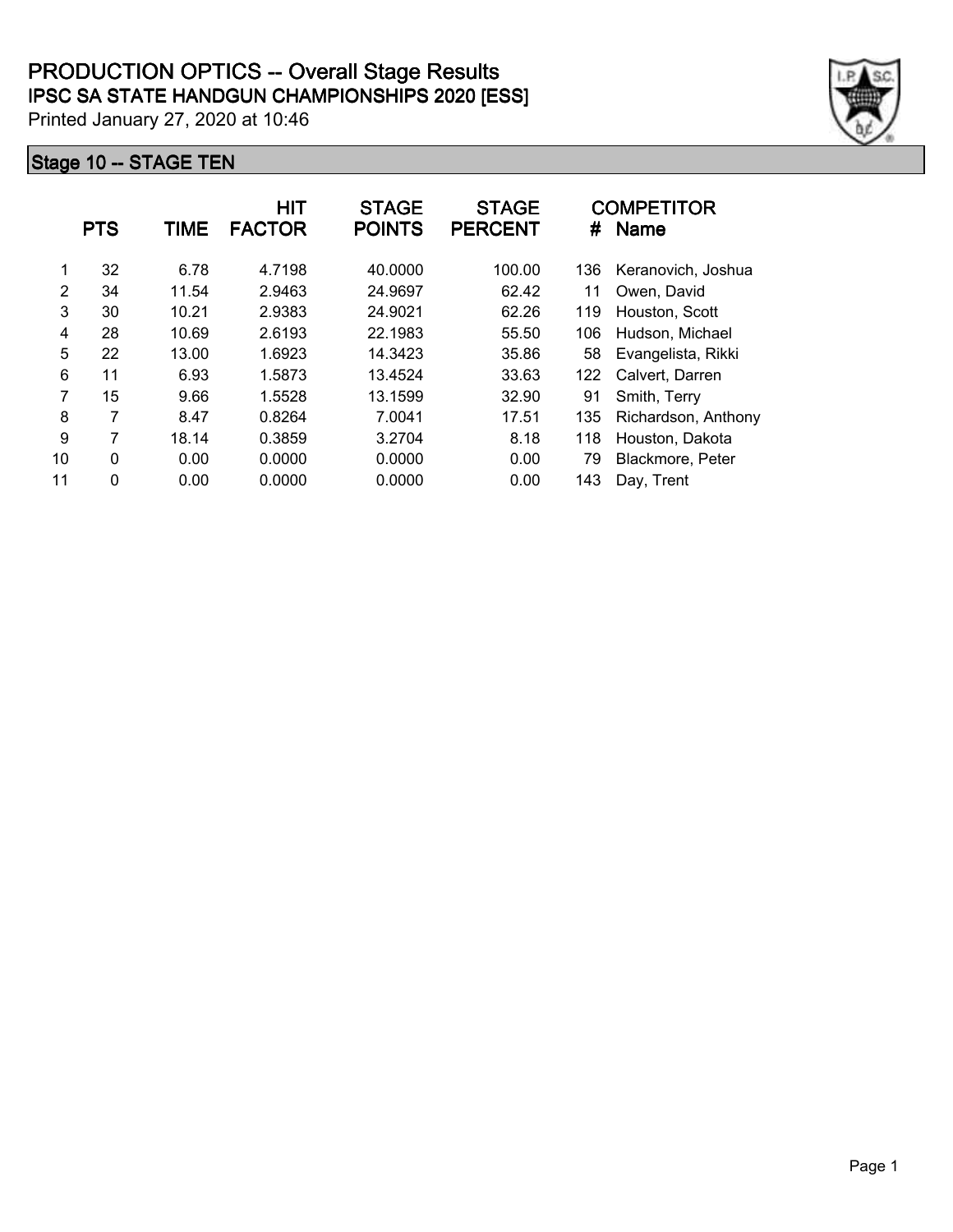# PRODUCTION OPTICS -- Overall Stage Results

## IPSC SA STATE HANDGUN CHAMPIONSHIPS 2020 [ESS]

Printed January 27, 2020 at 10:46

### Stage 10 -- STAGE TEN

| | PTS | TIME | HIT FACTOR | STAGE POINTS | STAGE PERCENT | # | COMPETITOR Name |
|---|---|---|---|---|---|---|---|
| 1 | 32 | 6.78 | 4.7198 | 40.0000 | 100.00 | 136 | Keranovich, Joshua |
| 2 | 34 | 11.54 | 2.9463 | 24.9697 | 62.42 | 11 | Owen, David |
| 3 | 30 | 10.21 | 2.9383 | 24.9021 | 62.26 | 119 | Houston, Scott |
| 4 | 28 | 10.69 | 2.6193 | 22.1983 | 55.50 | 106 | Hudson, Michael |
| 5 | 22 | 13.00 | 1.6923 | 14.3423 | 35.86 | 58 | Evangelista, Rikki |
| 6 | 11 | 6.93 | 1.5873 | 13.4524 | 33.63 | 122 | Calvert, Darren |
| 7 | 15 | 9.66 | 1.5528 | 13.1599 | 32.90 | 91 | Smith, Terry |
| 8 | 7 | 8.47 | 0.8264 | 7.0041 | 17.51 | 135 | Richardson, Anthony |
| 9 | 7 | 18.14 | 0.3859 | 3.2704 | 8.18 | 118 | Houston, Dakota |
| 10 | 0 | 0.00 | 0.0000 | 0.0000 | 0.00 | 79 | Blackmore, Peter |
| 11 | 0 | 0.00 | 0.0000 | 0.0000 | 0.00 | 143 | Day, Trent |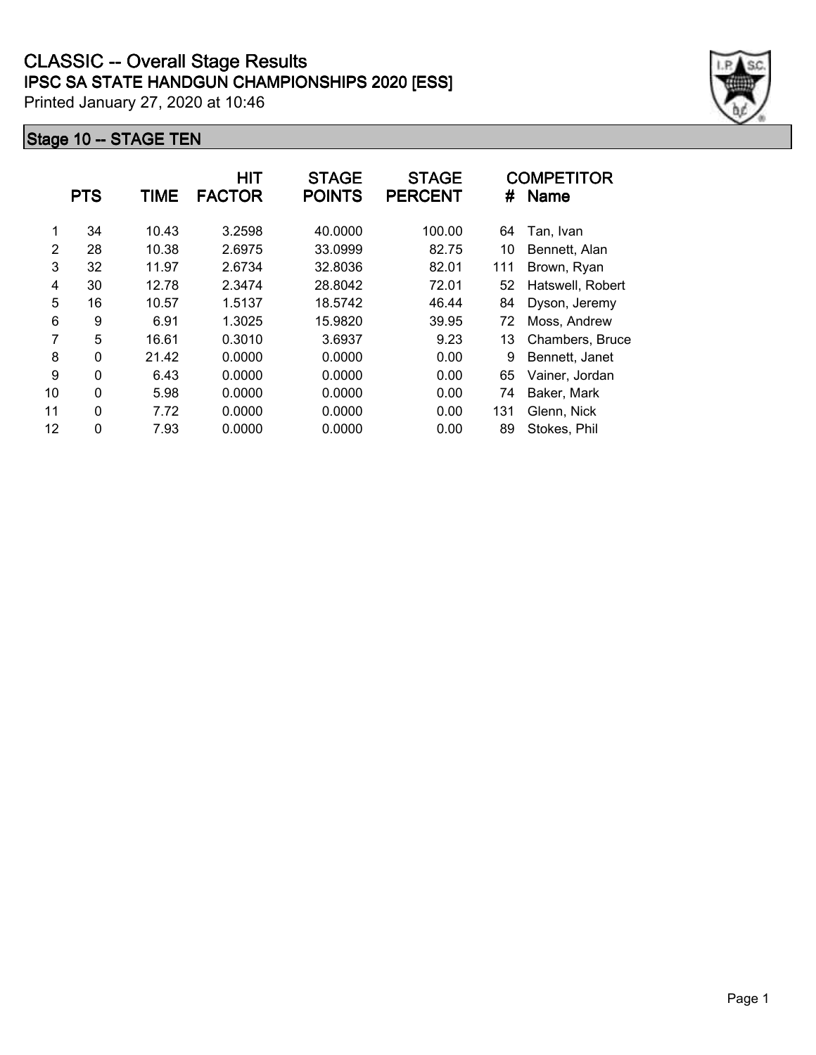# CLASSIC -- Overall Stage Results

## IPSC SA STATE HANDGUN CHAMPIONSHIPS 2020 [ESS]

Printed January 27, 2020 at 10:46

### Stage 10 -- STAGE TEN

| | PTS | TIME | HIT FACTOR | STAGE POINTS | STAGE PERCENT | # | COMPETITOR Name |
|---|---|---|---|---|---|---|---|
| 1 | 34 | 10.43 | 3.2598 | 40.0000 | 100.00 | 64 | Tan, Ivan |
| 2 | 28 | 10.38 | 2.6975 | 33.0999 | 82.75 | 10 | Bennett, Alan |
| 3 | 32 | 11.97 | 2.6734 | 32.8036 | 82.01 | 111 | Brown, Ryan |
| 4 | 30 | 12.78 | 2.3474 | 28.8042 | 72.01 | 52 | Hatswell, Robert |
| 5 | 16 | 10.57 | 1.5137 | 18.5742 | 46.44 | 84 | Dyson, Jeremy |
| 6 | 9 | 6.91 | 1.3025 | 15.9820 | 39.95 | 72 | Moss, Andrew |
| 7 | 5 | 16.61 | 0.3010 | 3.6937 | 9.23 | 13 | Chambers, Bruce |
| 8 | 0 | 21.42 | 0.0000 | 0.0000 | 0.00 | 9 | Bennett, Janet |
| 9 | 0 | 6.43 | 0.0000 | 0.0000 | 0.00 | 65 | Vainer, Jordan |
| 10 | 0 | 5.98 | 0.0000 | 0.0000 | 0.00 | 74 | Baker, Mark |
| 11 | 0 | 7.72 | 0.0000 | 0.0000 | 0.00 | 131 | Glenn, Nick |
| 12 | 0 | 7.93 | 0.0000 | 0.0000 | 0.00 | 89 | Stokes, Phil |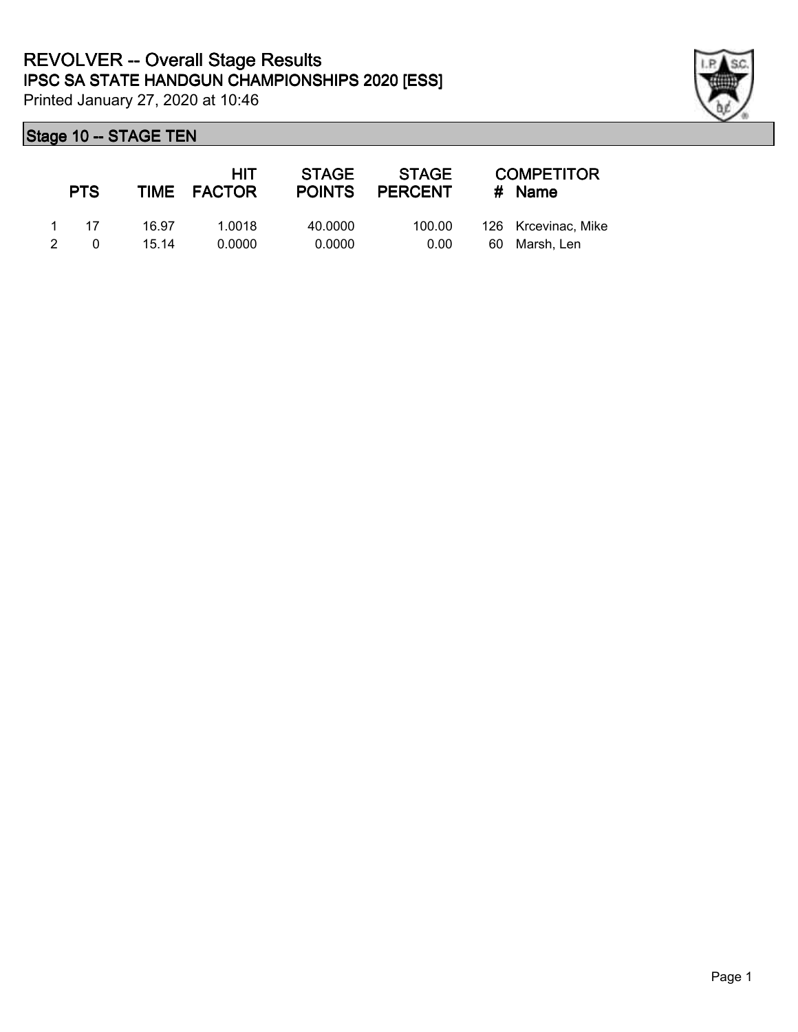# REVOLVER -- Overall Stage Results
## IPSC SA STATE HANDGUN CHAMPIONSHIPS 2020 [ESS]

Printed January 27, 2020 at 10:46

### Stage 10 -- STAGE TEN

| | PTS | TIME | HIT FACTOR | STAGE POINTS | STAGE PERCENT | # | COMPETITOR Name |
|---|---|---|---|---|---|---|---|
| 1 | 17 | 16.97 | 1.0018 | 40.0000 | 100.00 | 126 | Krcevinac, Mike |
| 2 | 0 | 15.14 | 0.0000 | 0.0000 | 0.00 | 60 | Marsh, Len |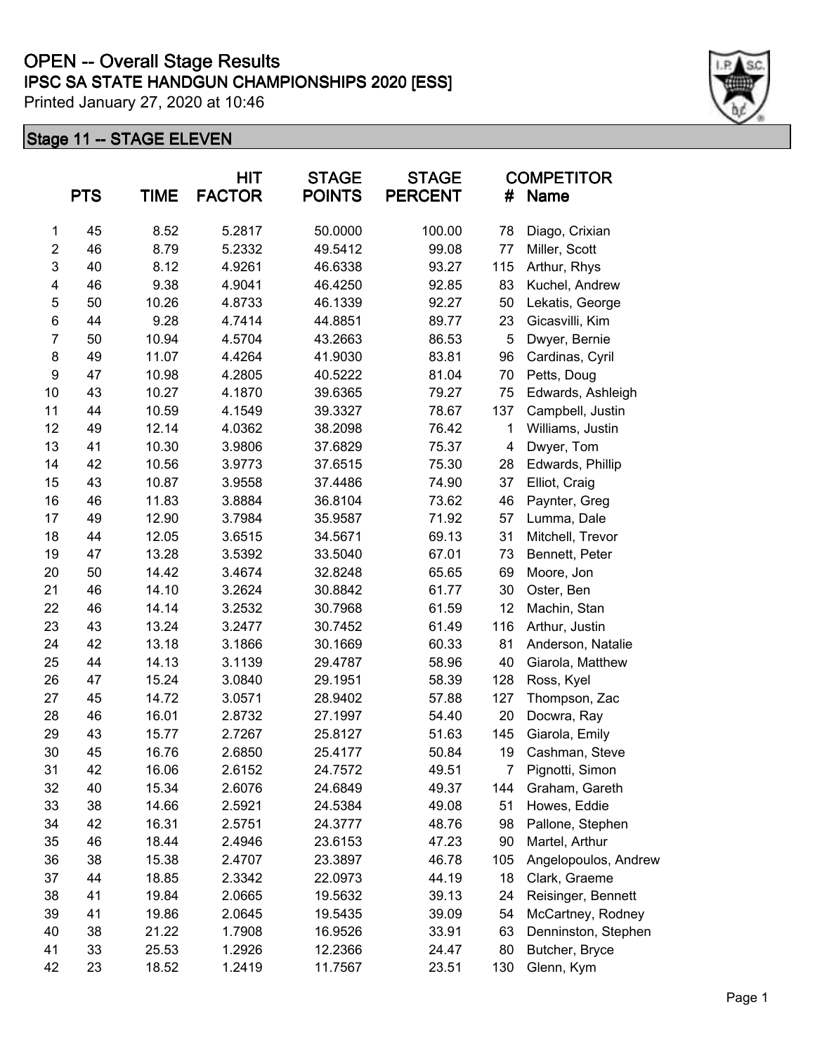# OPEN -- Overall Stage Results

## IPSC SA STATE HANDGUN CHAMPIONSHIPS 2020 [ESS]

Printed January 27, 2020 at 10:46

### Stage 11 -- STAGE ELEVEN

| | PTS | TIME | HIT FACTOR | STAGE POINTS | STAGE PERCENT | COMPETITOR # | Name |
|---|---|---|---|---|---|---|---|
| 1 | 45 | 8.52 | 5.2817 | 50.0000 | 100.00 | 78 | Diago, Crixian |
| 2 | 46 | 8.79 | 5.2332 | 49.5412 | 99.08 | 77 | Miller, Scott |
| 3 | 40 | 8.12 | 4.9261 | 46.6338 | 93.27 | 115 | Arthur, Rhys |
| 4 | 46 | 9.38 | 4.9041 | 46.4250 | 92.85 | 83 | Kuchel, Andrew |
| 5 | 50 | 10.26 | 4.8733 | 46.1339 | 92.27 | 50 | Lekatis, George |
| 6 | 44 | 9.28 | 4.7414 | 44.8851 | 89.77 | 23 | Gicasvilli, Kim |
| 7 | 50 | 10.94 | 4.5704 | 43.2663 | 86.53 | 5 | Dwyer, Bernie |
| 8 | 49 | 11.07 | 4.4264 | 41.9030 | 83.81 | 96 | Cardinas, Cyril |
| 9 | 47 | 10.98 | 4.2805 | 40.5222 | 81.04 | 70 | Petts, Doug |
| 10 | 43 | 10.27 | 4.1870 | 39.6365 | 79.27 | 75 | Edwards, Ashleigh |
| 11 | 44 | 10.59 | 4.1549 | 39.3327 | 78.67 | 137 | Campbell, Justin |
| 12 | 49 | 12.14 | 4.0362 | 38.2098 | 76.42 | 1 | Williams, Justin |
| 13 | 41 | 10.30 | 3.9806 | 37.6829 | 75.37 | 4 | Dwyer, Tom |
| 14 | 42 | 10.56 | 3.9773 | 37.6515 | 75.30 | 28 | Edwards, Phillip |
| 15 | 43 | 10.87 | 3.9558 | 37.4486 | 74.90 | 37 | Elliot, Craig |
| 16 | 46 | 11.83 | 3.8884 | 36.8104 | 73.62 | 46 | Paynter, Greg |
| 17 | 49 | 12.90 | 3.7984 | 35.9587 | 71.92 | 57 | Lumma, Dale |
| 18 | 44 | 12.05 | 3.6515 | 34.5671 | 69.13 | 31 | Mitchell, Trevor |
| 19 | 47 | 13.28 | 3.5392 | 33.5040 | 67.01 | 73 | Bennett, Peter |
| 20 | 50 | 14.42 | 3.4674 | 32.8248 | 65.65 | 69 | Moore, Jon |
| 21 | 46 | 14.10 | 3.2624 | 30.8842 | 61.77 | 30 | Oster, Ben |
| 22 | 46 | 14.14 | 3.2532 | 30.7968 | 61.59 | 12 | Machin, Stan |
| 23 | 43 | 13.24 | 3.2477 | 30.7452 | 61.49 | 116 | Arthur, Justin |
| 24 | 42 | 13.18 | 3.1866 | 30.1669 | 60.33 | 81 | Anderson, Natalie |
| 25 | 44 | 14.13 | 3.1139 | 29.4787 | 58.96 | 40 | Giarola, Matthew |
| 26 | 47 | 15.24 | 3.0840 | 29.1951 | 58.39 | 128 | Ross, Kyel |
| 27 | 45 | 14.72 | 3.0571 | 28.9402 | 57.88 | 127 | Thompson, Zac |
| 28 | 46 | 16.01 | 2.8732 | 27.1997 | 54.40 | 20 | Docwra, Ray |
| 29 | 43 | 15.77 | 2.7267 | 25.8127 | 51.63 | 145 | Giarola, Emily |
| 30 | 45 | 16.76 | 2.6850 | 25.4177 | 50.84 | 19 | Cashman, Steve |
| 31 | 42 | 16.06 | 2.6152 | 24.7572 | 49.51 | 7 | Pignotti, Simon |
| 32 | 40 | 15.34 | 2.6076 | 24.6849 | 49.37 | 144 | Graham, Gareth |
| 33 | 38 | 14.66 | 2.5921 | 24.5384 | 49.08 | 51 | Howes, Eddie |
| 34 | 42 | 16.31 | 2.5751 | 24.3777 | 48.76 | 98 | Pallone, Stephen |
| 35 | 46 | 18.44 | 2.4946 | 23.6153 | 47.23 | 90 | Martel, Arthur |
| 36 | 38 | 15.38 | 2.4707 | 23.3897 | 46.78 | 105 | Angelopoulos, Andrew |
| 37 | 44 | 18.85 | 2.3342 | 22.0973 | 44.19 | 18 | Clark, Graeme |
| 38 | 41 | 19.84 | 2.0665 | 19.5632 | 39.13 | 24 | Reisinger, Bennett |
| 39 | 41 | 19.86 | 2.0645 | 19.5435 | 39.09 | 54 | McCartney, Rodney |
| 40 | 38 | 21.22 | 1.7908 | 16.9526 | 33.91 | 63 | Denninston, Stephen |
| 41 | 33 | 25.53 | 1.2926 | 12.2366 | 24.47 | 80 | Butcher, Bryce |
| 42 | 23 | 18.52 | 1.2419 | 11.7567 | 23.51 | 130 | Glenn, Kym |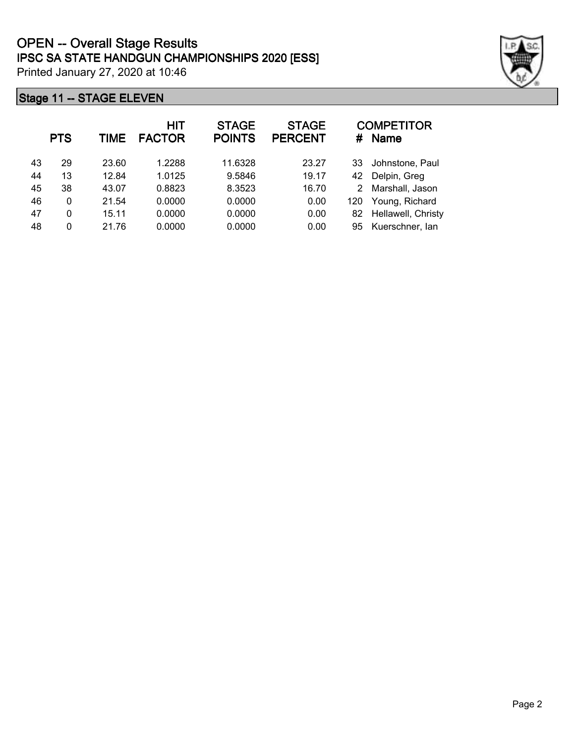# OPEN -- Overall Stage Results

## IPSC SA STATE HANDGUN CHAMPIONSHIPS 2020 [ESS]

Printed January 27, 2020 at 10:46

### Stage 11 -- STAGE ELEVEN

| | PTS | TIME | HIT FACTOR | STAGE POINTS | STAGE PERCENT | # | COMPETITOR Name |
|---|---|---|---|---|---|---|---|
| 43 | 29 | 23.60 | 1.2288 | 11.6328 | 23.27 | 33 | Johnstone, Paul |
| 44 | 13 | 12.84 | 1.0125 | 9.5846 | 19.17 | 42 | Delpin, Greg |
| 45 | 38 | 43.07 | 0.8823 | 8.3523 | 16.70 | 2 | Marshall, Jason |
| 46 | 0 | 21.54 | 0.0000 | 0.0000 | 0.00 | 120 | Young, Richard |
| 47 | 0 | 15.11 | 0.0000 | 0.0000 | 0.00 | 82 | Hellawell, Christy |
| 48 | 0 | 21.76 | 0.0000 | 0.0000 | 0.00 | 95 | Kuerschner, Ian |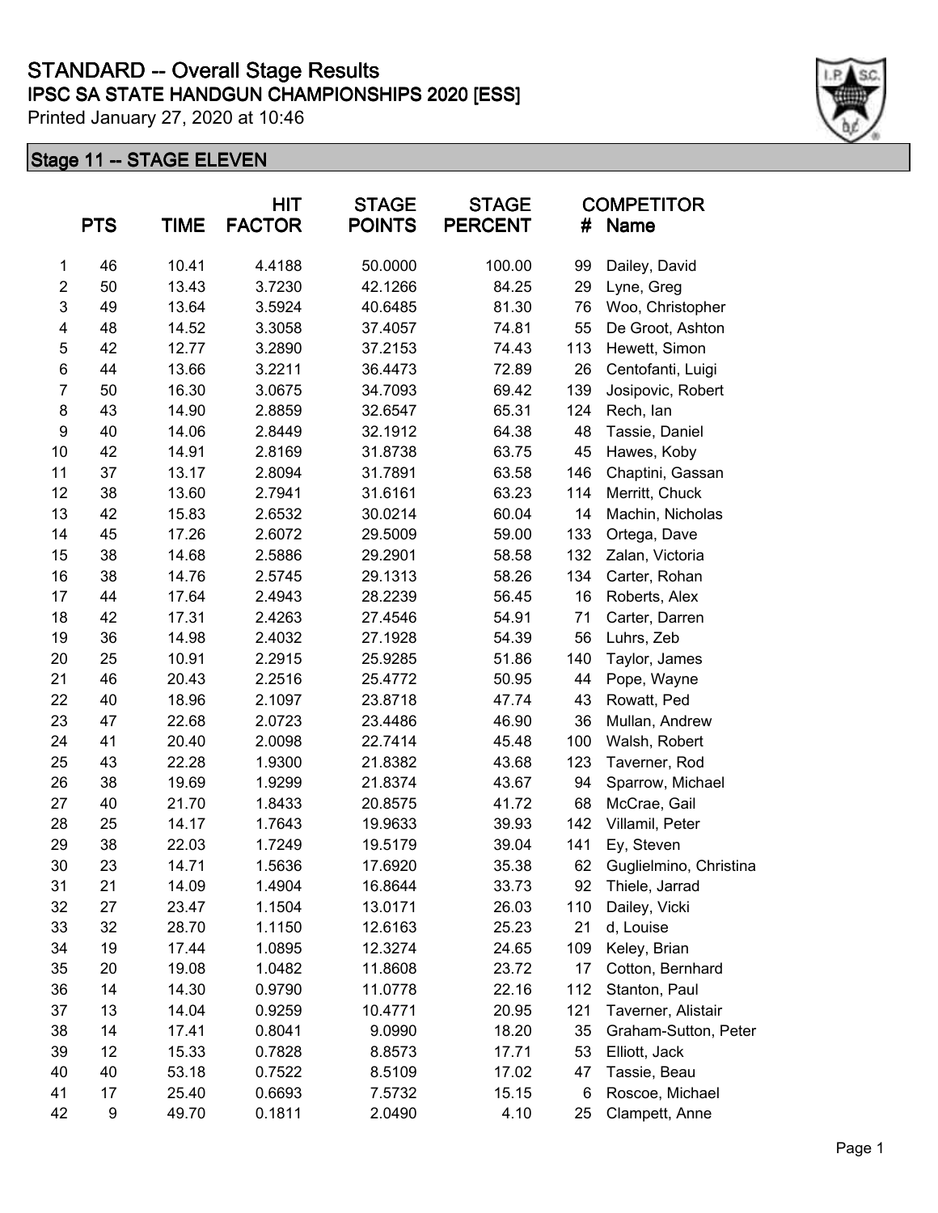# STANDARD -- Overall Stage Results

## IPSC SA STATE HANDGUN CHAMPIONSHIPS 2020 [ESS]

Printed January 27, 2020 at 10:46

### Stage 11 -- STAGE ELEVEN

| | PTS | TIME | HIT FACTOR | STAGE POINTS | STAGE PERCENT | COMPETITOR # | Name |
|---|---|---|---|---|---|---|---|
| 1 | 46 | 10.41 | 4.4188 | 50.0000 | 100.00 | 99 | Dailey, David |
| 2 | 50 | 13.43 | 3.7230 | 42.1266 | 84.25 | 29 | Lyne, Greg |
| 3 | 49 | 13.64 | 3.5924 | 40.6485 | 81.30 | 76 | Woo, Christopher |
| 4 | 48 | 14.52 | 3.3058 | 37.4057 | 74.81 | 55 | De Groot, Ashton |
| 5 | 42 | 12.77 | 3.2890 | 37.2153 | 74.43 | 113 | Hewett, Simon |
| 6 | 44 | 13.66 | 3.2211 | 36.4473 | 72.89 | 26 | Centofanti, Luigi |
| 7 | 50 | 16.30 | 3.0675 | 34.7093 | 69.42 | 139 | Josipovic, Robert |
| 8 | 43 | 14.90 | 2.8859 | 32.6547 | 65.31 | 124 | Rech, Ian |
| 9 | 40 | 14.06 | 2.8449 | 32.1912 | 64.38 | 48 | Tassie, Daniel |
| 10 | 42 | 14.91 | 2.8169 | 31.8738 | 63.75 | 45 | Hawes, Koby |
| 11 | 37 | 13.17 | 2.8094 | 31.7891 | 63.58 | 146 | Chaptini, Gassan |
| 12 | 38 | 13.60 | 2.7941 | 31.6161 | 63.23 | 114 | Merritt, Chuck |
| 13 | 42 | 15.83 | 2.6532 | 30.0214 | 60.04 | 14 | Machin, Nicholas |
| 14 | 45 | 17.26 | 2.6072 | 29.5009 | 59.00 | 133 | Ortega, Dave |
| 15 | 38 | 14.68 | 2.5886 | 29.2901 | 58.58 | 132 | Zalan, Victoria |
| 16 | 38 | 14.76 | 2.5745 | 29.1313 | 58.26 | 134 | Carter, Rohan |
| 17 | 44 | 17.64 | 2.4943 | 28.2239 | 56.45 | 16 | Roberts, Alex |
| 18 | 42 | 17.31 | 2.4263 | 27.4546 | 54.91 | 71 | Carter, Darren |
| 19 | 36 | 14.98 | 2.4032 | 27.1928 | 54.39 | 56 | Luhrs, Zeb |
| 20 | 25 | 10.91 | 2.2915 | 25.9285 | 51.86 | 140 | Taylor, James |
| 21 | 46 | 20.43 | 2.2516 | 25.4772 | 50.95 | 44 | Pope, Wayne |
| 22 | 40 | 18.96 | 2.1097 | 23.8718 | 47.74 | 43 | Rowatt, Ped |
| 23 | 47 | 22.68 | 2.0723 | 23.4486 | 46.90 | 36 | Mullan, Andrew |
| 24 | 41 | 20.40 | 2.0098 | 22.7414 | 45.48 | 100 | Walsh, Robert |
| 25 | 43 | 22.28 | 1.9300 | 21.8382 | 43.68 | 123 | Taverner, Rod |
| 26 | 38 | 19.69 | 1.9299 | 21.8374 | 43.67 | 94 | Sparrow, Michael |
| 27 | 40 | 21.70 | 1.8433 | 20.8575 | 41.72 | 68 | McCrae, Gail |
| 28 | 25 | 14.17 | 1.7643 | 19.9633 | 39.93 | 142 | Villamil, Peter |
| 29 | 38 | 22.03 | 1.7249 | 19.5179 | 39.04 | 141 | Ey, Steven |
| 30 | 23 | 14.71 | 1.5636 | 17.6920 | 35.38 | 62 | Guglielmino, Christina |
| 31 | 21 | 14.09 | 1.4904 | 16.8644 | 33.73 | 92 | Thiele, Jarrad |
| 32 | 27 | 23.47 | 1.1504 | 13.0171 | 26.03 | 110 | Dailey, Vicki |
| 33 | 32 | 28.70 | 1.1150 | 12.6163 | 25.23 | 21 | d, Louise |
| 34 | 19 | 17.44 | 1.0895 | 12.3274 | 24.65 | 109 | Keley, Brian |
| 35 | 20 | 19.08 | 1.0482 | 11.8608 | 23.72 | 17 | Cotton, Bernhard |
| 36 | 14 | 14.30 | 0.9790 | 11.0778 | 22.16 | 112 | Stanton, Paul |
| 37 | 13 | 14.04 | 0.9259 | 10.4771 | 20.95 | 121 | Taverner, Alistair |
| 38 | 14 | 17.41 | 0.8041 | 9.0990 | 18.20 | 35 | Graham-Sutton, Peter |
| 39 | 12 | 15.33 | 0.7828 | 8.8573 | 17.71 | 53 | Elliott, Jack |
| 40 | 40 | 53.18 | 0.7522 | 8.5109 | 17.02 | 47 | Tassie, Beau |
| 41 | 17 | 25.40 | 0.6693 | 7.5732 | 15.15 | 6 | Roscoe, Michael |
| 42 | 9 | 49.70 | 0.1811 | 2.0490 | 4.10 | 25 | Clampett, Anne |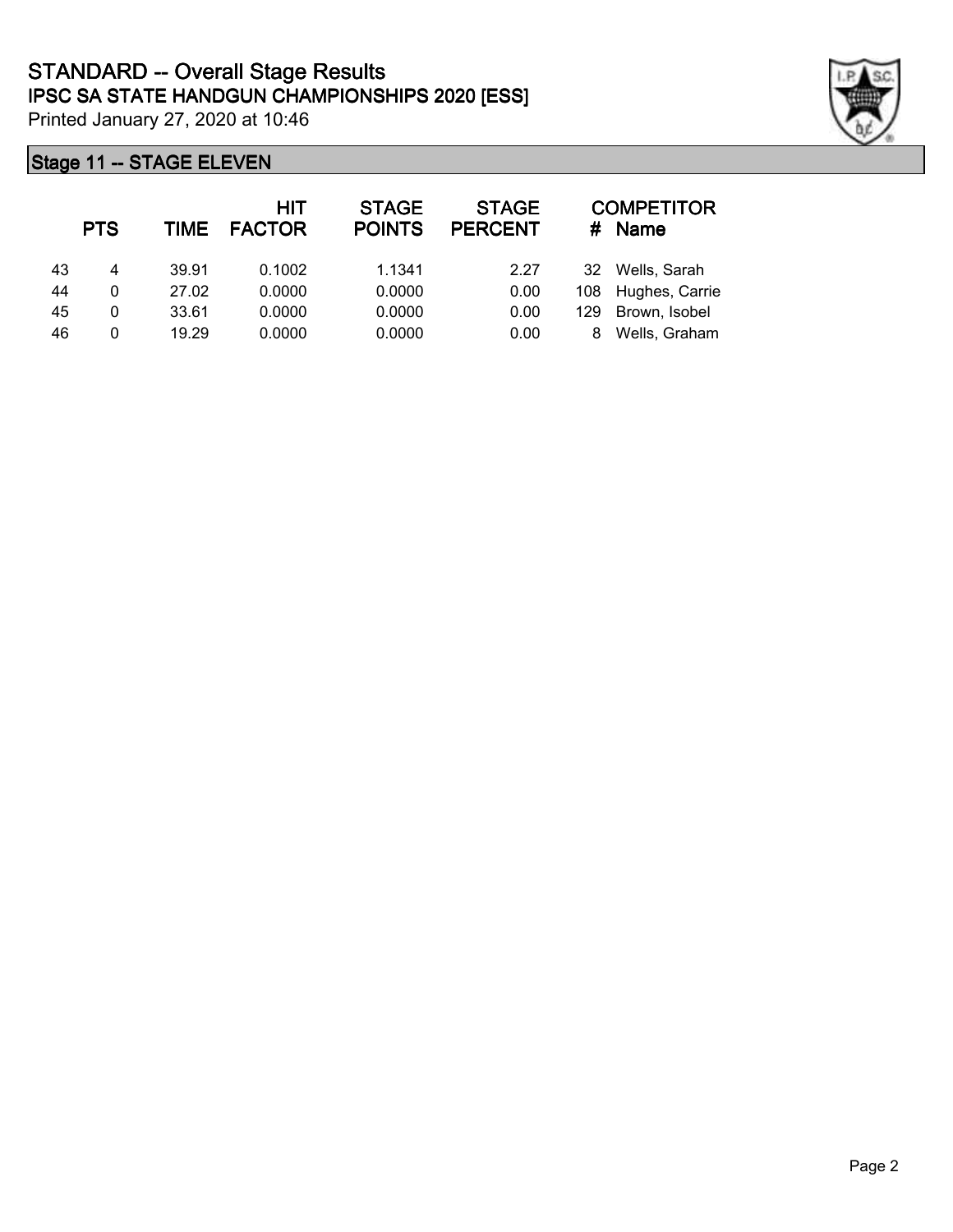# STANDARD -- Overall Stage Results
## IPSC SA STATE HANDGUN CHAMPIONSHIPS 2020 [ESS]
Printed January 27, 2020 at 10:46

### Stage 11 -- STAGE ELEVEN

| | PTS | TIME | HIT FACTOR | STAGE POINTS | STAGE PERCENT | # | COMPETITOR Name |
|---|---|---|---|---|---|---|---|
| 43 | 4 | 39.91 | 0.1002 | 1.1341 | 2.27 | 32 | Wells, Sarah |
| 44 | 0 | 27.02 | 0.0000 | 0.0000 | 0.00 | 108 | Hughes, Carrie |
| 45 | 0 | 33.61 | 0.0000 | 0.0000 | 0.00 | 129 | Brown, Isobel |
| 46 | 0 | 19.29 | 0.0000 | 0.0000 | 0.00 | 8 | Wells, Graham |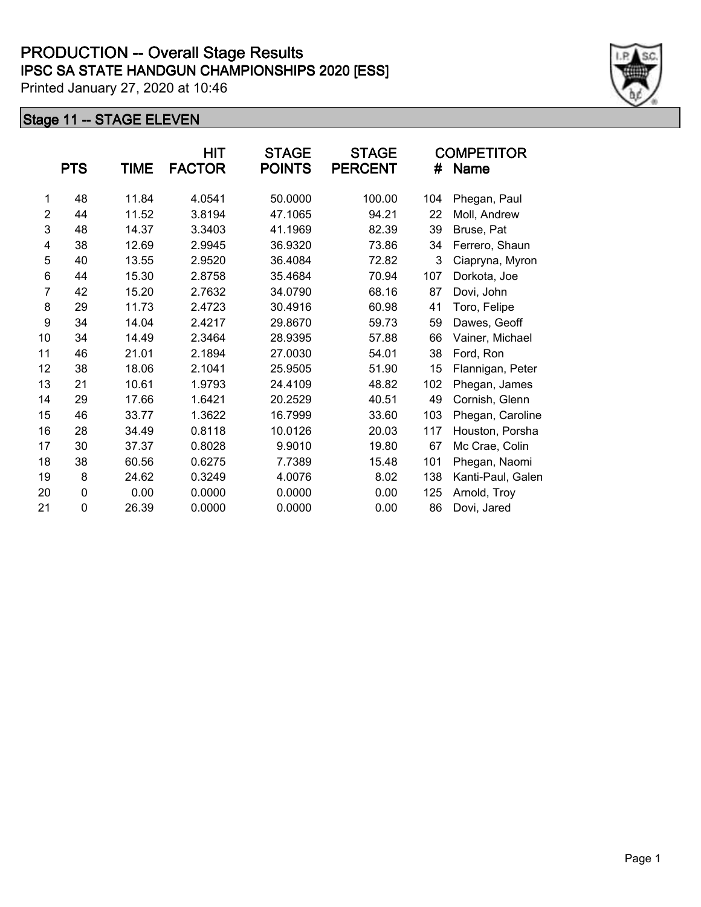# PRODUCTION -- Overall Stage Results

## IPSC SA STATE HANDGUN CHAMPIONSHIPS 2020 [ESS]

Printed January 27, 2020 at 10:46

### Stage 11 -- STAGE ELEVEN

| | PTS | TIME | HIT FACTOR | STAGE POINTS | STAGE PERCENT | # | COMPETITOR Name |
|---|---|---|---|---|---|---|---|
| 1 | 48 | 11.84 | 4.0541 | 50.0000 | 100.00 | 104 | Phegan, Paul |
| 2 | 44 | 11.52 | 3.8194 | 47.1065 | 94.21 | 22 | Moll, Andrew |
| 3 | 48 | 14.37 | 3.3403 | 41.1969 | 82.39 | 39 | Bruse, Pat |
| 4 | 38 | 12.69 | 2.9945 | 36.9320 | 73.86 | 34 | Ferrero, Shaun |
| 5 | 40 | 13.55 | 2.9520 | 36.4084 | 72.82 | 3 | Ciapryna, Myron |
| 6 | 44 | 15.30 | 2.8758 | 35.4684 | 70.94 | 107 | Dorkota, Joe |
| 7 | 42 | 15.20 | 2.7632 | 34.0790 | 68.16 | 87 | Dovi, John |
| 8 | 29 | 11.73 | 2.4723 | 30.4916 | 60.98 | 41 | Toro, Felipe |
| 9 | 34 | 14.04 | 2.4217 | 29.8670 | 59.73 | 59 | Dawes, Geoff |
| 10 | 34 | 14.49 | 2.3464 | 28.9395 | 57.88 | 66 | Vainer, Michael |
| 11 | 46 | 21.01 | 2.1894 | 27.0030 | 54.01 | 38 | Ford, Ron |
| 12 | 38 | 18.06 | 2.1041 | 25.9505 | 51.90 | 15 | Flannigan, Peter |
| 13 | 21 | 10.61 | 1.9793 | 24.4109 | 48.82 | 102 | Phegan, James |
| 14 | 29 | 17.66 | 1.6421 | 20.2529 | 40.51 | 49 | Cornish, Glenn |
| 15 | 46 | 33.77 | 1.3622 | 16.7999 | 33.60 | 103 | Phegan, Caroline |
| 16 | 28 | 34.49 | 0.8118 | 10.0126 | 20.03 | 117 | Houston, Porsha |
| 17 | 30 | 37.37 | 0.8028 | 9.9010 | 19.80 | 67 | Mc Crae, Colin |
| 18 | 38 | 60.56 | 0.6275 | 7.7389 | 15.48 | 101 | Phegan, Naomi |
| 19 | 8 | 24.62 | 0.3249 | 4.0076 | 8.02 | 138 | Kanti-Paul, Galen |
| 20 | 0 | 0.00 | 0.0000 | 0.0000 | 0.00 | 125 | Arnold, Troy |
| 21 | 0 | 26.39 | 0.0000 | 0.0000 | 0.00 | 86 | Dovi, Jared |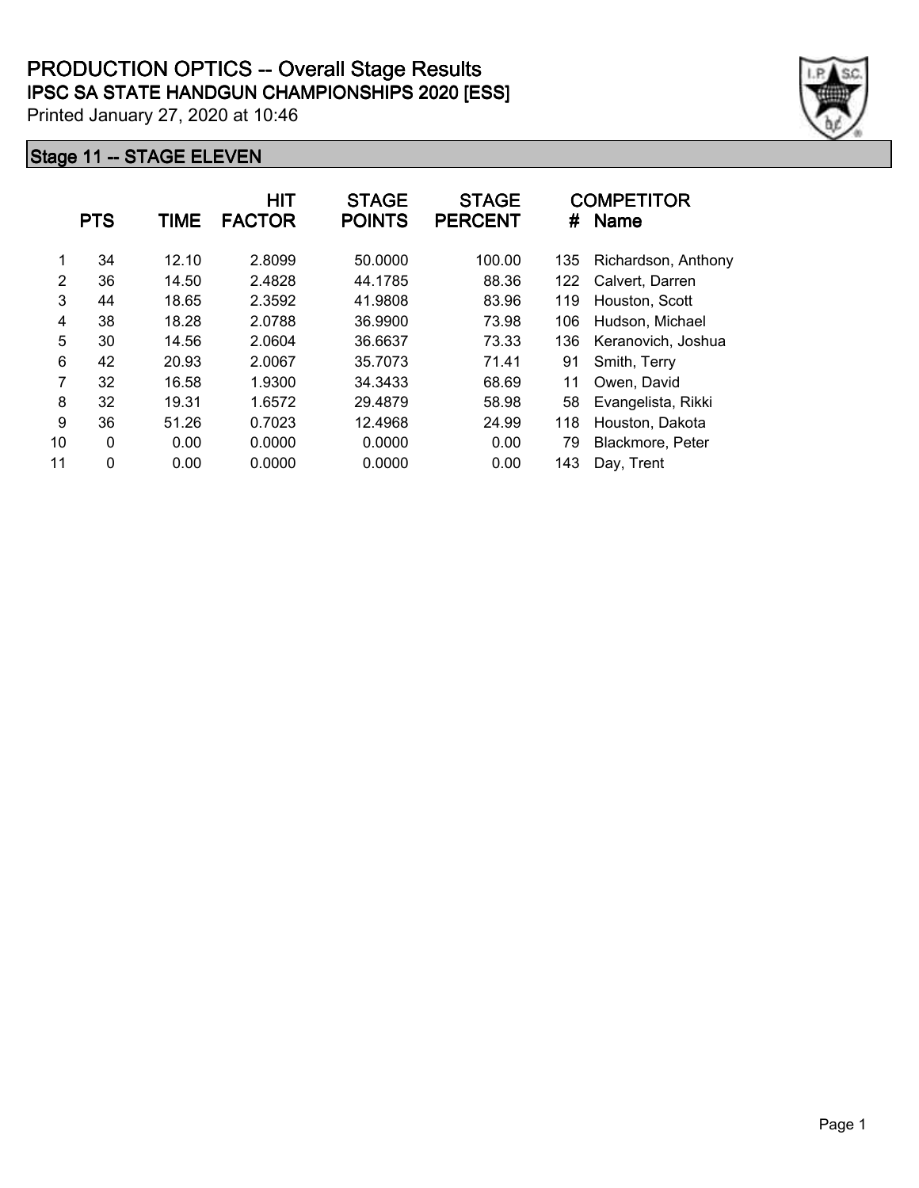# PRODUCTION OPTICS -- Overall Stage Results

## IPSC SA STATE HANDGUN CHAMPIONSHIPS 2020 [ESS]

Printed January 27, 2020 at 10:46

### Stage 11 -- STAGE ELEVEN

| | PTS | TIME | HIT FACTOR | STAGE POINTS | STAGE PERCENT | COMPETITOR # | Name |
|---|---|---|---|---|---|---|---|
| 1 | 34 | 12.10 | 2.8099 | 50.0000 | 100.00 | 135 | Richardson, Anthony |
| 2 | 36 | 14.50 | 2.4828 | 44.1785 | 88.36 | 122 | Calvert, Darren |
| 3 | 44 | 18.65 | 2.3592 | 41.9808 | 83.96 | 119 | Houston, Scott |
| 4 | 38 | 18.28 | 2.0788 | 36.9900 | 73.98 | 106 | Hudson, Michael |
| 5 | 30 | 14.56 | 2.0604 | 36.6637 | 73.33 | 136 | Keranovich, Joshua |
| 6 | 42 | 20.93 | 2.0067 | 35.7073 | 71.41 | 91 | Smith, Terry |
| 7 | 32 | 16.58 | 1.9300 | 34.3433 | 68.69 | 11 | Owen, David |
| 8 | 32 | 19.31 | 1.6572 | 29.4879 | 58.98 | 58 | Evangelista, Rikki |
| 9 | 36 | 51.26 | 0.7023 | 12.4968 | 24.99 | 118 | Houston, Dakota |
| 10 | 0 | 0.00 | 0.0000 | 0.0000 | 0.00 | 79 | Blackmore, Peter |
| 11 | 0 | 0.00 | 0.0000 | 0.0000 | 0.00 | 143 | Day, Trent |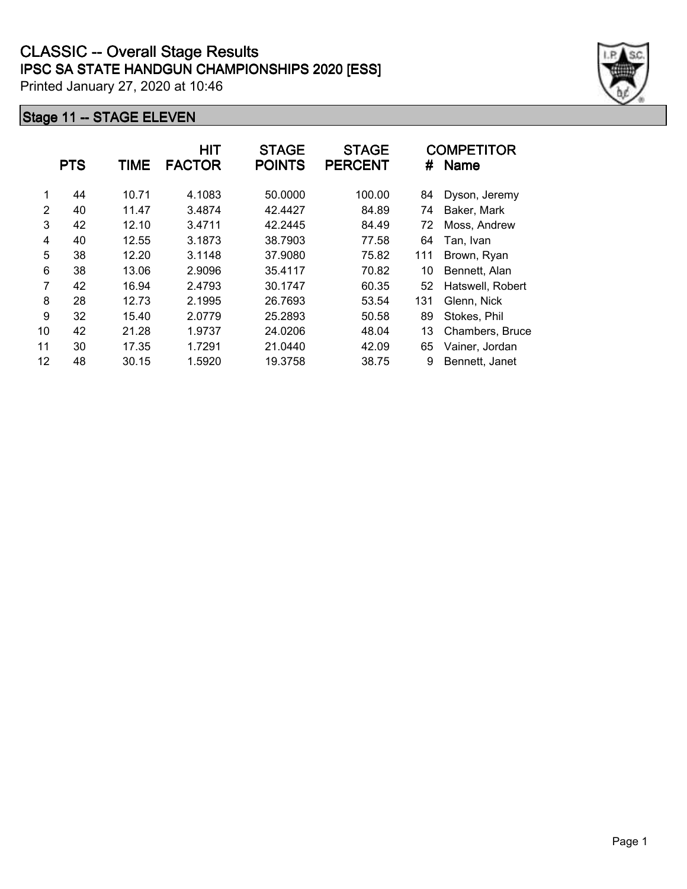# CLASSIC -- Overall Stage Results

## IPSC SA STATE HANDGUN CHAMPIONSHIPS 2020 [ESS]

Printed January 27, 2020 at 10:46

### Stage 11 -- STAGE ELEVEN

| | PTS | TIME | HIT FACTOR | STAGE POINTS | STAGE PERCENT | # | COMPETITOR Name |
|---|---|---|---|---|---|---|---|
| 1 | 44 | 10.71 | 4.1083 | 50.0000 | 100.00 | 84 | Dyson, Jeremy |
| 2 | 40 | 11.47 | 3.4874 | 42.4427 | 84.89 | 74 | Baker, Mark |
| 3 | 42 | 12.10 | 3.4711 | 42.2445 | 84.49 | 72 | Moss, Andrew |
| 4 | 40 | 12.55 | 3.1873 | 38.7903 | 77.58 | 64 | Tan, Ivan |
| 5 | 38 | 12.20 | 3.1148 | 37.9080 | 75.82 | 111 | Brown, Ryan |
| 6 | 38 | 13.06 | 2.9096 | 35.4117 | 70.82 | 10 | Bennett, Alan |
| 7 | 42 | 16.94 | 2.4793 | 30.1747 | 60.35 | 52 | Hatswell, Robert |
| 8 | 28 | 12.73 | 2.1995 | 26.7693 | 53.54 | 131 | Glenn, Nick |
| 9 | 32 | 15.40 | 2.0779 | 25.2893 | 50.58 | 89 | Stokes, Phil |
| 10 | 42 | 21.28 | 1.9737 | 24.0206 | 48.04 | 13 | Chambers, Bruce |
| 11 | 30 | 17.35 | 1.7291 | 21.0440 | 42.09 | 65 | Vainer, Jordan |
| 12 | 48 | 30.15 | 1.5920 | 19.3758 | 38.75 | 9 | Bennett, Janet |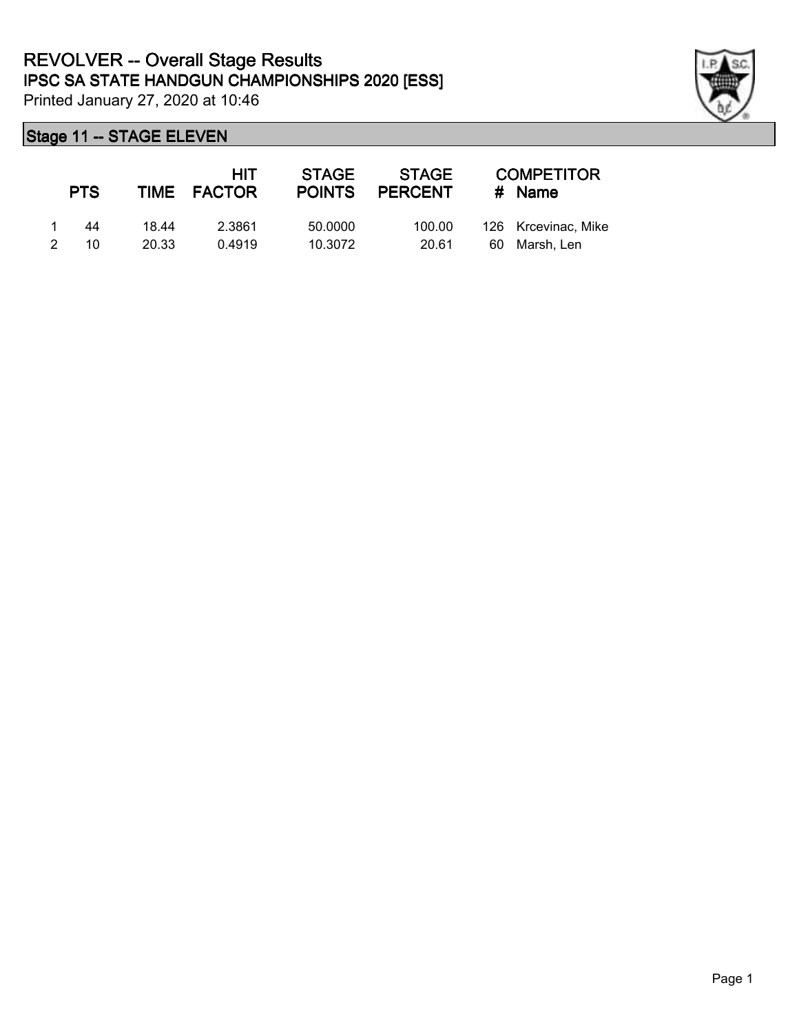# REVOLVER -- Overall Stage Results

## IPSC SA STATE HANDGUN CHAMPIONSHIPS 2020 [ESS]

Printed January 27, 2020 at 10:46

### Stage 11 -- STAGE ELEVEN

| | PTS | TIME | HIT FACTOR | STAGE POINTS | STAGE PERCENT | # | COMPETITOR Name |
|---|---|---|---|---|---|---|---|
| 1 | 44 | 18.44 | 2.3861 | 50.0000 | 100.00 | 126 | Krcevinac, Mike |
| 2 | 10 | 20.33 | 0.4919 | 10.3072 | 20.61 | 60 | Marsh, Len |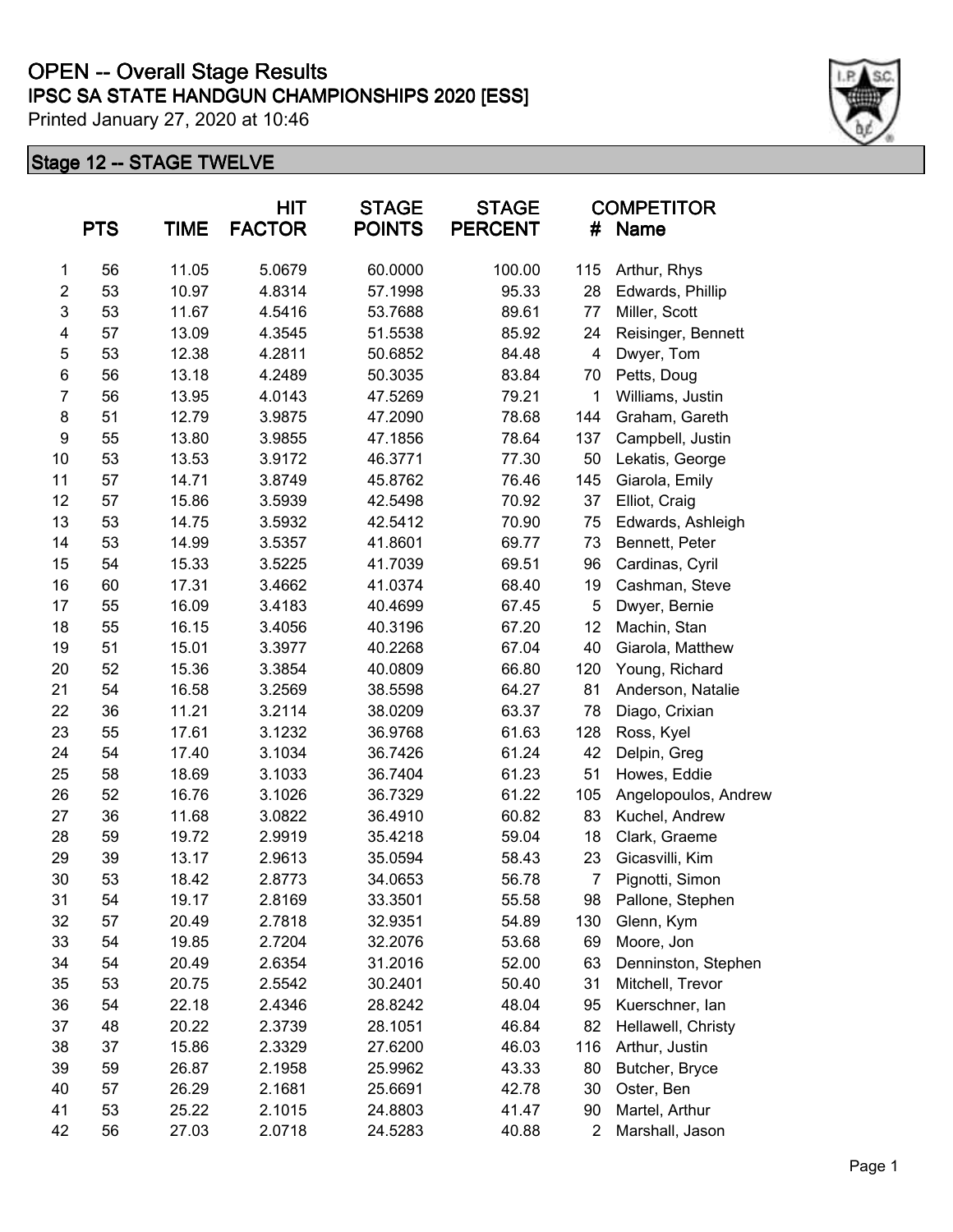# OPEN -- Overall Stage Results

## IPSC SA STATE HANDGUN CHAMPIONSHIPS 2020 [ESS]

Printed January 27, 2020 at 10:46

### Stage 12 -- STAGE TWELVE

| | PTS | TIME | HIT FACTOR | STAGE POINTS | STAGE PERCENT | COMPETITOR # | Name |
|---|---|---|---|---|---|---|---|
| 1 | 56 | 11.05 | 5.0679 | 60.0000 | 100.00 | 115 | Arthur, Rhys |
| 2 | 53 | 10.97 | 4.8314 | 57.1998 | 95.33 | 28 | Edwards, Phillip |
| 3 | 53 | 11.67 | 4.5416 | 53.7688 | 89.61 | 77 | Miller, Scott |
| 4 | 57 | 13.09 | 4.3545 | 51.5538 | 85.92 | 24 | Reisinger, Bennett |
| 5 | 53 | 12.38 | 4.2811 | 50.6852 | 84.48 | 4 | Dwyer, Tom |
| 6 | 56 | 13.18 | 4.2489 | 50.3035 | 83.84 | 70 | Petts, Doug |
| 7 | 56 | 13.95 | 4.0143 | 47.5269 | 79.21 | 1 | Williams, Justin |
| 8 | 51 | 12.79 | 3.9875 | 47.2090 | 78.68 | 144 | Graham, Gareth |
| 9 | 55 | 13.80 | 3.9855 | 47.1856 | 78.64 | 137 | Campbell, Justin |
| 10 | 53 | 13.53 | 3.9172 | 46.3771 | 77.30 | 50 | Lekatis, George |
| 11 | 57 | 14.71 | 3.8749 | 45.8762 | 76.46 | 145 | Giarola, Emily |
| 12 | 57 | 15.86 | 3.5939 | 42.5498 | 70.92 | 37 | Elliot, Craig |
| 13 | 53 | 14.75 | 3.5932 | 42.5412 | 70.90 | 75 | Edwards, Ashleigh |
| 14 | 53 | 14.99 | 3.5357 | 41.8601 | 69.77 | 73 | Bennett, Peter |
| 15 | 54 | 15.33 | 3.5225 | 41.7039 | 69.51 | 96 | Cardinas, Cyril |
| 16 | 60 | 17.31 | 3.4662 | 41.0374 | 68.40 | 19 | Cashman, Steve |
| 17 | 55 | 16.09 | 3.4183 | 40.4699 | 67.45 | 5 | Dwyer, Bernie |
| 18 | 55 | 16.15 | 3.4056 | 40.3196 | 67.20 | 12 | Machin, Stan |
| 19 | 51 | 15.01 | 3.3977 | 40.2268 | 67.04 | 40 | Giarola, Matthew |
| 20 | 52 | 15.36 | 3.3854 | 40.0809 | 66.80 | 120 | Young, Richard |
| 21 | 54 | 16.58 | 3.2569 | 38.5598 | 64.27 | 81 | Anderson, Natalie |
| 22 | 36 | 11.21 | 3.2114 | 38.0209 | 63.37 | 78 | Diago, Crixian |
| 23 | 55 | 17.61 | 3.1232 | 36.9768 | 61.63 | 128 | Ross, Kyel |
| 24 | 54 | 17.40 | 3.1034 | 36.7426 | 61.24 | 42 | Delpin, Greg |
| 25 | 58 | 18.69 | 3.1033 | 36.7404 | 61.23 | 51 | Howes, Eddie |
| 26 | 52 | 16.76 | 3.1026 | 36.7329 | 61.22 | 105 | Angelopoulos, Andrew |
| 27 | 36 | 11.68 | 3.0822 | 36.4910 | 60.82 | 83 | Kuchel, Andrew |
| 28 | 59 | 19.72 | 2.9919 | 35.4218 | 59.04 | 18 | Clark, Graeme |
| 29 | 39 | 13.17 | 2.9613 | 35.0594 | 58.43 | 23 | Gicasvilli, Kim |
| 30 | 53 | 18.42 | 2.8773 | 34.0653 | 56.78 | 7 | Pignotti, Simon |
| 31 | 54 | 19.17 | 2.8169 | 33.3501 | 55.58 | 98 | Pallone, Stephen |
| 32 | 57 | 20.49 | 2.7818 | 32.9351 | 54.89 | 130 | Glenn, Kym |
| 33 | 54 | 19.85 | 2.7204 | 32.2076 | 53.68 | 69 | Moore, Jon |
| 34 | 54 | 20.49 | 2.6354 | 31.2016 | 52.00 | 63 | Denninston, Stephen |
| 35 | 53 | 20.75 | 2.5542 | 30.2401 | 50.40 | 31 | Mitchell, Trevor |
| 36 | 54 | 22.18 | 2.4346 | 28.8242 | 48.04 | 95 | Kuerschner, Ian |
| 37 | 48 | 20.22 | 2.3739 | 28.1051 | 46.84 | 82 | Hellawell, Christy |
| 38 | 37 | 15.86 | 2.3329 | 27.6200 | 46.03 | 116 | Arthur, Justin |
| 39 | 59 | 26.87 | 2.1958 | 25.9962 | 43.33 | 80 | Butcher, Bryce |
| 40 | 57 | 26.29 | 2.1681 | 25.6691 | 42.78 | 30 | Oster, Ben |
| 41 | 53 | 25.22 | 2.1015 | 24.8803 | 41.47 | 90 | Martel, Arthur |
| 42 | 56 | 27.03 | 2.0718 | 24.5283 | 40.88 | 2 | Marshall, Jason |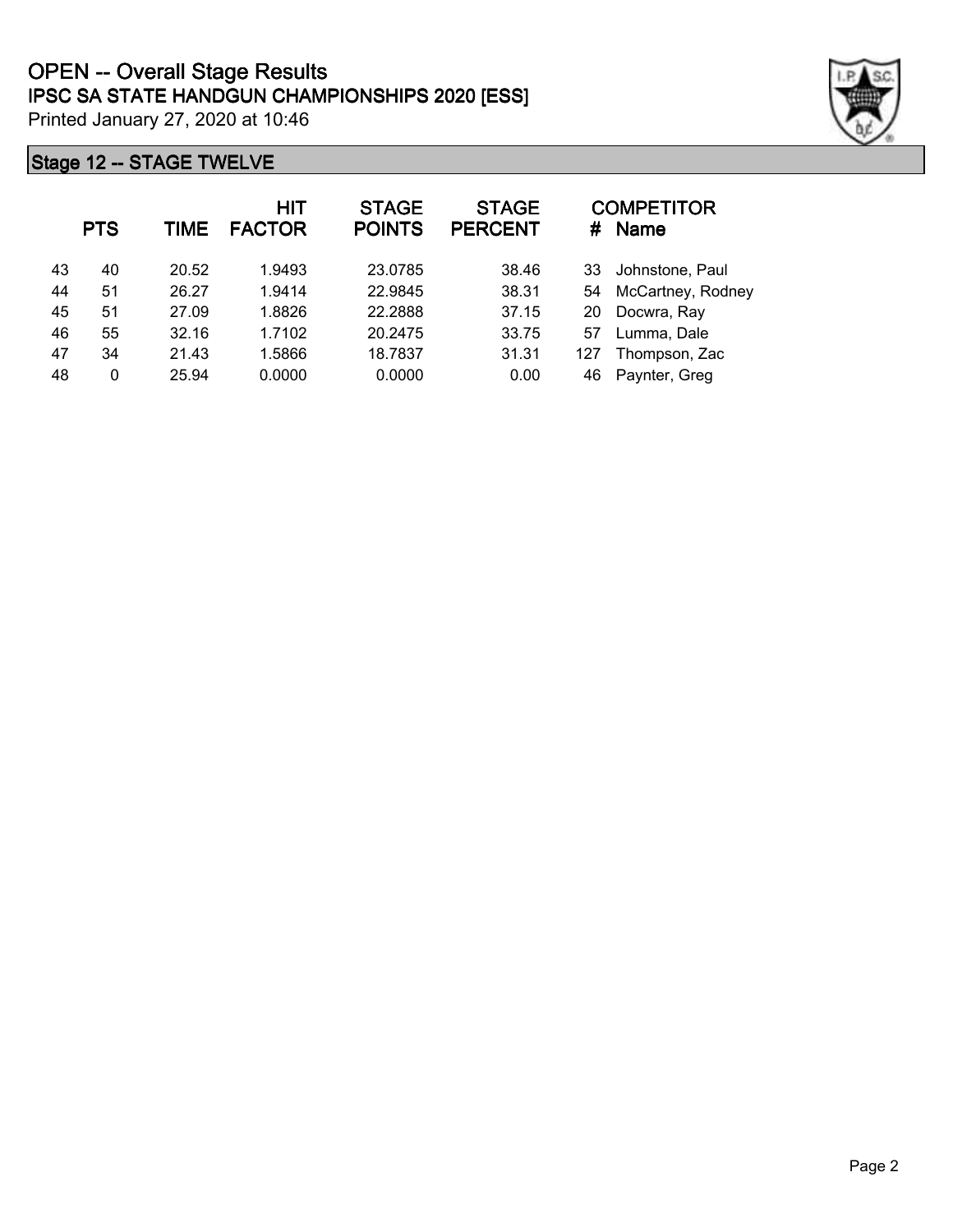# OPEN -- Overall Stage Results

## IPSC SA STATE HANDGUN CHAMPIONSHIPS 2020 [ESS]

Printed January 27, 2020 at 10:46

### Stage 12 -- STAGE TWELVE

| | PTS | TIME | HIT FACTOR | STAGE POINTS | STAGE PERCENT | # | COMPETITOR Name |
|---|---|---|---|---|---|---|---|
| 43 | 40 | 20.52 | 1.9493 | 23.0785 | 38.46 | 33 | Johnstone, Paul |
| 44 | 51 | 26.27 | 1.9414 | 22.9845 | 38.31 | 54 | McCartney, Rodney |
| 45 | 51 | 27.09 | 1.8826 | 22.2888 | 37.15 | 20 | Docwra, Ray |
| 46 | 55 | 32.16 | 1.7102 | 20.2475 | 33.75 | 57 | Lumma, Dale |
| 47 | 34 | 21.43 | 1.5866 | 18.7837 | 31.31 | 127 | Thompson, Zac |
| 48 | 0 | 25.94 | 0.0000 | 0.0000 | 0.00 | 46 | Paynter, Greg |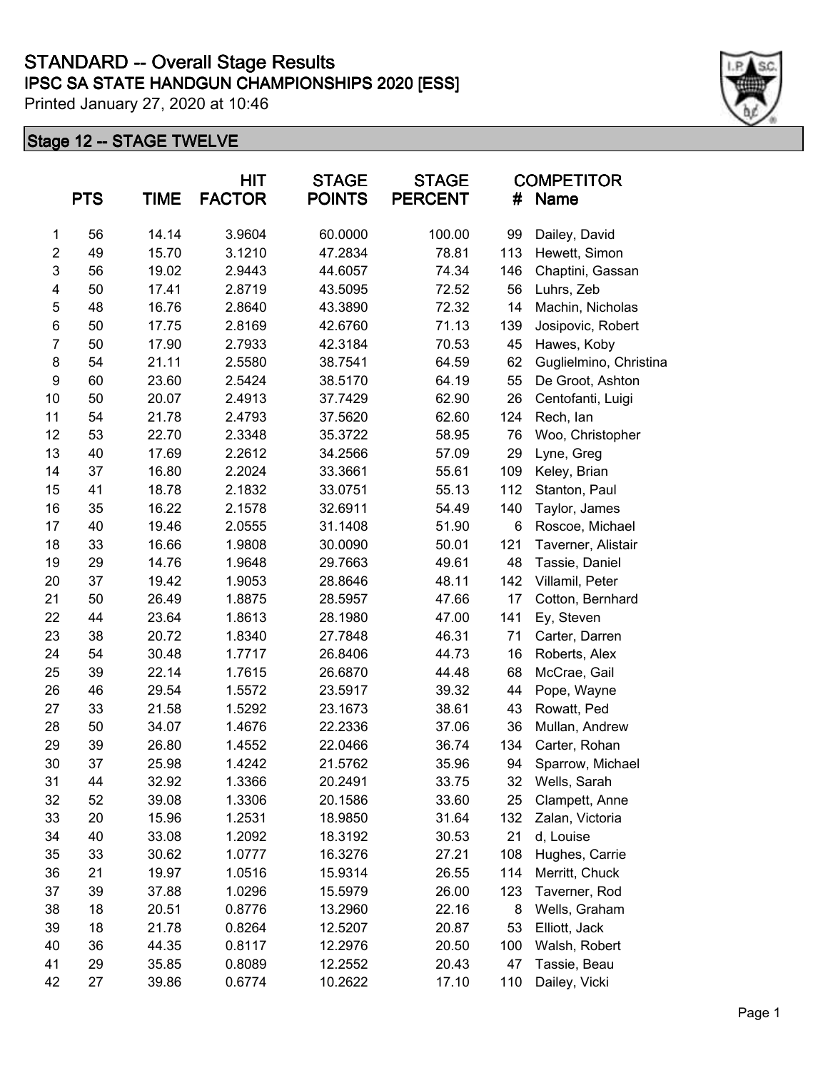# STANDARD -- Overall Stage Results

## IPSC SA STATE HANDGUN CHAMPIONSHIPS 2020 [ESS]

Printed January 27, 2020 at 10:46

### Stage 12 -- STAGE TWELVE

| | PTS | TIME | HIT FACTOR | STAGE POINTS | STAGE PERCENT | COMPETITOR # | Name |
|---|---|---|---|---|---|---|---|
| 1 | 56 | 14.14 | 3.9604 | 60.0000 | 100.00 | 99 | Dailey, David |
| 2 | 49 | 15.70 | 3.1210 | 47.2834 | 78.81 | 113 | Hewett, Simon |
| 3 | 56 | 19.02 | 2.9443 | 44.6057 | 74.34 | 146 | Chaptini, Gassan |
| 4 | 50 | 17.41 | 2.8719 | 43.5095 | 72.52 | 56 | Luhrs, Zeb |
| 5 | 48 | 16.76 | 2.8640 | 43.3890 | 72.32 | 14 | Machin, Nicholas |
| 6 | 50 | 17.75 | 2.8169 | 42.6760 | 71.13 | 139 | Josipovic, Robert |
| 7 | 50 | 17.90 | 2.7933 | 42.3184 | 70.53 | 45 | Hawes, Koby |
| 8 | 54 | 21.11 | 2.5580 | 38.7541 | 64.59 | 62 | Guglielmino, Christina |
| 9 | 60 | 23.60 | 2.5424 | 38.5170 | 64.19 | 55 | De Groot, Ashton |
| 10 | 50 | 20.07 | 2.4913 | 37.7429 | 62.90 | 26 | Centofanti, Luigi |
| 11 | 54 | 21.78 | 2.4793 | 37.5620 | 62.60 | 124 | Rech, Ian |
| 12 | 53 | 22.70 | 2.3348 | 35.3722 | 58.95 | 76 | Woo, Christopher |
| 13 | 40 | 17.69 | 2.2612 | 34.2566 | 57.09 | 29 | Lyne, Greg |
| 14 | 37 | 16.80 | 2.2024 | 33.3661 | 55.61 | 109 | Keley, Brian |
| 15 | 41 | 18.78 | 2.1832 | 33.0751 | 55.13 | 112 | Stanton, Paul |
| 16 | 35 | 16.22 | 2.1578 | 32.6911 | 54.49 | 140 | Taylor, James |
| 17 | 40 | 19.46 | 2.0555 | 31.1408 | 51.90 | 6 | Roscoe, Michael |
| 18 | 33 | 16.66 | 1.9808 | 30.0090 | 50.01 | 121 | Taverner, Alistair |
| 19 | 29 | 14.76 | 1.9648 | 29.7663 | 49.61 | 48 | Tassie, Daniel |
| 20 | 37 | 19.42 | 1.9053 | 28.8646 | 48.11 | 142 | Villamil, Peter |
| 21 | 50 | 26.49 | 1.8875 | 28.5957 | 47.66 | 17 | Cotton, Bernhard |
| 22 | 44 | 23.64 | 1.8613 | 28.1980 | 47.00 | 141 | Ey, Steven |
| 23 | 38 | 20.72 | 1.8340 | 27.7848 | 46.31 | 71 | Carter, Darren |
| 24 | 54 | 30.48 | 1.7717 | 26.8406 | 44.73 | 16 | Roberts, Alex |
| 25 | 39 | 22.14 | 1.7615 | 26.6870 | 44.48 | 68 | McCrae, Gail |
| 26 | 46 | 29.54 | 1.5572 | 23.5917 | 39.32 | 44 | Pope, Wayne |
| 27 | 33 | 21.58 | 1.5292 | 23.1673 | 38.61 | 43 | Rowatt, Ped |
| 28 | 50 | 34.07 | 1.4676 | 22.2336 | 37.06 | 36 | Mullan, Andrew |
| 29 | 39 | 26.80 | 1.4552 | 22.0466 | 36.74 | 134 | Carter, Rohan |
| 30 | 37 | 25.98 | 1.4242 | 21.5762 | 35.96 | 94 | Sparrow, Michael |
| 31 | 44 | 32.92 | 1.3366 | 20.2491 | 33.75 | 32 | Wells, Sarah |
| 32 | 52 | 39.08 | 1.3306 | 20.1586 | 33.60 | 25 | Clampett, Anne |
| 33 | 20 | 15.96 | 1.2531 | 18.9850 | 31.64 | 132 | Zalan, Victoria |
| 34 | 40 | 33.08 | 1.2092 | 18.3192 | 30.53 | 21 | d, Louise |
| 35 | 33 | 30.62 | 1.0777 | 16.3276 | 27.21 | 108 | Hughes, Carrie |
| 36 | 21 | 19.97 | 1.0516 | 15.9314 | 26.55 | 114 | Merritt, Chuck |
| 37 | 39 | 37.88 | 1.0296 | 15.5979 | 26.00 | 123 | Taverner, Rod |
| 38 | 18 | 20.51 | 0.8776 | 13.2960 | 22.16 | 8 | Wells, Graham |
| 39 | 18 | 21.78 | 0.8264 | 12.5207 | 20.87 | 53 | Elliott, Jack |
| 40 | 36 | 44.35 | 0.8117 | 12.2976 | 20.50 | 100 | Walsh, Robert |
| 41 | 29 | 35.85 | 0.8089 | 12.2552 | 20.43 | 47 | Tassie, Beau |
| 42 | 27 | 39.86 | 0.6774 | 10.2622 | 17.10 | 110 | Dailey, Vicki |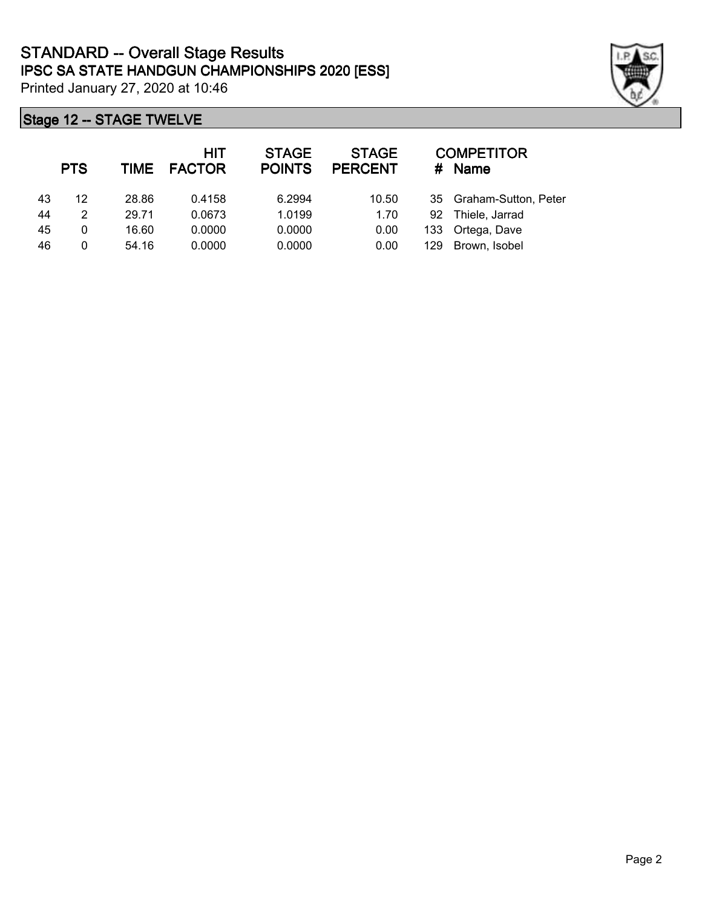# STANDARD -- Overall Stage Results
## IPSC SA STATE HANDGUN CHAMPIONSHIPS 2020 [ESS]

Printed January 27, 2020 at 10:46

### Stage 12 -- STAGE TWELVE

| | PTS | TIME | HIT FACTOR | STAGE POINTS | STAGE PERCENT | # | COMPETITOR Name |
|---|---|---|---|---|---|---|---|
| 43 | 12 | 28.86 | 0.4158 | 6.2994 | 10.50 | 35 | Graham-Sutton, Peter |
| 44 | 2 | 29.71 | 0.0673 | 1.0199 | 1.70 | 92 | Thiele, Jarrad |
| 45 | 0 | 16.60 | 0.0000 | 0.0000 | 0.00 | 133 | Ortega, Dave |
| 46 | 0 | 54.16 | 0.0000 | 0.0000 | 0.00 | 129 | Brown, Isobel |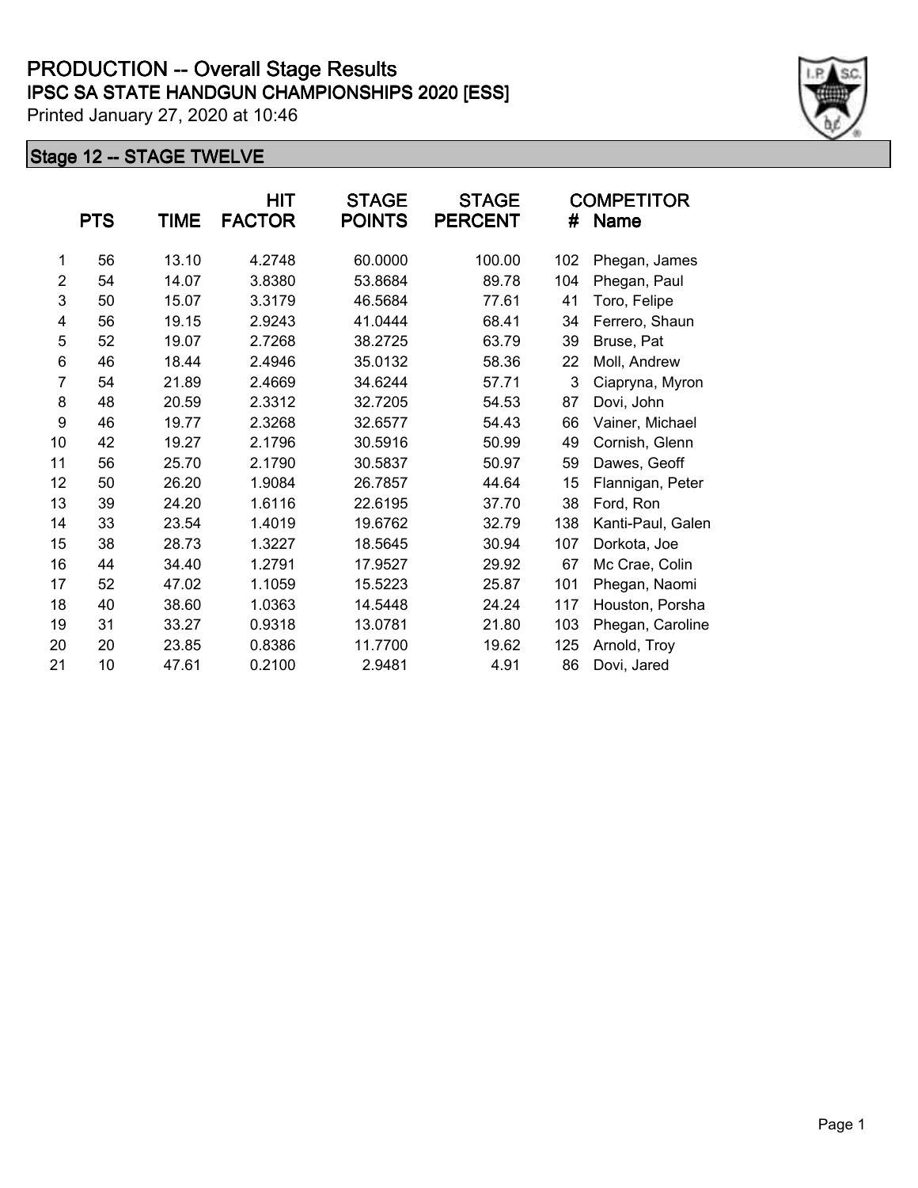# PRODUCTION -- Overall Stage Results

## IPSC SA STATE HANDGUN CHAMPIONSHIPS 2020 [ESS]

Printed January 27, 2020 at 10:46

### Stage 12 -- STAGE TWELVE

| | PTS | TIME | HIT FACTOR | STAGE POINTS | STAGE PERCENT | # | COMPETITOR Name |
|---|---|---|---|---|---|---|---|
| 1 | 56 | 13.10 | 4.2748 | 60.0000 | 100.00 | 102 | Phegan, James |
| 2 | 54 | 14.07 | 3.8380 | 53.8684 | 89.78 | 104 | Phegan, Paul |
| 3 | 50 | 15.07 | 3.3179 | 46.5684 | 77.61 | 41 | Toro, Felipe |
| 4 | 56 | 19.15 | 2.9243 | 41.0444 | 68.41 | 34 | Ferrero, Shaun |
| 5 | 52 | 19.07 | 2.7268 | 38.2725 | 63.79 | 39 | Bruse, Pat |
| 6 | 46 | 18.44 | 2.4946 | 35.0132 | 58.36 | 22 | Moll, Andrew |
| 7 | 54 | 21.89 | 2.4669 | 34.6244 | 57.71 | 3 | Ciapryna, Myron |
| 8 | 48 | 20.59 | 2.3312 | 32.7205 | 54.53 | 87 | Dovi, John |
| 9 | 46 | 19.77 | 2.3268 | 32.6577 | 54.43 | 66 | Vainer, Michael |
| 10 | 42 | 19.27 | 2.1796 | 30.5916 | 50.99 | 49 | Cornish, Glenn |
| 11 | 56 | 25.70 | 2.1790 | 30.5837 | 50.97 | 59 | Dawes, Geoff |
| 12 | 50 | 26.20 | 1.9084 | 26.7857 | 44.64 | 15 | Flannigan, Peter |
| 13 | 39 | 24.20 | 1.6116 | 22.6195 | 37.70 | 38 | Ford, Ron |
| 14 | 33 | 23.54 | 1.4019 | 19.6762 | 32.79 | 138 | Kanti-Paul, Galen |
| 15 | 38 | 28.73 | 1.3227 | 18.5645 | 30.94 | 107 | Dorkota, Joe |
| 16 | 44 | 34.40 | 1.2791 | 17.9527 | 29.92 | 67 | Mc Crae, Colin |
| 17 | 52 | 47.02 | 1.1059 | 15.5223 | 25.87 | 101 | Phegan, Naomi |
| 18 | 40 | 38.60 | 1.0363 | 14.5448 | 24.24 | 117 | Houston, Porsha |
| 19 | 31 | 33.27 | 0.9318 | 13.0781 | 21.80 | 103 | Phegan, Caroline |
| 20 | 20 | 23.85 | 0.8386 | 11.7700 | 19.62 | 125 | Arnold, Troy |
| 21 | 10 | 47.61 | 0.2100 | 2.9481 | 4.91 | 86 | Dovi, Jared |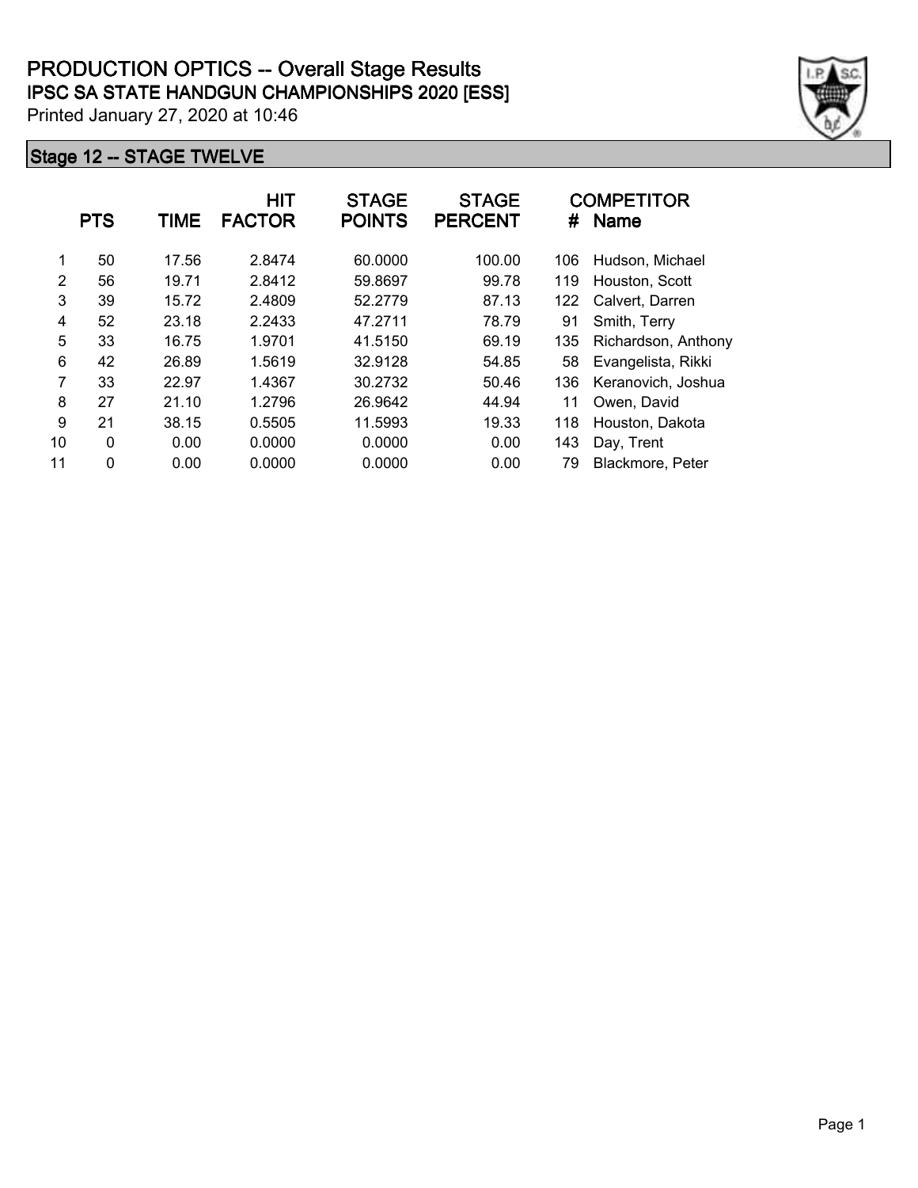# PRODUCTION OPTICS -- Overall Stage Results

## IPSC SA STATE HANDGUN CHAMPIONSHIPS 2020 [ESS]

Printed January 27, 2020 at 10:46

### Stage 12 -- STAGE TWELVE

| | PTS | TIME | HIT FACTOR | STAGE POINTS | STAGE PERCENT | # | COMPETITOR Name |
|---|---|---|---|---|---|---|---|
| 1 | 50 | 17.56 | 2.8474 | 60.0000 | 100.00 | 106 | Hudson, Michael |
| 2 | 56 | 19.71 | 2.8412 | 59.8697 | 99.78 | 119 | Houston, Scott |
| 3 | 39 | 15.72 | 2.4809 | 52.2779 | 87.13 | 122 | Calvert, Darren |
| 4 | 52 | 23.18 | 2.2433 | 47.2711 | 78.79 | 91 | Smith, Terry |
| 5 | 33 | 16.75 | 1.9701 | 41.5150 | 69.19 | 135 | Richardson, Anthony |
| 6 | 42 | 26.89 | 1.5619 | 32.9128 | 54.85 | 58 | Evangelista, Rikki |
| 7 | 33 | 22.97 | 1.4367 | 30.2732 | 50.46 | 136 | Keranovich, Joshua |
| 8 | 27 | 21.10 | 1.2796 | 26.9642 | 44.94 | 11 | Owen, David |
| 9 | 21 | 38.15 | 0.5505 | 11.5993 | 19.33 | 118 | Houston, Dakota |
| 10 | 0 | 0.00 | 0.0000 | 0.0000 | 0.00 | 143 | Day, Trent |
| 11 | 0 | 0.00 | 0.0000 | 0.0000 | 0.00 | 79 | Blackmore, Peter |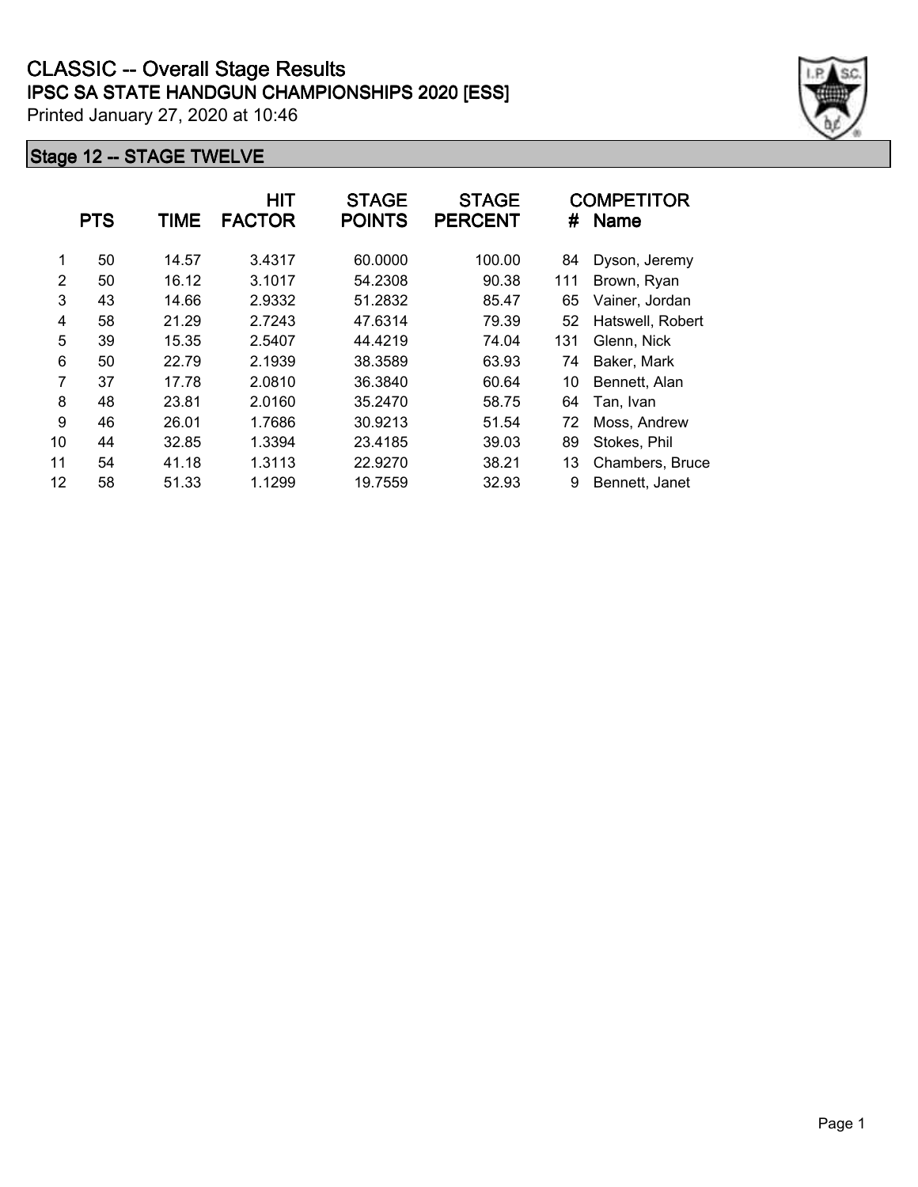# CLASSIC -- Overall Stage Results

## IPSC SA STATE HANDGUN CHAMPIONSHIPS 2020 [ESS]

Printed January 27, 2020 at 10:46

### Stage 12 -- STAGE TWELVE

| | PTS | TIME | HIT FACTOR | STAGE POINTS | STAGE PERCENT | # | COMPETITOR Name |
|---|---|---|---|---|---|---|---|
| 1 | 50 | 14.57 | 3.4317 | 60.0000 | 100.00 | 84 | Dyson, Jeremy |
| 2 | 50 | 16.12 | 3.1017 | 54.2308 | 90.38 | 111 | Brown, Ryan |
| 3 | 43 | 14.66 | 2.9332 | 51.2832 | 85.47 | 65 | Vainer, Jordan |
| 4 | 58 | 21.29 | 2.7243 | 47.6314 | 79.39 | 52 | Hatswell, Robert |
| 5 | 39 | 15.35 | 2.5407 | 44.4219 | 74.04 | 131 | Glenn, Nick |
| 6 | 50 | 22.79 | 2.1939 | 38.3589 | 63.93 | 74 | Baker, Mark |
| 7 | 37 | 17.78 | 2.0810 | 36.3840 | 60.64 | 10 | Bennett, Alan |
| 8 | 48 | 23.81 | 2.0160 | 35.2470 | 58.75 | 64 | Tan, Ivan |
| 9 | 46 | 26.01 | 1.7686 | 30.9213 | 51.54 | 72 | Moss, Andrew |
| 10 | 44 | 32.85 | 1.3394 | 23.4185 | 39.03 | 89 | Stokes, Phil |
| 11 | 54 | 41.18 | 1.3113 | 22.9270 | 38.21 | 13 | Chambers, Bruce |
| 12 | 58 | 51.33 | 1.1299 | 19.7559 | 32.93 | 9 | Bennett, Janet |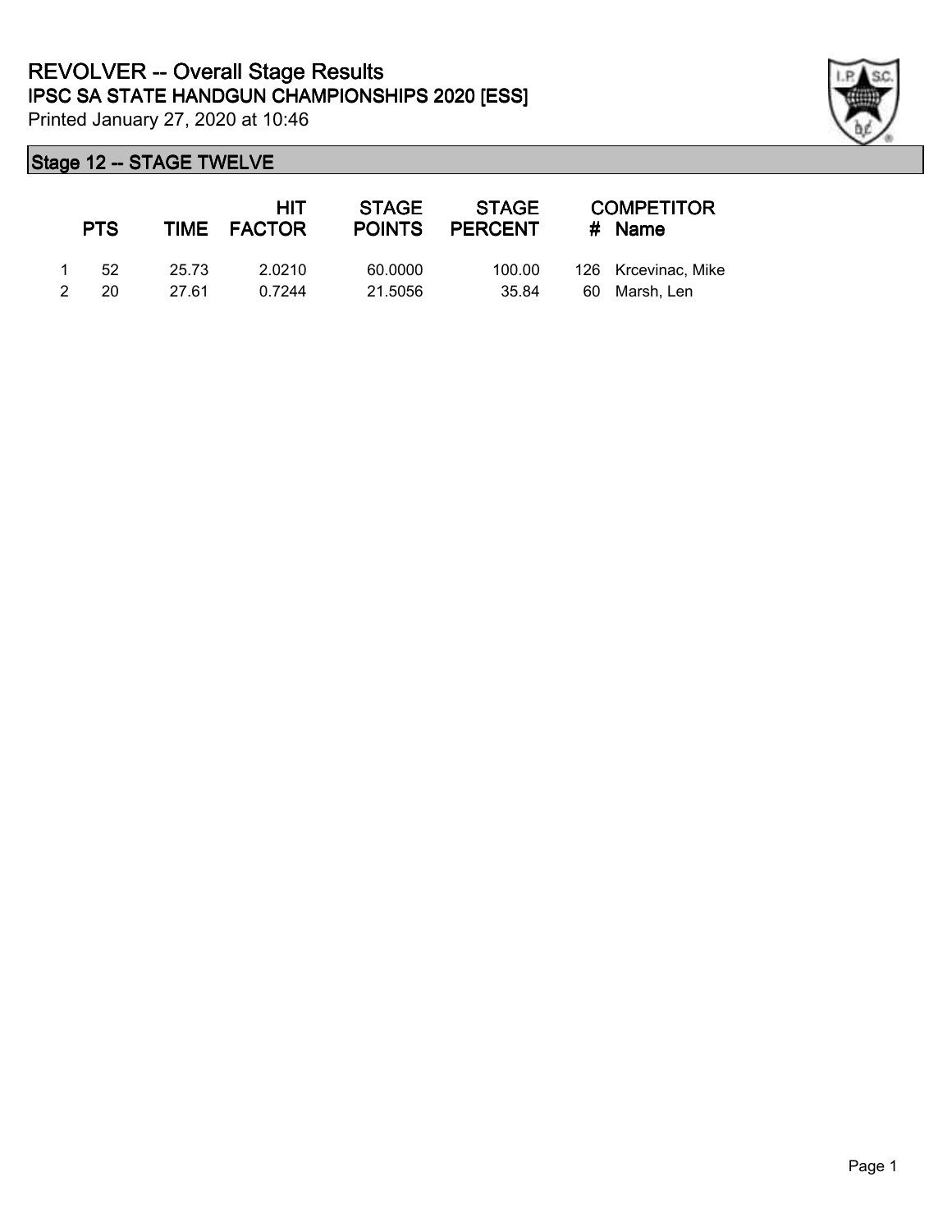# REVOLVER -- Overall Stage Results

## IPSC SA STATE HANDGUN CHAMPIONSHIPS 2020 [ESS]

Printed January 27, 2020 at 10:46

### Stage 12 -- STAGE TWELVE

| | PTS | TIME | HIT FACTOR | STAGE POINTS | STAGE PERCENT | COMPETITOR # | Name |
|---|---|---|---|---|---|---|---|
| 1 | 52 | 25.73 | 2.0210 | 60.0000 | 100.00 | 126 | Krcevinac, Mike |
| 2 | 20 | 27.61 | 0.7244 | 21.5056 | 35.84 | 60 | Marsh, Len |